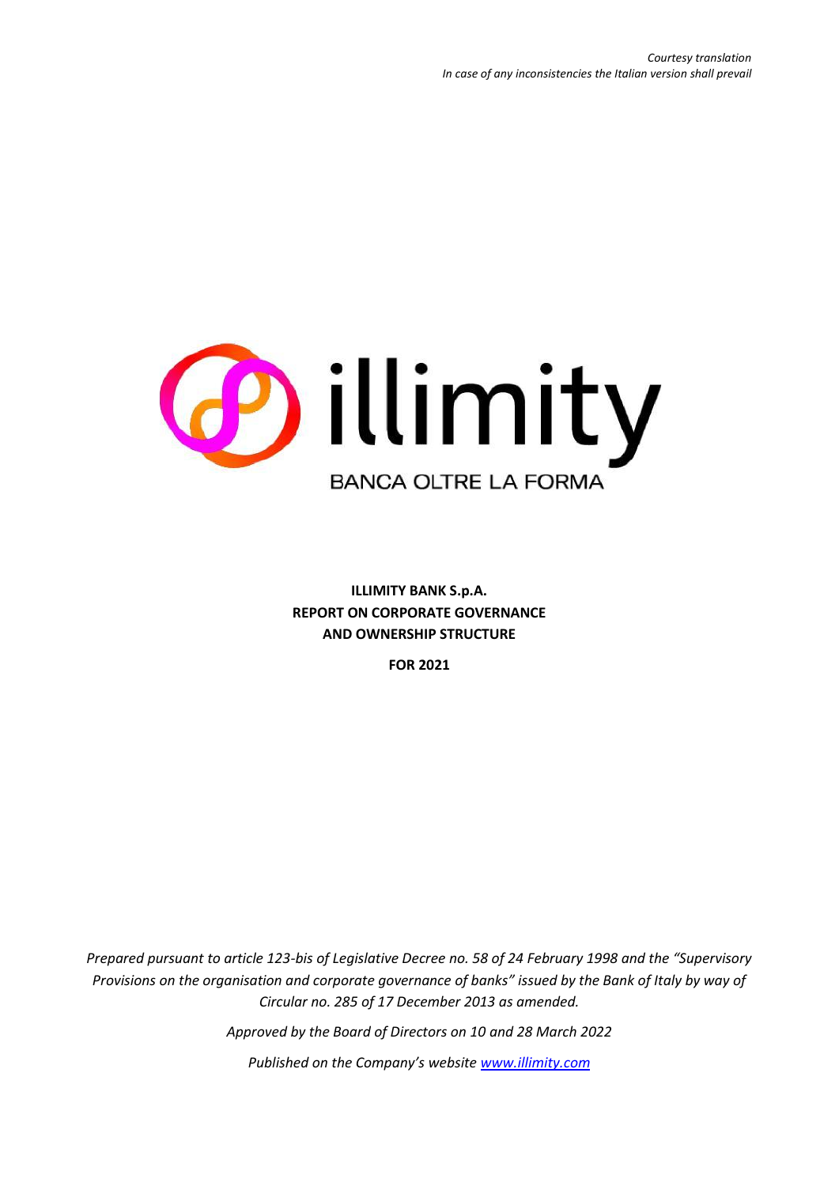*Courtesy translation*
*In case of any inconsistencies the Italian version shall prevail*

illimity

BANCA OLTRE LA FORMA

**ILLIMITY BANK S.p.A.**
**REPORT ON CORPORATE GOVERNANCE**
**AND OWNERSHIP STRUCTURE**

**FOR 2021**

*Prepared pursuant to article 123-bis of Legislative Decree no. 58 of 24 February 1998 and the "Supervisory Provisions on the organisation and corporate governance of banks" issued by the Bank of Italy by way of Circular no. 285 of 17 December 2013 as amended.*

*Approved by the Board of Directors on 10 and 28 March 2022*

*Published on the Company's website www.illimity.com*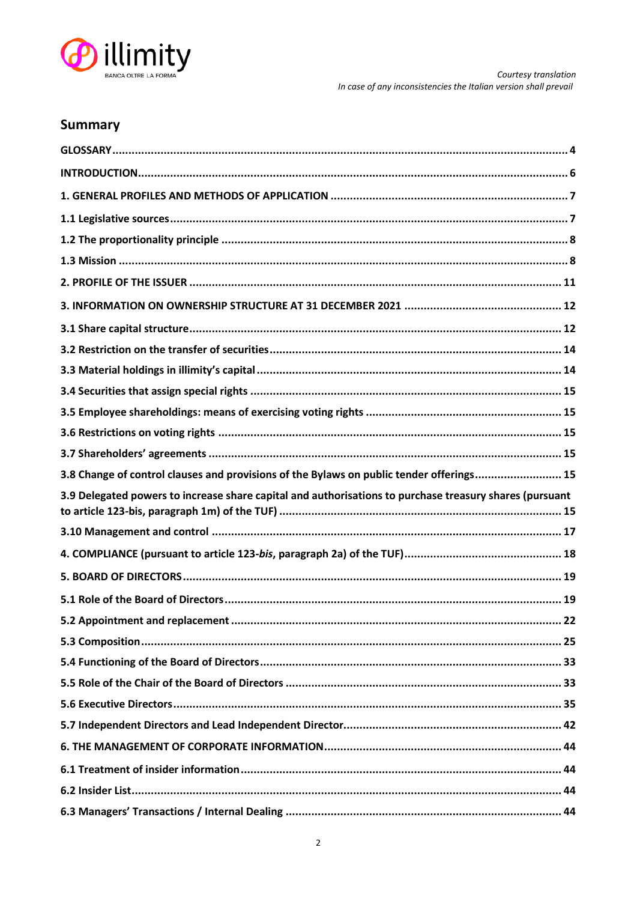*Courtesy translation*
*In case of any inconsistencies the Italian version shall prevail*

## Summary

**GLOSSARY** ... 4

**INTRODUCTION** ... 6

**1. GENERAL PROFILES AND METHODS OF APPLICATION** ... 7

**1.1 Legislative sources** ... 7

**1.2 The proportionality principle** ... 8

**1.3 Mission** ... 8

**2. PROFILE OF THE ISSUER** ... 11

**3. INFORMATION ON OWNERSHIP STRUCTURE AT 31 DECEMBER 2021** ... 12

**3.1 Share capital structure** ... 12

**3.2 Restriction on the transfer of securities** ... 14

**3.3 Material holdings in illimity's capital** ... 14

**3.4 Securities that assign special rights** ... 15

**3.5 Employee shareholdings: means of exercising voting rights** ... 15

**3.6 Restrictions on voting rights** ... 15

**3.7 Shareholders' agreements** ... 15

**3.8 Change of control clauses and provisions of the Bylaws on public tender offerings** ... 15

**3.9 Delegated powers to increase share capital and authorisations to purchase treasury shares (pursuant to article 123-bis, paragraph 1m) of the TUF)** ... 15

**3.10 Management and control** ... 17

**4. COMPLIANCE (pursuant to article 123-*bis*, paragraph 2a) of the TUF)** ... 18

**5. BOARD OF DIRECTORS** ... 19

**5.1 Role of the Board of Directors** ... 19

**5.2 Appointment and replacement** ... 22

**5.3 Composition** ... 25

**5.4 Functioning of the Board of Directors** ... 33

**5.5 Role of the Chair of the Board of Directors** ... 33

**5.6 Executive Directors** ... 35

**5.7 Independent Directors and Lead Independent Director** ... 42

**6. THE MANAGEMENT OF CORPORATE INFORMATION** ... 44

**6.1 Treatment of insider information** ... 44

**6.2 Insider List** ... 44

**6.3 Managers' Transactions / Internal Dealing** ... 44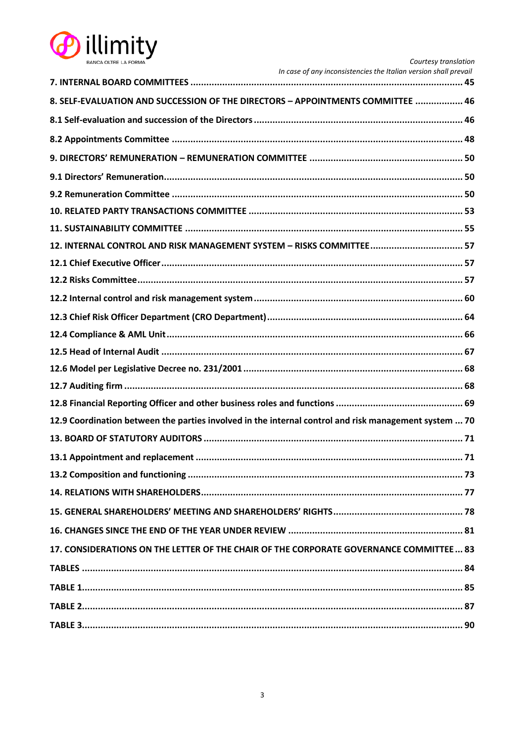*Courtesy translation*
*In case of any inconsistencies the Italian version shall prevail*

**7. INTERNAL BOARD COMMITTEES ..................................................................................................... 45**

**8. SELF-EVALUATION AND SUCCESSION OF THE DIRECTORS – APPOINTMENTS COMMITTEE .................. 46**

**8.1 Self-evaluation and succession of the Directors ................................................................................ 46**

**8.2 Appointments Committee ................................................................................................................ 48**

**9. DIRECTORS' REMUNERATION – REMUNERATION COMMITTEE .......................................................... 50**

**9.1 Directors' Remuneration................................................................................................................... 50**

**9.2 Remuneration Committee ................................................................................................................ 50**

**10. RELATED PARTY TRANSACTIONS COMMITTEE ................................................................................ 53**

**11. SUSTAINABILITY COMMITTEE ........................................................................................................ 55**

**12. INTERNAL CONTROL AND RISK MANAGEMENT SYSTEM – RISKS COMMITTEE ................................... 57**

**12.1 Chief Executive Officer.................................................................................................................... 57**

**12.2 Risks Committee.............................................................................................................................. 57**

**12.2 Internal control and risk management system ............................................................................... 60**

**12.3 Chief Risk Officer Department (CRO Department)........................................................................... 64**

**12.4 Compliance & AML Unit................................................................................................................... 66**

**12.5 Head of Internal Audit .................................................................................................................... 67**

**12.6 Model per Legislative Decree no. 231/2001 ................................................................................... 68**

**12.7 Auditing firm ................................................................................................................................... 68**

**12.8 Financial Reporting Officer and other business roles and functions ................................................ 69**

**12.9 Coordination between the parties involved in the internal control and risk management system ... 70**

**13. BOARD OF STATUTORY AUDITORS ................................................................................................. 71**

**13.1 Appointment and replacement ...................................................................................................... 71**

**13.2 Composition and functioning ......................................................................................................... 73**

**14. RELATIONS WITH SHAREHOLDERS.................................................................................................. 77**

**15. GENERAL SHAREHOLDERS' MEETING AND SHAREHOLDERS' RIGHTS.................................................. 78**

**16. CHANGES SINCE THE END OF THE YEAR UNDER REVIEW .................................................................. 81**

**17. CONSIDERATIONS ON THE LETTER OF THE CHAIR OF THE CORPORATE GOVERNANCE COMMITTEE ... 83**

**TABLES ............................................................................................................................................... 84**

**TABLE 1............................................................................................................................................... 85**

**TABLE 2............................................................................................................................................... 87**

**TABLE 3............................................................................................................................................... 90**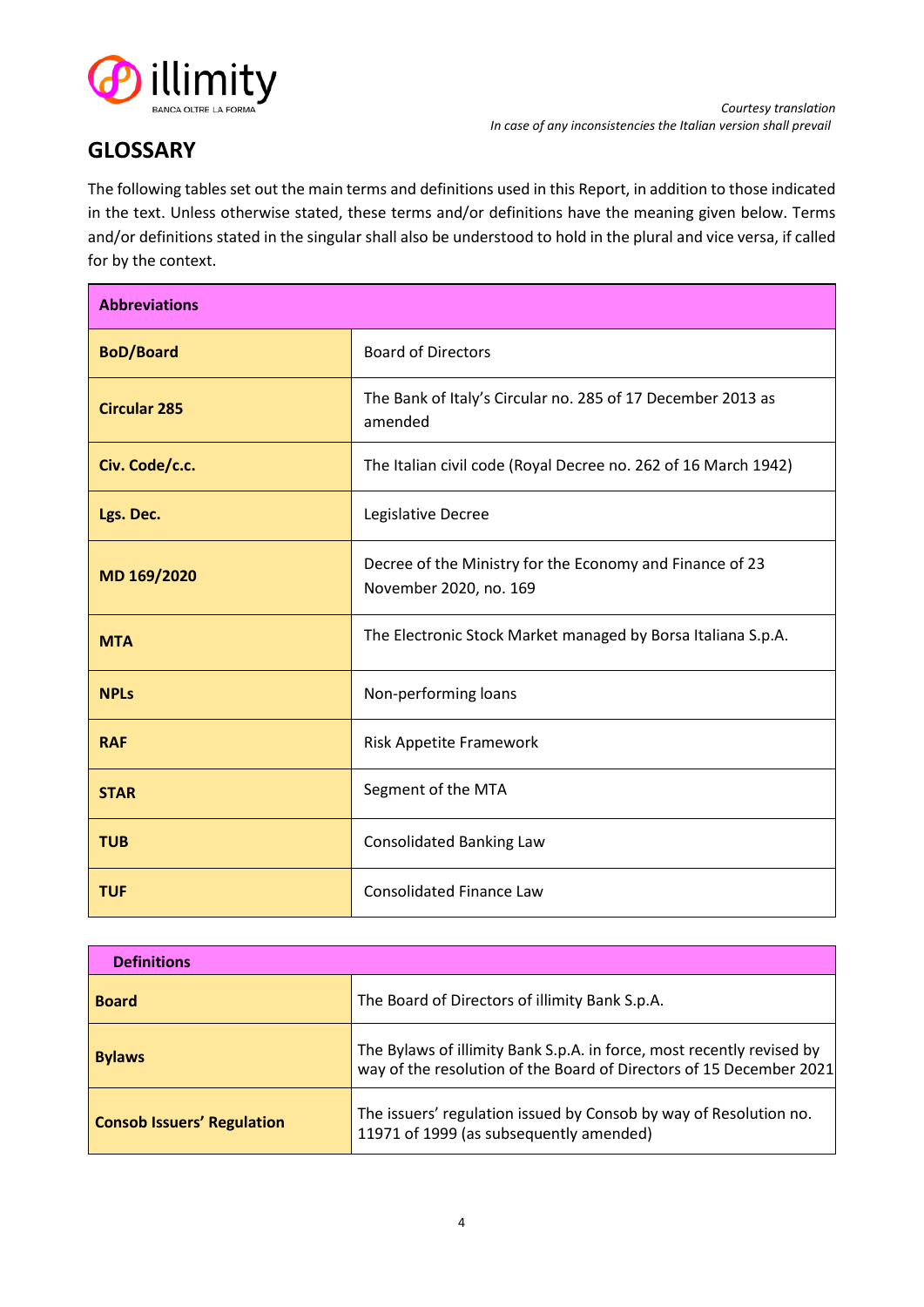*Courtesy translation*
*In case of any inconsistencies the Italian version shall prevail*

## GLOSSARY

The following tables set out the main terms and definitions used in this Report, in addition to those indicated in the text. Unless otherwise stated, these terms and/or definitions have the meaning given below. Terms and/or definitions stated in the singular shall also be understood to hold in the plural and vice versa, if called for by the context.

| **Abbreviations** | |
|---|---|
| **BoD/Board** | Board of Directors |
| **Circular 285** | The Bank of Italy's Circular no. 285 of 17 December 2013 as amended |
| **Civ. Code/c.c.** | The Italian civil code (Royal Decree no. 262 of 16 March 1942) |
| **Lgs. Dec.** | Legislative Decree |
| **MD 169/2020** | Decree of the Ministry for the Economy and Finance of 23 November 2020, no. 169 |
| **MTA** | The Electronic Stock Market managed by Borsa Italiana S.p.A. |
| **NPLs** | Non-performing loans |
| **RAF** | Risk Appetite Framework |
| **STAR** | Segment of the MTA |
| **TUB** | Consolidated Banking Law |
| **TUF** | Consolidated Finance Law |

| **Definitions** | |
|---|---|
| **Board** | The Board of Directors of illimity Bank S.p.A. |
| **Bylaws** | The Bylaws of illimity Bank S.p.A. in force, most recently revised by way of the resolution of the Board of Directors of 15 December 2021 |
| **Consob Issuers' Regulation** | The issuers' regulation issued by Consob by way of Resolution no. 11971 of 1999 (as subsequently amended) |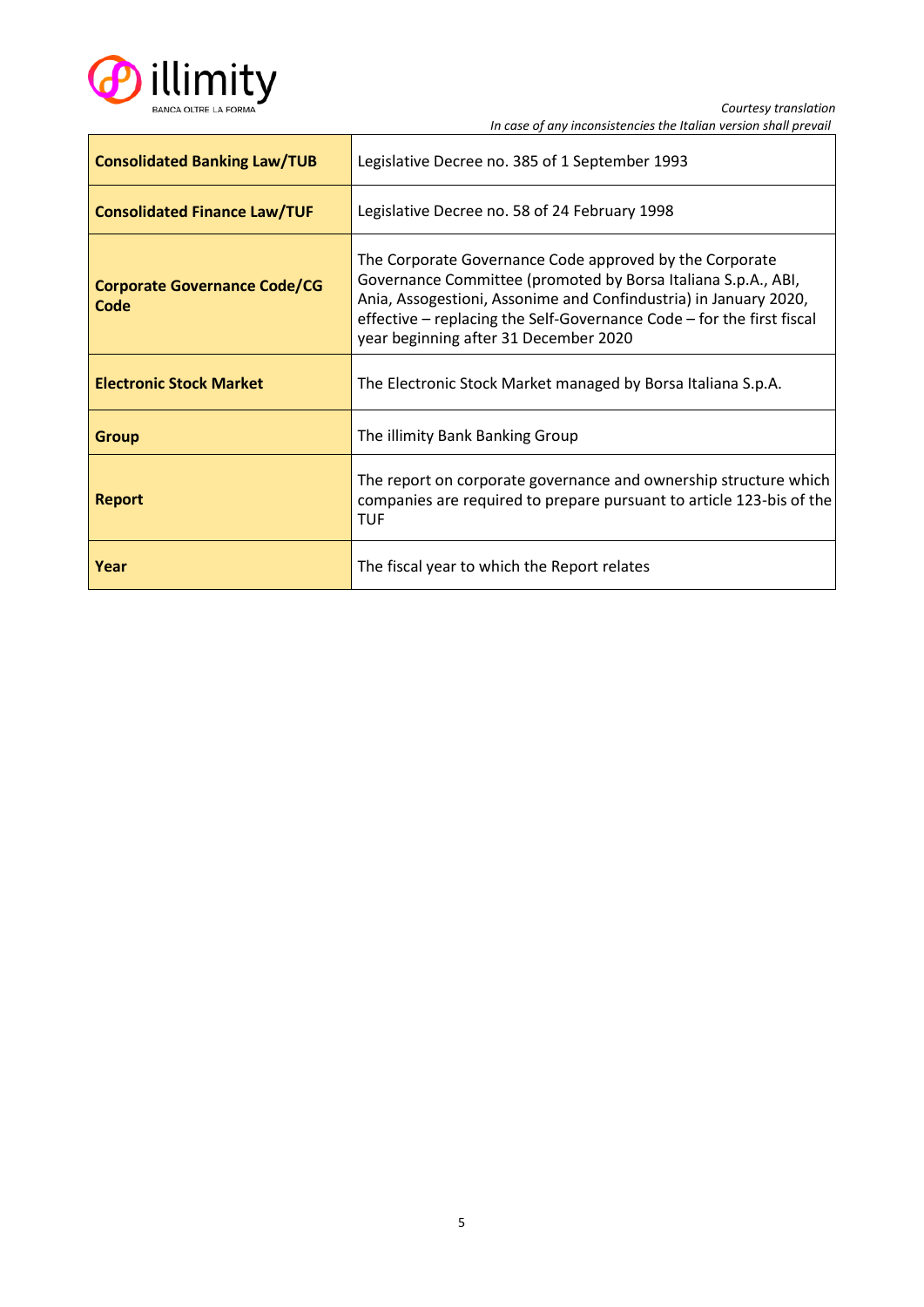*Courtesy translation*
*In case of any inconsistencies the Italian version shall prevail*

| | |
|---|---|
| **Consolidated Banking Law/TUB** | Legislative Decree no. 385 of 1 September 1993 |
| **Consolidated Finance Law/TUF** | Legislative Decree no. 58 of 24 February 1998 |
| **Corporate Governance Code/CG Code** | The Corporate Governance Code approved by the Corporate Governance Committee (promoted by Borsa Italiana S.p.A., ABI, Ania, Assogestioni, Assonime and Confindustria) in January 2020, effective – replacing the Self-Governance Code – for the first fiscal year beginning after 31 December 2020 |
| **Electronic Stock Market** | The Electronic Stock Market managed by Borsa Italiana S.p.A. |
| **Group** | The illimity Bank Banking Group |
| **Report** | The report on corporate governance and ownership structure which companies are required to prepare pursuant to article 123-bis of the TUF |
| **Year** | The fiscal year to which the Report relates |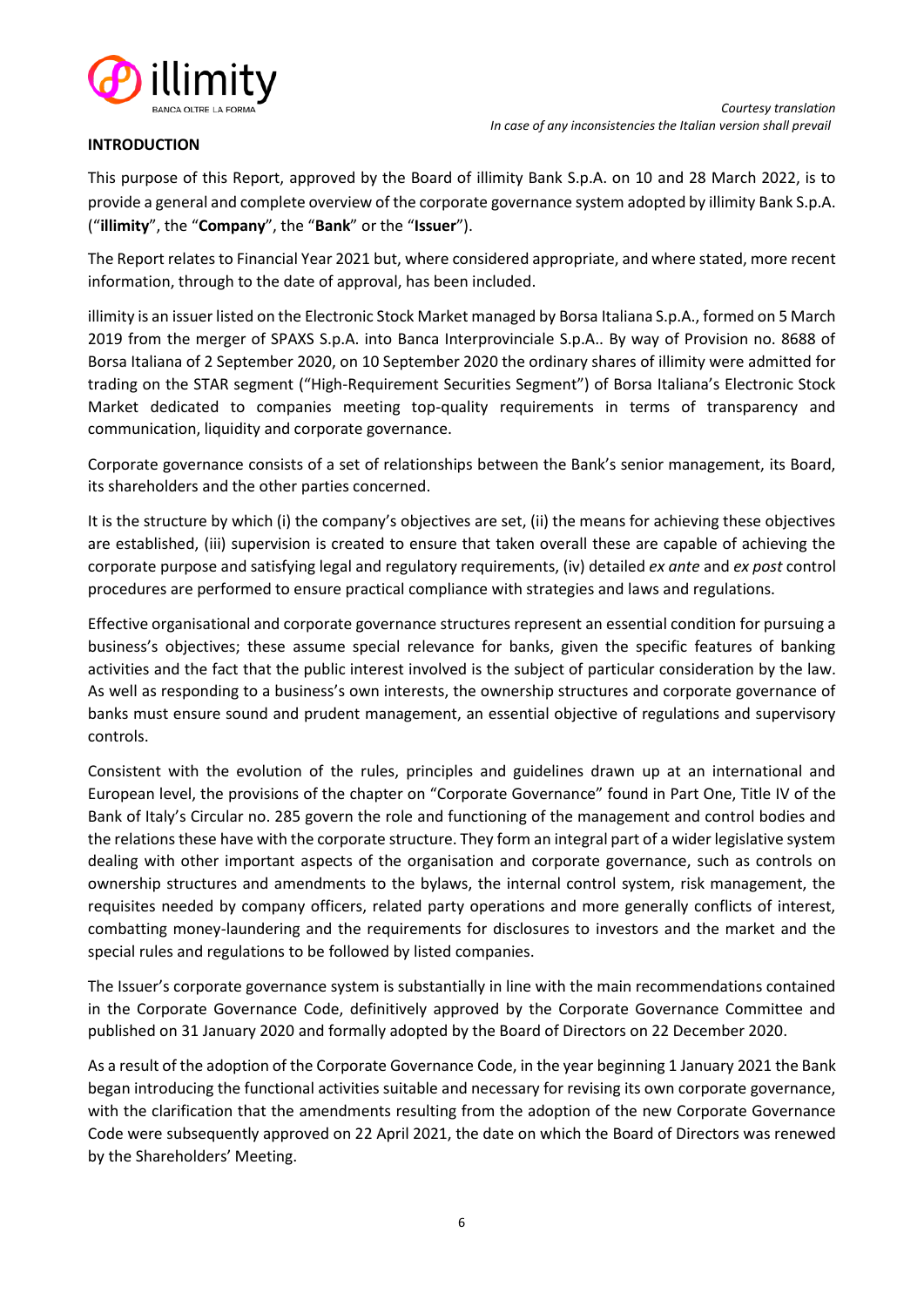Courtesy translation
*In case of any inconsistencies the Italian version shall prevail*

## INTRODUCTION

This purpose of this Report, approved by the Board of illimity Bank S.p.A. on 10 and 28 March 2022, is to provide a general and complete overview of the corporate governance system adopted by illimity Bank S.p.A. ("**illimity**", the "**Company**", the "**Bank**" or the "**Issuer**").

The Report relates to Financial Year 2021 but, where considered appropriate, and where stated, more recent information, through to the date of approval, has been included.

illimity is an issuer listed on the Electronic Stock Market managed by Borsa Italiana S.p.A., formed on 5 March 2019 from the merger of SPAXS S.p.A. into Banca Interprovinciale S.p.A.. By way of Provision no. 8688 of Borsa Italiana of 2 September 2020, on 10 September 2020 the ordinary shares of illimity were admitted for trading on the STAR segment ("High-Requirement Securities Segment") of Borsa Italiana's Electronic Stock Market dedicated to companies meeting top-quality requirements in terms of transparency and communication, liquidity and corporate governance.

Corporate governance consists of a set of relationships between the Bank's senior management, its Board, its shareholders and the other parties concerned.

It is the structure by which (i) the company's objectives are set, (ii) the means for achieving these objectives are established, (iii) supervision is created to ensure that taken overall these are capable of achieving the corporate purpose and satisfying legal and regulatory requirements, (iv) detailed *ex ante* and *ex post* control procedures are performed to ensure practical compliance with strategies and laws and regulations.

Effective organisational and corporate governance structures represent an essential condition for pursuing a business's objectives; these assume special relevance for banks, given the specific features of banking activities and the fact that the public interest involved is the subject of particular consideration by the law. As well as responding to a business's own interests, the ownership structures and corporate governance of banks must ensure sound and prudent management, an essential objective of regulations and supervisory controls.

Consistent with the evolution of the rules, principles and guidelines drawn up at an international and European level, the provisions of the chapter on "Corporate Governance" found in Part One, Title IV of the Bank of Italy's Circular no. 285 govern the role and functioning of the management and control bodies and the relations these have with the corporate structure. They form an integral part of a wider legislative system dealing with other important aspects of the organisation and corporate governance, such as controls on ownership structures and amendments to the bylaws, the internal control system, risk management, the requisites needed by company officers, related party operations and more generally conflicts of interest, combatting money-laundering and the requirements for disclosures to investors and the market and the special rules and regulations to be followed by listed companies.

The Issuer's corporate governance system is substantially in line with the main recommendations contained in the Corporate Governance Code, definitively approved by the Corporate Governance Committee and published on 31 January 2020 and formally adopted by the Board of Directors on 22 December 2020.

As a result of the adoption of the Corporate Governance Code, in the year beginning 1 January 2021 the Bank began introducing the functional activities suitable and necessary for revising its own corporate governance, with the clarification that the amendments resulting from the adoption of the new Corporate Governance Code were subsequently approved on 22 April 2021, the date on which the Board of Directors was renewed by the Shareholders' Meeting.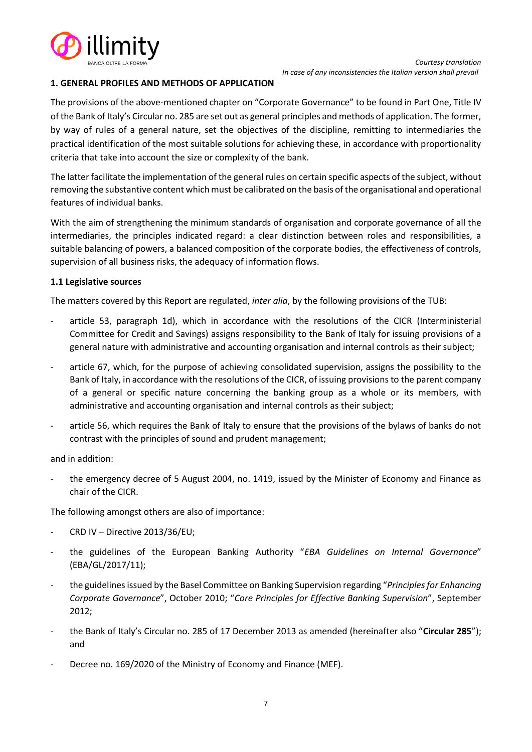## 1. GENERAL PROFILES AND METHODS OF APPLICATION

The provisions of the above-mentioned chapter on "Corporate Governance" to be found in Part One, Title IV of the Bank of Italy's Circular no. 285 are set out as general principles and methods of application. The former, by way of rules of a general nature, set the objectives of the discipline, remitting to intermediaries the practical identification of the most suitable solutions for achieving these, in accordance with proportionality criteria that take into account the size or complexity of the bank.

The latter facilitate the implementation of the general rules on certain specific aspects of the subject, without removing the substantive content which must be calibrated on the basis of the organisational and operational features of individual banks.

With the aim of strengthening the minimum standards of organisation and corporate governance of all the intermediaries, the principles indicated regard: a clear distinction between roles and responsibilities, a suitable balancing of powers, a balanced composition of the corporate bodies, the effectiveness of controls, supervision of all business risks, the adequacy of information flows.

### 1.1 Legislative sources

The matters covered by this Report are regulated, *inter alia*, by the following provisions of the TUB:

- article 53, paragraph 1d), which in accordance with the resolutions of the CICR (Interministerial Committee for Credit and Savings) assigns responsibility to the Bank of Italy for issuing provisions of a general nature with administrative and accounting organisation and internal controls as their subject;
- article 67, which, for the purpose of achieving consolidated supervision, assigns the possibility to the Bank of Italy, in accordance with the resolutions of the CICR, of issuing provisions to the parent company of a general or specific nature concerning the banking group as a whole or its members, with administrative and accounting organisation and internal controls as their subject;
- article 56, which requires the Bank of Italy to ensure that the provisions of the bylaws of banks do not contrast with the principles of sound and prudent management;

and in addition:

- the emergency decree of 5 August 2004, no. 1419, issued by the Minister of Economy and Finance as chair of the CICR.

The following amongst others are also of importance:

- CRD IV – Directive 2013/36/EU;
- the guidelines of the European Banking Authority "*EBA Guidelines on Internal Governance*" (EBA/GL/2017/11);
- the guidelines issued by the Basel Committee on Banking Supervision regarding "*Principles for Enhancing Corporate Governance*", October 2010; "*Core Principles for Effective Banking Supervision*", September 2012;
- the Bank of Italy's Circular no. 285 of 17 December 2013 as amended (hereinafter also "**Circular 285**"); and
- Decree no. 169/2020 of the Ministry of Economy and Finance (MEF).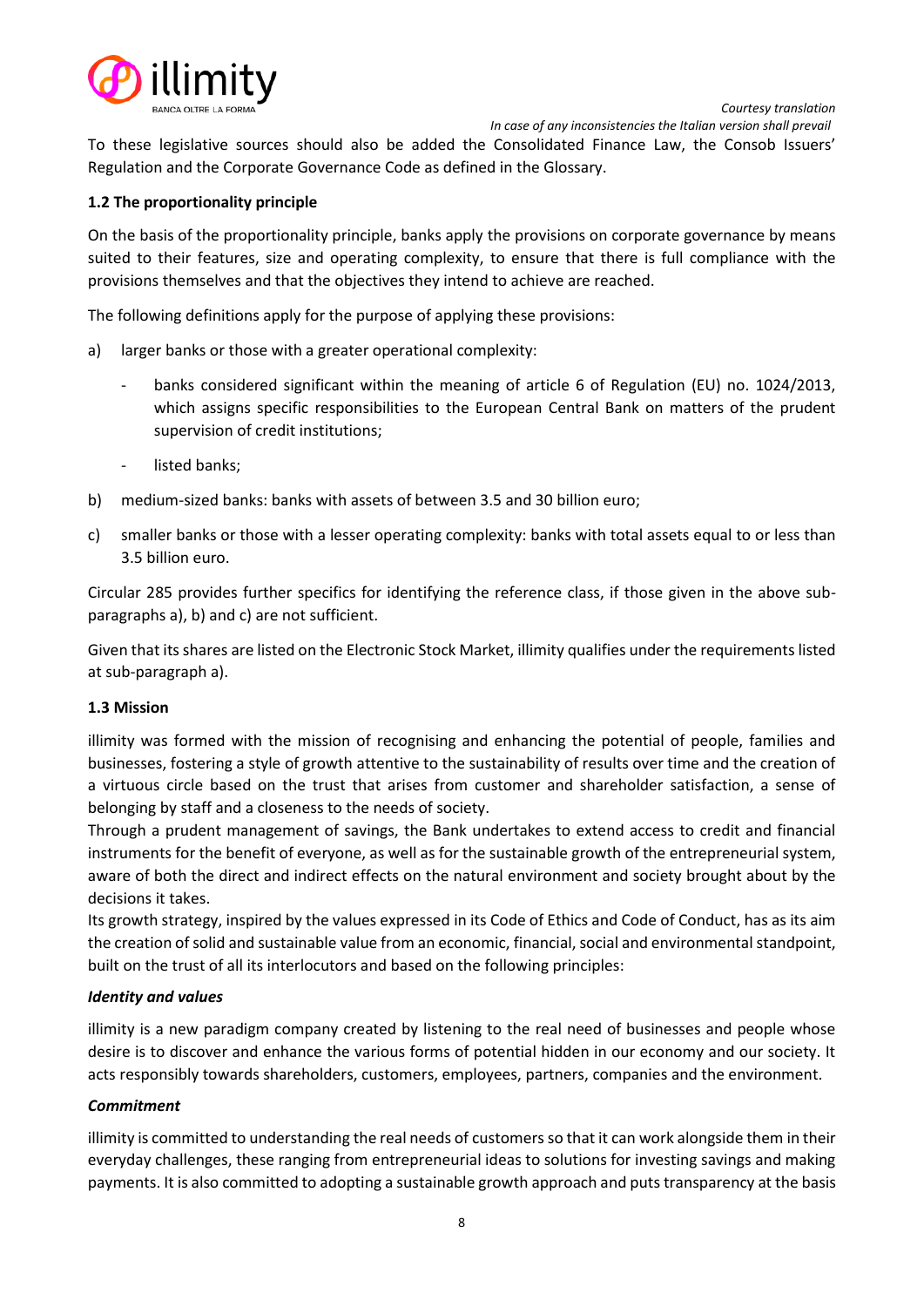To these legislative sources should also be added the Consolidated Finance Law, the Consob Issuers' Regulation and the Corporate Governance Code as defined in the Glossary.

### 1.2 The proportionality principle

On the basis of the proportionality principle, banks apply the provisions on corporate governance by means suited to their features, size and operating complexity, to ensure that there is full compliance with the provisions themselves and that the objectives they intend to achieve are reached.

The following definitions apply for the purpose of applying these provisions:

a) larger banks or those with a greater operational complexity:
   - banks considered significant within the meaning of article 6 of Regulation (EU) no. 1024/2013, which assigns specific responsibilities to the European Central Bank on matters of the prudent supervision of credit institutions;
   - listed banks;

b) medium-sized banks: banks with assets of between 3.5 and 30 billion euro;

c) smaller banks or those with a lesser operating complexity: banks with total assets equal to or less than 3.5 billion euro.

Circular 285 provides further specifics for identifying the reference class, if those given in the above sub-paragraphs a), b) and c) are not sufficient.

Given that its shares are listed on the Electronic Stock Market, illimity qualifies under the requirements listed at sub-paragraph a).

### 1.3 Mission

illimity was formed with the mission of recognising and enhancing the potential of people, families and businesses, fostering a style of growth attentive to the sustainability of results over time and the creation of a virtuous circle based on the trust that arises from customer and shareholder satisfaction, a sense of belonging by staff and a closeness to the needs of society.
Through a prudent management of savings, the Bank undertakes to extend access to credit and financial instruments for the benefit of everyone, as well as for the sustainable growth of the entrepreneurial system, aware of both the direct and indirect effects on the natural environment and society brought about by the decisions it takes.
Its growth strategy, inspired by the values expressed in its Code of Ethics and Code of Conduct, has as its aim the creation of solid and sustainable value from an economic, financial, social and environmental standpoint, built on the trust of all its interlocutors and based on the following principles:

***Identity and values***

illimity is a new paradigm company created by listening to the real need of businesses and people whose desire is to discover and enhance the various forms of potential hidden in our economy and our society. It acts responsibly towards shareholders, customers, employees, partners, companies and the environment.

***Commitment***

illimity is committed to understanding the real needs of customers so that it can work alongside them in their everyday challenges, these ranging from entrepreneurial ideas to solutions for investing savings and making payments. It is also committed to adopting a sustainable growth approach and puts transparency at the basis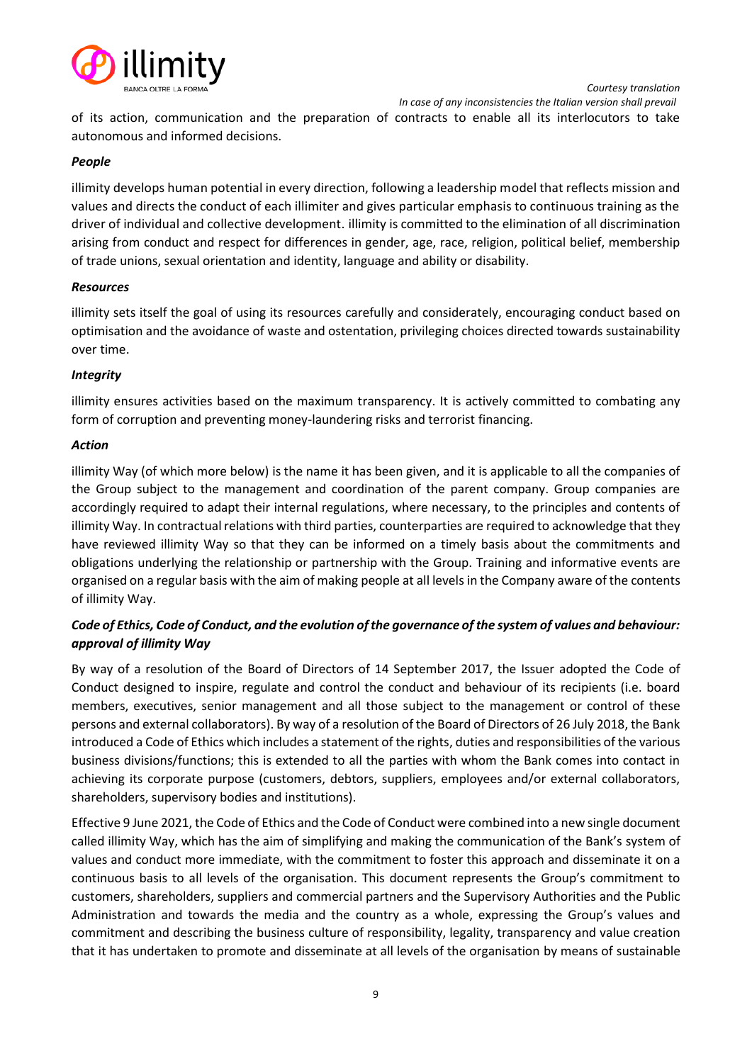of its action, communication and the preparation of contracts to enable all its interlocutors to take autonomous and informed decisions.

***People***

illimity develops human potential in every direction, following a leadership model that reflects mission and values and directs the conduct of each illimiter and gives particular emphasis to continuous training as the driver of individual and collective development. illimity is committed to the elimination of all discrimination arising from conduct and respect for differences in gender, age, race, religion, political belief, membership of trade unions, sexual orientation and identity, language and ability or disability.

***Resources***

illimity sets itself the goal of using its resources carefully and considerately, encouraging conduct based on optimisation and the avoidance of waste and ostentation, privileging choices directed towards sustainability over time.

***Integrity***

illimity ensures activities based on the maximum transparency. It is actively committed to combating any form of corruption and preventing money-laundering risks and terrorist financing.

***Action***

illimity Way (of which more below) is the name it has been given, and it is applicable to all the companies of the Group subject to the management and coordination of the parent company. Group companies are accordingly required to adapt their internal regulations, where necessary, to the principles and contents of illimity Way. In contractual relations with third parties, counterparties are required to acknowledge that they have reviewed illimity Way so that they can be informed on a timely basis about the commitments and obligations underlying the relationship or partnership with the Group. Training and informative events are organised on a regular basis with the aim of making people at all levels in the Company aware of the contents of illimity Way.

***Code of Ethics, Code of Conduct, and the evolution of the governance of the system of values and behaviour: approval of illimity Way***

By way of a resolution of the Board of Directors of 14 September 2017, the Issuer adopted the Code of Conduct designed to inspire, regulate and control the conduct and behaviour of its recipients (i.e. board members, executives, senior management and all those subject to the management or control of these persons and external collaborators). By way of a resolution of the Board of Directors of 26 July 2018, the Bank introduced a Code of Ethics which includes a statement of the rights, duties and responsibilities of the various business divisions/functions; this is extended to all the parties with whom the Bank comes into contact in achieving its corporate purpose (customers, debtors, suppliers, employees and/or external collaborators, shareholders, supervisory bodies and institutions).

Effective 9 June 2021, the Code of Ethics and the Code of Conduct were combined into a new single document called illimity Way, which has the aim of simplifying and making the communication of the Bank's system of values and conduct more immediate, with the commitment to foster this approach and disseminate it on a continuous basis to all levels of the organisation. This document represents the Group's commitment to customers, shareholders, suppliers and commercial partners and the Supervisory Authorities and the Public Administration and towards the media and the country as a whole, expressing the Group's values and commitment and describing the business culture of responsibility, legality, transparency and value creation that it has undertaken to promote and disseminate at all levels of the organisation by means of sustainable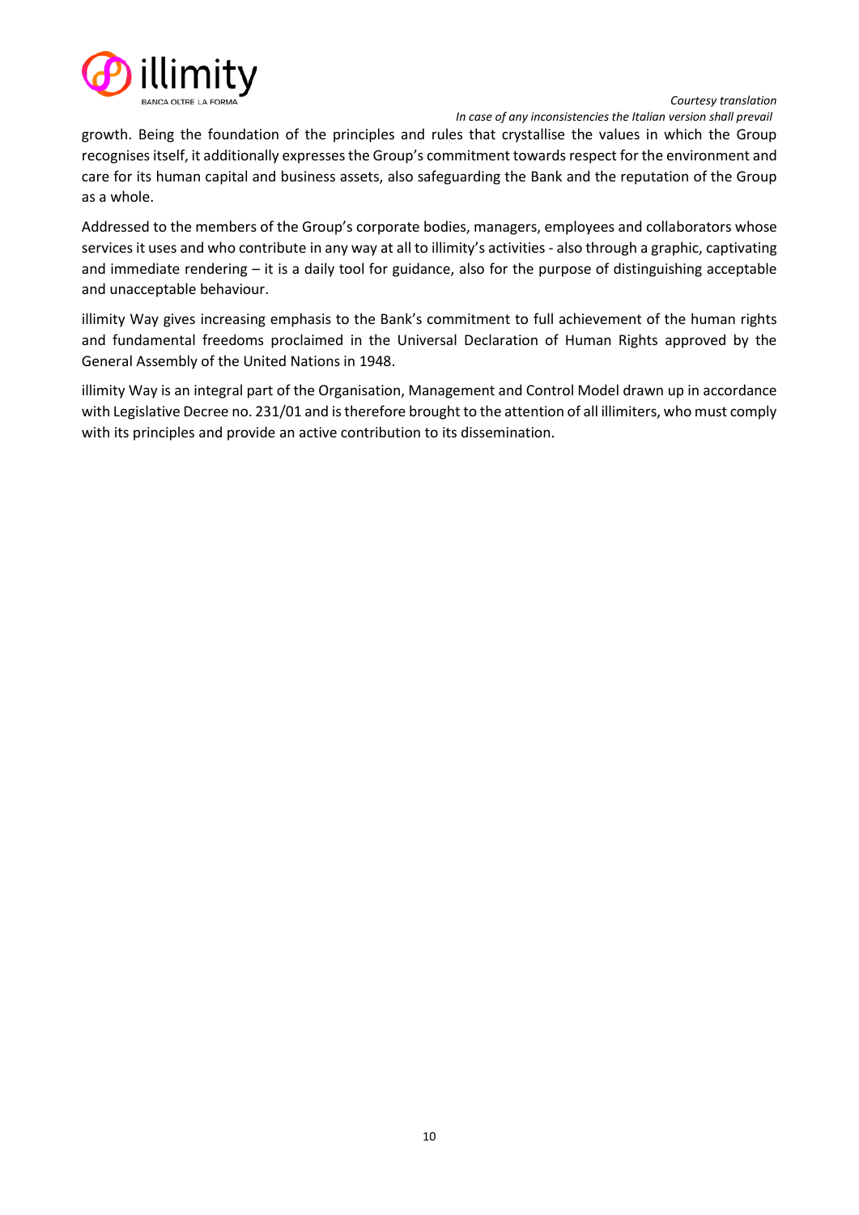growth. Being the foundation of the principles and rules that crystallise the values in which the Group recognises itself, it additionally expresses the Group's commitment towards respect for the environment and care for its human capital and business assets, also safeguarding the Bank and the reputation of the Group as a whole.

Addressed to the members of the Group's corporate bodies, managers, employees and collaborators whose services it uses and who contribute in any way at all to illimity's activities - also through a graphic, captivating and immediate rendering – it is a daily tool for guidance, also for the purpose of distinguishing acceptable and unacceptable behaviour.

illimity Way gives increasing emphasis to the Bank's commitment to full achievement of the human rights and fundamental freedoms proclaimed in the Universal Declaration of Human Rights approved by the General Assembly of the United Nations in 1948.

illimity Way is an integral part of the Organisation, Management and Control Model drawn up in accordance with Legislative Decree no. 231/01 and is therefore brought to the attention of all illimiters, who must comply with its principles and provide an active contribution to its dissemination.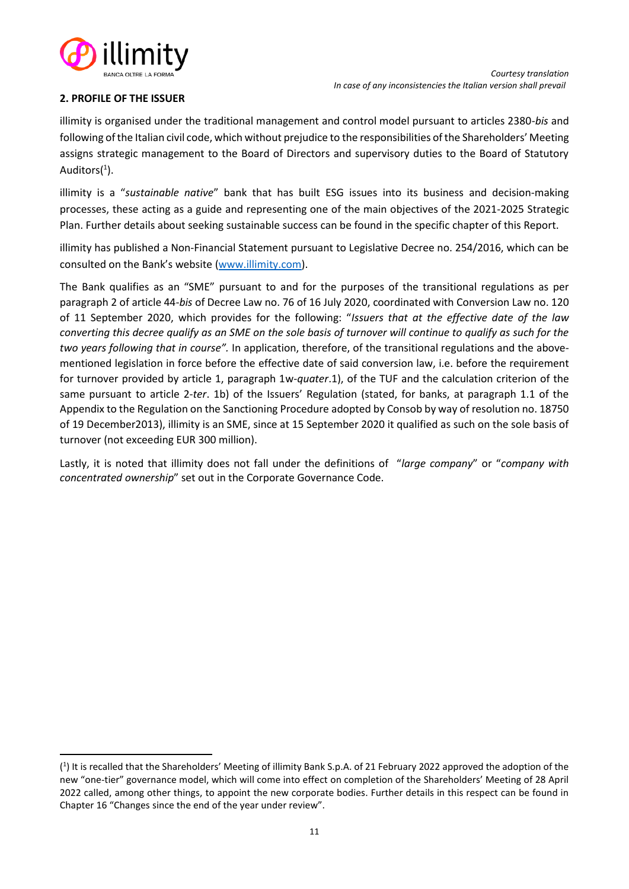*Courtesy translation*
*In case of any inconsistencies the Italian version shall prevail*

## 2. PROFILE OF THE ISSUER

illimity is organised under the traditional management and control model pursuant to articles 2380-*bis* and following of the Italian civil code, which without prejudice to the responsibilities of the Shareholders' Meeting assigns strategic management to the Board of Directors and supervisory duties to the Board of Statutory Auditors([1]).

illimity is a "*sustainable native*" bank that has built ESG issues into its business and decision-making processes, these acting as a guide and representing one of the main objectives of the 2021-2025 Strategic Plan. Further details about seeking sustainable success can be found in the specific chapter of this Report.

illimity has published a Non-Financial Statement pursuant to Legislative Decree no. 254/2016, which can be consulted on the Bank's website (www.illimity.com).

The Bank qualifies as an "SME" pursuant to and for the purposes of the transitional regulations as per paragraph 2 of article 44-*bis* of Decree Law no. 76 of 16 July 2020, coordinated with Conversion Law no. 120 of 11 September 2020, which provides for the following: "*Issuers that at the effective date of the law converting this decree qualify as an SME on the sole basis of turnover will continue to qualify as such for the two years following that in course".* In application, therefore, of the transitional regulations and the above-mentioned legislation in force before the effective date of said conversion law, i.e. before the requirement for turnover provided by article 1, paragraph 1w-*quater*.1), of the TUF and the calculation criterion of the same pursuant to article 2-*ter*. 1b) of the Issuers' Regulation (stated, for banks, at paragraph 1.1 of the Appendix to the Regulation on the Sanctioning Procedure adopted by Consob by way of resolution no. 18750 of 19 December2013), illimity is an SME, since at 15 September 2020 it qualified as such on the sole basis of turnover (not exceeding EUR 300 million).

Lastly, it is noted that illimity does not fall under the definitions of "*large company*" or "*company with concentrated ownership*" set out in the Corporate Governance Code.

---

([1]) It is recalled that the Shareholders' Meeting of illimity Bank S.p.A. of 21 February 2022 approved the adoption of the new "one-tier" governance model, which will come into effect on completion of the Shareholders' Meeting of 28 April 2022 called, among other things, to appoint the new corporate bodies. Further details in this respect can be found in Chapter 16 "Changes since the end of the year under review".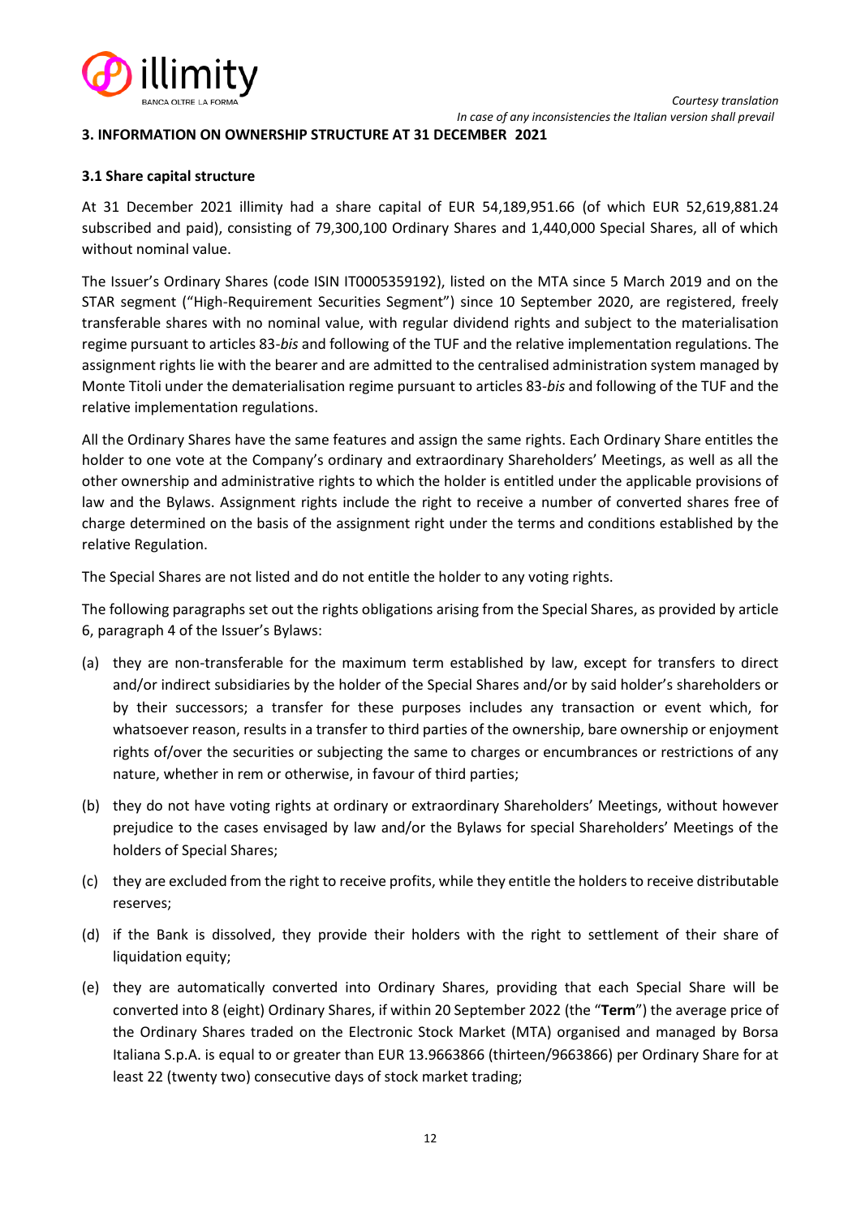## 3. INFORMATION ON OWNERSHIP STRUCTURE AT 31 DECEMBER 2021

### 3.1 Share capital structure

At 31 December 2021 illimity had a share capital of EUR 54,189,951.66 (of which EUR 52,619,881.24 subscribed and paid), consisting of 79,300,100 Ordinary Shares and 1,440,000 Special Shares, all of which without nominal value.

The Issuer's Ordinary Shares (code ISIN IT0005359192), listed on the MTA since 5 March 2019 and on the STAR segment ("High-Requirement Securities Segment") since 10 September 2020, are registered, freely transferable shares with no nominal value, with regular dividend rights and subject to the materialisation regime pursuant to articles 83-*bis* and following of the TUF and the relative implementation regulations. The assignment rights lie with the bearer and are admitted to the centralised administration system managed by Monte Titoli under the dematerialisation regime pursuant to articles 83-*bis* and following of the TUF and the relative implementation regulations.

All the Ordinary Shares have the same features and assign the same rights. Each Ordinary Share entitles the holder to one vote at the Company's ordinary and extraordinary Shareholders' Meetings, as well as all the other ownership and administrative rights to which the holder is entitled under the applicable provisions of law and the Bylaws. Assignment rights include the right to receive a number of converted shares free of charge determined on the basis of the assignment right under the terms and conditions established by the relative Regulation.

The Special Shares are not listed and do not entitle the holder to any voting rights.

The following paragraphs set out the rights obligations arising from the Special Shares, as provided by article 6, paragraph 4 of the Issuer's Bylaws:

(a) they are non-transferable for the maximum term established by law, except for transfers to direct and/or indirect subsidiaries by the holder of the Special Shares and/or by said holder's shareholders or by their successors; a transfer for these purposes includes any transaction or event which, for whatsoever reason, results in a transfer to third parties of the ownership, bare ownership or enjoyment rights of/over the securities or subjecting the same to charges or encumbrances or restrictions of any nature, whether in rem or otherwise, in favour of third parties;

(b) they do not have voting rights at ordinary or extraordinary Shareholders' Meetings, without however prejudice to the cases envisaged by law and/or the Bylaws for special Shareholders' Meetings of the holders of Special Shares;

(c) they are excluded from the right to receive profits, while they entitle the holders to receive distributable reserves;

(d) if the Bank is dissolved, they provide their holders with the right to settlement of their share of liquidation equity;

(e) they are automatically converted into Ordinary Shares, providing that each Special Share will be converted into 8 (eight) Ordinary Shares, if within 20 September 2022 (the "**Term**") the average price of the Ordinary Shares traded on the Electronic Stock Market (MTA) organised and managed by Borsa Italiana S.p.A. is equal to or greater than EUR 13.9663866 (thirteen/9663866) per Ordinary Share for at least 22 (twenty two) consecutive days of stock market trading;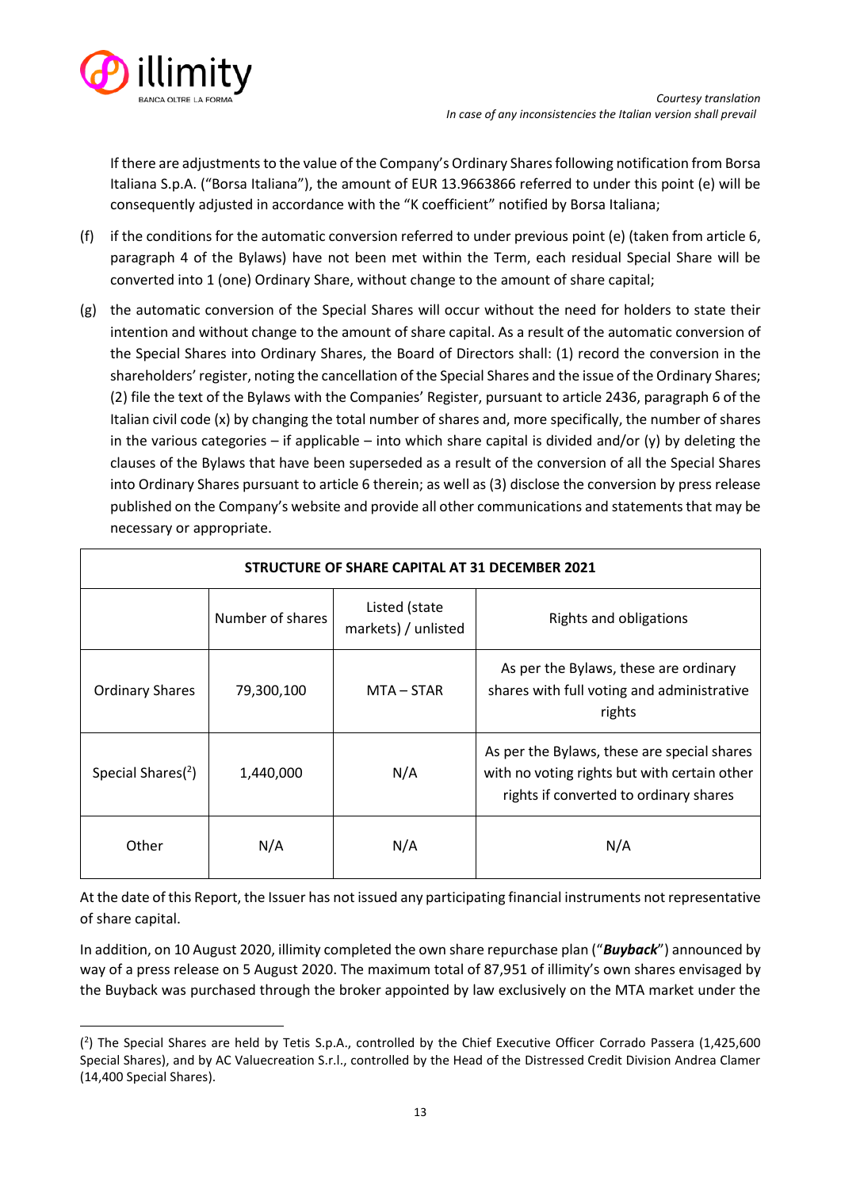If there are adjustments to the value of the Company's Ordinary Shares following notification from Borsa Italiana S.p.A. ("Borsa Italiana"), the amount of EUR 13.9663866 referred to under this point (e) will be consequently adjusted in accordance with the "K coefficient" notified by Borsa Italiana;

(f) if the conditions for the automatic conversion referred to under previous point (e) (taken from article 6, paragraph 4 of the Bylaws) have not been met within the Term, each residual Special Share will be converted into 1 (one) Ordinary Share, without change to the amount of share capital;

(g) the automatic conversion of the Special Shares will occur without the need for holders to state their intention and without change to the amount of share capital. As a result of the automatic conversion of the Special Shares into Ordinary Shares, the Board of Directors shall: (1) record the conversion in the shareholders' register, noting the cancellation of the Special Shares and the issue of the Ordinary Shares; (2) file the text of the Bylaws with the Companies' Register, pursuant to article 2436, paragraph 6 of the Italian civil code (x) by changing the total number of shares and, more specifically, the number of shares in the various categories – if applicable – into which share capital is divided and/or (y) by deleting the clauses of the Bylaws that have been superseded as a result of the conversion of all the Special Shares into Ordinary Shares pursuant to article 6 therein; as well as (3) disclose the conversion by press release published on the Company's website and provide all other communications and statements that may be necessary or appropriate.

| STRUCTURE OF SHARE CAPITAL AT 31 DECEMBER 2021 | | | |
|---|---|---|---|
| | Number of shares | Listed (state markets) / unlisted | Rights and obligations |
| Ordinary Shares | 79,300,100 | MTA – STAR | As per the Bylaws, these are ordinary shares with full voting and administrative rights |
| Special Shares[2] | 1,440,000 | N/A | As per the Bylaws, these are special shares with no voting rights but with certain other rights if converted to ordinary shares |
| Other | N/A | N/A | N/A |

At the date of this Report, the Issuer has not issued any participating financial instruments not representative of share capital.

In addition, on 10 August 2020, illimity completed the own share repurchase plan ("***Buyback***") announced by way of a press release on 5 August 2020. The maximum total of 87,951 of illimity's own shares envisaged by the Buyback was purchased through the broker appointed by law exclusively on the MTA market under the

---

[2] The Special Shares are held by Tetis S.p.A., controlled by the Chief Executive Officer Corrado Passera (1,425,600 Special Shares), and by AC Valuecreation S.r.l., controlled by the Head of the Distressed Credit Division Andrea Clamer (14,400 Special Shares).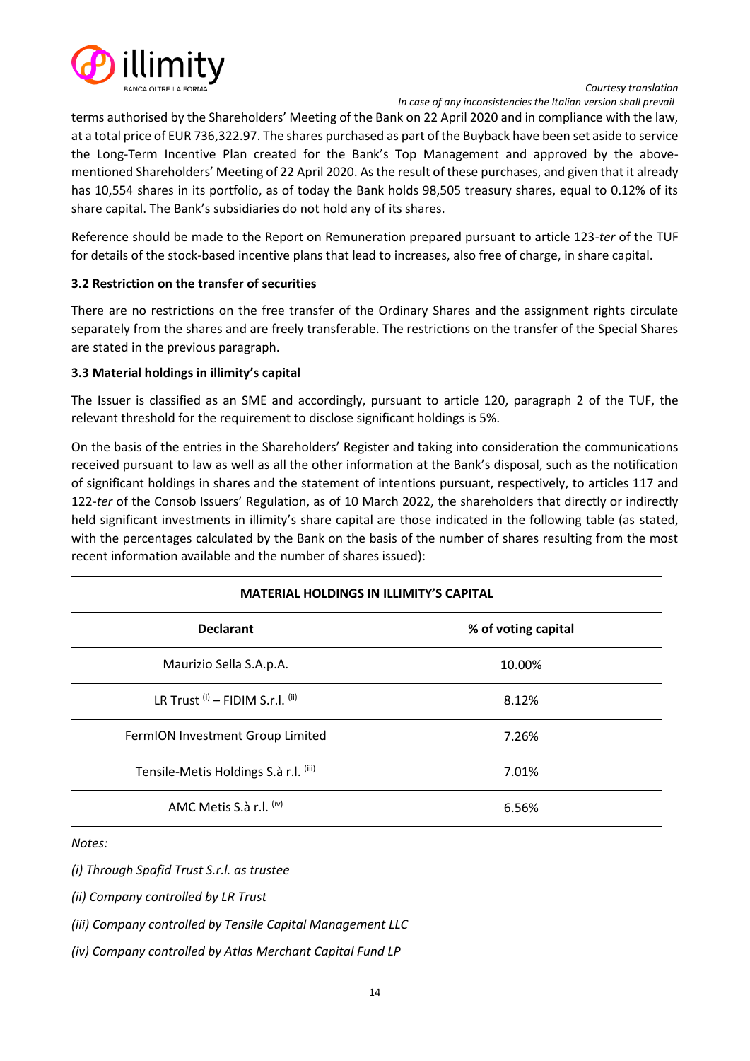terms authorised by the Shareholders' Meeting of the Bank on 22 April 2020 and in compliance with the law, at a total price of EUR 736,322.97. The shares purchased as part of the Buyback have been set aside to service the Long-Term Incentive Plan created for the Bank's Top Management and approved by the above-mentioned Shareholders' Meeting of 22 April 2020. As the result of these purchases, and given that it already has 10,554 shares in its portfolio, as of today the Bank holds 98,505 treasury shares, equal to 0.12% of its share capital. The Bank's subsidiaries do not hold any of its shares.

Reference should be made to the Report on Remuneration prepared pursuant to article 123-*ter* of the TUF for details of the stock-based incentive plans that lead to increases, also free of charge, in share capital.

### 3.2 Restriction on the transfer of securities

There are no restrictions on the free transfer of the Ordinary Shares and the assignment rights circulate separately from the shares and are freely transferable. The restrictions on the transfer of the Special Shares are stated in the previous paragraph.

### 3.3 Material holdings in illimity's capital

The Issuer is classified as an SME and accordingly, pursuant to article 120, paragraph 2 of the TUF, the relevant threshold for the requirement to disclose significant holdings is 5%.

On the basis of the entries in the Shareholders' Register and taking into consideration the communications received pursuant to law as well as all the other information at the Bank's disposal, such as the notification of significant holdings in shares and the statement of intentions pursuant, respectively, to articles 117 and 122-*ter* of the Consob Issuers' Regulation, as of 10 March 2022, the shareholders that directly or indirectly held significant investments in illimity's share capital are those indicated in the following table (as stated, with the percentages calculated by the Bank on the basis of the number of shares resulting from the most recent information available and the number of shares issued):

| **MATERIAL HOLDINGS IN ILLIMITY'S CAPITAL** | |
|---|---|
| **Declarant** | **% of voting capital** |
| Maurizio Sella S.A.p.A. | 10.00% |
| LR Trust (i) – FIDIM S.r.l. (ii) | 8.12% |
| FermION Investment Group Limited | 7.26% |
| Tensile-Metis Holdings S.à r.l. (iii) | 7.01% |
| AMC Metis S.à r.l. (iv) | 6.56% |

*Notes:*

*(i) Through Spafid Trust S.r.l. as trustee*

*(ii) Company controlled by LR Trust*

*(iii) Company controlled by Tensile Capital Management LLC*

*(iv) Company controlled by Atlas Merchant Capital Fund LP*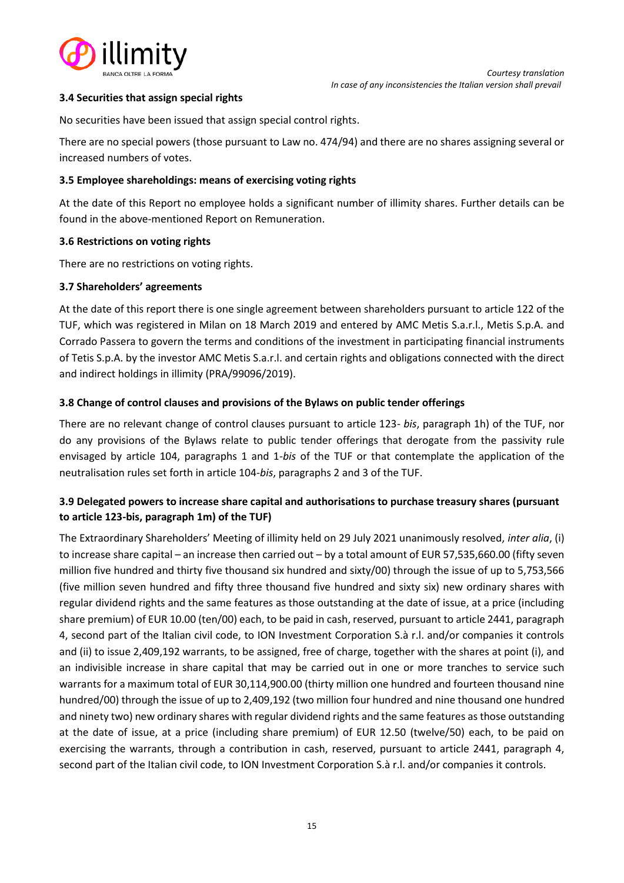### 3.4 Securities that assign special rights

No securities have been issued that assign special control rights.

There are no special powers (those pursuant to Law no. 474/94) and there are no shares assigning several or increased numbers of votes.

### 3.5 Employee shareholdings: means of exercising voting rights

At the date of this Report no employee holds a significant number of illimity shares. Further details can be found in the above-mentioned Report on Remuneration.

### 3.6 Restrictions on voting rights

There are no restrictions on voting rights.

### 3.7 Shareholders' agreements

At the date of this report there is one single agreement between shareholders pursuant to article 122 of the TUF, which was registered in Milan on 18 March 2019 and entered by AMC Metis S.a.r.l., Metis S.p.A. and Corrado Passera to govern the terms and conditions of the investment in participating financial instruments of Tetis S.p.A. by the investor AMC Metis S.a.r.l. and certain rights and obligations connected with the direct and indirect holdings in illimity (PRA/99096/2019).

### 3.8 Change of control clauses and provisions of the Bylaws on public tender offerings

There are no relevant change of control clauses pursuant to article 123- *bis*, paragraph 1h) of the TUF, nor do any provisions of the Bylaws relate to public tender offerings that derogate from the passivity rule envisaged by article 104, paragraphs 1 and 1-*bis* of the TUF or that contemplate the application of the neutralisation rules set forth in article 104-*bis*, paragraphs 2 and 3 of the TUF.

### 3.9 Delegated powers to increase share capital and authorisations to purchase treasury shares (pursuant to article 123-bis, paragraph 1m) of the TUF)

The Extraordinary Shareholders' Meeting of illimity held on 29 July 2021 unanimously resolved, *inter alia*, (i) to increase share capital – an increase then carried out – by a total amount of EUR 57,535,660.00 (fifty seven million five hundred and thirty five thousand six hundred and sixty/00) through the issue of up to 5,753,566 (five million seven hundred and fifty three thousand five hundred and sixty six) new ordinary shares with regular dividend rights and the same features as those outstanding at the date of issue, at a price (including share premium) of EUR 10.00 (ten/00) each, to be paid in cash, reserved, pursuant to article 2441, paragraph 4, second part of the Italian civil code, to ION Investment Corporation S.à r.l. and/or companies it controls and (ii) to issue 2,409,192 warrants, to be assigned, free of charge, together with the shares at point (i), and an indivisible increase in share capital that may be carried out in one or more tranches to service such warrants for a maximum total of EUR 30,114,900.00 (thirty million one hundred and fourteen thousand nine hundred/00) through the issue of up to 2,409,192 (two million four hundred and nine thousand one hundred and ninety two) new ordinary shares with regular dividend rights and the same features as those outstanding at the date of issue, at a price (including share premium) of EUR 12.50 (twelve/50) each, to be paid on exercising the warrants, through a contribution in cash, reserved, pursuant to article 2441, paragraph 4, second part of the Italian civil code, to ION Investment Corporation S.à r.l. and/or companies it controls.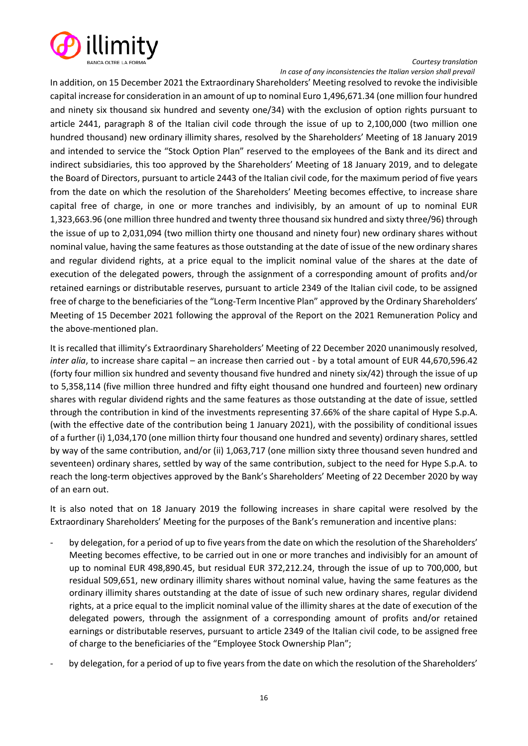In addition, on 15 December 2021 the Extraordinary Shareholders' Meeting resolved to revoke the indivisible capital increase for consideration in an amount of up to nominal Euro 1,496,671.34 (one million four hundred and ninety six thousand six hundred and seventy one/34) with the exclusion of option rights pursuant to article 2441, paragraph 8 of the Italian civil code through the issue of up to 2,100,000 (two million one hundred thousand) new ordinary illimity shares, resolved by the Shareholders' Meeting of 18 January 2019 and intended to service the "Stock Option Plan" reserved to the employees of the Bank and its direct and indirect subsidiaries, this too approved by the Shareholders' Meeting of 18 January 2019, and to delegate the Board of Directors, pursuant to article 2443 of the Italian civil code, for the maximum period of five years from the date on which the resolution of the Shareholders' Meeting becomes effective, to increase share capital free of charge, in one or more tranches and indivisibly, by an amount of up to nominal EUR 1,323,663.96 (one million three hundred and twenty three thousand six hundred and sixty three/96) through the issue of up to 2,031,094 (two million thirty one thousand and ninety four) new ordinary shares without nominal value, having the same features as those outstanding at the date of issue of the new ordinary shares and regular dividend rights, at a price equal to the implicit nominal value of the shares at the date of execution of the delegated powers, through the assignment of a corresponding amount of profits and/or retained earnings or distributable reserves, pursuant to article 2349 of the Italian civil code, to be assigned free of charge to the beneficiaries of the "Long-Term Incentive Plan" approved by the Ordinary Shareholders' Meeting of 15 December 2021 following the approval of the Report on the 2021 Remuneration Policy and the above-mentioned plan.

It is recalled that illimity's Extraordinary Shareholders' Meeting of 22 December 2020 unanimously resolved, *inter alia*, to increase share capital – an increase then carried out - by a total amount of EUR 44,670,596.42 (forty four million six hundred and seventy thousand five hundred and ninety six/42) through the issue of up to 5,358,114 (five million three hundred and fifty eight thousand one hundred and fourteen) new ordinary shares with regular dividend rights and the same features as those outstanding at the date of issue, settled through the contribution in kind of the investments representing 37.66% of the share capital of Hype S.p.A. (with the effective date of the contribution being 1 January 2021), with the possibility of conditional issues of a further (i) 1,034,170 (one million thirty four thousand one hundred and seventy) ordinary shares, settled by way of the same contribution, and/or (ii) 1,063,717 (one million sixty three thousand seven hundred and seventeen) ordinary shares, settled by way of the same contribution, subject to the need for Hype S.p.A. to reach the long-term objectives approved by the Bank's Shareholders' Meeting of 22 December 2020 by way of an earn out.

It is also noted that on 18 January 2019 the following increases in share capital were resolved by the Extraordinary Shareholders' Meeting for the purposes of the Bank's remuneration and incentive plans:

- by delegation, for a period of up to five years from the date on which the resolution of the Shareholders' Meeting becomes effective, to be carried out in one or more tranches and indivisibly for an amount of up to nominal EUR 498,890.45, but residual EUR 372,212.24, through the issue of up to 700,000, but residual 509,651, new ordinary illimity shares without nominal value, having the same features as the ordinary illimity shares outstanding at the date of issue of such new ordinary shares, regular dividend rights, at a price equal to the implicit nominal value of the illimity shares at the date of execution of the delegated powers, through the assignment of a corresponding amount of profits and/or retained earnings or distributable reserves, pursuant to article 2349 of the Italian civil code, to be assigned free of charge to the beneficiaries of the "Employee Stock Ownership Plan";
- by delegation, for a period of up to five years from the date on which the resolution of the Shareholders'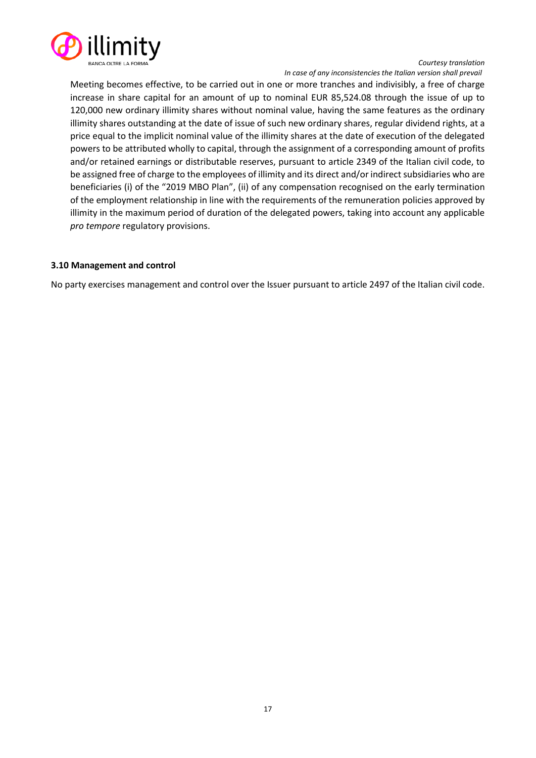Meeting becomes effective, to be carried out in one or more tranches and indivisibly, a free of charge increase in share capital for an amount of up to nominal EUR 85,524.08 through the issue of up to 120,000 new ordinary illimity shares without nominal value, having the same features as the ordinary illimity shares outstanding at the date of issue of such new ordinary shares, regular dividend rights, at a price equal to the implicit nominal value of the illimity shares at the date of execution of the delegated powers to be attributed wholly to capital, through the assignment of a corresponding amount of profits and/or retained earnings or distributable reserves, pursuant to article 2349 of the Italian civil code, to be assigned free of charge to the employees of illimity and its direct and/or indirect subsidiaries who are beneficiaries (i) of the "2019 MBO Plan", (ii) of any compensation recognised on the early termination of the employment relationship in line with the requirements of the remuneration policies approved by illimity in the maximum period of duration of the delegated powers, taking into account any applicable *pro tempore* regulatory provisions.

### 3.10 Management and control

No party exercises management and control over the Issuer pursuant to article 2497 of the Italian civil code.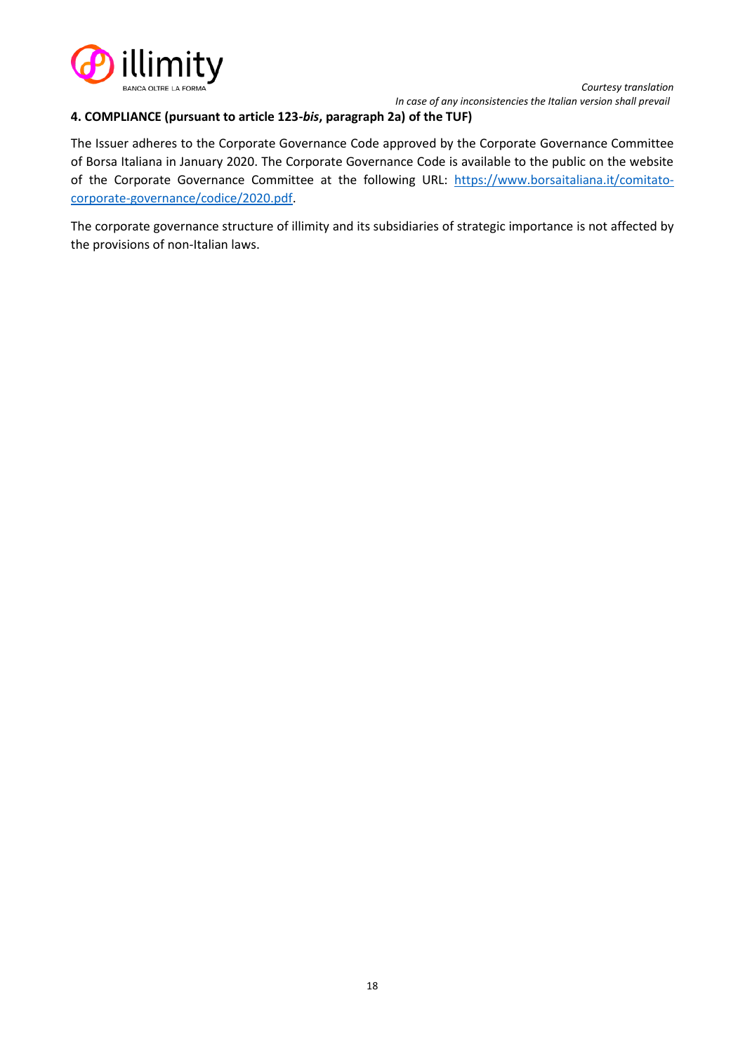## 4. COMPLIANCE (pursuant to article 123-*bis*, paragraph 2a) of the TUF)

The Issuer adheres to the Corporate Governance Code approved by the Corporate Governance Committee of Borsa Italiana in January 2020. The Corporate Governance Code is available to the public on the website of the Corporate Governance Committee at the following URL: [https://www.borsaitaliana.it/comitato-corporate-governance/codice/2020.pdf](https://www.borsaitaliana.it/comitato-corporate-governance/codice/2020.pdf).

The corporate governance structure of illimity and its subsidiaries of strategic importance is not affected by the provisions of non-Italian laws.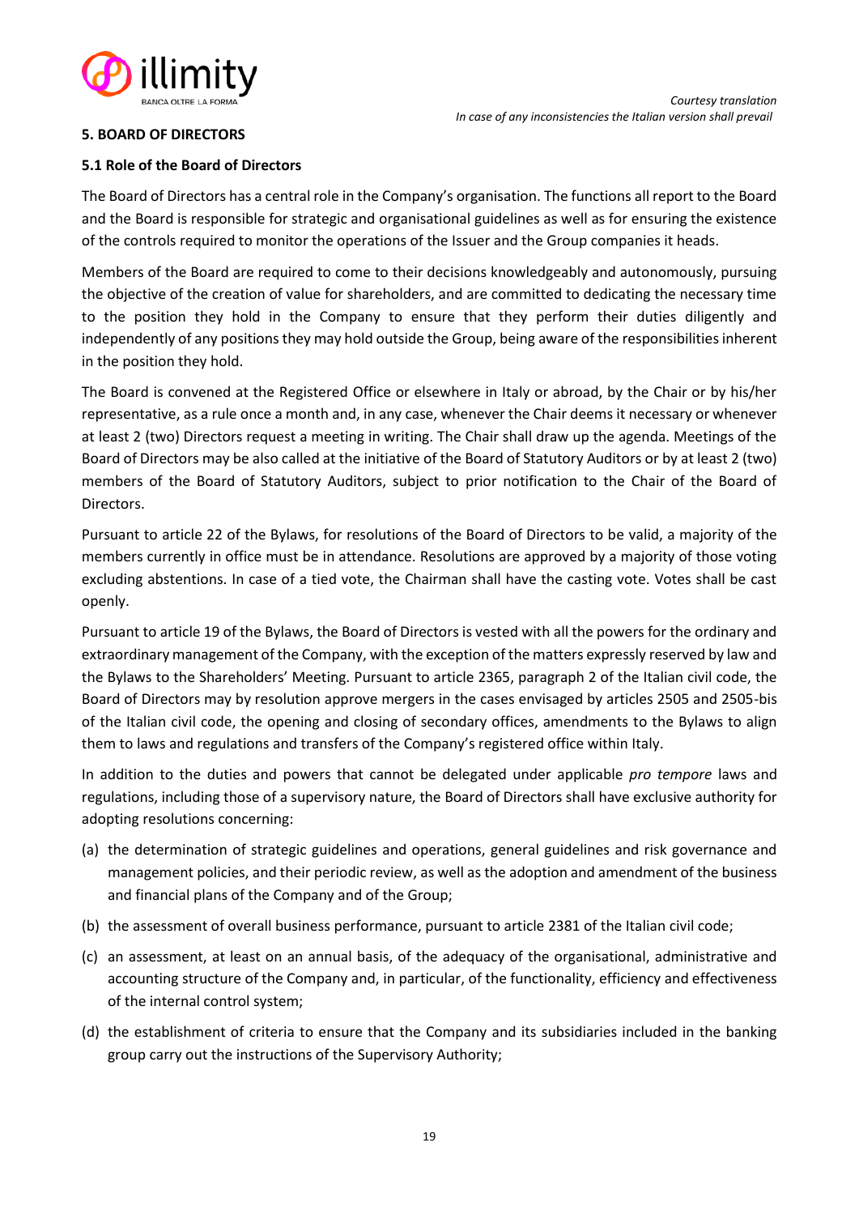*Courtesy translation*
*In case of any inconsistencies the Italian version shall prevail*

## 5. BOARD OF DIRECTORS

### 5.1 Role of the Board of Directors

The Board of Directors has a central role in the Company's organisation. The functions all report to the Board and the Board is responsible for strategic and organisational guidelines as well as for ensuring the existence of the controls required to monitor the operations of the Issuer and the Group companies it heads.

Members of the Board are required to come to their decisions knowledgeably and autonomously, pursuing the objective of the creation of value for shareholders, and are committed to dedicating the necessary time to the position they hold in the Company to ensure that they perform their duties diligently and independently of any positions they may hold outside the Group, being aware of the responsibilities inherent in the position they hold.

The Board is convened at the Registered Office or elsewhere in Italy or abroad, by the Chair or by his/her representative, as a rule once a month and, in any case, whenever the Chair deems it necessary or whenever at least 2 (two) Directors request a meeting in writing. The Chair shall draw up the agenda. Meetings of the Board of Directors may be also called at the initiative of the Board of Statutory Auditors or by at least 2 (two) members of the Board of Statutory Auditors, subject to prior notification to the Chair of the Board of Directors.

Pursuant to article 22 of the Bylaws, for resolutions of the Board of Directors to be valid, a majority of the members currently in office must be in attendance. Resolutions are approved by a majority of those voting excluding abstentions. In case of a tied vote, the Chairman shall have the casting vote. Votes shall be cast openly.

Pursuant to article 19 of the Bylaws, the Board of Directors is vested with all the powers for the ordinary and extraordinary management of the Company, with the exception of the matters expressly reserved by law and the Bylaws to the Shareholders' Meeting. Pursuant to article 2365, paragraph 2 of the Italian civil code, the Board of Directors may by resolution approve mergers in the cases envisaged by articles 2505 and 2505-bis of the Italian civil code, the opening and closing of secondary offices, amendments to the Bylaws to align them to laws and regulations and transfers of the Company's registered office within Italy.

In addition to the duties and powers that cannot be delegated under applicable *pro tempore* laws and regulations, including those of a supervisory nature, the Board of Directors shall have exclusive authority for adopting resolutions concerning:

(a) the determination of strategic guidelines and operations, general guidelines and risk governance and management policies, and their periodic review, as well as the adoption and amendment of the business and financial plans of the Company and of the Group;

(b) the assessment of overall business performance, pursuant to article 2381 of the Italian civil code;

(c) an assessment, at least on an annual basis, of the adequacy of the organisational, administrative and accounting structure of the Company and, in particular, of the functionality, efficiency and effectiveness of the internal control system;

(d) the establishment of criteria to ensure that the Company and its subsidiaries included in the banking group carry out the instructions of the Supervisory Authority;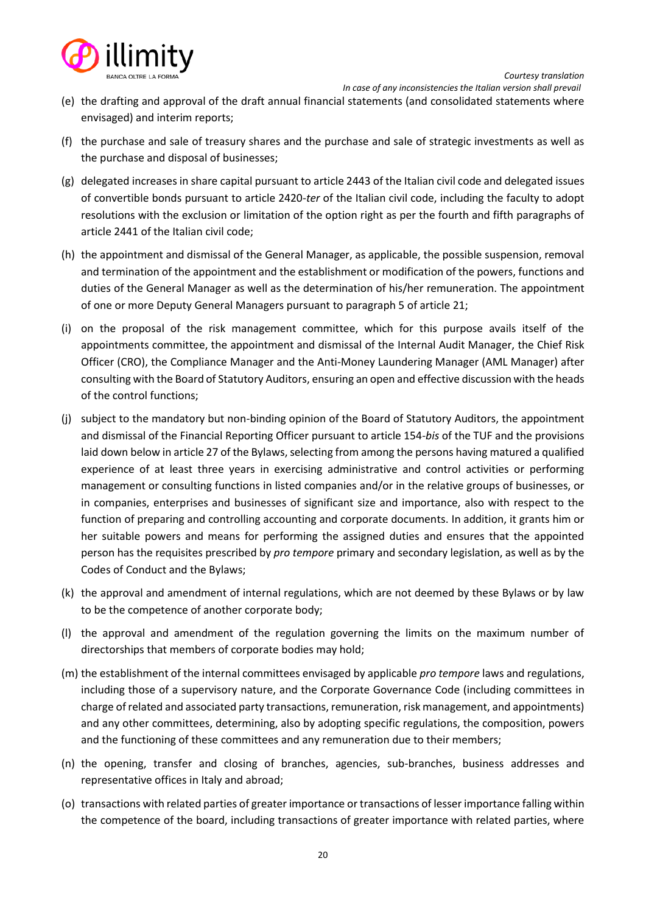(e) the drafting and approval of the draft annual financial statements (and consolidated statements where envisaged) and interim reports;

(f) the purchase and sale of treasury shares and the purchase and sale of strategic investments as well as the purchase and disposal of businesses;

(g) delegated increases in share capital pursuant to article 2443 of the Italian civil code and delegated issues of convertible bonds pursuant to article 2420-*ter* of the Italian civil code, including the faculty to adopt resolutions with the exclusion or limitation of the option right as per the fourth and fifth paragraphs of article 2441 of the Italian civil code;

(h) the appointment and dismissal of the General Manager, as applicable, the possible suspension, removal and termination of the appointment and the establishment or modification of the powers, functions and duties of the General Manager as well as the determination of his/her remuneration. The appointment of one or more Deputy General Managers pursuant to paragraph 5 of article 21;

(i) on the proposal of the risk management committee, which for this purpose avails itself of the appointments committee, the appointment and dismissal of the Internal Audit Manager, the Chief Risk Officer (CRO), the Compliance Manager and the Anti-Money Laundering Manager (AML Manager) after consulting with the Board of Statutory Auditors, ensuring an open and effective discussion with the heads of the control functions;

(j) subject to the mandatory but non-binding opinion of the Board of Statutory Auditors, the appointment and dismissal of the Financial Reporting Officer pursuant to article 154-*bis* of the TUF and the provisions laid down below in article 27 of the Bylaws, selecting from among the persons having matured a qualified experience of at least three years in exercising administrative and control activities or performing management or consulting functions in listed companies and/or in the relative groups of businesses, or in companies, enterprises and businesses of significant size and importance, also with respect to the function of preparing and controlling accounting and corporate documents. In addition, it grants him or her suitable powers and means for performing the assigned duties and ensures that the appointed person has the requisites prescribed by *pro tempore* primary and secondary legislation, as well as by the Codes of Conduct and the Bylaws;

(k) the approval and amendment of internal regulations, which are not deemed by these Bylaws or by law to be the competence of another corporate body;

(l) the approval and amendment of the regulation governing the limits on the maximum number of directorships that members of corporate bodies may hold;

(m) the establishment of the internal committees envisaged by applicable *pro tempore* laws and regulations, including those of a supervisory nature, and the Corporate Governance Code (including committees in charge of related and associated party transactions, remuneration, risk management, and appointments) and any other committees, determining, also by adopting specific regulations, the composition, powers and the functioning of these committees and any remuneration due to their members;

(n) the opening, transfer and closing of branches, agencies, sub-branches, business addresses and representative offices in Italy and abroad;

(o) transactions with related parties of greater importance or transactions of lesser importance falling within the competence of the board, including transactions of greater importance with related parties, where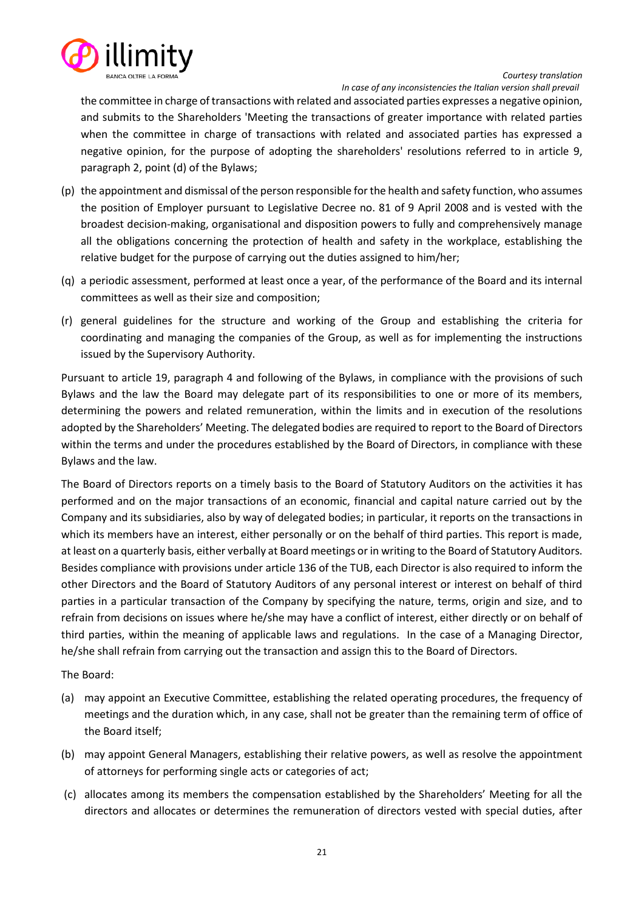the committee in charge of transactions with related and associated parties expresses a negative opinion, and submits to the Shareholders 'Meeting the transactions of greater importance with related parties when the committee in charge of transactions with related and associated parties has expressed a negative opinion, for the purpose of adopting the shareholders' resolutions referred to in article 9, paragraph 2, point (d) of the Bylaws;

(p) the appointment and dismissal of the person responsible for the health and safety function, who assumes the position of Employer pursuant to Legislative Decree no. 81 of 9 April 2008 and is vested with the broadest decision-making, organisational and disposition powers to fully and comprehensively manage all the obligations concerning the protection of health and safety in the workplace, establishing the relative budget for the purpose of carrying out the duties assigned to him/her;

(q) a periodic assessment, performed at least once a year, of the performance of the Board and its internal committees as well as their size and composition;

(r) general guidelines for the structure and working of the Group and establishing the criteria for coordinating and managing the companies of the Group, as well as for implementing the instructions issued by the Supervisory Authority.

Pursuant to article 19, paragraph 4 and following of the Bylaws, in compliance with the provisions of such Bylaws and the law the Board may delegate part of its responsibilities to one or more of its members, determining the powers and related remuneration, within the limits and in execution of the resolutions adopted by the Shareholders' Meeting. The delegated bodies are required to report to the Board of Directors within the terms and under the procedures established by the Board of Directors, in compliance with these Bylaws and the law.

The Board of Directors reports on a timely basis to the Board of Statutory Auditors on the activities it has performed and on the major transactions of an economic, financial and capital nature carried out by the Company and its subsidiaries, also by way of delegated bodies; in particular, it reports on the transactions in which its members have an interest, either personally or on the behalf of third parties. This report is made, at least on a quarterly basis, either verbally at Board meetings or in writing to the Board of Statutory Auditors. Besides compliance with provisions under article 136 of the TUB, each Director is also required to inform the other Directors and the Board of Statutory Auditors of any personal interest or interest on behalf of third parties in a particular transaction of the Company by specifying the nature, terms, origin and size, and to refrain from decisions on issues where he/she may have a conflict of interest, either directly or on behalf of third parties, within the meaning of applicable laws and regulations. In the case of a Managing Director, he/she shall refrain from carrying out the transaction and assign this to the Board of Directors.

The Board:

(a) may appoint an Executive Committee, establishing the related operating procedures, the frequency of meetings and the duration which, in any case, shall not be greater than the remaining term of office of the Board itself;

(b) may appoint General Managers, establishing their relative powers, as well as resolve the appointment of attorneys for performing single acts or categories of act;

(c) allocates among its members the compensation established by the Shareholders' Meeting for all the directors and allocates or determines the remuneration of directors vested with special duties, after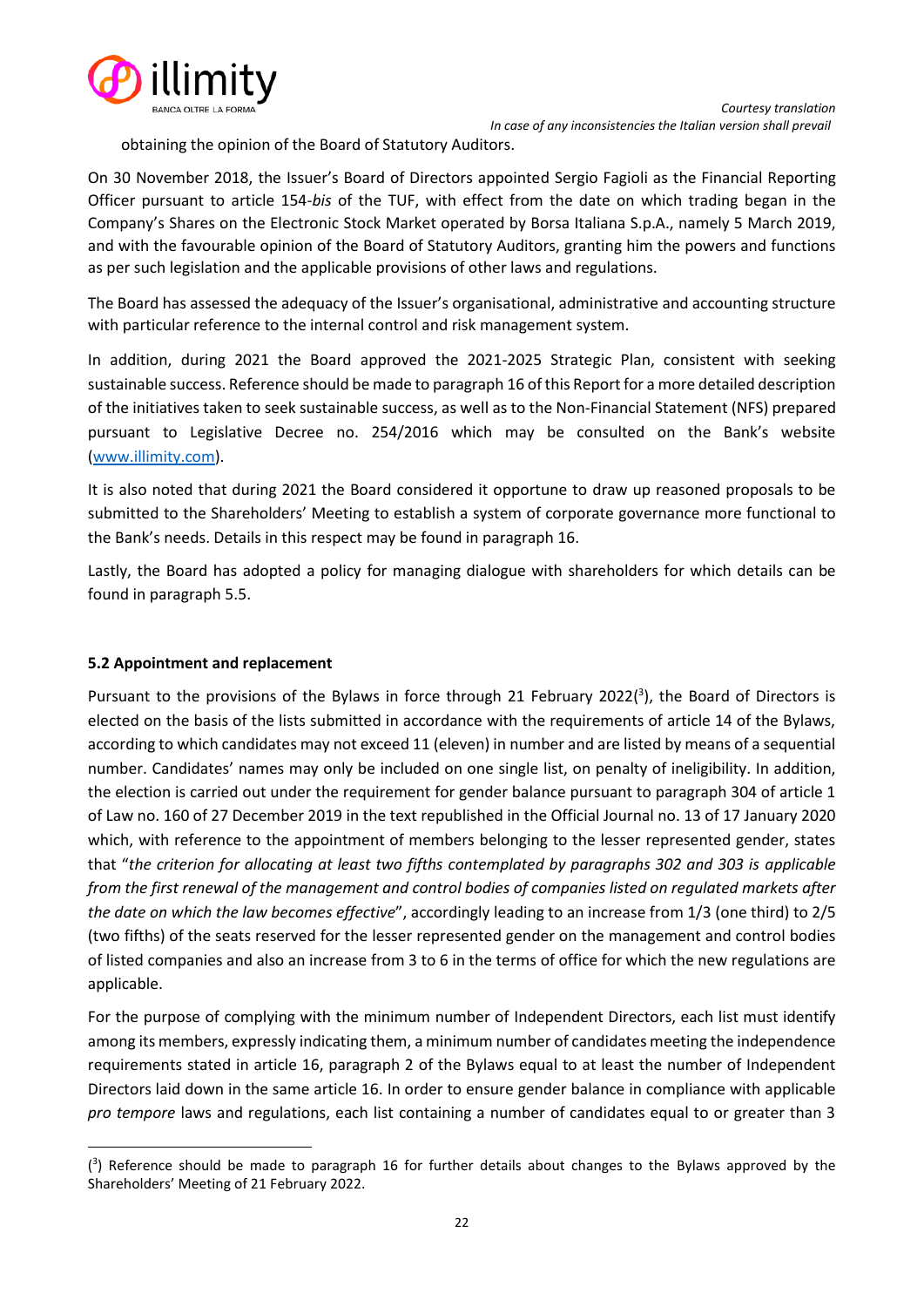obtaining the opinion of the Board of Statutory Auditors.

On 30 November 2018, the Issuer's Board of Directors appointed Sergio Fagioli as the Financial Reporting Officer pursuant to article 154-*bis* of the TUF, with effect from the date on which trading began in the Company's Shares on the Electronic Stock Market operated by Borsa Italiana S.p.A., namely 5 March 2019, and with the favourable opinion of the Board of Statutory Auditors, granting him the powers and functions as per such legislation and the applicable provisions of other laws and regulations.

The Board has assessed the adequacy of the Issuer's organisational, administrative and accounting structure with particular reference to the internal control and risk management system.

In addition, during 2021 the Board approved the 2021-2025 Strategic Plan, consistent with seeking sustainable success. Reference should be made to paragraph 16 of this Report for a more detailed description of the initiatives taken to seek sustainable success, as well as to the Non-Financial Statement (NFS) prepared pursuant to Legislative Decree no. 254/2016 which may be consulted on the Bank's website (www.illimity.com).

It is also noted that during 2021 the Board considered it opportune to draw up reasoned proposals to be submitted to the Shareholders' Meeting to establish a system of corporate governance more functional to the Bank's needs. Details in this respect may be found in paragraph 16.

Lastly, the Board has adopted a policy for managing dialogue with shareholders for which details can be found in paragraph 5.5.

### 5.2 Appointment and replacement

Pursuant to the provisions of the Bylaws in force through 21 February 2022([3]), the Board of Directors is elected on the basis of the lists submitted in accordance with the requirements of article 14 of the Bylaws, according to which candidates may not exceed 11 (eleven) in number and are listed by means of a sequential number. Candidates' names may only be included on one single list, on penalty of ineligibility. In addition, the election is carried out under the requirement for gender balance pursuant to paragraph 304 of article 1 of Law no. 160 of 27 December 2019 in the text republished in the Official Journal no. 13 of 17 January 2020 which, with reference to the appointment of members belonging to the lesser represented gender, states that "*the criterion for allocating at least two fifths contemplated by paragraphs 302 and 303 is applicable from the first renewal of the management and control bodies of companies listed on regulated markets after the date on which the law becomes effective*", accordingly leading to an increase from 1/3 (one third) to 2/5 (two fifths) of the seats reserved for the lesser represented gender on the management and control bodies of listed companies and also an increase from 3 to 6 in the terms of office for which the new regulations are applicable.

For the purpose of complying with the minimum number of Independent Directors, each list must identify among its members, expressly indicating them, a minimum number of candidates meeting the independence requirements stated in article 16, paragraph 2 of the Bylaws equal to at least the number of Independent Directors laid down in the same article 16. In order to ensure gender balance in compliance with applicable *pro tempore* laws and regulations, each list containing a number of candidates equal to or greater than 3

([3]) Reference should be made to paragraph 16 for further details about changes to the Bylaws approved by the Shareholders' Meeting of 21 February 2022.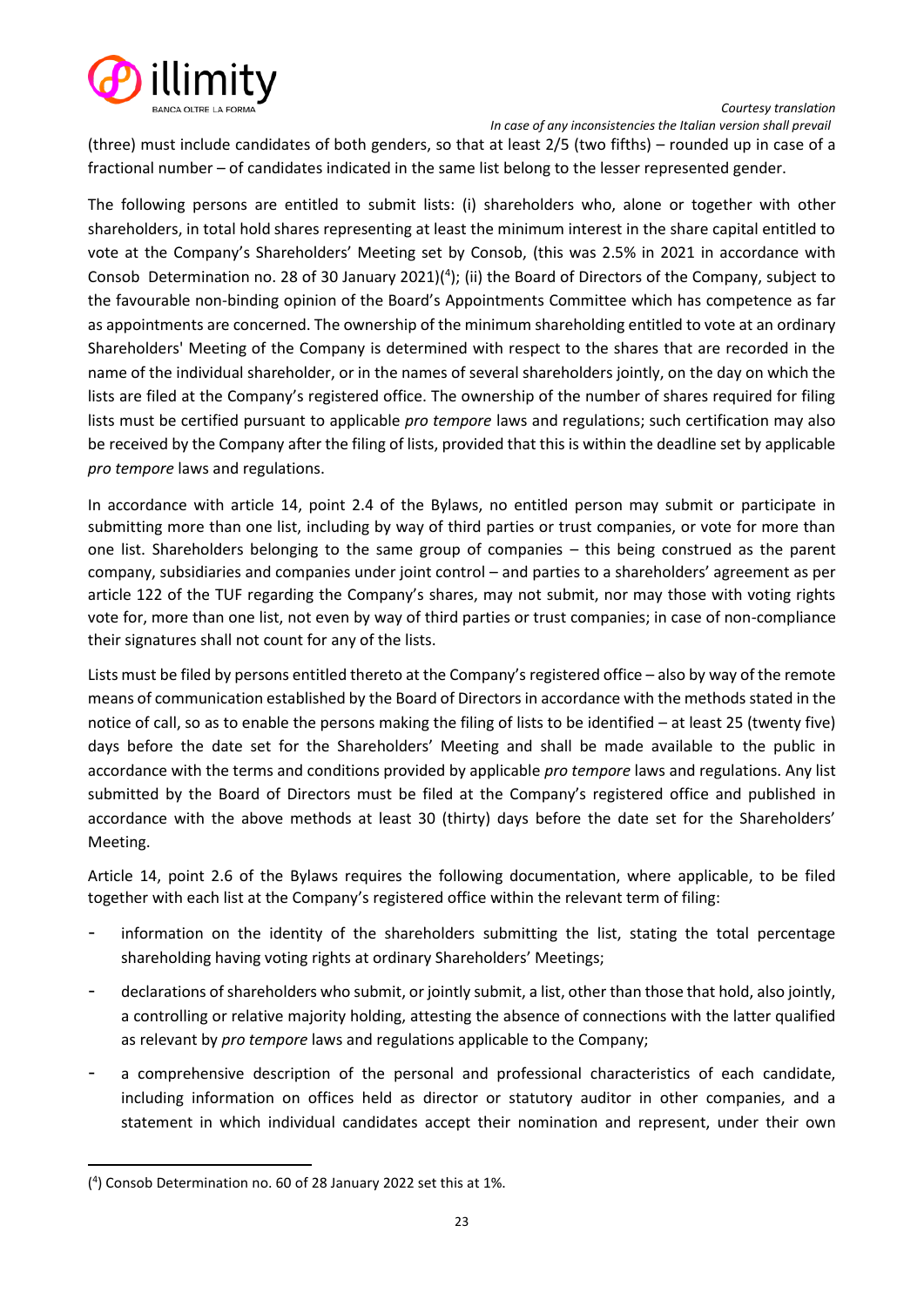(three) must include candidates of both genders, so that at least 2/5 (two fifths) – rounded up in case of a fractional number – of candidates indicated in the same list belong to the lesser represented gender.

The following persons are entitled to submit lists: (i) shareholders who, alone or together with other shareholders, in total hold shares representing at least the minimum interest in the share capital entitled to vote at the Company's Shareholders' Meeting set by Consob, (this was 2.5% in 2021 in accordance with Consob Determination no. 28 of 30 January 2021)([4]); (ii) the Board of Directors of the Company, subject to the favourable non-binding opinion of the Board's Appointments Committee which has competence as far as appointments are concerned. The ownership of the minimum shareholding entitled to vote at an ordinary Shareholders' Meeting of the Company is determined with respect to the shares that are recorded in the name of the individual shareholder, or in the names of several shareholders jointly, on the day on which the lists are filed at the Company's registered office. The ownership of the number of shares required for filing lists must be certified pursuant to applicable *pro tempore* laws and regulations; such certification may also be received by the Company after the filing of lists, provided that this is within the deadline set by applicable *pro tempore* laws and regulations.

In accordance with article 14, point 2.4 of the Bylaws, no entitled person may submit or participate in submitting more than one list, including by way of third parties or trust companies, or vote for more than one list. Shareholders belonging to the same group of companies – this being construed as the parent company, subsidiaries and companies under joint control – and parties to a shareholders' agreement as per article 122 of the TUF regarding the Company's shares, may not submit, nor may those with voting rights vote for, more than one list, not even by way of third parties or trust companies; in case of non-compliance their signatures shall not count for any of the lists.

Lists must be filed by persons entitled thereto at the Company's registered office – also by way of the remote means of communication established by the Board of Directors in accordance with the methods stated in the notice of call, so as to enable the persons making the filing of lists to be identified – at least 25 (twenty five) days before the date set for the Shareholders' Meeting and shall be made available to the public in accordance with the terms and conditions provided by applicable *pro tempore* laws and regulations. Any list submitted by the Board of Directors must be filed at the Company's registered office and published in accordance with the above methods at least 30 (thirty) days before the date set for the Shareholders' Meeting.

Article 14, point 2.6 of the Bylaws requires the following documentation, where applicable, to be filed together with each list at the Company's registered office within the relevant term of filing:

- information on the identity of the shareholders submitting the list, stating the total percentage shareholding having voting rights at ordinary Shareholders' Meetings;
- declarations of shareholders who submit, or jointly submit, a list, other than those that hold, also jointly, a controlling or relative majority holding, attesting the absence of connections with the latter qualified as relevant by *pro tempore* laws and regulations applicable to the Company;
- a comprehensive description of the personal and professional characteristics of each candidate, including information on offices held as director or statutory auditor in other companies, and a statement in which individual candidates accept their nomination and represent, under their own

([4]) Consob Determination no. 60 of 28 January 2022 set this at 1%.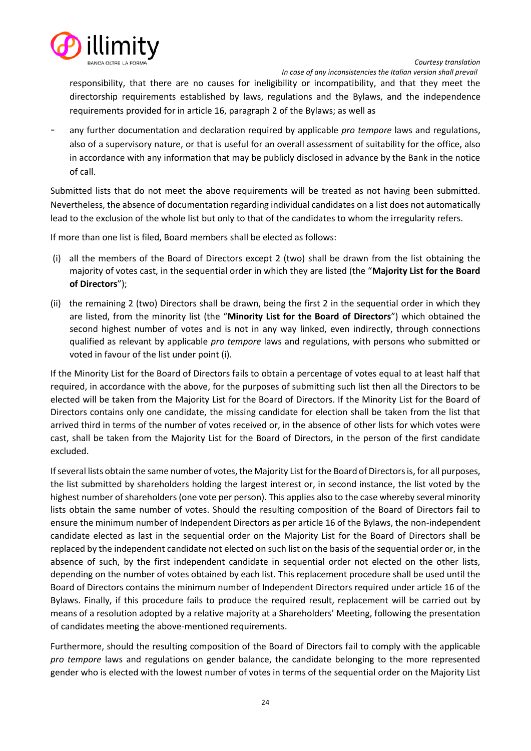responsibility, that there are no causes for ineligibility or incompatibility, and that they meet the directorship requirements established by laws, regulations and the Bylaws, and the independence requirements provided for in article 16, paragraph 2 of the Bylaws; as well as

- any further documentation and declaration required by applicable *pro tempore* laws and regulations, also of a supervisory nature, or that is useful for an overall assessment of suitability for the office, also in accordance with any information that may be publicly disclosed in advance by the Bank in the notice of call.

Submitted lists that do not meet the above requirements will be treated as not having been submitted. Nevertheless, the absence of documentation regarding individual candidates on a list does not automatically lead to the exclusion of the whole list but only to that of the candidates to whom the irregularity refers.

If more than one list is filed, Board members shall be elected as follows:

(i) all the members of the Board of Directors except 2 (two) shall be drawn from the list obtaining the majority of votes cast, in the sequential order in which they are listed (the "**Majority List for the Board of Directors**");

(ii) the remaining 2 (two) Directors shall be drawn, being the first 2 in the sequential order in which they are listed, from the minority list (the "**Minority List for the Board of Directors**") which obtained the second highest number of votes and is not in any way linked, even indirectly, through connections qualified as relevant by applicable *pro tempore* laws and regulations, with persons who submitted or voted in favour of the list under point (i).

If the Minority List for the Board of Directors fails to obtain a percentage of votes equal to at least half that required, in accordance with the above, for the purposes of submitting such list then all the Directors to be elected will be taken from the Majority List for the Board of Directors. If the Minority List for the Board of Directors contains only one candidate, the missing candidate for election shall be taken from the list that arrived third in terms of the number of votes received or, in the absence of other lists for which votes were cast, shall be taken from the Majority List for the Board of Directors, in the person of the first candidate excluded.

If several lists obtain the same number of votes, the Majority List for the Board of Directors is, for all purposes, the list submitted by shareholders holding the largest interest or, in second instance, the list voted by the highest number of shareholders (one vote per person). This applies also to the case whereby several minority lists obtain the same number of votes. Should the resulting composition of the Board of Directors fail to ensure the minimum number of Independent Directors as per article 16 of the Bylaws, the non-independent candidate elected as last in the sequential order on the Majority List for the Board of Directors shall be replaced by the independent candidate not elected on such list on the basis of the sequential order or, in the absence of such, by the first independent candidate in sequential order not elected on the other lists, depending on the number of votes obtained by each list. This replacement procedure shall be used until the Board of Directors contains the minimum number of Independent Directors required under article 16 of the Bylaws. Finally, if this procedure fails to produce the required result, replacement will be carried out by means of a resolution adopted by a relative majority at a Shareholders' Meeting, following the presentation of candidates meeting the above-mentioned requirements.

Furthermore, should the resulting composition of the Board of Directors fail to comply with the applicable *pro tempore* laws and regulations on gender balance, the candidate belonging to the more represented gender who is elected with the lowest number of votes in terms of the sequential order on the Majority List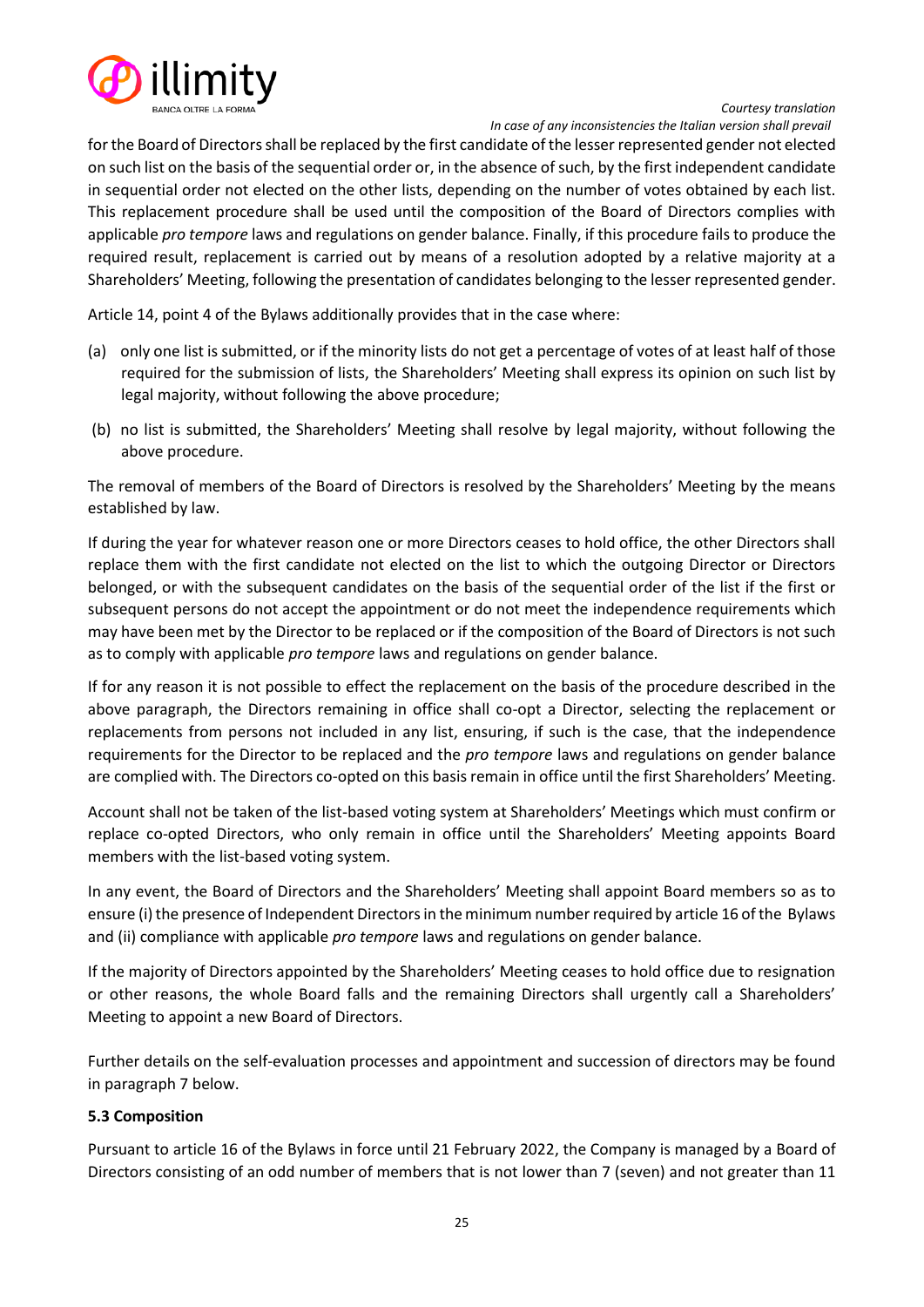for the Board of Directors shall be replaced by the first candidate of the lesser represented gender not elected on such list on the basis of the sequential order or, in the absence of such, by the first independent candidate in sequential order not elected on the other lists, depending on the number of votes obtained by each list. This replacement procedure shall be used until the composition of the Board of Directors complies with applicable *pro tempore* laws and regulations on gender balance. Finally, if this procedure fails to produce the required result, replacement is carried out by means of a resolution adopted by a relative majority at a Shareholders' Meeting, following the presentation of candidates belonging to the lesser represented gender.

Article 14, point 4 of the Bylaws additionally provides that in the case where:

(a) only one list is submitted, or if the minority lists do not get a percentage of votes of at least half of those required for the submission of lists, the Shareholders' Meeting shall express its opinion on such list by legal majority, without following the above procedure;

(b) no list is submitted, the Shareholders' Meeting shall resolve by legal majority, without following the above procedure.

The removal of members of the Board of Directors is resolved by the Shareholders' Meeting by the means established by law.

If during the year for whatever reason one or more Directors ceases to hold office, the other Directors shall replace them with the first candidate not elected on the list to which the outgoing Director or Directors belonged, or with the subsequent candidates on the basis of the sequential order of the list if the first or subsequent persons do not accept the appointment or do not meet the independence requirements which may have been met by the Director to be replaced or if the composition of the Board of Directors is not such as to comply with applicable *pro tempore* laws and regulations on gender balance.

If for any reason it is not possible to effect the replacement on the basis of the procedure described in the above paragraph, the Directors remaining in office shall co-opt a Director, selecting the replacement or replacements from persons not included in any list, ensuring, if such is the case, that the independence requirements for the Director to be replaced and the *pro tempore* laws and regulations on gender balance are complied with. The Directors co-opted on this basis remain in office until the first Shareholders' Meeting.

Account shall not be taken of the list-based voting system at Shareholders' Meetings which must confirm or replace co-opted Directors, who only remain in office until the Shareholders' Meeting appoints Board members with the list-based voting system.

In any event, the Board of Directors and the Shareholders' Meeting shall appoint Board members so as to ensure (i) the presence of Independent Directors in the minimum number required by article 16 of the Bylaws and (ii) compliance with applicable *pro tempore* laws and regulations on gender balance.

If the majority of Directors appointed by the Shareholders' Meeting ceases to hold office due to resignation or other reasons, the whole Board falls and the remaining Directors shall urgently call a Shareholders' Meeting to appoint a new Board of Directors.

Further details on the self-evaluation processes and appointment and succession of directors may be found in paragraph 7 below.

### 5.3 Composition

Pursuant to article 16 of the Bylaws in force until 21 February 2022, the Company is managed by a Board of Directors consisting of an odd number of members that is not lower than 7 (seven) and not greater than 11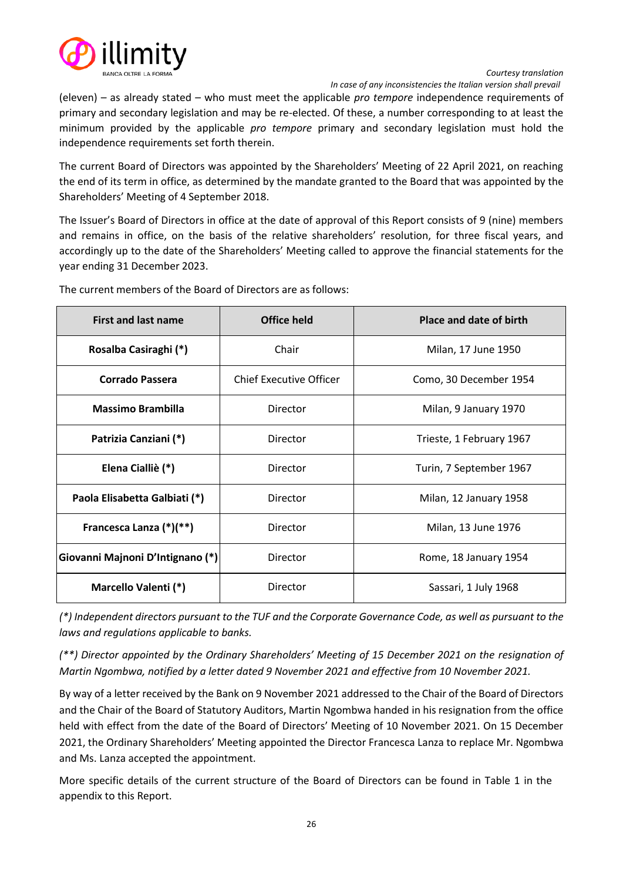(eleven) – as already stated – who must meet the applicable *pro tempore* independence requirements of primary and secondary legislation and may be re-elected. Of these, a number corresponding to at least the minimum provided by the applicable *pro tempore* primary and secondary legislation must hold the independence requirements set forth therein.

The current Board of Directors was appointed by the Shareholders' Meeting of 22 April 2021, on reaching the end of its term in office, as determined by the mandate granted to the Board that was appointed by the Shareholders' Meeting of 4 September 2018.

The Issuer's Board of Directors in office at the date of approval of this Report consists of 9 (nine) members and remains in office, on the basis of the relative shareholders' resolution, for three fiscal years, and accordingly up to the date of the Shareholders' Meeting called to approve the financial statements for the year ending 31 December 2023.

The current members of the Board of Directors are as follows:

| First and last name | Office held | Place and date of birth |
|---|---|---|
| **Rosalba Casiraghi (*)** | Chair | Milan, 17 June 1950 |
| **Corrado Passera** | Chief Executive Officer | Como, 30 December 1954 |
| **Massimo Brambilla** | Director | Milan, 9 January 1970 |
| **Patrizia Canziani (*)** | Director | Trieste, 1 February 1967 |
| **Elena Ciallié (*)** | Director | Turin, 7 September 1967 |
| **Paola Elisabetta Galbiati (*)** | Director | Milan, 12 January 1958 |
| **Francesca Lanza (*)(**)** | Director | Milan, 13 June 1976 |
| **Giovanni Majnoni D'Intignano (*)** | Director | Rome, 18 January 1954 |
| **Marcello Valenti (*)** | Director | Sassari, 1 July 1968 |

*(*) Independent directors pursuant to the TUF and the Corporate Governance Code, as well as pursuant to the laws and regulations applicable to banks.*

*(**) Director appointed by the Ordinary Shareholders' Meeting of 15 December 2021 on the resignation of Martin Ngombwa, notified by a letter dated 9 November 2021 and effective from 10 November 2021.*

By way of a letter received by the Bank on 9 November 2021 addressed to the Chair of the Board of Directors and the Chair of the Board of Statutory Auditors, Martin Ngombwa handed in his resignation from the office held with effect from the date of the Board of Directors' Meeting of 10 November 2021. On 15 December 2021, the Ordinary Shareholders' Meeting appointed the Director Francesca Lanza to replace Mr. Ngombwa and Ms. Lanza accepted the appointment.

More specific details of the current structure of the Board of Directors can be found in Table 1 in the appendix to this Report.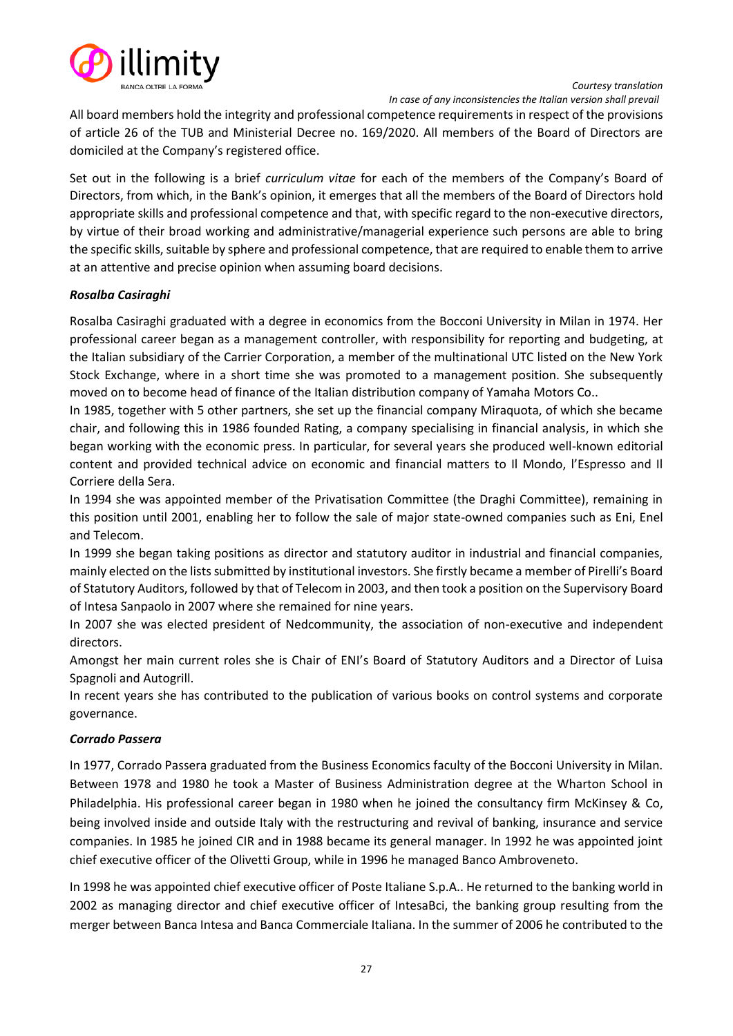All board members hold the integrity and professional competence requirements in respect of the provisions of article 26 of the TUB and Ministerial Decree no. 169/2020. All members of the Board of Directors are domiciled at the Company's registered office.

Set out in the following is a brief *curriculum vitae* for each of the members of the Company's Board of Directors, from which, in the Bank's opinion, it emerges that all the members of the Board of Directors hold appropriate skills and professional competence and that, with specific regard to the non-executive directors, by virtue of their broad working and administrative/managerial experience such persons are able to bring the specific skills, suitable by sphere and professional competence, that are required to enable them to arrive at an attentive and precise opinion when assuming board decisions.

***Rosalba Casiraghi***

Rosalba Casiraghi graduated with a degree in economics from the Bocconi University in Milan in 1974. Her professional career began as a management controller, with responsibility for reporting and budgeting, at the Italian subsidiary of the Carrier Corporation, a member of the multinational UTC listed on the New York Stock Exchange, where in a short time she was promoted to a management position. She subsequently moved on to become head of finance of the Italian distribution company of Yamaha Motors Co..

In 1985, together with 5 other partners, she set up the financial company Miraquota, of which she became chair, and following this in 1986 founded Rating, a company specialising in financial analysis, in which she began working with the economic press. In particular, for several years she produced well-known editorial content and provided technical advice on economic and financial matters to Il Mondo, l'Espresso and Il Corriere della Sera.

In 1994 she was appointed member of the Privatisation Committee (the Draghi Committee), remaining in this position until 2001, enabling her to follow the sale of major state-owned companies such as Eni, Enel and Telecom.

In 1999 she began taking positions as director and statutory auditor in industrial and financial companies, mainly elected on the lists submitted by institutional investors. She firstly became a member of Pirelli's Board of Statutory Auditors, followed by that of Telecom in 2003, and then took a position on the Supervisory Board of Intesa Sanpaolo in 2007 where she remained for nine years.

In 2007 she was elected president of Nedcommunity, the association of non-executive and independent directors.

Amongst her main current roles she is Chair of ENI's Board of Statutory Auditors and a Director of Luisa Spagnoli and Autogrill.

In recent years she has contributed to the publication of various books on control systems and corporate governance.

***Corrado Passera***

In 1977, Corrado Passera graduated from the Business Economics faculty of the Bocconi University in Milan. Between 1978 and 1980 he took a Master of Business Administration degree at the Wharton School in Philadelphia. His professional career began in 1980 when he joined the consultancy firm McKinsey & Co, being involved inside and outside Italy with the restructuring and revival of banking, insurance and service companies. In 1985 he joined CIR and in 1988 became its general manager. In 1992 he was appointed joint chief executive officer of the Olivetti Group, while in 1996 he managed Banco Ambroveneto.

In 1998 he was appointed chief executive officer of Poste Italiane S.p.A.. He returned to the banking world in 2002 as managing director and chief executive officer of IntesaBci, the banking group resulting from the merger between Banca Intesa and Banca Commerciale Italiana. In the summer of 2006 he contributed to the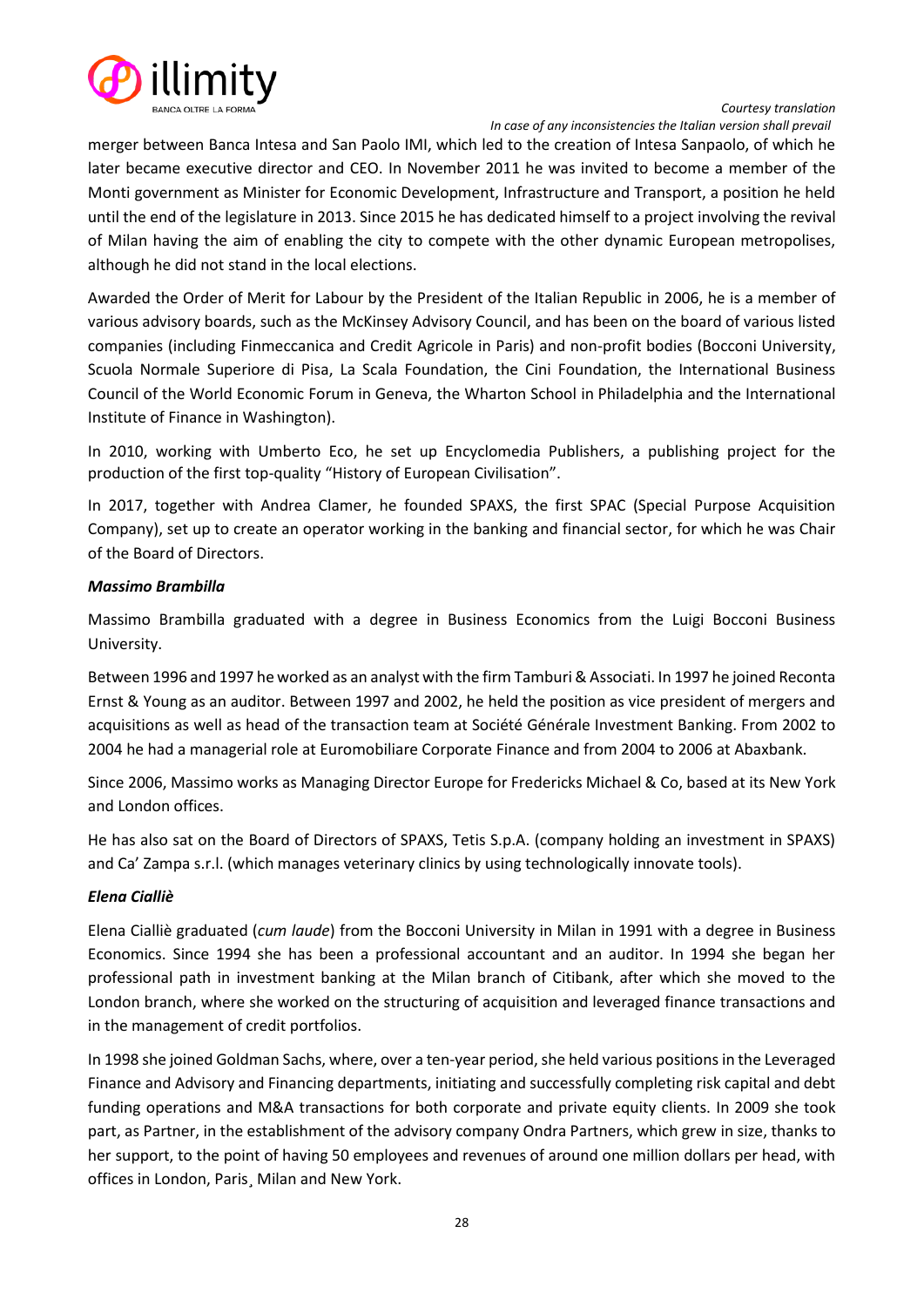merger between Banca Intesa and San Paolo IMI, which led to the creation of Intesa Sanpaolo, of which he later became executive director and CEO. In November 2011 he was invited to become a member of the Monti government as Minister for Economic Development, Infrastructure and Transport, a position he held until the end of the legislature in 2013. Since 2015 he has dedicated himself to a project involving the revival of Milan having the aim of enabling the city to compete with the other dynamic European metropolises, although he did not stand in the local elections.

Awarded the Order of Merit for Labour by the President of the Italian Republic in 2006, he is a member of various advisory boards, such as the McKinsey Advisory Council, and has been on the board of various listed companies (including Finmeccanica and Credit Agricole in Paris) and non-profit bodies (Bocconi University, Scuola Normale Superiore di Pisa, La Scala Foundation, the Cini Foundation, the International Business Council of the World Economic Forum in Geneva, the Wharton School in Philadelphia and the International Institute of Finance in Washington).

In 2010, working with Umberto Eco, he set up Encyclomedia Publishers, a publishing project for the production of the first top-quality "History of European Civilisation".

In 2017, together with Andrea Clamer, he founded SPAXS, the first SPAC (Special Purpose Acquisition Company), set up to create an operator working in the banking and financial sector, for which he was Chair of the Board of Directors.

***Massimo Brambilla***

Massimo Brambilla graduated with a degree in Business Economics from the Luigi Bocconi Business University.

Between 1996 and 1997 he worked as an analyst with the firm Tamburi & Associati. In 1997 he joined Reconta Ernst & Young as an auditor. Between 1997 and 2002, he held the position as vice president of mergers and acquisitions as well as head of the transaction team at Société Générale Investment Banking. From 2002 to 2004 he had a managerial role at Euromobiliare Corporate Finance and from 2004 to 2006 at Abaxbank.

Since 2006, Massimo works as Managing Director Europe for Fredericks Michael & Co, based at its New York and London offices.

He has also sat on the Board of Directors of SPAXS, Tetis S.p.A. (company holding an investment in SPAXS) and Ca' Zampa s.r.l. (which manages veterinary clinics by using technologically innovate tools).

***Elena Cialliè***

Elena Cialliè graduated (*cum laude*) from the Bocconi University in Milan in 1991 with a degree in Business Economics. Since 1994 she has been a professional accountant and an auditor. In 1994 she began her professional path in investment banking at the Milan branch of Citibank, after which she moved to the London branch, where she worked on the structuring of acquisition and leveraged finance transactions and in the management of credit portfolios.

In 1998 she joined Goldman Sachs, where, over a ten-year period, she held various positions in the Leveraged Finance and Advisory and Financing departments, initiating and successfully completing risk capital and debt funding operations and M&A transactions for both corporate and private equity clients. In 2009 she took part, as Partner, in the establishment of the advisory company Ondra Partners, which grew in size, thanks to her support, to the point of having 50 employees and revenues of around one million dollars per head, with offices in London, Paris¸ Milan and New York.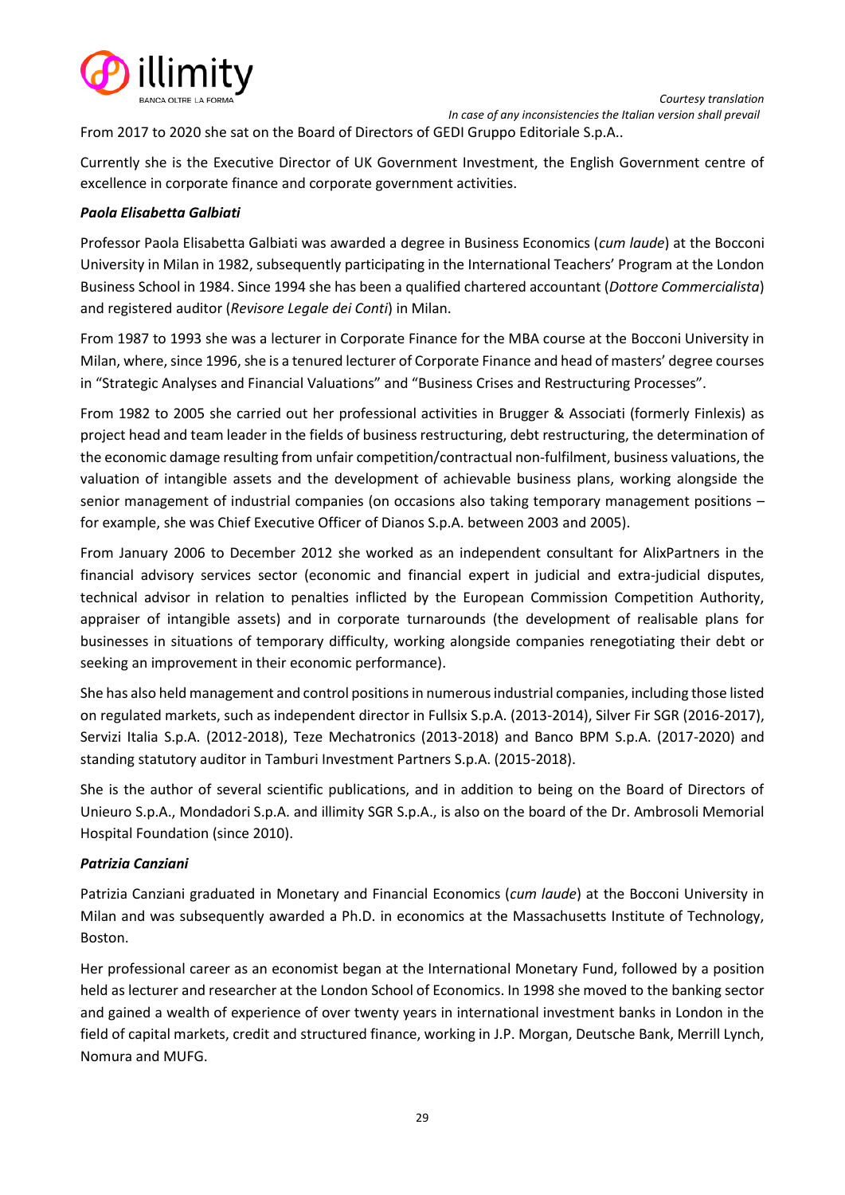From 2017 to 2020 she sat on the Board of Directors of GEDI Gruppo Editoriale S.p.A..

Currently she is the Executive Director of UK Government Investment, the English Government centre of excellence in corporate finance and corporate government activities.

***Paola Elisabetta Galbiati***

Professor Paola Elisabetta Galbiati was awarded a degree in Business Economics (*cum laude*) at the Bocconi University in Milan in 1982, subsequently participating in the International Teachers' Program at the London Business School in 1984. Since 1994 she has been a qualified chartered accountant (*Dottore Commercialista*) and registered auditor (*Revisore Legale dei Conti*) in Milan.

From 1987 to 1993 she was a lecturer in Corporate Finance for the MBA course at the Bocconi University in Milan, where, since 1996, she is a tenured lecturer of Corporate Finance and head of masters' degree courses in "Strategic Analyses and Financial Valuations" and "Business Crises and Restructuring Processes".

From 1982 to 2005 she carried out her professional activities in Brugger & Associati (formerly Finlexis) as project head and team leader in the fields of business restructuring, debt restructuring, the determination of the economic damage resulting from unfair competition/contractual non-fulfilment, business valuations, the valuation of intangible assets and the development of achievable business plans, working alongside the senior management of industrial companies (on occasions also taking temporary management positions – for example, she was Chief Executive Officer of Dianos S.p.A. between 2003 and 2005).

From January 2006 to December 2012 she worked as an independent consultant for AlixPartners in the financial advisory services sector (economic and financial expert in judicial and extra-judicial disputes, technical advisor in relation to penalties inflicted by the European Commission Competition Authority, appraiser of intangible assets) and in corporate turnarounds (the development of realisable plans for businesses in situations of temporary difficulty, working alongside companies renegotiating their debt or seeking an improvement in their economic performance).

She has also held management and control positions in numerous industrial companies, including those listed on regulated markets, such as independent director in Fullsix S.p.A. (2013-2014), Silver Fir SGR (2016-2017), Servizi Italia S.p.A. (2012-2018), Teze Mechatronics (2013-2018) and Banco BPM S.p.A. (2017-2020) and standing statutory auditor in Tamburi Investment Partners S.p.A. (2015-2018).

She is the author of several scientific publications, and in addition to being on the Board of Directors of Unieuro S.p.A., Mondadori S.p.A. and illimity SGR S.p.A., is also on the board of the Dr. Ambrosoli Memorial Hospital Foundation (since 2010).

***Patrizia Canziani***

Patrizia Canziani graduated in Monetary and Financial Economics (*cum laude*) at the Bocconi University in Milan and was subsequently awarded a Ph.D. in economics at the Massachusetts Institute of Technology, Boston.

Her professional career as an economist began at the International Monetary Fund, followed by a position held as lecturer and researcher at the London School of Economics. In 1998 she moved to the banking sector and gained a wealth of experience of over twenty years in international investment banks in London in the field of capital markets, credit and structured finance, working in J.P. Morgan, Deutsche Bank, Merrill Lynch, Nomura and MUFG.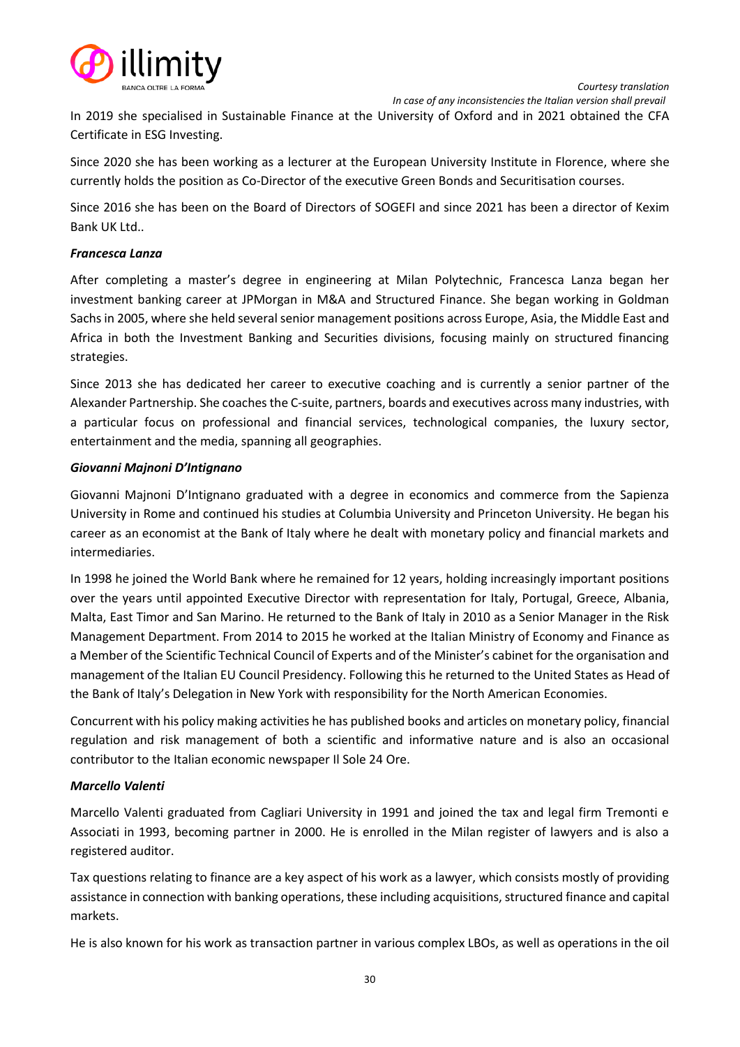In 2019 she specialised in Sustainable Finance at the University of Oxford and in 2021 obtained the CFA Certificate in ESG Investing.

Since 2020 she has been working as a lecturer at the European University Institute in Florence, where she currently holds the position as Co-Director of the executive Green Bonds and Securitisation courses.

Since 2016 she has been on the Board of Directors of SOGEFI and since 2021 has been a director of Kexim Bank UK Ltd..

***Francesca Lanza***

After completing a master's degree in engineering at Milan Polytechnic, Francesca Lanza began her investment banking career at JPMorgan in M&A and Structured Finance. She began working in Goldman Sachs in 2005, where she held several senior management positions across Europe, Asia, the Middle East and Africa in both the Investment Banking and Securities divisions, focusing mainly on structured financing strategies.

Since 2013 she has dedicated her career to executive coaching and is currently a senior partner of the Alexander Partnership. She coaches the C-suite, partners, boards and executives across many industries, with a particular focus on professional and financial services, technological companies, the luxury sector, entertainment and the media, spanning all geographies.

***Giovanni Majnoni D'Intignano***

Giovanni Majnoni D'Intignano graduated with a degree in economics and commerce from the Sapienza University in Rome and continued his studies at Columbia University and Princeton University. He began his career as an economist at the Bank of Italy where he dealt with monetary policy and financial markets and intermediaries.

In 1998 he joined the World Bank where he remained for 12 years, holding increasingly important positions over the years until appointed Executive Director with representation for Italy, Portugal, Greece, Albania, Malta, East Timor and San Marino. He returned to the Bank of Italy in 2010 as a Senior Manager in the Risk Management Department. From 2014 to 2015 he worked at the Italian Ministry of Economy and Finance as a Member of the Scientific Technical Council of Experts and of the Minister's cabinet for the organisation and management of the Italian EU Council Presidency. Following this he returned to the United States as Head of the Bank of Italy's Delegation in New York with responsibility for the North American Economies.

Concurrent with his policy making activities he has published books and articles on monetary policy, financial regulation and risk management of both a scientific and informative nature and is also an occasional contributor to the Italian economic newspaper Il Sole 24 Ore.

***Marcello Valenti***

Marcello Valenti graduated from Cagliari University in 1991 and joined the tax and legal firm Tremonti e Associati in 1993, becoming partner in 2000. He is enrolled in the Milan register of lawyers and is also a registered auditor.

Tax questions relating to finance are a key aspect of his work as a lawyer, which consists mostly of providing assistance in connection with banking operations, these including acquisitions, structured finance and capital markets.

He is also known for his work as transaction partner in various complex LBOs, as well as operations in the oil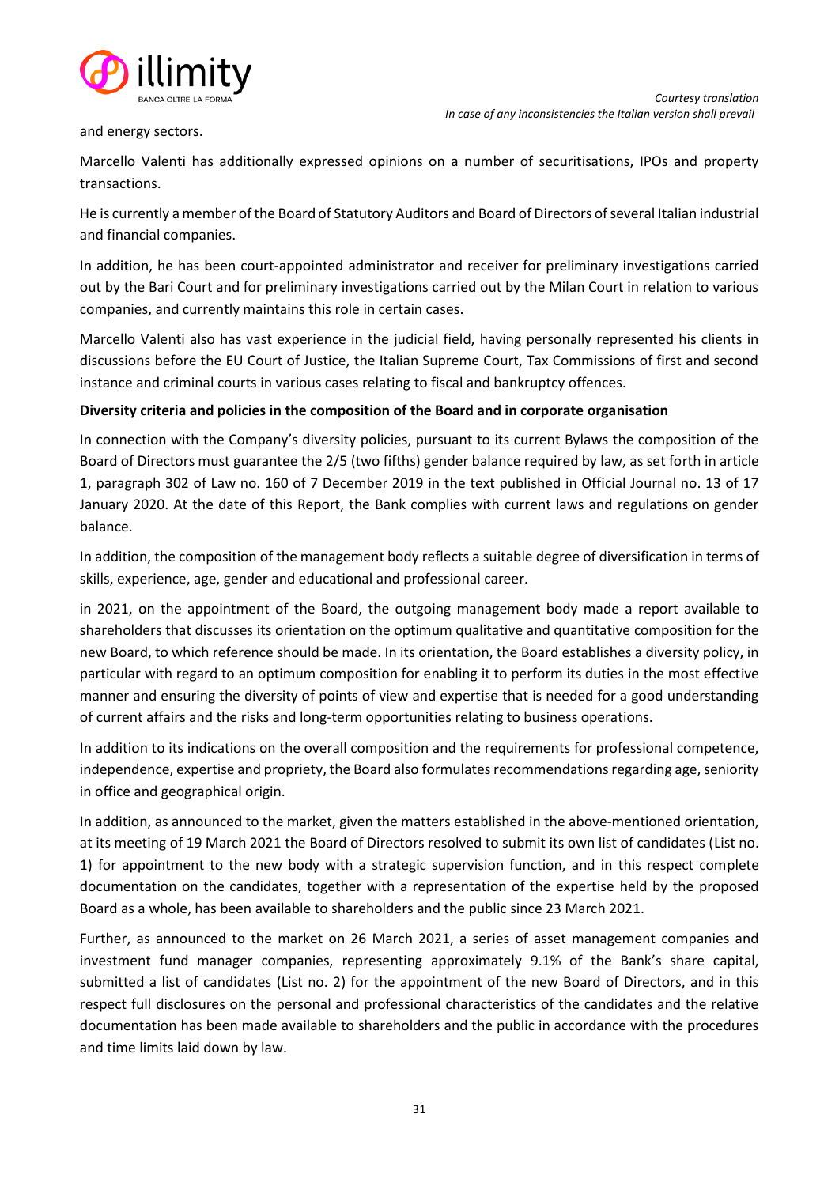and energy sectors.

Marcello Valenti has additionally expressed opinions on a number of securitisations, IPOs and property transactions.

He is currently a member of the Board of Statutory Auditors and Board of Directors of several Italian industrial and financial companies.

In addition, he has been court-appointed administrator and receiver for preliminary investigations carried out by the Bari Court and for preliminary investigations carried out by the Milan Court in relation to various companies, and currently maintains this role in certain cases.

Marcello Valenti also has vast experience in the judicial field, having personally represented his clients in discussions before the EU Court of Justice, the Italian Supreme Court, Tax Commissions of first and second instance and criminal courts in various cases relating to fiscal and bankruptcy offences.

**Diversity criteria and policies in the composition of the Board and in corporate organisation**

In connection with the Company's diversity policies, pursuant to its current Bylaws the composition of the Board of Directors must guarantee the 2/5 (two fifths) gender balance required by law, as set forth in article 1, paragraph 302 of Law no. 160 of 7 December 2019 in the text published in Official Journal no. 13 of 17 January 2020. At the date of this Report, the Bank complies with current laws and regulations on gender balance.

In addition, the composition of the management body reflects a suitable degree of diversification in terms of skills, experience, age, gender and educational and professional career.

in 2021, on the appointment of the Board, the outgoing management body made a report available to shareholders that discusses its orientation on the optimum qualitative and quantitative composition for the new Board, to which reference should be made. In its orientation, the Board establishes a diversity policy, in particular with regard to an optimum composition for enabling it to perform its duties in the most effective manner and ensuring the diversity of points of view and expertise that is needed for a good understanding of current affairs and the risks and long-term opportunities relating to business operations.

In addition to its indications on the overall composition and the requirements for professional competence, independence, expertise and propriety, the Board also formulates recommendations regarding age, seniority in office and geographical origin.

In addition, as announced to the market, given the matters established in the above-mentioned orientation, at its meeting of 19 March 2021 the Board of Directors resolved to submit its own list of candidates (List no. 1) for appointment to the new body with a strategic supervision function, and in this respect complete documentation on the candidates, together with a representation of the expertise held by the proposed Board as a whole, has been available to shareholders and the public since 23 March 2021.

Further, as announced to the market on 26 March 2021, a series of asset management companies and investment fund manager companies, representing approximately 9.1% of the Bank's share capital, submitted a list of candidates (List no. 2) for the appointment of the new Board of Directors, and in this respect full disclosures on the personal and professional characteristics of the candidates and the relative documentation has been made available to shareholders and the public in accordance with the procedures and time limits laid down by law.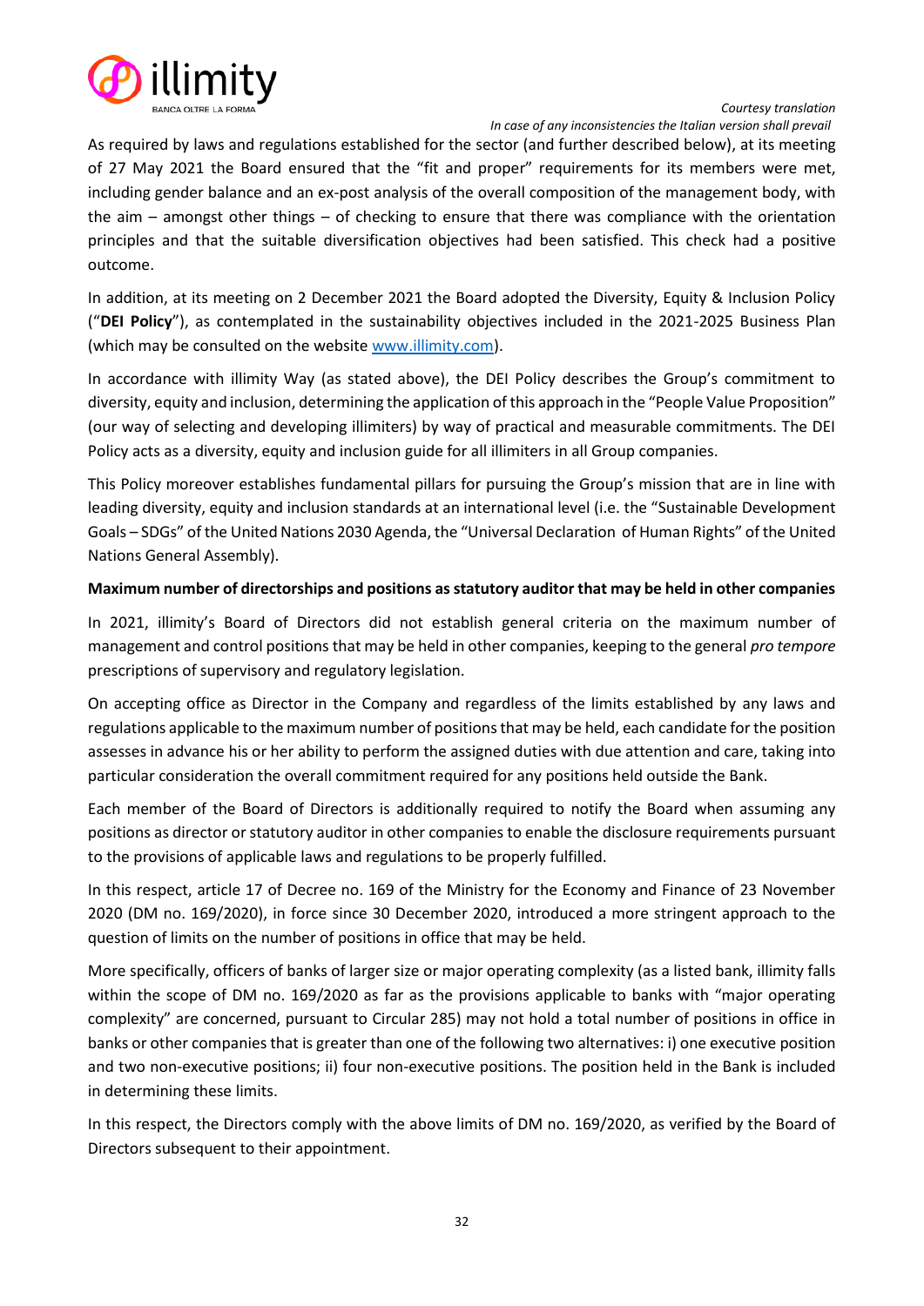As required by laws and regulations established for the sector (and further described below), at its meeting of 27 May 2021 the Board ensured that the "fit and proper" requirements for its members were met, including gender balance and an ex-post analysis of the overall composition of the management body, with the aim – amongst other things – of checking to ensure that there was compliance with the orientation principles and that the suitable diversification objectives had been satisfied. This check had a positive outcome.

In addition, at its meeting on 2 December 2021 the Board adopted the Diversity, Equity & Inclusion Policy ("**DEI Policy**"), as contemplated in the sustainability objectives included in the 2021-2025 Business Plan (which may be consulted on the website www.illimity.com).

In accordance with illimity Way (as stated above), the DEI Policy describes the Group's commitment to diversity, equity and inclusion, determining the application of this approach in the "People Value Proposition" (our way of selecting and developing illimiters) by way of practical and measurable commitments. The DEI Policy acts as a diversity, equity and inclusion guide for all illimiters in all Group companies.

This Policy moreover establishes fundamental pillars for pursuing the Group's mission that are in line with leading diversity, equity and inclusion standards at an international level (i.e. the "Sustainable Development Goals – SDGs" of the United Nations 2030 Agenda, the "Universal Declaration of Human Rights" of the United Nations General Assembly).

**Maximum number of directorships and positions as statutory auditor that may be held in other companies**

In 2021, illimity's Board of Directors did not establish general criteria on the maximum number of management and control positions that may be held in other companies, keeping to the general *pro tempore* prescriptions of supervisory and regulatory legislation.

On accepting office as Director in the Company and regardless of the limits established by any laws and regulations applicable to the maximum number of positions that may be held, each candidate for the position assesses in advance his or her ability to perform the assigned duties with due attention and care, taking into particular consideration the overall commitment required for any positions held outside the Bank.

Each member of the Board of Directors is additionally required to notify the Board when assuming any positions as director or statutory auditor in other companies to enable the disclosure requirements pursuant to the provisions of applicable laws and regulations to be properly fulfilled.

In this respect, article 17 of Decree no. 169 of the Ministry for the Economy and Finance of 23 November 2020 (DM no. 169/2020), in force since 30 December 2020, introduced a more stringent approach to the question of limits on the number of positions in office that may be held.

More specifically, officers of banks of larger size or major operating complexity (as a listed bank, illimity falls within the scope of DM no. 169/2020 as far as the provisions applicable to banks with "major operating complexity" are concerned, pursuant to Circular 285) may not hold a total number of positions in office in banks or other companies that is greater than one of the following two alternatives: i) one executive position and two non-executive positions; ii) four non-executive positions. The position held in the Bank is included in determining these limits.

In this respect, the Directors comply with the above limits of DM no. 169/2020, as verified by the Board of Directors subsequent to their appointment.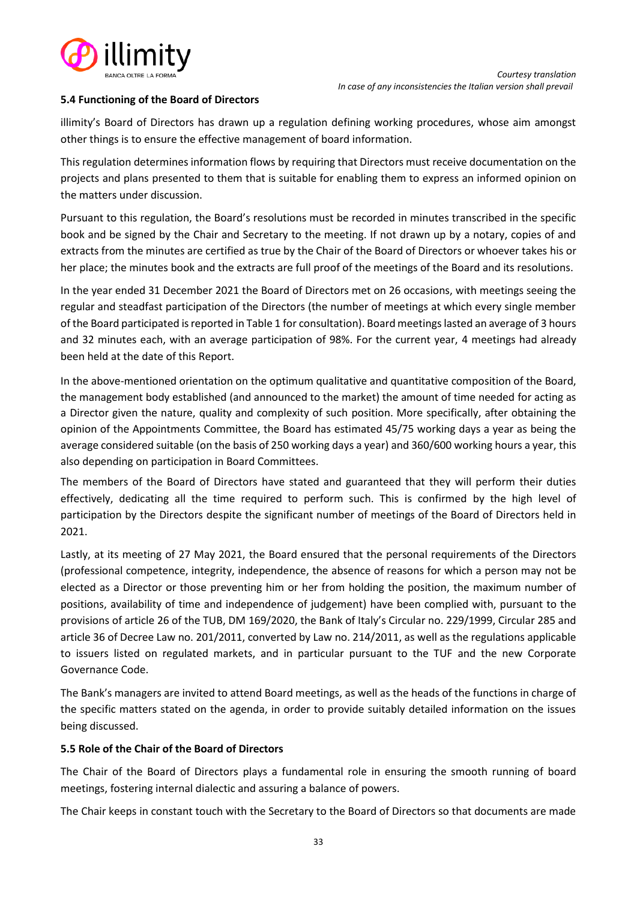### 5.4 Functioning of the Board of Directors

illimity's Board of Directors has drawn up a regulation defining working procedures, whose aim amongst other things is to ensure the effective management of board information.

This regulation determines information flows by requiring that Directors must receive documentation on the projects and plans presented to them that is suitable for enabling them to express an informed opinion on the matters under discussion.

Pursuant to this regulation, the Board's resolutions must be recorded in minutes transcribed in the specific book and be signed by the Chair and Secretary to the meeting. If not drawn up by a notary, copies of and extracts from the minutes are certified as true by the Chair of the Board of Directors or whoever takes his or her place; the minutes book and the extracts are full proof of the meetings of the Board and its resolutions.

In the year ended 31 December 2021 the Board of Directors met on 26 occasions, with meetings seeing the regular and steadfast participation of the Directors (the number of meetings at which every single member of the Board participated is reported in Table 1 for consultation). Board meetings lasted an average of 3 hours and 32 minutes each, with an average participation of 98%. For the current year, 4 meetings had already been held at the date of this Report.

In the above-mentioned orientation on the optimum qualitative and quantitative composition of the Board, the management body established (and announced to the market) the amount of time needed for acting as a Director given the nature, quality and complexity of such position. More specifically, after obtaining the opinion of the Appointments Committee, the Board has estimated 45/75 working days a year as being the average considered suitable (on the basis of 250 working days a year) and 360/600 working hours a year, this also depending on participation in Board Committees.

The members of the Board of Directors have stated and guaranteed that they will perform their duties effectively, dedicating all the time required to perform such. This is confirmed by the high level of participation by the Directors despite the significant number of meetings of the Board of Directors held in 2021.

Lastly, at its meeting of 27 May 2021, the Board ensured that the personal requirements of the Directors (professional competence, integrity, independence, the absence of reasons for which a person may not be elected as a Director or those preventing him or her from holding the position, the maximum number of positions, availability of time and independence of judgement) have been complied with, pursuant to the provisions of article 26 of the TUB, DM 169/2020, the Bank of Italy's Circular no. 229/1999, Circular 285 and article 36 of Decree Law no. 201/2011, converted by Law no. 214/2011, as well as the regulations applicable to issuers listed on regulated markets, and in particular pursuant to the TUF and the new Corporate Governance Code.

The Bank's managers are invited to attend Board meetings, as well as the heads of the functions in charge of the specific matters stated on the agenda, in order to provide suitably detailed information on the issues being discussed.

### 5.5 Role of the Chair of the Board of Directors

The Chair of the Board of Directors plays a fundamental role in ensuring the smooth running of board meetings, fostering internal dialectic and assuring a balance of powers.

The Chair keeps in constant touch with the Secretary to the Board of Directors so that documents are made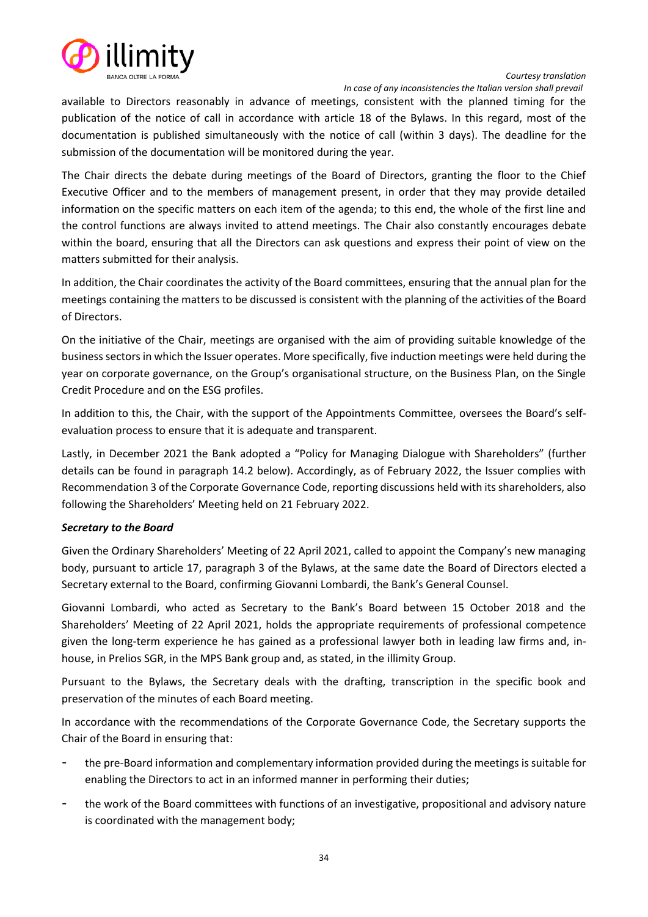available to Directors reasonably in advance of meetings, consistent with the planned timing for the publication of the notice of call in accordance with article 18 of the Bylaws. In this regard, most of the documentation is published simultaneously with the notice of call (within 3 days). The deadline for the submission of the documentation will be monitored during the year.

The Chair directs the debate during meetings of the Board of Directors, granting the floor to the Chief Executive Officer and to the members of management present, in order that they may provide detailed information on the specific matters on each item of the agenda; to this end, the whole of the first line and the control functions are always invited to attend meetings. The Chair also constantly encourages debate within the board, ensuring that all the Directors can ask questions and express their point of view on the matters submitted for their analysis.

In addition, the Chair coordinates the activity of the Board committees, ensuring that the annual plan for the meetings containing the matters to be discussed is consistent with the planning of the activities of the Board of Directors.

On the initiative of the Chair, meetings are organised with the aim of providing suitable knowledge of the business sectors in which the Issuer operates. More specifically, five induction meetings were held during the year on corporate governance, on the Group's organisational structure, on the Business Plan, on the Single Credit Procedure and on the ESG profiles.

In addition to this, the Chair, with the support of the Appointments Committee, oversees the Board's self-evaluation process to ensure that it is adequate and transparent.

Lastly, in December 2021 the Bank adopted a "Policy for Managing Dialogue with Shareholders" (further details can be found in paragraph 14.2 below). Accordingly, as of February 2022, the Issuer complies with Recommendation 3 of the Corporate Governance Code, reporting discussions held with its shareholders, also following the Shareholders' Meeting held on 21 February 2022.

***Secretary to the Board***

Given the Ordinary Shareholders' Meeting of 22 April 2021, called to appoint the Company's new managing body, pursuant to article 17, paragraph 3 of the Bylaws, at the same date the Board of Directors elected a Secretary external to the Board, confirming Giovanni Lombardi, the Bank's General Counsel.

Giovanni Lombardi, who acted as Secretary to the Bank's Board between 15 October 2018 and the Shareholders' Meeting of 22 April 2021, holds the appropriate requirements of professional competence given the long-term experience he has gained as a professional lawyer both in leading law firms and, in-house, in Prelios SGR, in the MPS Bank group and, as stated, in the illimity Group.

Pursuant to the Bylaws, the Secretary deals with the drafting, transcription in the specific book and preservation of the minutes of each Board meeting.

In accordance with the recommendations of the Corporate Governance Code, the Secretary supports the Chair of the Board in ensuring that:

- the pre-Board information and complementary information provided during the meetings is suitable for enabling the Directors to act in an informed manner in performing their duties;
- the work of the Board committees with functions of an investigative, propositional and advisory nature is coordinated with the management body;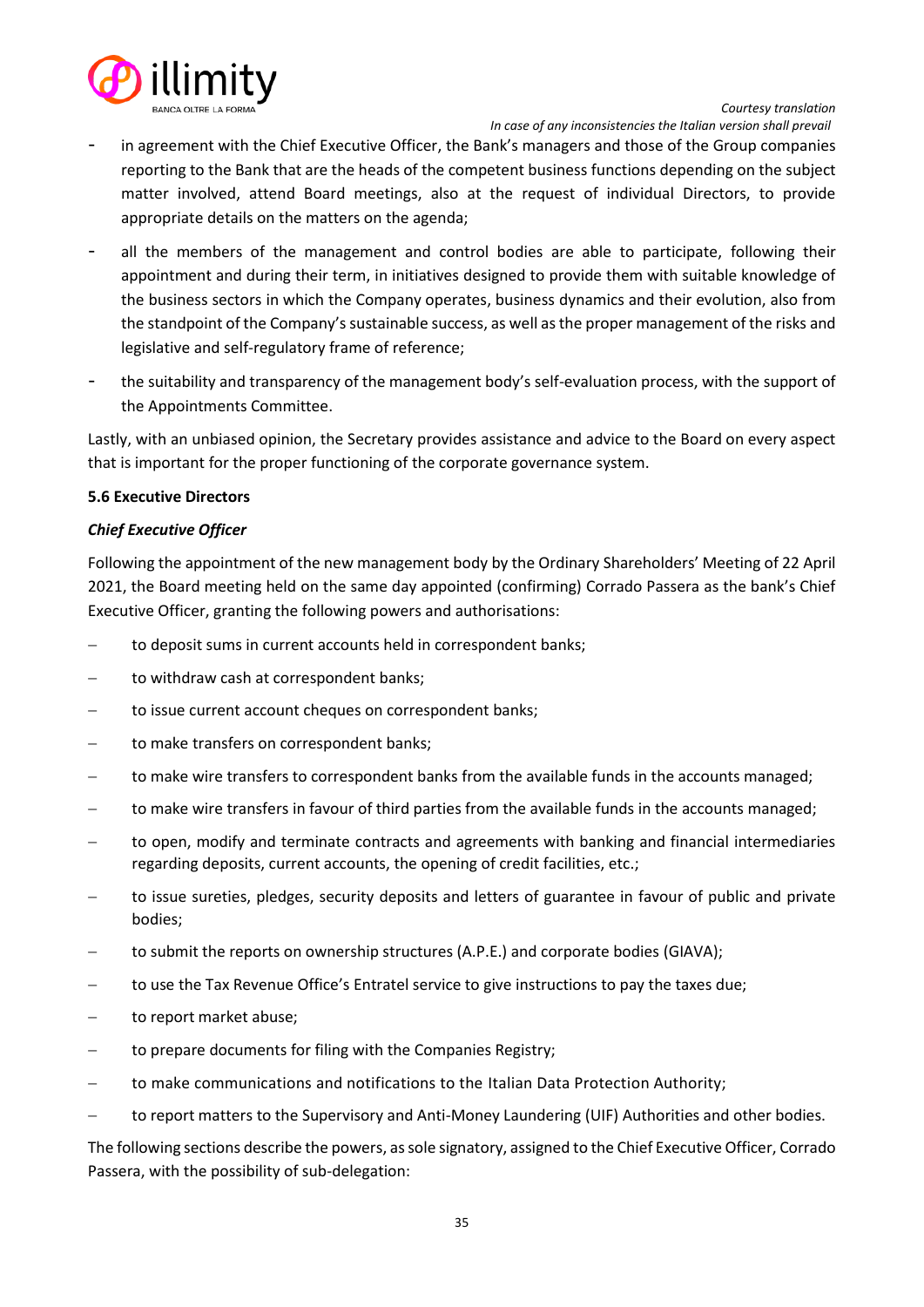- in agreement with the Chief Executive Officer, the Bank's managers and those of the Group companies reporting to the Bank that are the heads of the competent business functions depending on the subject matter involved, attend Board meetings, also at the request of individual Directors, to provide appropriate details on the matters on the agenda;
- all the members of the management and control bodies are able to participate, following their appointment and during their term, in initiatives designed to provide them with suitable knowledge of the business sectors in which the Company operates, business dynamics and their evolution, also from the standpoint of the Company's sustainable success, as well as the proper management of the risks and legislative and self-regulatory frame of reference;
- the suitability and transparency of the management body's self-evaluation process, with the support of the Appointments Committee.

Lastly, with an unbiased opinion, the Secretary provides assistance and advice to the Board on every aspect that is important for the proper functioning of the corporate governance system.

**5.6 Executive Directors**

***Chief Executive Officer***

Following the appointment of the new management body by the Ordinary Shareholders' Meeting of 22 April 2021, the Board meeting held on the same day appointed (confirming) Corrado Passera as the bank's Chief Executive Officer, granting the following powers and authorisations:

- to deposit sums in current accounts held in correspondent banks;
- to withdraw cash at correspondent banks;
- to issue current account cheques on correspondent banks;
- to make transfers on correspondent banks;
- to make wire transfers to correspondent banks from the available funds in the accounts managed;
- to make wire transfers in favour of third parties from the available funds in the accounts managed;
- to open, modify and terminate contracts and agreements with banking and financial intermediaries regarding deposits, current accounts, the opening of credit facilities, etc.;
- to issue sureties, pledges, security deposits and letters of guarantee in favour of public and private bodies;
- to submit the reports on ownership structures (A.P.E.) and corporate bodies (GIAVA);
- to use the Tax Revenue Office's Entratel service to give instructions to pay the taxes due;
- to report market abuse;
- to prepare documents for filing with the Companies Registry;
- to make communications and notifications to the Italian Data Protection Authority;
- to report matters to the Supervisory and Anti-Money Laundering (UIF) Authorities and other bodies.

The following sections describe the powers, as sole signatory, assigned to the Chief Executive Officer, Corrado Passera, with the possibility of sub-delegation: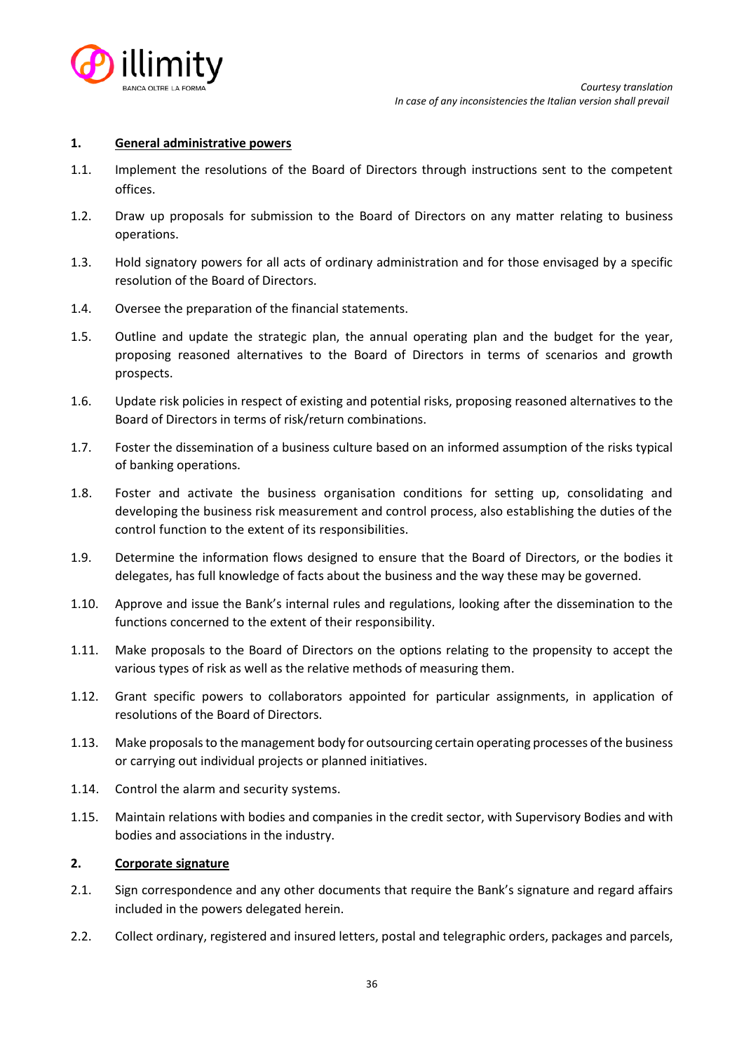*Courtesy translation*
*In case of any inconsistencies the Italian version shall prevail*

**1. General administrative powers**

1.1. Implement the resolutions of the Board of Directors through instructions sent to the competent offices.

1.2. Draw up proposals for submission to the Board of Directors on any matter relating to business operations.

1.3. Hold signatory powers for all acts of ordinary administration and for those envisaged by a specific resolution of the Board of Directors.

1.4. Oversee the preparation of the financial statements.

1.5. Outline and update the strategic plan, the annual operating plan and the budget for the year, proposing reasoned alternatives to the Board of Directors in terms of scenarios and growth prospects.

1.6. Update risk policies in respect of existing and potential risks, proposing reasoned alternatives to the Board of Directors in terms of risk/return combinations.

1.7. Foster the dissemination of a business culture based on an informed assumption of the risks typical of banking operations.

1.8. Foster and activate the business organisation conditions for setting up, consolidating and developing the business risk measurement and control process, also establishing the duties of the control function to the extent of its responsibilities.

1.9. Determine the information flows designed to ensure that the Board of Directors, or the bodies it delegates, has full knowledge of facts about the business and the way these may be governed.

1.10. Approve and issue the Bank's internal rules and regulations, looking after the dissemination to the functions concerned to the extent of their responsibility.

1.11. Make proposals to the Board of Directors on the options relating to the propensity to accept the various types of risk as well as the relative methods of measuring them.

1.12. Grant specific powers to collaborators appointed for particular assignments, in application of resolutions of the Board of Directors.

1.13. Make proposals to the management body for outsourcing certain operating processes of the business or carrying out individual projects or planned initiatives.

1.14. Control the alarm and security systems.

1.15. Maintain relations with bodies and companies in the credit sector, with Supervisory Bodies and with bodies and associations in the industry.

**2. Corporate signature**

2.1. Sign correspondence and any other documents that require the Bank's signature and regard affairs included in the powers delegated herein.

2.2. Collect ordinary, registered and insured letters, postal and telegraphic orders, packages and parcels,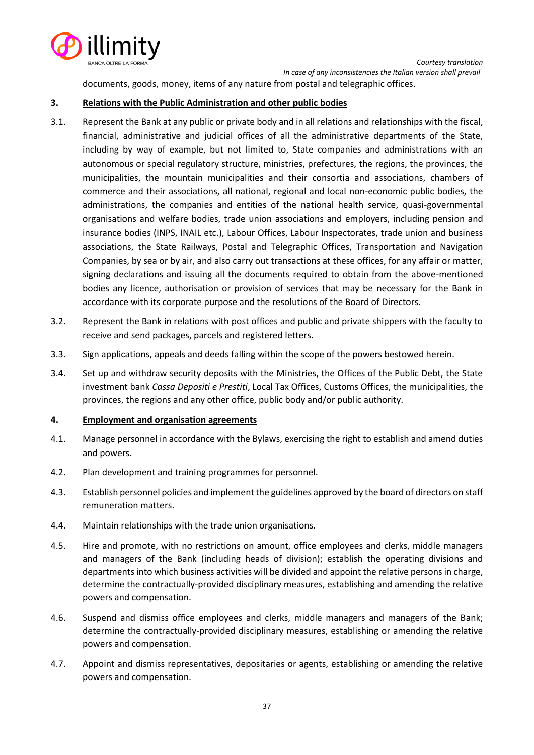documents, goods, money, items of any nature from postal and telegraphic offices.

**3. Relations with the Public Administration and other public bodies**

3.1. Represent the Bank at any public or private body and in all relations and relationships with the fiscal, financial, administrative and judicial offices of all the administrative departments of the State, including by way of example, but not limited to, State companies and administrations with an autonomous or special regulatory structure, ministries, prefectures, the regions, the provinces, the municipalities, the mountain municipalities and their consortia and associations, chambers of commerce and their associations, all national, regional and local non-economic public bodies, the administrations, the companies and entities of the national health service, quasi-governmental organisations and welfare bodies, trade union associations and employers, including pension and insurance bodies (INPS, INAIL etc.), Labour Offices, Labour Inspectorates, trade union and business associations, the State Railways, Postal and Telegraphic Offices, Transportation and Navigation Companies, by sea or by air, and also carry out transactions at these offices, for any affair or matter, signing declarations and issuing all the documents required to obtain from the above-mentioned bodies any licence, authorisation or provision of services that may be necessary for the Bank in accordance with its corporate purpose and the resolutions of the Board of Directors.

3.2. Represent the Bank in relations with post offices and public and private shippers with the faculty to receive and send packages, parcels and registered letters.

3.3. Sign applications, appeals and deeds falling within the scope of the powers bestowed herein.

3.4. Set up and withdraw security deposits with the Ministries, the Offices of the Public Debt, the State investment bank *Cassa Depositi e Prestiti*, Local Tax Offices, Customs Offices, the municipalities, the provinces, the regions and any other office, public body and/or public authority.

**4. Employment and organisation agreements**

4.1. Manage personnel in accordance with the Bylaws, exercising the right to establish and amend duties and powers.

4.2. Plan development and training programmes for personnel.

4.3. Establish personnel policies and implement the guidelines approved by the board of directors on staff remuneration matters.

4.4. Maintain relationships with the trade union organisations.

4.5. Hire and promote, with no restrictions on amount, office employees and clerks, middle managers and managers of the Bank (including heads of division); establish the operating divisions and departments into which business activities will be divided and appoint the relative persons in charge, determine the contractually-provided disciplinary measures, establishing and amending the relative powers and compensation.

4.6. Suspend and dismiss office employees and clerks, middle managers and managers of the Bank; determine the contractually-provided disciplinary measures, establishing or amending the relative powers and compensation.

4.7. Appoint and dismiss representatives, depositaries or agents, establishing or amending the relative powers and compensation.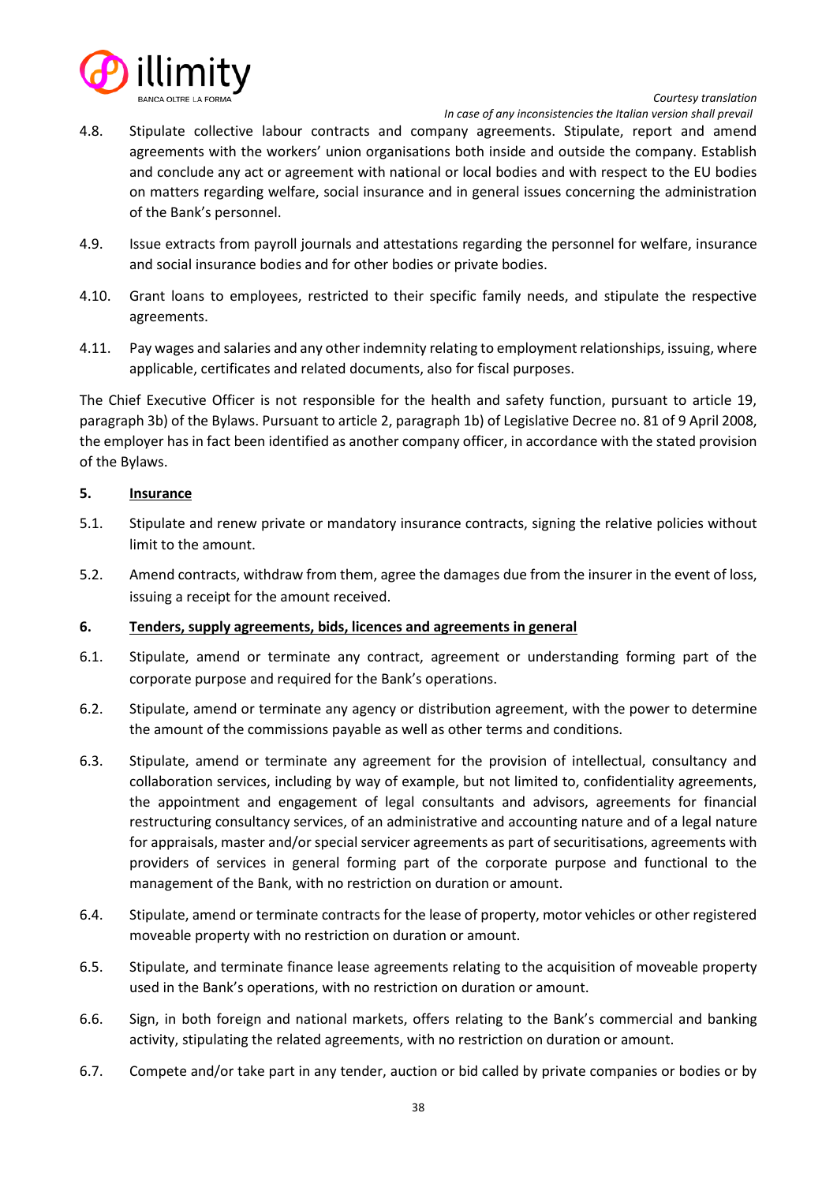4.8. Stipulate collective labour contracts and company agreements. Stipulate, report and amend agreements with the workers' union organisations both inside and outside the company. Establish and conclude any act or agreement with national or local bodies and with respect to the EU bodies on matters regarding welfare, social insurance and in general issues concerning the administration of the Bank's personnel.

4.9. Issue extracts from payroll journals and attestations regarding the personnel for welfare, insurance and social insurance bodies and for other bodies or private bodies.

4.10. Grant loans to employees, restricted to their specific family needs, and stipulate the respective agreements.

4.11. Pay wages and salaries and any other indemnity relating to employment relationships, issuing, where applicable, certificates and related documents, also for fiscal purposes.

The Chief Executive Officer is not responsible for the health and safety function, pursuant to article 19, paragraph 3b) of the Bylaws. Pursuant to article 2, paragraph 1b) of Legislative Decree no. 81 of 9 April 2008, the employer has in fact been identified as another company officer, in accordance with the stated provision of the Bylaws.

**5. <u>Insurance</u>**

5.1. Stipulate and renew private or mandatory insurance contracts, signing the relative policies without limit to the amount.

5.2. Amend contracts, withdraw from them, agree the damages due from the insurer in the event of loss, issuing a receipt for the amount received.

**6. <u>Tenders, supply agreements, bids, licences and agreements in general</u>**

6.1. Stipulate, amend or terminate any contract, agreement or understanding forming part of the corporate purpose and required for the Bank's operations.

6.2. Stipulate, amend or terminate any agency or distribution agreement, with the power to determine the amount of the commissions payable as well as other terms and conditions.

6.3. Stipulate, amend or terminate any agreement for the provision of intellectual, consultancy and collaboration services, including by way of example, but not limited to, confidentiality agreements, the appointment and engagement of legal consultants and advisors, agreements for financial restructuring consultancy services, of an administrative and accounting nature and of a legal nature for appraisals, master and/or special servicer agreements as part of securitisations, agreements with providers of services in general forming part of the corporate purpose and functional to the management of the Bank, with no restriction on duration or amount.

6.4. Stipulate, amend or terminate contracts for the lease of property, motor vehicles or other registered moveable property with no restriction on duration or amount.

6.5. Stipulate, and terminate finance lease agreements relating to the acquisition of moveable property used in the Bank's operations, with no restriction on duration or amount.

6.6. Sign, in both foreign and national markets, offers relating to the Bank's commercial and banking activity, stipulating the related agreements, with no restriction on duration or amount.

6.7. Compete and/or take part in any tender, auction or bid called by private companies or bodies or by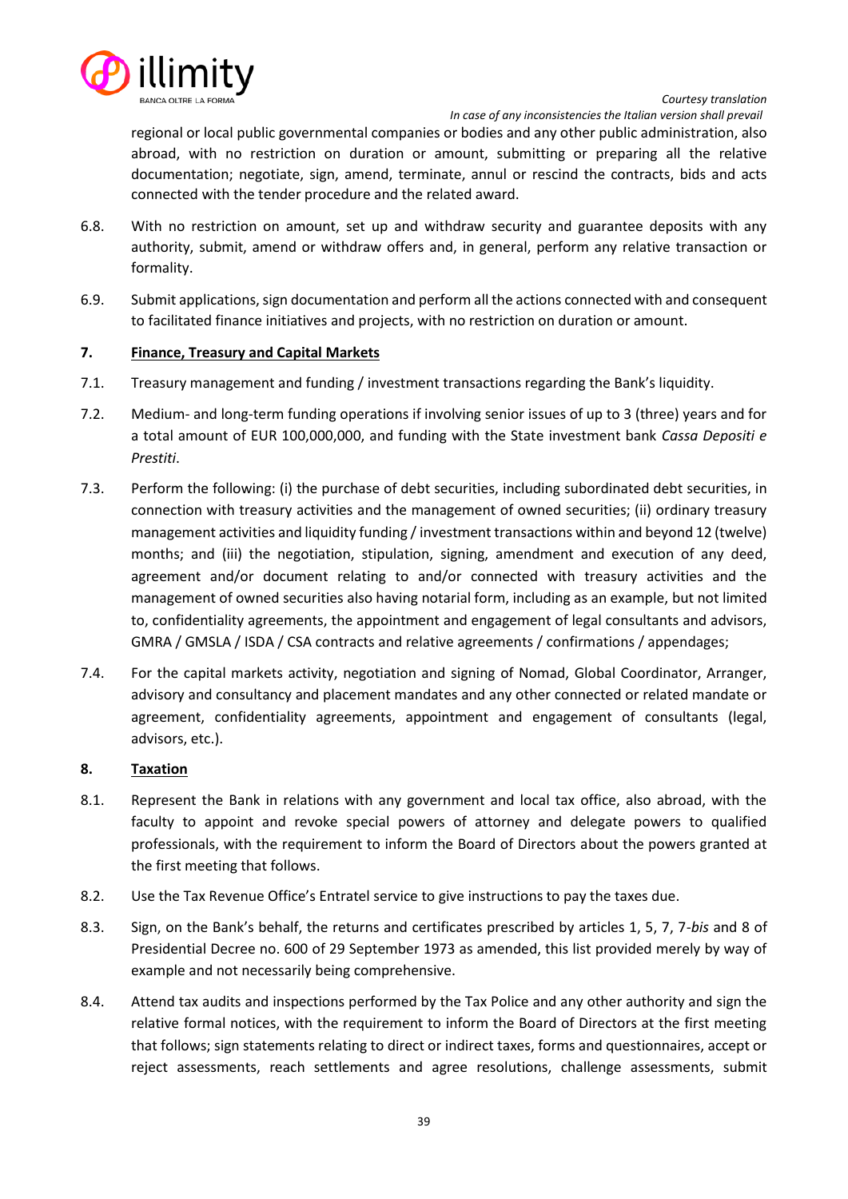regional or local public governmental companies or bodies and any other public administration, also abroad, with no restriction on duration or amount, submitting or preparing all the relative documentation; negotiate, sign, amend, terminate, annul or rescind the contracts, bids and acts connected with the tender procedure and the related award.

6.8. With no restriction on amount, set up and withdraw security and guarantee deposits with any authority, submit, amend or withdraw offers and, in general, perform any relative transaction or formality.

6.9. Submit applications, sign documentation and perform all the actions connected with and consequent to facilitated finance initiatives and projects, with no restriction on duration or amount.

**7. Finance, Treasury and Capital Markets**

7.1. Treasury management and funding / investment transactions regarding the Bank's liquidity.

7.2. Medium- and long-term funding operations if involving senior issues of up to 3 (three) years and for a total amount of EUR 100,000,000, and funding with the State investment bank *Cassa Depositi e Prestiti*.

7.3. Perform the following: (i) the purchase of debt securities, including subordinated debt securities, in connection with treasury activities and the management of owned securities; (ii) ordinary treasury management activities and liquidity funding / investment transactions within and beyond 12 (twelve) months; and (iii) the negotiation, stipulation, signing, amendment and execution of any deed, agreement and/or document relating to and/or connected with treasury activities and the management of owned securities also having notarial form, including as an example, but not limited to, confidentiality agreements, the appointment and engagement of legal consultants and advisors, GMRA / GMSLA / ISDA / CSA contracts and relative agreements / confirmations / appendages;

7.4. For the capital markets activity, negotiation and signing of Nomad, Global Coordinator, Arranger, advisory and consultancy and placement mandates and any other connected or related mandate or agreement, confidentiality agreements, appointment and engagement of consultants (legal, advisors, etc.).

**8. Taxation**

8.1. Represent the Bank in relations with any government and local tax office, also abroad, with the faculty to appoint and revoke special powers of attorney and delegate powers to qualified professionals, with the requirement to inform the Board of Directors about the powers granted at the first meeting that follows.

8.2. Use the Tax Revenue Office's Entratel service to give instructions to pay the taxes due.

8.3. Sign, on the Bank's behalf, the returns and certificates prescribed by articles 1, 5, 7, 7-*bis* and 8 of Presidential Decree no. 600 of 29 September 1973 as amended, this list provided merely by way of example and not necessarily being comprehensive.

8.4. Attend tax audits and inspections performed by the Tax Police and any other authority and sign the relative formal notices, with the requirement to inform the Board of Directors at the first meeting that follows; sign statements relating to direct or indirect taxes, forms and questionnaires, accept or reject assessments, reach settlements and agree resolutions, challenge assessments, submit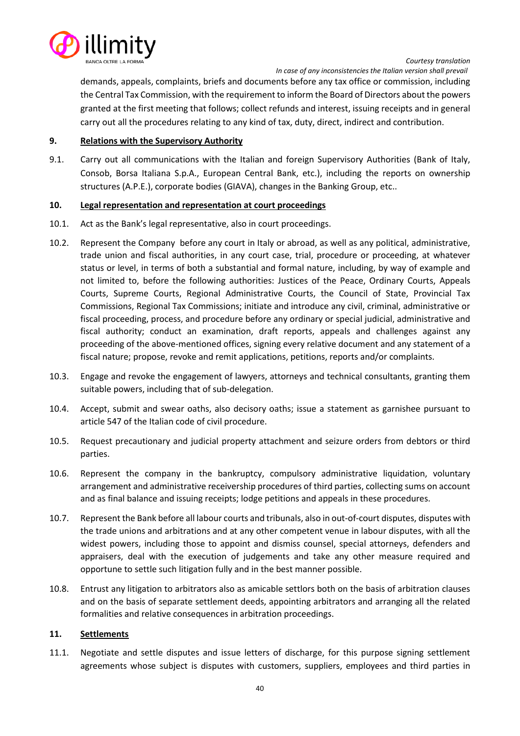demands, appeals, complaints, briefs and documents before any tax office or commission, including the Central Tax Commission, with the requirement to inform the Board of Directors about the powers granted at the first meeting that follows; collect refunds and interest, issuing receipts and in general carry out all the procedures relating to any kind of tax, duty, direct, indirect and contribution.

**9. Relations with the Supervisory Authority**

9.1. Carry out all communications with the Italian and foreign Supervisory Authorities (Bank of Italy, Consob, Borsa Italiana S.p.A., European Central Bank, etc.), including the reports on ownership structures (A.P.E.), corporate bodies (GIAVA), changes in the Banking Group, etc..

**10. Legal representation and representation at court proceedings**

10.1. Act as the Bank's legal representative, also in court proceedings.

10.2. Represent the Company before any court in Italy or abroad, as well as any political, administrative, trade union and fiscal authorities, in any court case, trial, procedure or proceeding, at whatever status or level, in terms of both a substantial and formal nature, including, by way of example and not limited to, before the following authorities: Justices of the Peace, Ordinary Courts, Appeals Courts, Supreme Courts, Regional Administrative Courts, the Council of State, Provincial Tax Commissions, Regional Tax Commissions; initiate and introduce any civil, criminal, administrative or fiscal proceeding, process, and procedure before any ordinary or special judicial, administrative and fiscal authority; conduct an examination, draft reports, appeals and challenges against any proceeding of the above-mentioned offices, signing every relative document and any statement of a fiscal nature; propose, revoke and remit applications, petitions, reports and/or complaints.

10.3. Engage and revoke the engagement of lawyers, attorneys and technical consultants, granting them suitable powers, including that of sub-delegation.

10.4. Accept, submit and swear oaths, also decisory oaths; issue a statement as garnishee pursuant to article 547 of the Italian code of civil procedure.

10.5. Request precautionary and judicial property attachment and seizure orders from debtors or third parties.

10.6. Represent the company in the bankruptcy, compulsory administrative liquidation, voluntary arrangement and administrative receivership procedures of third parties, collecting sums on account and as final balance and issuing receipts; lodge petitions and appeals in these procedures.

10.7. Represent the Bank before all labour courts and tribunals, also in out-of-court disputes, disputes with the trade unions and arbitrations and at any other competent venue in labour disputes, with all the widest powers, including those to appoint and dismiss counsel, special attorneys, defenders and appraisers, deal with the execution of judgements and take any other measure required and opportune to settle such litigation fully and in the best manner possible.

10.8. Entrust any litigation to arbitrators also as amicable settlors both on the basis of arbitration clauses and on the basis of separate settlement deeds, appointing arbitrators and arranging all the related formalities and relative consequences in arbitration proceedings.

**11. Settlements**

11.1. Negotiate and settle disputes and issue letters of discharge, for this purpose signing settlement agreements whose subject is disputes with customers, suppliers, employees and third parties in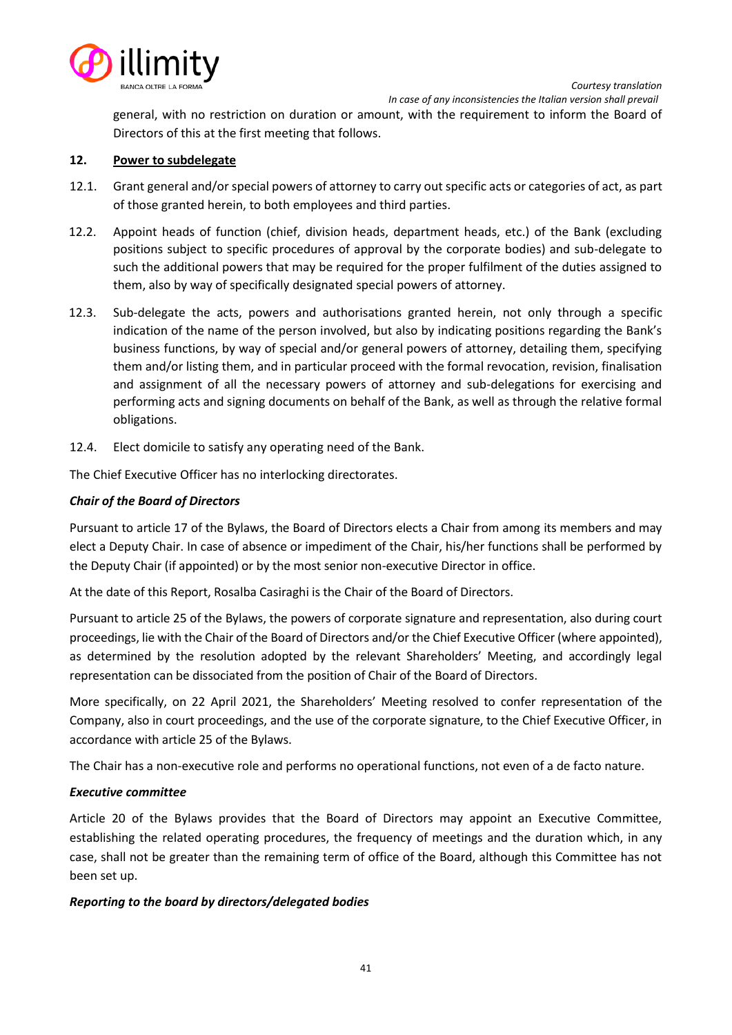general, with no restriction on duration or amount, with the requirement to inform the Board of Directors of this at the first meeting that follows.

**12. Power to subdelegate**

12.1. Grant general and/or special powers of attorney to carry out specific acts or categories of act, as part of those granted herein, to both employees and third parties.

12.2. Appoint heads of function (chief, division heads, department heads, etc.) of the Bank (excluding positions subject to specific procedures of approval by the corporate bodies) and sub-delegate to such the additional powers that may be required for the proper fulfilment of the duties assigned to them, also by way of specifically designated special powers of attorney.

12.3. Sub-delegate the acts, powers and authorisations granted herein, not only through a specific indication of the name of the person involved, but also by indicating positions regarding the Bank's business functions, by way of special and/or general powers of attorney, detailing them, specifying them and/or listing them, and in particular proceed with the formal revocation, revision, finalisation and assignment of all the necessary powers of attorney and sub-delegations for exercising and performing acts and signing documents on behalf of the Bank, as well as through the relative formal obligations.

12.4. Elect domicile to satisfy any operating need of the Bank.

The Chief Executive Officer has no interlocking directorates.

***Chair of the Board of Directors***

Pursuant to article 17 of the Bylaws, the Board of Directors elects a Chair from among its members and may elect a Deputy Chair. In case of absence or impediment of the Chair, his/her functions shall be performed by the Deputy Chair (if appointed) or by the most senior non-executive Director in office.

At the date of this Report, Rosalba Casiraghi is the Chair of the Board of Directors.

Pursuant to article 25 of the Bylaws, the powers of corporate signature and representation, also during court proceedings, lie with the Chair of the Board of Directors and/or the Chief Executive Officer (where appointed), as determined by the resolution adopted by the relevant Shareholders' Meeting, and accordingly legal representation can be dissociated from the position of Chair of the Board of Directors.

More specifically, on 22 April 2021, the Shareholders' Meeting resolved to confer representation of the Company, also in court proceedings, and the use of the corporate signature, to the Chief Executive Officer, in accordance with article 25 of the Bylaws.

The Chair has a non-executive role and performs no operational functions, not even of a de facto nature.

***Executive committee***

Article 20 of the Bylaws provides that the Board of Directors may appoint an Executive Committee, establishing the related operating procedures, the frequency of meetings and the duration which, in any case, shall not be greater than the remaining term of office of the Board, although this Committee has not been set up.

***Reporting to the board by directors/delegated bodies***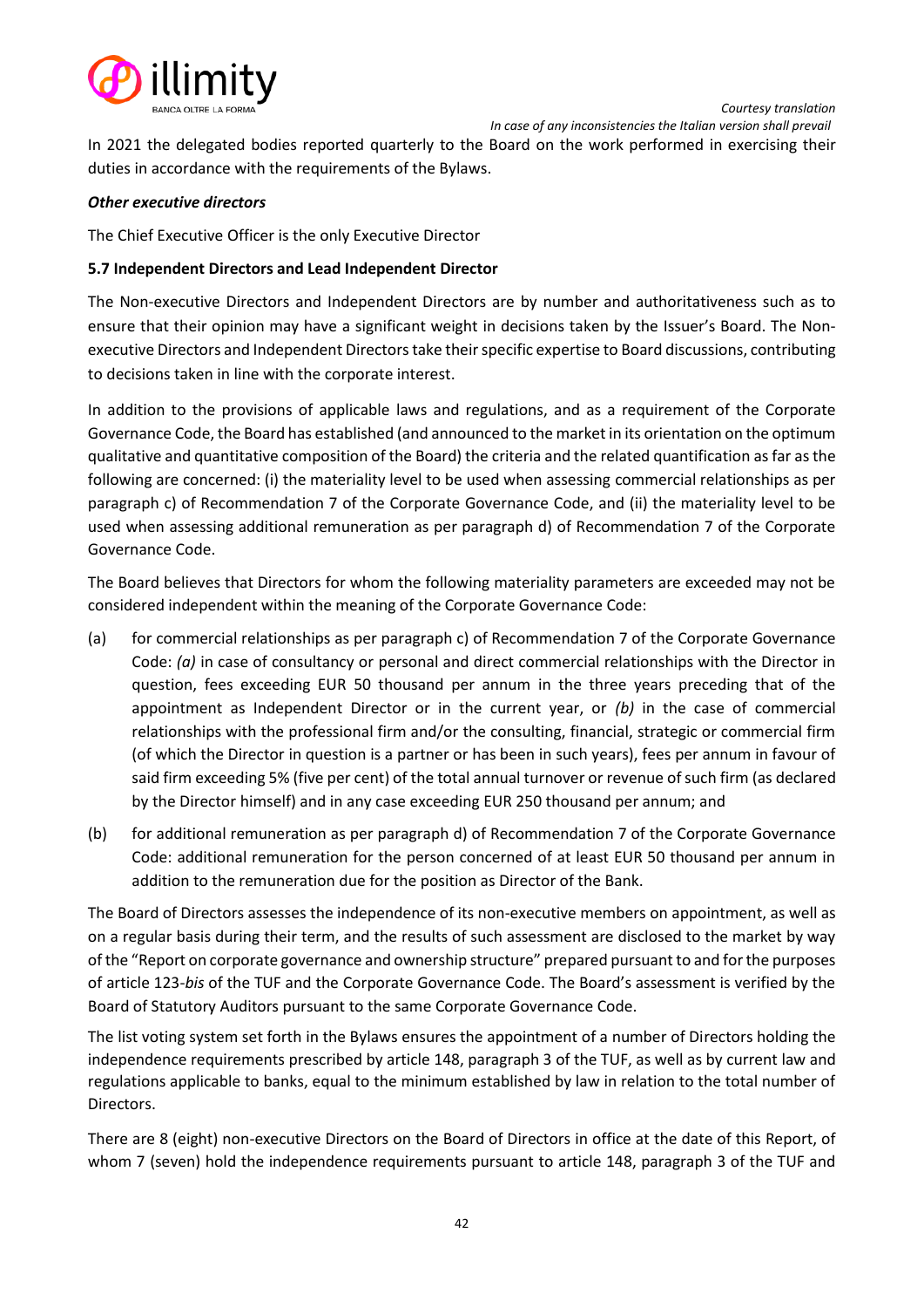In 2021 the delegated bodies reported quarterly to the Board on the work performed in exercising their duties in accordance with the requirements of the Bylaws.

***Other executive directors***

The Chief Executive Officer is the only Executive Director

**5.7 Independent Directors and Lead Independent Director**

The Non-executive Directors and Independent Directors are by number and authoritativeness such as to ensure that their opinion may have a significant weight in decisions taken by the Issuer's Board. The Non-executive Directors and Independent Directors take their specific expertise to Board discussions, contributing to decisions taken in line with the corporate interest.

In addition to the provisions of applicable laws and regulations, and as a requirement of the Corporate Governance Code, the Board has established (and announced to the market in its orientation on the optimum qualitative and quantitative composition of the Board) the criteria and the related quantification as far as the following are concerned: (i) the materiality level to be used when assessing commercial relationships as per paragraph c) of Recommendation 7 of the Corporate Governance Code, and (ii) the materiality level to be used when assessing additional remuneration as per paragraph d) of Recommendation 7 of the Corporate Governance Code.

The Board believes that Directors for whom the following materiality parameters are exceeded may not be considered independent within the meaning of the Corporate Governance Code:

(a) for commercial relationships as per paragraph c) of Recommendation 7 of the Corporate Governance Code: *(a)* in case of consultancy or personal and direct commercial relationships with the Director in question, fees exceeding EUR 50 thousand per annum in the three years preceding that of the appointment as Independent Director or in the current year, or *(b)* in the case of commercial relationships with the professional firm and/or the consulting, financial, strategic or commercial firm (of which the Director in question is a partner or has been in such years), fees per annum in favour of said firm exceeding 5% (five per cent) of the total annual turnover or revenue of such firm (as declared by the Director himself) and in any case exceeding EUR 250 thousand per annum; and

(b) for additional remuneration as per paragraph d) of Recommendation 7 of the Corporate Governance Code: additional remuneration for the person concerned of at least EUR 50 thousand per annum in addition to the remuneration due for the position as Director of the Bank.

The Board of Directors assesses the independence of its non-executive members on appointment, as well as on a regular basis during their term, and the results of such assessment are disclosed to the market by way of the "Report on corporate governance and ownership structure" prepared pursuant to and for the purposes of article 123-*bis* of the TUF and the Corporate Governance Code. The Board's assessment is verified by the Board of Statutory Auditors pursuant to the same Corporate Governance Code.

The list voting system set forth in the Bylaws ensures the appointment of a number of Directors holding the independence requirements prescribed by article 148, paragraph 3 of the TUF, as well as by current law and regulations applicable to banks, equal to the minimum established by law in relation to the total number of Directors.

There are 8 (eight) non-executive Directors on the Board of Directors in office at the date of this Report, of whom 7 (seven) hold the independence requirements pursuant to article 148, paragraph 3 of the TUF and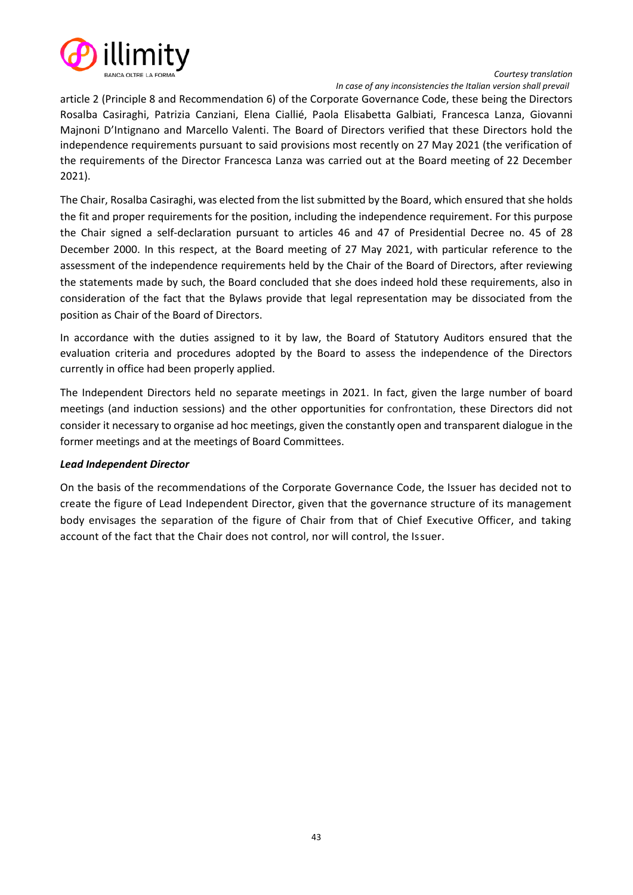article 2 (Principle 8 and Recommendation 6) of the Corporate Governance Code, these being the Directors Rosalba Casiraghi, Patrizia Canziani, Elena Ciallié, Paola Elisabetta Galbiati, Francesca Lanza, Giovanni Majnoni D'Intignano and Marcello Valenti. The Board of Directors verified that these Directors hold the independence requirements pursuant to said provisions most recently on 27 May 2021 (the verification of the requirements of the Director Francesca Lanza was carried out at the Board meeting of 22 December 2021).

The Chair, Rosalba Casiraghi, was elected from the list submitted by the Board, which ensured that she holds the fit and proper requirements for the position, including the independence requirement. For this purpose the Chair signed a self-declaration pursuant to articles 46 and 47 of Presidential Decree no. 45 of 28 December 2000. In this respect, at the Board meeting of 27 May 2021, with particular reference to the assessment of the independence requirements held by the Chair of the Board of Directors, after reviewing the statements made by such, the Board concluded that she does indeed hold these requirements, also in consideration of the fact that the Bylaws provide that legal representation may be dissociated from the position as Chair of the Board of Directors.

In accordance with the duties assigned to it by law, the Board of Statutory Auditors ensured that the evaluation criteria and procedures adopted by the Board to assess the independence of the Directors currently in office had been properly applied.

The Independent Directors held no separate meetings in 2021. In fact, given the large number of board meetings (and induction sessions) and the other opportunities for confrontation, these Directors did not consider it necessary to organise ad hoc meetings, given the constantly open and transparent dialogue in the former meetings and at the meetings of Board Committees.

***Lead Independent Director***

On the basis of the recommendations of the Corporate Governance Code, the Issuer has decided not to create the figure of Lead Independent Director, given that the governance structure of its management body envisages the separation of the figure of Chair from that of Chief Executive Officer, and taking account of the fact that the Chair does not control, nor will control, the Issuer.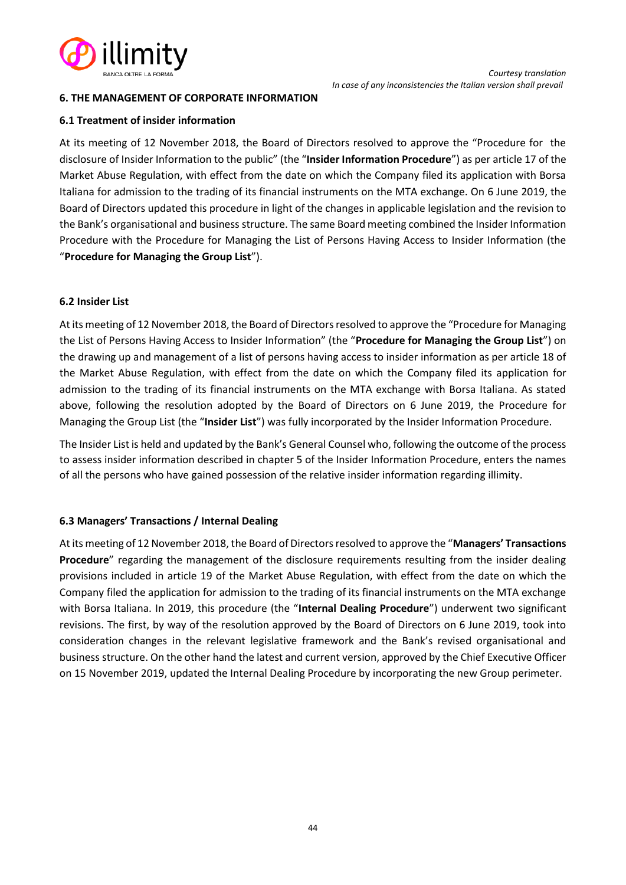## 6. THE MANAGEMENT OF CORPORATE INFORMATION

### 6.1 Treatment of insider information

At its meeting of 12 November 2018, the Board of Directors resolved to approve the "Procedure for the disclosure of Insider Information to the public" (the "**Insider Information Procedure**") as per article 17 of the Market Abuse Regulation, with effect from the date on which the Company filed its application with Borsa Italiana for admission to the trading of its financial instruments on the MTA exchange. On 6 June 2019, the Board of Directors updated this procedure in light of the changes in applicable legislation and the revision to the Bank's organisational and business structure. The same Board meeting combined the Insider Information Procedure with the Procedure for Managing the List of Persons Having Access to Insider Information (the "**Procedure for Managing the Group List**").

### 6.2 Insider List

At its meeting of 12 November 2018, the Board of Directors resolved to approve the "Procedure for Managing the List of Persons Having Access to Insider Information" (the "**Procedure for Managing the Group List**") on the drawing up and management of a list of persons having access to insider information as per article 18 of the Market Abuse Regulation, with effect from the date on which the Company filed its application for admission to the trading of its financial instruments on the MTA exchange with Borsa Italiana. As stated above, following the resolution adopted by the Board of Directors on 6 June 2019, the Procedure for Managing the Group List (the "**Insider List**") was fully incorporated by the Insider Information Procedure.

The Insider List is held and updated by the Bank's General Counsel who, following the outcome of the process to assess insider information described in chapter 5 of the Insider Information Procedure, enters the names of all the persons who have gained possession of the relative insider information regarding illimity.

### 6.3 Managers' Transactions / Internal Dealing

At its meeting of 12 November 2018, the Board of Directors resolved to approve the "**Managers' Transactions Procedure**" regarding the management of the disclosure requirements resulting from the insider dealing provisions included in article 19 of the Market Abuse Regulation, with effect from the date on which the Company filed the application for admission to the trading of its financial instruments on the MTA exchange with Borsa Italiana. In 2019, this procedure (the "**Internal Dealing Procedure**") underwent two significant revisions. The first, by way of the resolution approved by the Board of Directors on 6 June 2019, took into consideration changes in the relevant legislative framework and the Bank's revised organisational and business structure. On the other hand the latest and current version, approved by the Chief Executive Officer on 15 November 2019, updated the Internal Dealing Procedure by incorporating the new Group perimeter.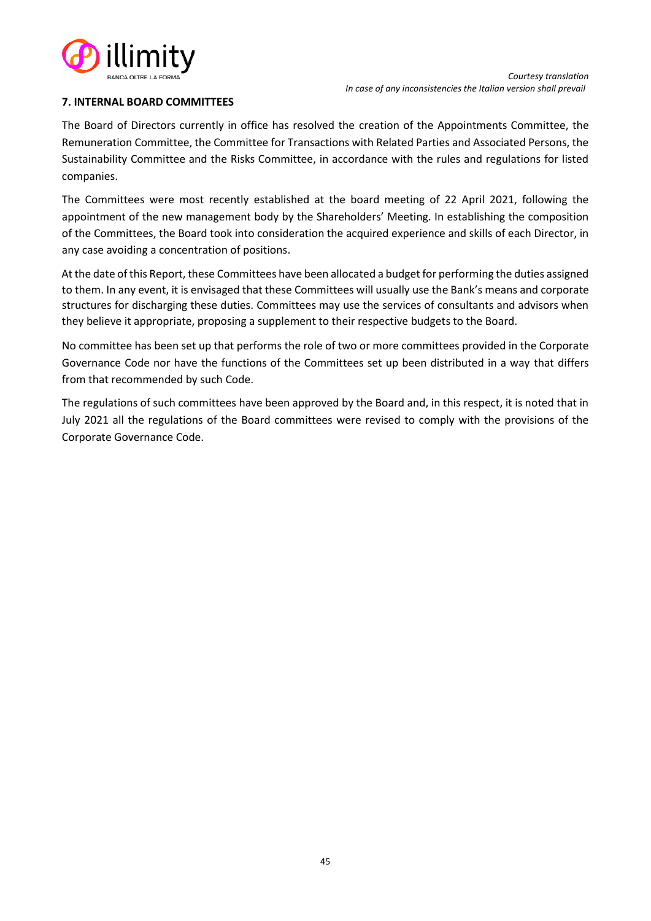*Courtesy translation*
*In case of any inconsistencies the Italian version shall prevail*

## 7. INTERNAL BOARD COMMITTEES

The Board of Directors currently in office has resolved the creation of the Appointments Committee, the Remuneration Committee, the Committee for Transactions with Related Parties and Associated Persons, the Sustainability Committee and the Risks Committee, in accordance with the rules and regulations for listed companies.

The Committees were most recently established at the board meeting of 22 April 2021, following the appointment of the new management body by the Shareholders' Meeting. In establishing the composition of the Committees, the Board took into consideration the acquired experience and skills of each Director, in any case avoiding a concentration of positions.

At the date of this Report, these Committees have been allocated a budget for performing the duties assigned to them. In any event, it is envisaged that these Committees will usually use the Bank's means and corporate structures for discharging these duties. Committees may use the services of consultants and advisors when they believe it appropriate, proposing a supplement to their respective budgets to the Board.

No committee has been set up that performs the role of two or more committees provided in the Corporate Governance Code nor have the functions of the Committees set up been distributed in a way that differs from that recommended by such Code.

The regulations of such committees have been approved by the Board and, in this respect, it is noted that in July 2021 all the regulations of the Board committees were revised to comply with the provisions of the Corporate Governance Code.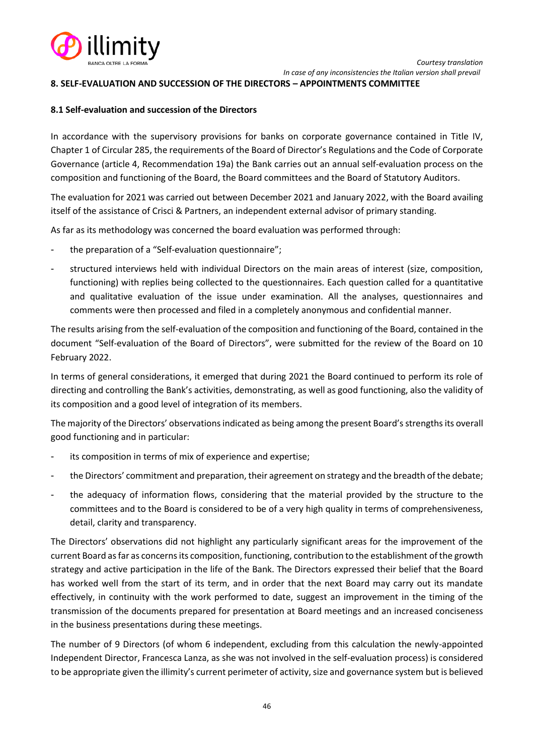## 8. SELF-EVALUATION AND SUCCESSION OF THE DIRECTORS – APPOINTMENTS COMMITTEE

### 8.1 Self-evaluation and succession of the Directors

In accordance with the supervisory provisions for banks on corporate governance contained in Title IV, Chapter 1 of Circular 285, the requirements of the Board of Director's Regulations and the Code of Corporate Governance (article 4, Recommendation 19a) the Bank carries out an annual self-evaluation process on the composition and functioning of the Board, the Board committees and the Board of Statutory Auditors.

The evaluation for 2021 was carried out between December 2021 and January 2022, with the Board availing itself of the assistance of Crisci & Partners, an independent external advisor of primary standing.

As far as its methodology was concerned the board evaluation was performed through:

- the preparation of a "Self-evaluation questionnaire";
- structured interviews held with individual Directors on the main areas of interest (size, composition, functioning) with replies being collected to the questionnaires. Each question called for a quantitative and qualitative evaluation of the issue under examination. All the analyses, questionnaires and comments were then processed and filed in a completely anonymous and confidential manner.

The results arising from the self-evaluation of the composition and functioning of the Board, contained in the document "Self-evaluation of the Board of Directors", were submitted for the review of the Board on 10 February 2022.

In terms of general considerations, it emerged that during 2021 the Board continued to perform its role of directing and controlling the Bank's activities, demonstrating, as well as good functioning, also the validity of its composition and a good level of integration of its members.

The majority of the Directors' observations indicated as being among the present Board's strengths its overall good functioning and in particular:

- its composition in terms of mix of experience and expertise;
- the Directors' commitment and preparation, their agreement on strategy and the breadth of the debate;
- the adequacy of information flows, considering that the material provided by the structure to the committees and to the Board is considered to be of a very high quality in terms of comprehensiveness, detail, clarity and transparency.

The Directors' observations did not highlight any particularly significant areas for the improvement of the current Board as far as concerns its composition, functioning, contribution to the establishment of the growth strategy and active participation in the life of the Bank. The Directors expressed their belief that the Board has worked well from the start of its term, and in order that the next Board may carry out its mandate effectively, in continuity with the work performed to date, suggest an improvement in the timing of the transmission of the documents prepared for presentation at Board meetings and an increased conciseness in the business presentations during these meetings.

The number of 9 Directors (of whom 6 independent, excluding from this calculation the newly-appointed Independent Director, Francesca Lanza, as she was not involved in the self-evaluation process) is considered to be appropriate given the illimity's current perimeter of activity, size and governance system but is believed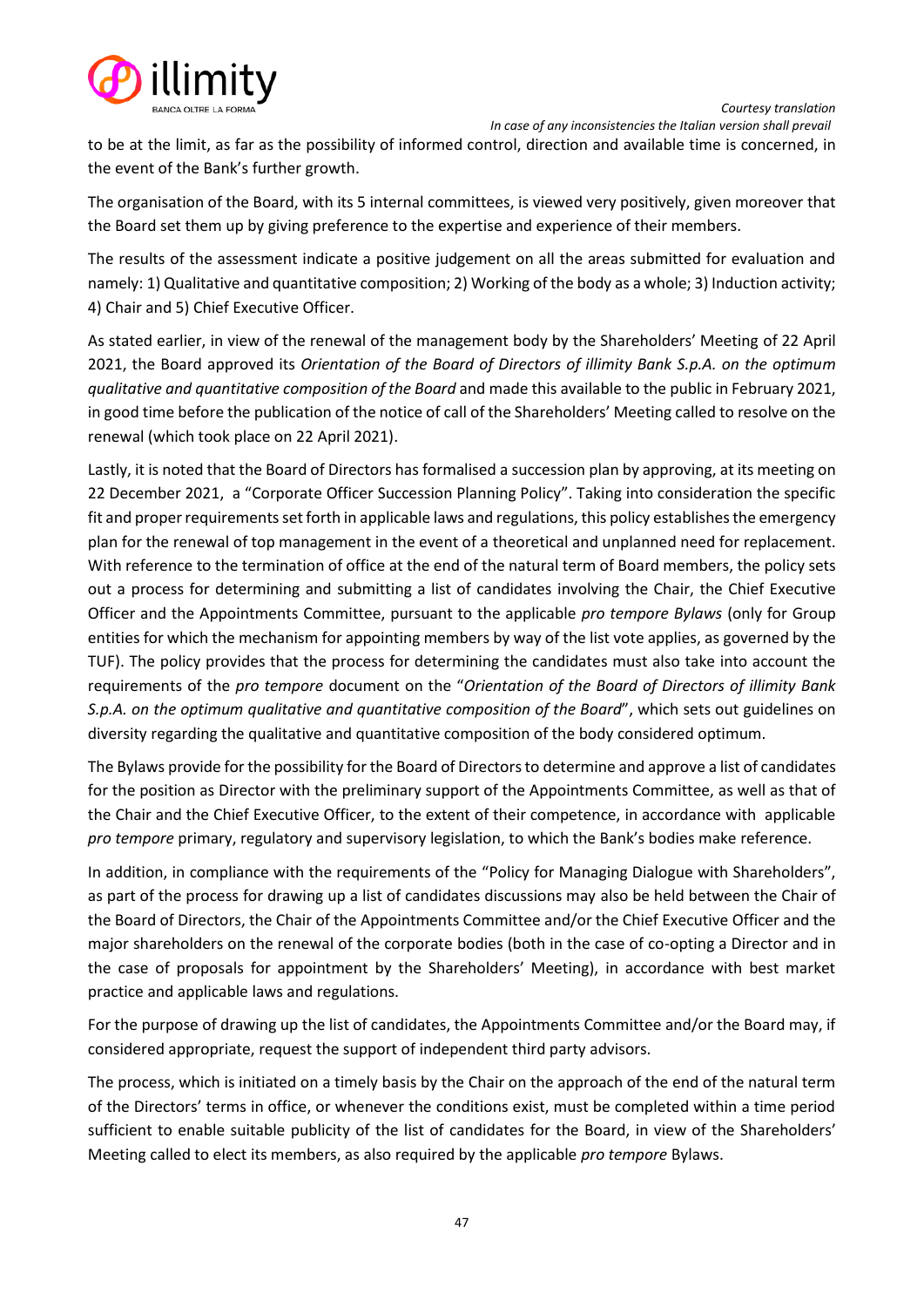to be at the limit, as far as the possibility of informed control, direction and available time is concerned, in the event of the Bank's further growth.

The organisation of the Board, with its 5 internal committees, is viewed very positively, given moreover that the Board set them up by giving preference to the expertise and experience of their members.

The results of the assessment indicate a positive judgement on all the areas submitted for evaluation and namely: 1) Qualitative and quantitative composition; 2) Working of the body as a whole; 3) Induction activity; 4) Chair and 5) Chief Executive Officer.

As stated earlier, in view of the renewal of the management body by the Shareholders' Meeting of 22 April 2021, the Board approved its *Orientation of the Board of Directors of illimity Bank S.p.A. on the optimum qualitative and quantitative composition of the Board* and made this available to the public in February 2021, in good time before the publication of the notice of call of the Shareholders' Meeting called to resolve on the renewal (which took place on 22 April 2021).

Lastly, it is noted that the Board of Directors has formalised a succession plan by approving, at its meeting on 22 December 2021, a "Corporate Officer Succession Planning Policy". Taking into consideration the specific fit and proper requirements set forth in applicable laws and regulations, this policy establishes the emergency plan for the renewal of top management in the event of a theoretical and unplanned need for replacement. With reference to the termination of office at the end of the natural term of Board members, the policy sets out a process for determining and submitting a list of candidates involving the Chair, the Chief Executive Officer and the Appointments Committee, pursuant to the applicable *pro tempore Bylaws* (only for Group entities for which the mechanism for appointing members by way of the list vote applies, as governed by the TUF). The policy provides that the process for determining the candidates must also take into account the requirements of the *pro tempore* document on the "*Orientation of the Board of Directors of illimity Bank S.p.A. on the optimum qualitative and quantitative composition of the Board*", which sets out guidelines on diversity regarding the qualitative and quantitative composition of the body considered optimum.

The Bylaws provide for the possibility for the Board of Directors to determine and approve a list of candidates for the position as Director with the preliminary support of the Appointments Committee, as well as that of the Chair and the Chief Executive Officer, to the extent of their competence, in accordance with applicable *pro tempore* primary, regulatory and supervisory legislation, to which the Bank's bodies make reference.

In addition, in compliance with the requirements of the "Policy for Managing Dialogue with Shareholders", as part of the process for drawing up a list of candidates discussions may also be held between the Chair of the Board of Directors, the Chair of the Appointments Committee and/or the Chief Executive Officer and the major shareholders on the renewal of the corporate bodies (both in the case of co-opting a Director and in the case of proposals for appointment by the Shareholders' Meeting), in accordance with best market practice and applicable laws and regulations.

For the purpose of drawing up the list of candidates, the Appointments Committee and/or the Board may, if considered appropriate, request the support of independent third party advisors.

The process, which is initiated on a timely basis by the Chair on the approach of the end of the natural term of the Directors' terms in office, or whenever the conditions exist, must be completed within a time period sufficient to enable suitable publicity of the list of candidates for the Board, in view of the Shareholders' Meeting called to elect its members, as also required by the applicable *pro tempore* Bylaws.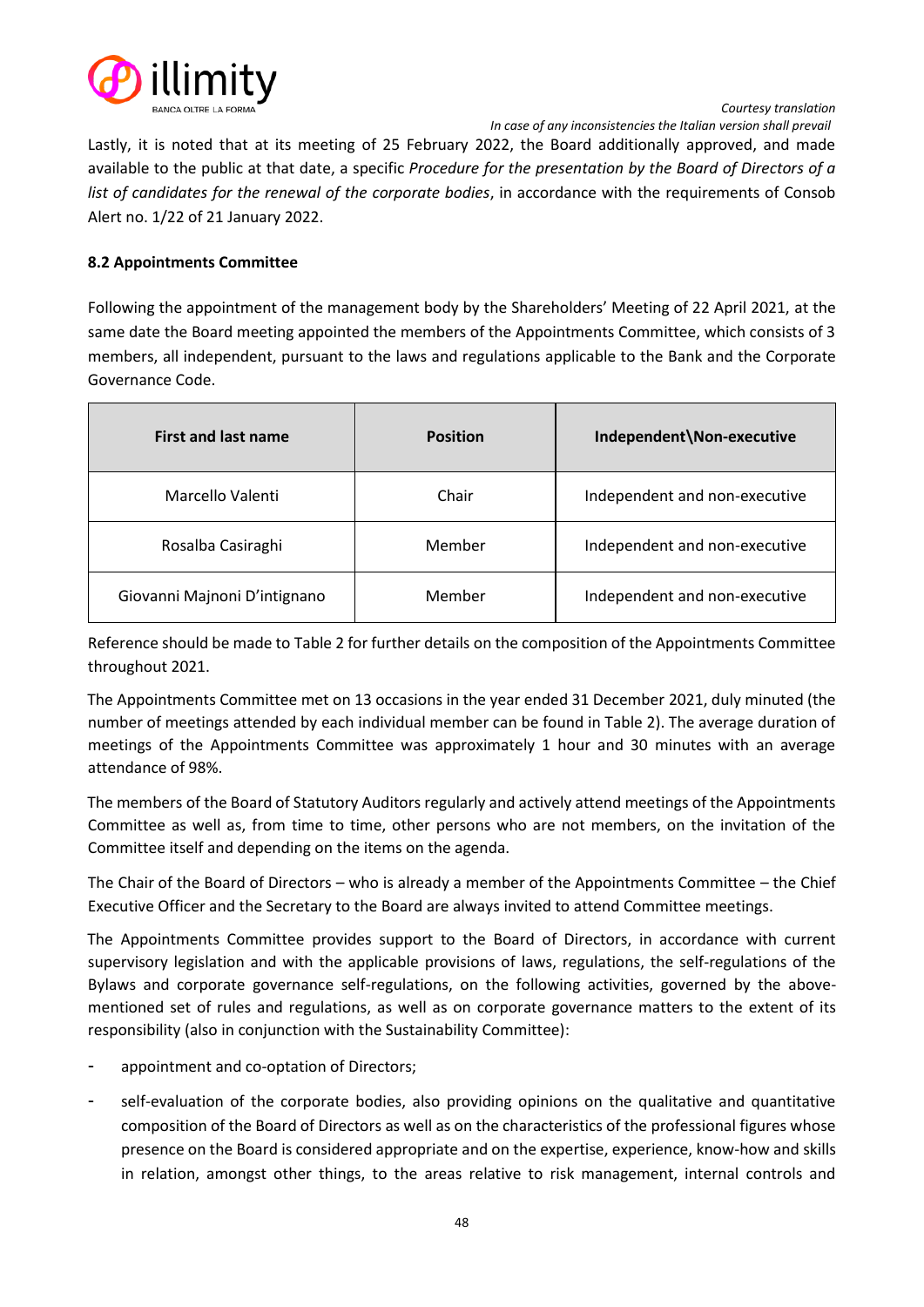Lastly, it is noted that at its meeting of 25 February 2022, the Board additionally approved, and made available to the public at that date, a specific *Procedure for the presentation by the Board of Directors of a list of candidates for the renewal of the corporate bodies*, in accordance with the requirements of Consob Alert no. 1/22 of 21 January 2022.

### 8.2 Appointments Committee

Following the appointment of the management body by the Shareholders' Meeting of 22 April 2021, at the same date the Board meeting appointed the members of the Appointments Committee, which consists of 3 members, all independent, pursuant to the laws and regulations applicable to the Bank and the Corporate Governance Code.

| First and last name | Position | Independent\Non-executive |
|---|---|---|
| Marcello Valenti | Chair | Independent and non-executive |
| Rosalba Casiraghi | Member | Independent and non-executive |
| Giovanni Majnoni D'intignano | Member | Independent and non-executive |

Reference should be made to Table 2 for further details on the composition of the Appointments Committee throughout 2021.

The Appointments Committee met on 13 occasions in the year ended 31 December 2021, duly minuted (the number of meetings attended by each individual member can be found in Table 2). The average duration of meetings of the Appointments Committee was approximately 1 hour and 30 minutes with an average attendance of 98%.

The members of the Board of Statutory Auditors regularly and actively attend meetings of the Appointments Committee as well as, from time to time, other persons who are not members, on the invitation of the Committee itself and depending on the items on the agenda.

The Chair of the Board of Directors – who is already a member of the Appointments Committee – the Chief Executive Officer and the Secretary to the Board are always invited to attend Committee meetings.

The Appointments Committee provides support to the Board of Directors, in accordance with current supervisory legislation and with the applicable provisions of laws, regulations, the self-regulations of the Bylaws and corporate governance self-regulations, on the following activities, governed by the above-mentioned set of rules and regulations, as well as on corporate governance matters to the extent of its responsibility (also in conjunction with the Sustainability Committee):

- appointment and co-optation of Directors;
- self-evaluation of the corporate bodies, also providing opinions on the qualitative and quantitative composition of the Board of Directors as well as on the characteristics of the professional figures whose presence on the Board is considered appropriate and on the expertise, experience, know-how and skills in relation, amongst other things, to the areas relative to risk management, internal controls and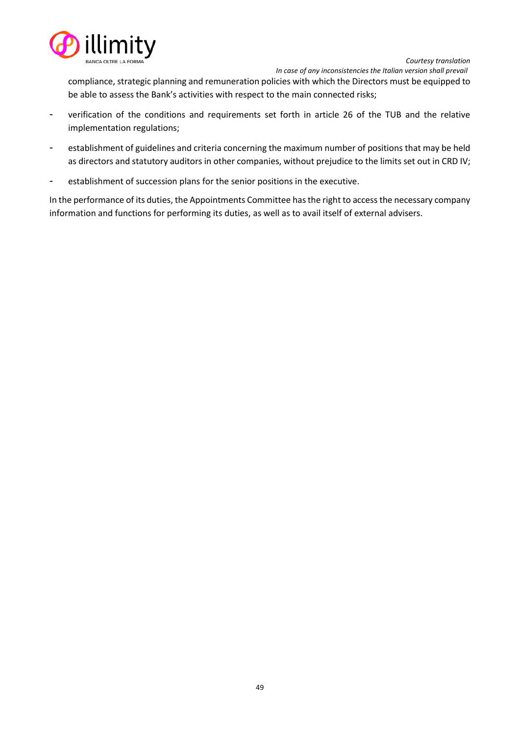compliance, strategic planning and remuneration policies with which the Directors must be equipped to be able to assess the Bank's activities with respect to the main connected risks;

- verification of the conditions and requirements set forth in article 26 of the TUB and the relative implementation regulations;
- establishment of guidelines and criteria concerning the maximum number of positions that may be held as directors and statutory auditors in other companies, without prejudice to the limits set out in CRD IV;
- establishment of succession plans for the senior positions in the executive.

In the performance of its duties, the Appointments Committee has the right to access the necessary company information and functions for performing its duties, as well as to avail itself of external advisers.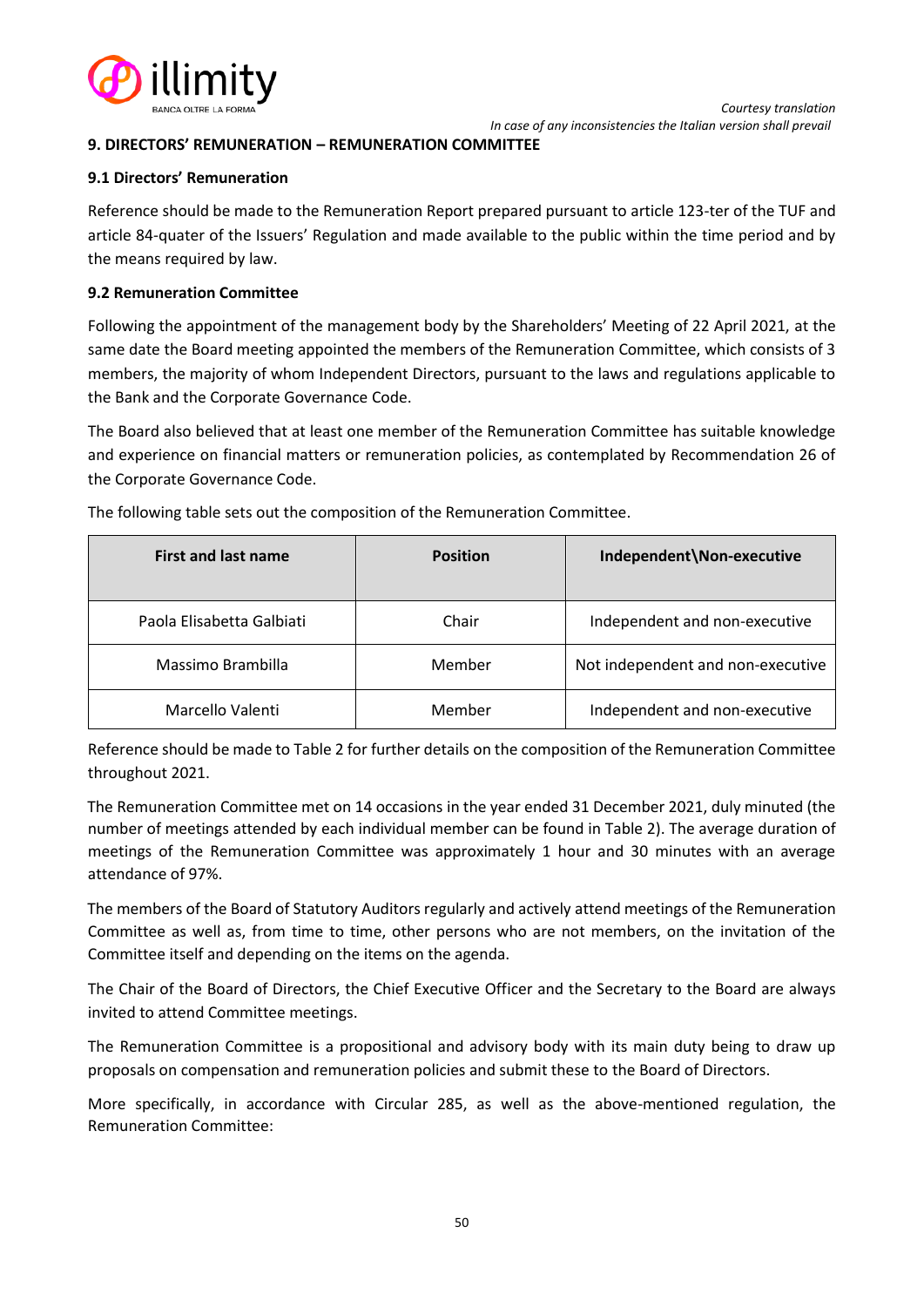*Courtesy translation*
*In case of any inconsistencies the Italian version shall prevail*

## 9. DIRECTORS' REMUNERATION – REMUNERATION COMMITTEE

### 9.1 Directors' Remuneration

Reference should be made to the Remuneration Report prepared pursuant to article 123-ter of the TUF and article 84-quater of the Issuers' Regulation and made available to the public within the time period and by the means required by law.

### 9.2 Remuneration Committee

Following the appointment of the management body by the Shareholders' Meeting of 22 April 2021, at the same date the Board meeting appointed the members of the Remuneration Committee, which consists of 3 members, the majority of whom Independent Directors, pursuant to the laws and regulations applicable to the Bank and the Corporate Governance Code.

The Board also believed that at least one member of the Remuneration Committee has suitable knowledge and experience on financial matters or remuneration policies, as contemplated by Recommendation 26 of the Corporate Governance Code.

The following table sets out the composition of the Remuneration Committee.

| First and last name | Position | Independent\Non-executive |
|---|---|---|
| Paola Elisabetta Galbiati | Chair | Independent and non-executive |
| Massimo Brambilla | Member | Not independent and non-executive |
| Marcello Valenti | Member | Independent and non-executive |

Reference should be made to Table 2 for further details on the composition of the Remuneration Committee throughout 2021.

The Remuneration Committee met on 14 occasions in the year ended 31 December 2021, duly minuted (the number of meetings attended by each individual member can be found in Table 2). The average duration of meetings of the Remuneration Committee was approximately 1 hour and 30 minutes with an average attendance of 97%.

The members of the Board of Statutory Auditors regularly and actively attend meetings of the Remuneration Committee as well as, from time to time, other persons who are not members, on the invitation of the Committee itself and depending on the items on the agenda.

The Chair of the Board of Directors, the Chief Executive Officer and the Secretary to the Board are always invited to attend Committee meetings.

The Remuneration Committee is a propositional and advisory body with its main duty being to draw up proposals on compensation and remuneration policies and submit these to the Board of Directors.

More specifically, in accordance with Circular 285, as well as the above-mentioned regulation, the Remuneration Committee: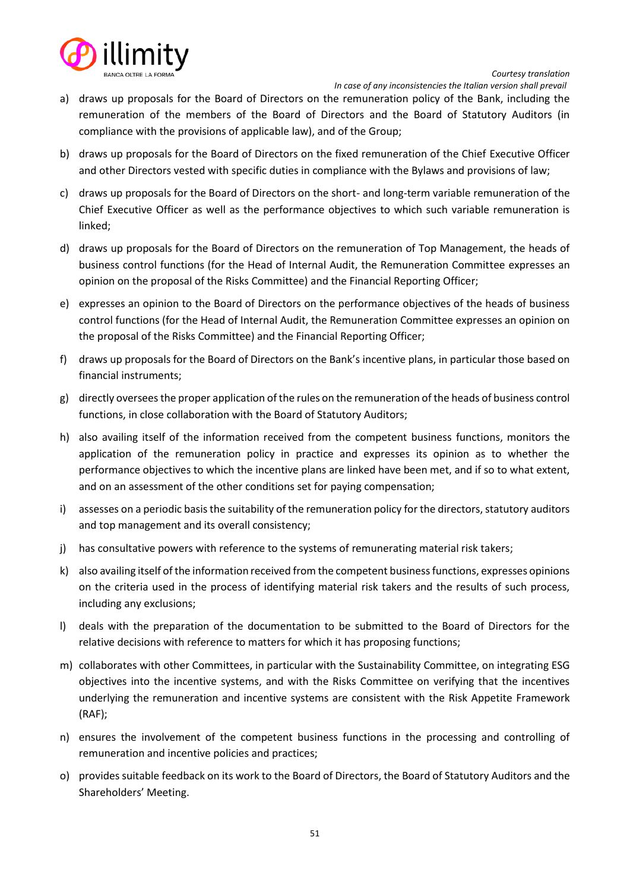a) draws up proposals for the Board of Directors on the remuneration policy of the Bank, including the remuneration of the members of the Board of Directors and the Board of Statutory Auditors (in compliance with the provisions of applicable law), and of the Group;

b) draws up proposals for the Board of Directors on the fixed remuneration of the Chief Executive Officer and other Directors vested with specific duties in compliance with the Bylaws and provisions of law;

c) draws up proposals for the Board of Directors on the short- and long-term variable remuneration of the Chief Executive Officer as well as the performance objectives to which such variable remuneration is linked;

d) draws up proposals for the Board of Directors on the remuneration of Top Management, the heads of business control functions (for the Head of Internal Audit, the Remuneration Committee expresses an opinion on the proposal of the Risks Committee) and the Financial Reporting Officer;

e) expresses an opinion to the Board of Directors on the performance objectives of the heads of business control functions (for the Head of Internal Audit, the Remuneration Committee expresses an opinion on the proposal of the Risks Committee) and the Financial Reporting Officer;

f) draws up proposals for the Board of Directors on the Bank's incentive plans, in particular those based on financial instruments;

g) directly oversees the proper application of the rules on the remuneration of the heads of business control functions, in close collaboration with the Board of Statutory Auditors;

h) also availing itself of the information received from the competent business functions, monitors the application of the remuneration policy in practice and expresses its opinion as to whether the performance objectives to which the incentive plans are linked have been met, and if so to what extent, and on an assessment of the other conditions set for paying compensation;

i) assesses on a periodic basis the suitability of the remuneration policy for the directors, statutory auditors and top management and its overall consistency;

j) has consultative powers with reference to the systems of remunerating material risk takers;

k) also availing itself of the information received from the competent business functions, expresses opinions on the criteria used in the process of identifying material risk takers and the results of such process, including any exclusions;

l) deals with the preparation of the documentation to be submitted to the Board of Directors for the relative decisions with reference to matters for which it has proposing functions;

m) collaborates with other Committees, in particular with the Sustainability Committee, on integrating ESG objectives into the incentive systems, and with the Risks Committee on verifying that the incentives underlying the remuneration and incentive systems are consistent with the Risk Appetite Framework (RAF);

n) ensures the involvement of the competent business functions in the processing and controlling of remuneration and incentive policies and practices;

o) provides suitable feedback on its work to the Board of Directors, the Board of Statutory Auditors and the Shareholders' Meeting.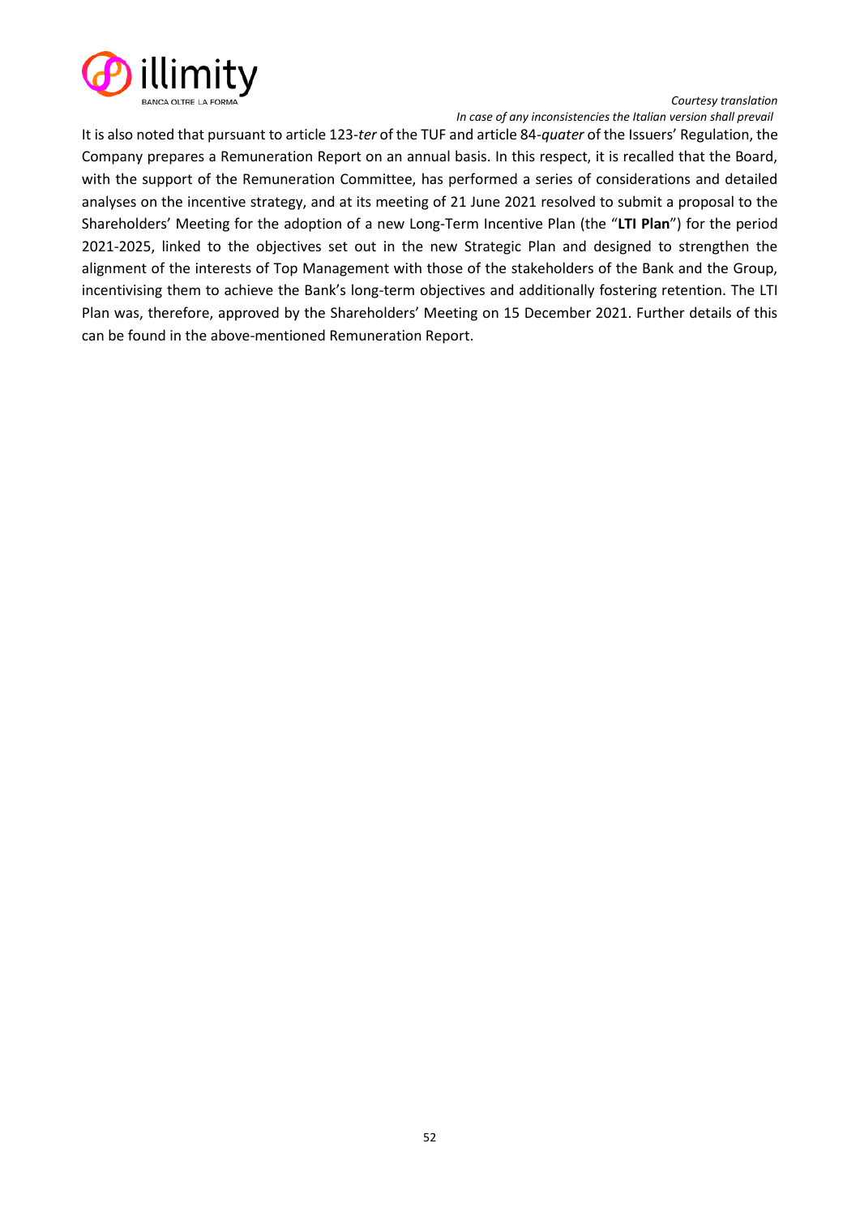It is also noted that pursuant to article 123-*ter* of the TUF and article 84-*quater* of the Issuers' Regulation, the Company prepares a Remuneration Report on an annual basis. In this respect, it is recalled that the Board, with the support of the Remuneration Committee, has performed a series of considerations and detailed analyses on the incentive strategy, and at its meeting of 21 June 2021 resolved to submit a proposal to the Shareholders' Meeting for the adoption of a new Long-Term Incentive Plan (the "**LTI Plan**") for the period 2021-2025, linked to the objectives set out in the new Strategic Plan and designed to strengthen the alignment of the interests of Top Management with those of the stakeholders of the Bank and the Group, incentivising them to achieve the Bank's long-term objectives and additionally fostering retention. The LTI Plan was, therefore, approved by the Shareholders' Meeting on 15 December 2021. Further details of this can be found in the above-mentioned Remuneration Report.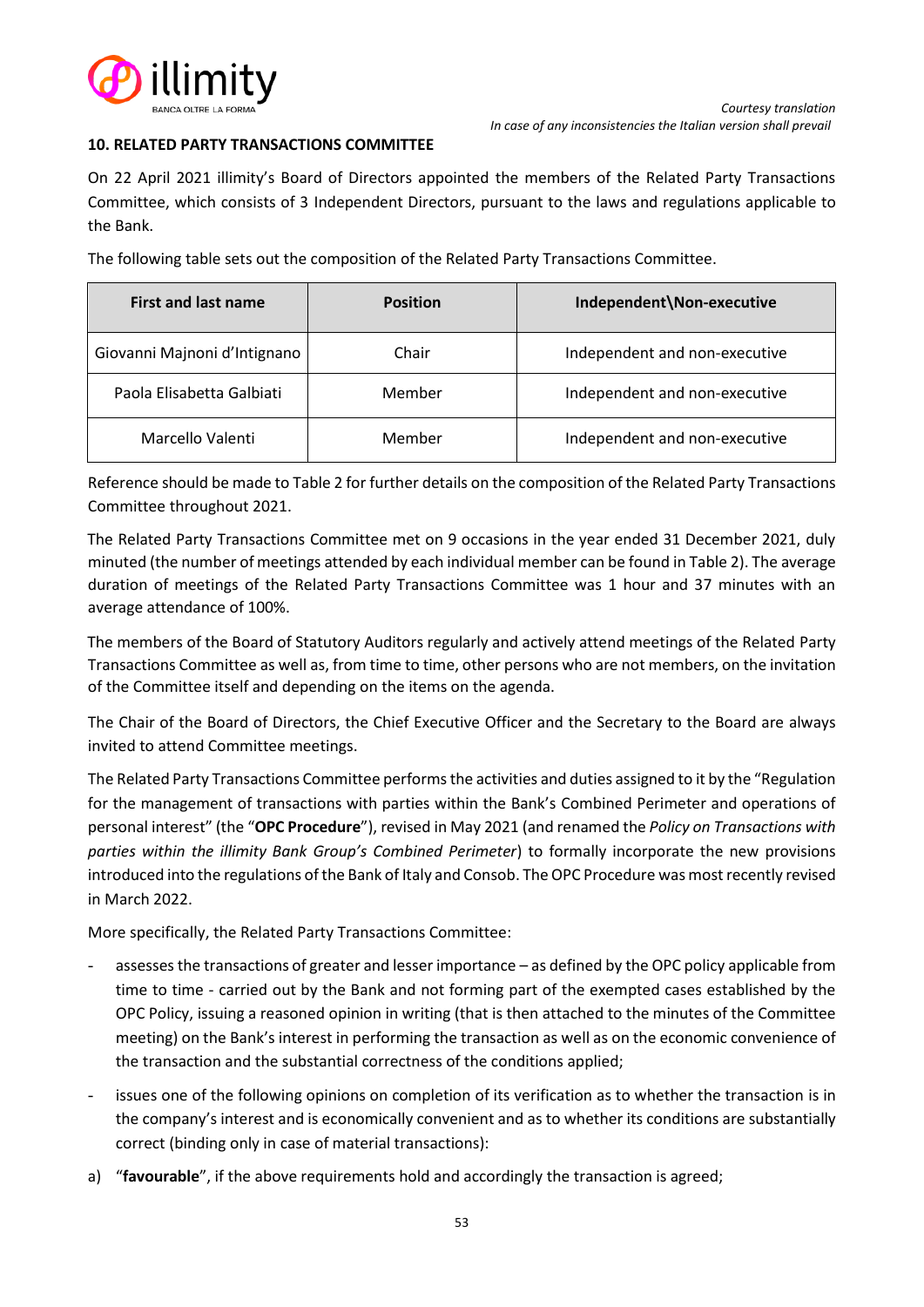*Courtesy translation*
*In case of any inconsistencies the Italian version shall prevail*

## 10. RELATED PARTY TRANSACTIONS COMMITTEE

On 22 April 2021 illimity's Board of Directors appointed the members of the Related Party Transactions Committee, which consists of 3 Independent Directors, pursuant to the laws and regulations applicable to the Bank.

The following table sets out the composition of the Related Party Transactions Committee.

| First and last name | Position | Independent\Non-executive |
|---|---|---|
| Giovanni Majnoni d'Intignano | Chair | Independent and non-executive |
| Paola Elisabetta Galbiati | Member | Independent and non-executive |
| Marcello Valenti | Member | Independent and non-executive |

Reference should be made to Table 2 for further details on the composition of the Related Party Transactions Committee throughout 2021.

The Related Party Transactions Committee met on 9 occasions in the year ended 31 December 2021, duly minuted (the number of meetings attended by each individual member can be found in Table 2). The average duration of meetings of the Related Party Transactions Committee was 1 hour and 37 minutes with an average attendance of 100%.

The members of the Board of Statutory Auditors regularly and actively attend meetings of the Related Party Transactions Committee as well as, from time to time, other persons who are not members, on the invitation of the Committee itself and depending on the items on the agenda.

The Chair of the Board of Directors, the Chief Executive Officer and the Secretary to the Board are always invited to attend Committee meetings.

The Related Party Transactions Committee performs the activities and duties assigned to it by the "Regulation for the management of transactions with parties within the Bank's Combined Perimeter and operations of personal interest" (the "**OPC Procedure**"), revised in May 2021 (and renamed the *Policy on Transactions with parties within the illimity Bank Group's Combined Perimeter*) to formally incorporate the new provisions introduced into the regulations of the Bank of Italy and Consob. The OPC Procedure was most recently revised in March 2022.

More specifically, the Related Party Transactions Committee:

- assesses the transactions of greater and lesser importance – as defined by the OPC policy applicable from time to time - carried out by the Bank and not forming part of the exempted cases established by the OPC Policy, issuing a reasoned opinion in writing (that is then attached to the minutes of the Committee meeting) on the Bank's interest in performing the transaction as well as on the economic convenience of the transaction and the substantial correctness of the conditions applied;
- issues one of the following opinions on completion of its verification as to whether the transaction is in the company's interest and is economically convenient and as to whether its conditions are substantially correct (binding only in case of material transactions):

a) "**favourable**", if the above requirements hold and accordingly the transaction is agreed;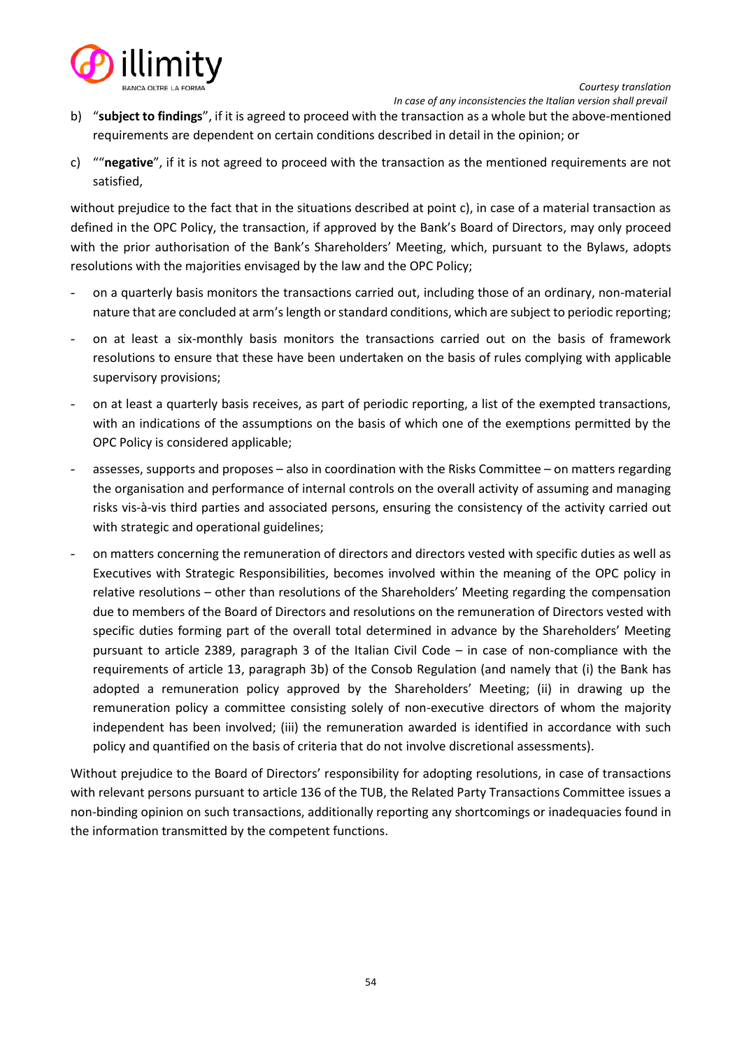b) "**subject to findings**", if it is agreed to proceed with the transaction as a whole but the above-mentioned requirements are dependent on certain conditions described in detail in the opinion; or

c) ""**negative**", if it is not agreed to proceed with the transaction as the mentioned requirements are not satisfied,

without prejudice to the fact that in the situations described at point c), in case of a material transaction as defined in the OPC Policy, the transaction, if approved by the Bank's Board of Directors, may only proceed with the prior authorisation of the Bank's Shareholders' Meeting, which, pursuant to the Bylaws, adopts resolutions with the majorities envisaged by the law and the OPC Policy;

- on a quarterly basis monitors the transactions carried out, including those of an ordinary, non-material nature that are concluded at arm's length or standard conditions, which are subject to periodic reporting;
- on at least a six-monthly basis monitors the transactions carried out on the basis of framework resolutions to ensure that these have been undertaken on the basis of rules complying with applicable supervisory provisions;
- on at least a quarterly basis receives, as part of periodic reporting, a list of the exempted transactions, with an indications of the assumptions on the basis of which one of the exemptions permitted by the OPC Policy is considered applicable;
- assesses, supports and proposes – also in coordination with the Risks Committee – on matters regarding the organisation and performance of internal controls on the overall activity of assuming and managing risks vis-à-vis third parties and associated persons, ensuring the consistency of the activity carried out with strategic and operational guidelines;
- on matters concerning the remuneration of directors and directors vested with specific duties as well as Executives with Strategic Responsibilities, becomes involved within the meaning of the OPC policy in relative resolutions – other than resolutions of the Shareholders' Meeting regarding the compensation due to members of the Board of Directors and resolutions on the remuneration of Directors vested with specific duties forming part of the overall total determined in advance by the Shareholders' Meeting pursuant to article 2389, paragraph 3 of the Italian Civil Code – in case of non-compliance with the requirements of article 13, paragraph 3b) of the Consob Regulation (and namely that (i) the Bank has adopted a remuneration policy approved by the Shareholders' Meeting; (ii) in drawing up the remuneration policy a committee consisting solely of non-executive directors of whom the majority independent has been involved; (iii) the remuneration awarded is identified in accordance with such policy and quantified on the basis of criteria that do not involve discretional assessments).

Without prejudice to the Board of Directors' responsibility for adopting resolutions, in case of transactions with relevant persons pursuant to article 136 of the TUB, the Related Party Transactions Committee issues a non-binding opinion on such transactions, additionally reporting any shortcomings or inadequacies found in the information transmitted by the competent functions.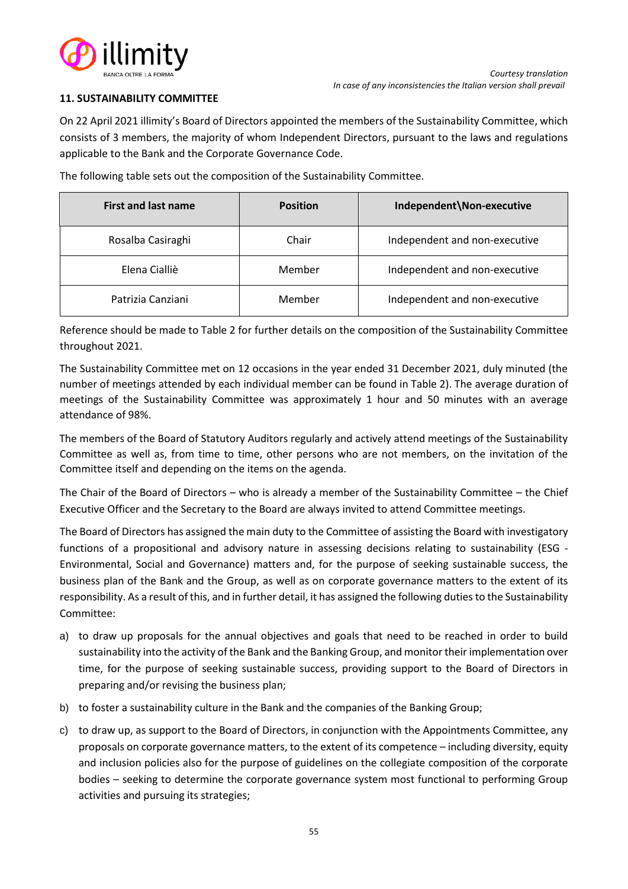*Courtesy translation*
*In case of any inconsistencies the Italian version shall prevail*

## 11. SUSTAINABILITY COMMITTEE

On 22 April 2021 illimity's Board of Directors appointed the members of the Sustainability Committee, which consists of 3 members, the majority of whom Independent Directors, pursuant to the laws and regulations applicable to the Bank and the Corporate Governance Code.

The following table sets out the composition of the Sustainability Committee.

| First and last name | Position | Independent\Non-executive |
|---|---|---|
| Rosalba Casiraghi | Chair | Independent and non-executive |
| Elena Cialliè | Member | Independent and non-executive |
| Patrizia Canziani | Member | Independent and non-executive |

Reference should be made to Table 2 for further details on the composition of the Sustainability Committee throughout 2021.

The Sustainability Committee met on 12 occasions in the year ended 31 December 2021, duly minuted (the number of meetings attended by each individual member can be found in Table 2). The average duration of meetings of the Sustainability Committee was approximately 1 hour and 50 minutes with an average attendance of 98%.

The members of the Board of Statutory Auditors regularly and actively attend meetings of the Sustainability Committee as well as, from time to time, other persons who are not members, on the invitation of the Committee itself and depending on the items on the agenda.

The Chair of the Board of Directors – who is already a member of the Sustainability Committee – the Chief Executive Officer and the Secretary to the Board are always invited to attend Committee meetings.

The Board of Directors has assigned the main duty to the Committee of assisting the Board with investigatory functions of a propositional and advisory nature in assessing decisions relating to sustainability (ESG - Environmental, Social and Governance) matters and, for the purpose of seeking sustainable success, the business plan of the Bank and the Group, as well as on corporate governance matters to the extent of its responsibility. As a result of this, and in further detail, it has assigned the following duties to the Sustainability Committee:

a) to draw up proposals for the annual objectives and goals that need to be reached in order to build sustainability into the activity of the Bank and the Banking Group, and monitor their implementation over time, for the purpose of seeking sustainable success, providing support to the Board of Directors in preparing and/or revising the business plan;

b) to foster a sustainability culture in the Bank and the companies of the Banking Group;

c) to draw up, as support to the Board of Directors, in conjunction with the Appointments Committee, any proposals on corporate governance matters, to the extent of its competence – including diversity, equity and inclusion policies also for the purpose of guidelines on the collegiate composition of the corporate bodies – seeking to determine the corporate governance system most functional to performing Group activities and pursuing its strategies;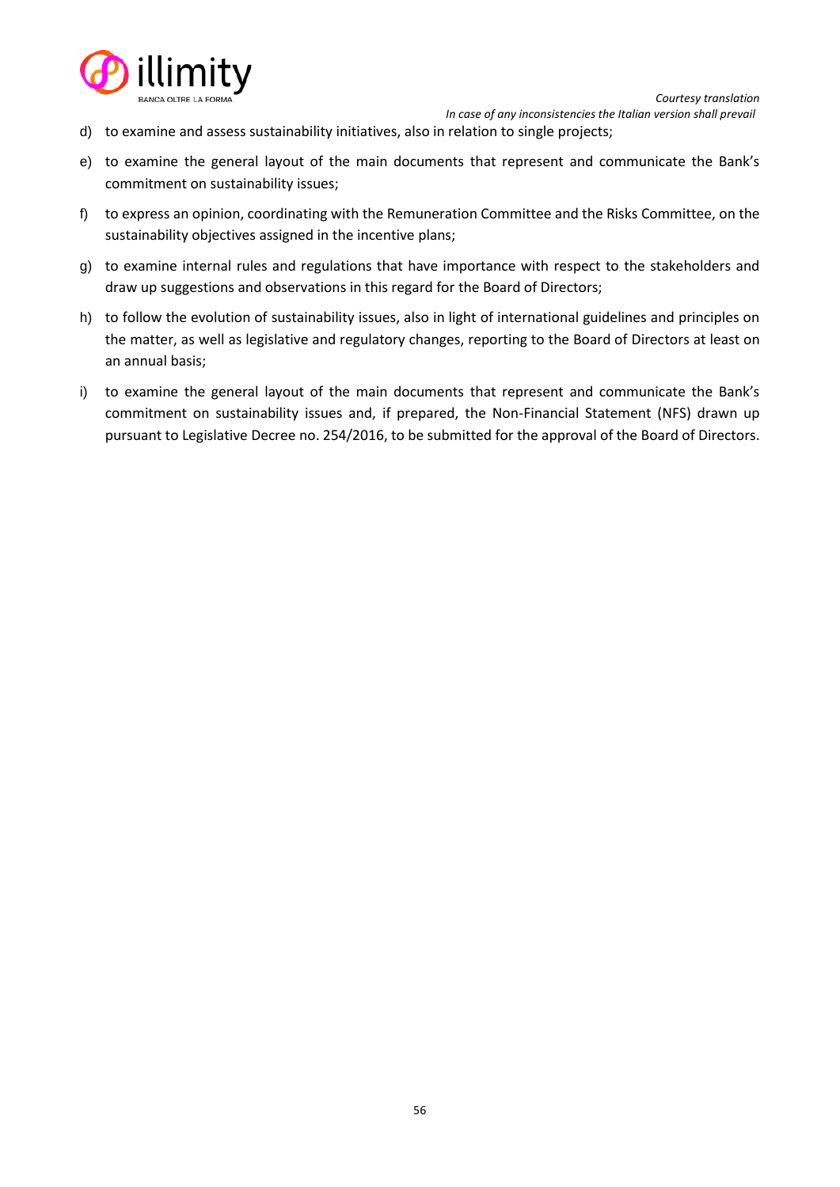d) to examine and assess sustainability initiatives, also in relation to single projects;

e) to examine the general layout of the main documents that represent and communicate the Bank's commitment on sustainability issues;

f) to express an opinion, coordinating with the Remuneration Committee and the Risks Committee, on the sustainability objectives assigned in the incentive plans;

g) to examine internal rules and regulations that have importance with respect to the stakeholders and draw up suggestions and observations in this regard for the Board of Directors;

h) to follow the evolution of sustainability issues, also in light of international guidelines and principles on the matter, as well as legislative and regulatory changes, reporting to the Board of Directors at least on an annual basis;

i) to examine the general layout of the main documents that represent and communicate the Bank's commitment on sustainability issues and, if prepared, the Non-Financial Statement (NFS) drawn up pursuant to Legislative Decree no. 254/2016, to be submitted for the approval of the Board of Directors.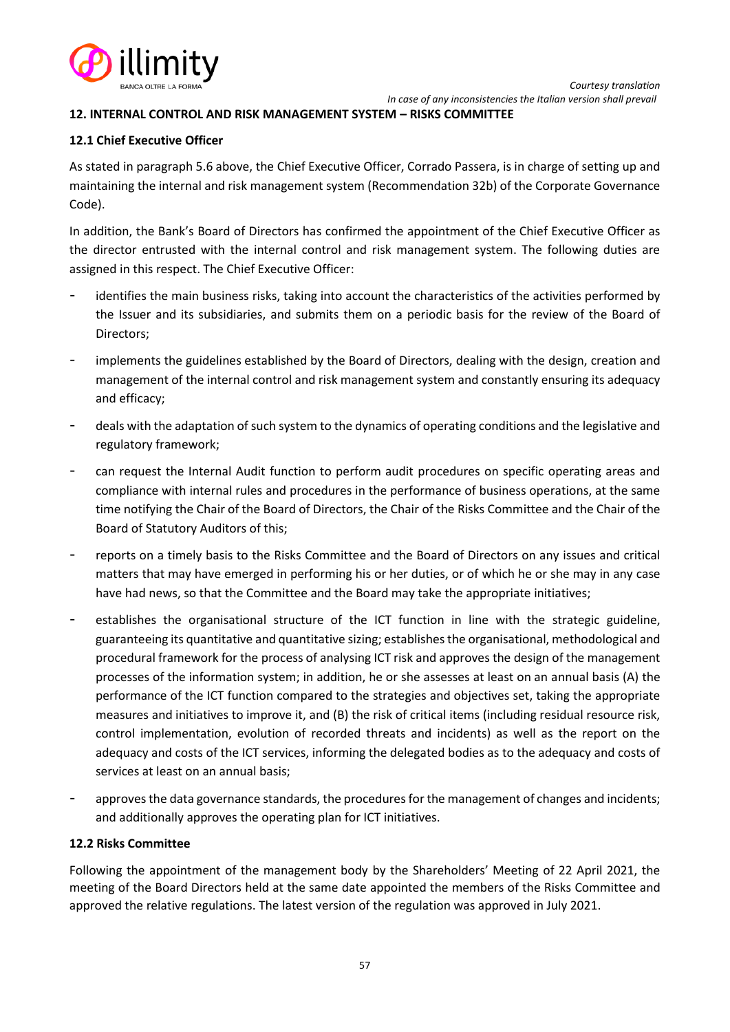## 12. INTERNAL CONTROL AND RISK MANAGEMENT SYSTEM – RISKS COMMITTEE

### 12.1 Chief Executive Officer

As stated in paragraph 5.6 above, the Chief Executive Officer, Corrado Passera, is in charge of setting up and maintaining the internal and risk management system (Recommendation 32b) of the Corporate Governance Code).

In addition, the Bank's Board of Directors has confirmed the appointment of the Chief Executive Officer as the director entrusted with the internal control and risk management system. The following duties are assigned in this respect. The Chief Executive Officer:

- identifies the main business risks, taking into account the characteristics of the activities performed by the Issuer and its subsidiaries, and submits them on a periodic basis for the review of the Board of Directors;
- implements the guidelines established by the Board of Directors, dealing with the design, creation and management of the internal control and risk management system and constantly ensuring its adequacy and efficacy;
- deals with the adaptation of such system to the dynamics of operating conditions and the legislative and regulatory framework;
- can request the Internal Audit function to perform audit procedures on specific operating areas and compliance with internal rules and procedures in the performance of business operations, at the same time notifying the Chair of the Board of Directors, the Chair of the Risks Committee and the Chair of the Board of Statutory Auditors of this;
- reports on a timely basis to the Risks Committee and the Board of Directors on any issues and critical matters that may have emerged in performing his or her duties, or of which he or she may in any case have had news, so that the Committee and the Board may take the appropriate initiatives;
- establishes the organisational structure of the ICT function in line with the strategic guideline, guaranteeing its quantitative and quantitative sizing; establishes the organisational, methodological and procedural framework for the process of analysing ICT risk and approves the design of the management processes of the information system; in addition, he or she assesses at least on an annual basis (A) the performance of the ICT function compared to the strategies and objectives set, taking the appropriate measures and initiatives to improve it, and (B) the risk of critical items (including residual resource risk, control implementation, evolution of recorded threats and incidents) as well as the report on the adequacy and costs of the ICT services, informing the delegated bodies as to the adequacy and costs of services at least on an annual basis;
- approves the data governance standards, the procedures for the management of changes and incidents; and additionally approves the operating plan for ICT initiatives.

### 12.2 Risks Committee

Following the appointment of the management body by the Shareholders' Meeting of 22 April 2021, the meeting of the Board Directors held at the same date appointed the members of the Risks Committee and approved the relative regulations. The latest version of the regulation was approved in July 2021.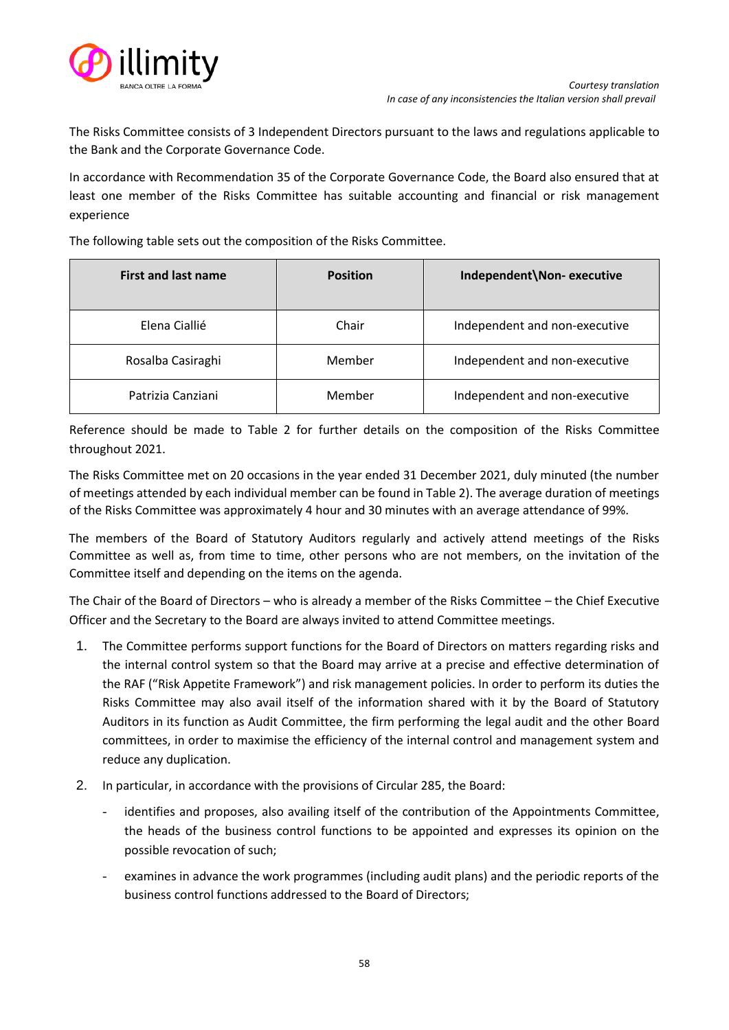*Courtesy translation*
*In case of any inconsistencies the Italian version shall prevail*

The Risks Committee consists of 3 Independent Directors pursuant to the laws and regulations applicable to the Bank and the Corporate Governance Code.

In accordance with Recommendation 35 of the Corporate Governance Code, the Board also ensured that at least one member of the Risks Committee has suitable accounting and financial or risk management experience

The following table sets out the composition of the Risks Committee.

| First and last name | Position | Independent\Non- executive |
|---|---|---|
| Elena Ciallié | Chair | Independent and non-executive |
| Rosalba Casiraghi | Member | Independent and non-executive |
| Patrizia Canziani | Member | Independent and non-executive |

Reference should be made to Table 2 for further details on the composition of the Risks Committee throughout 2021.

The Risks Committee met on 20 occasions in the year ended 31 December 2021, duly minuted (the number of meetings attended by each individual member can be found in Table 2). The average duration of meetings of the Risks Committee was approximately 4 hour and 30 minutes with an average attendance of 99%.

The members of the Board of Statutory Auditors regularly and actively attend meetings of the Risks Committee as well as, from time to time, other persons who are not members, on the invitation of the Committee itself and depending on the items on the agenda.

The Chair of the Board of Directors – who is already a member of the Risks Committee – the Chief Executive Officer and the Secretary to the Board are always invited to attend Committee meetings.

1. The Committee performs support functions for the Board of Directors on matters regarding risks and the internal control system so that the Board may arrive at a precise and effective determination of the RAF ("Risk Appetite Framework") and risk management policies. In order to perform its duties the Risks Committee may also avail itself of the information shared with it by the Board of Statutory Auditors in its function as Audit Committee, the firm performing the legal audit and the other Board committees, in order to maximise the efficiency of the internal control and management system and reduce any duplication.
2. In particular, in accordance with the provisions of Circular 285, the Board:
   - identifies and proposes, also availing itself of the contribution of the Appointments Committee, the heads of the business control functions to be appointed and expresses its opinion on the possible revocation of such;
   - examines in advance the work programmes (including audit plans) and the periodic reports of the business control functions addressed to the Board of Directors;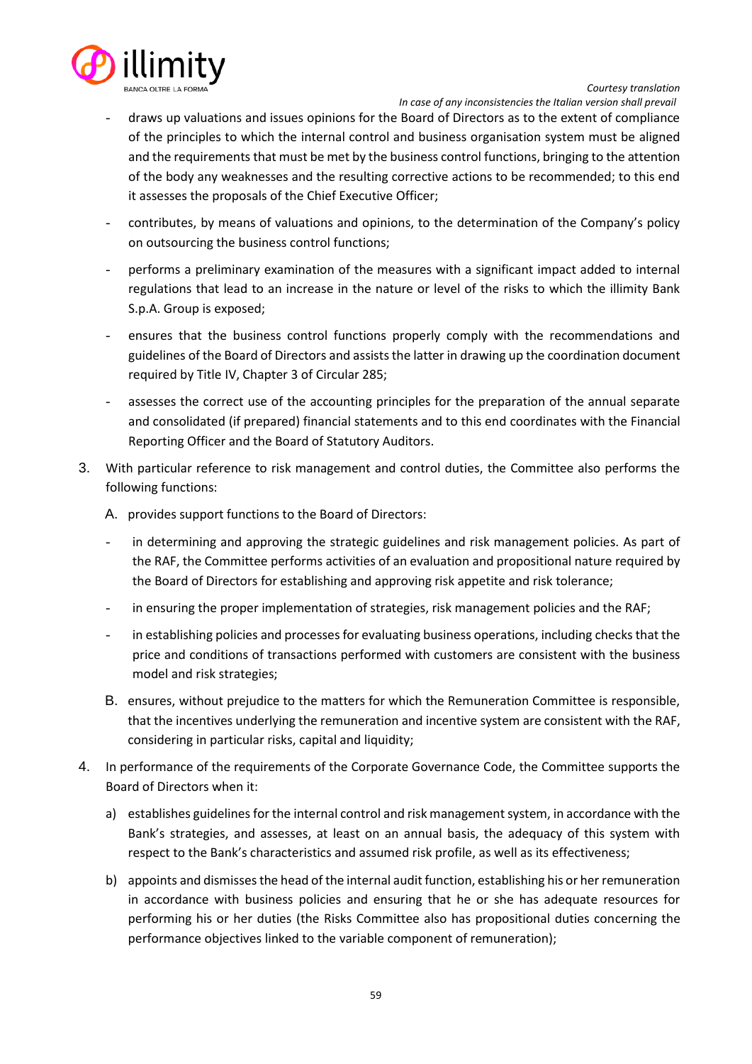- draws up valuations and issues opinions for the Board of Directors as to the extent of compliance of the principles to which the internal control and business organisation system must be aligned and the requirements that must be met by the business control functions, bringing to the attention of the body any weaknesses and the resulting corrective actions to be recommended; to this end it assesses the proposals of the Chief Executive Officer;
- contributes, by means of valuations and opinions, to the determination of the Company's policy on outsourcing the business control functions;
- performs a preliminary examination of the measures with a significant impact added to internal regulations that lead to an increase in the nature or level of the risks to which the illimity Bank S.p.A. Group is exposed;
- ensures that the business control functions properly comply with the recommendations and guidelines of the Board of Directors and assists the latter in drawing up the coordination document required by Title IV, Chapter 3 of Circular 285;
- assesses the correct use of the accounting principles for the preparation of the annual separate and consolidated (if prepared) financial statements and to this end coordinates with the Financial Reporting Officer and the Board of Statutory Auditors.

3. With particular reference to risk management and control duties, the Committee also performs the following functions:

   A. provides support functions to the Board of Directors:

   - in determining and approving the strategic guidelines and risk management policies. As part of the RAF, the Committee performs activities of an evaluation and propositional nature required by the Board of Directors for establishing and approving risk appetite and risk tolerance;
   - in ensuring the proper implementation of strategies, risk management policies and the RAF;
   - in establishing policies and processes for evaluating business operations, including checks that the price and conditions of transactions performed with customers are consistent with the business model and risk strategies;

   B. ensures, without prejudice to the matters for which the Remuneration Committee is responsible, that the incentives underlying the remuneration and incentive system are consistent with the RAF, considering in particular risks, capital and liquidity;

4. In performance of the requirements of the Corporate Governance Code, the Committee supports the Board of Directors when it:

   a) establishes guidelines for the internal control and risk management system, in accordance with the Bank's strategies, and assesses, at least on an annual basis, the adequacy of this system with respect to the Bank's characteristics and assumed risk profile, as well as its effectiveness;

   b) appoints and dismisses the head of the internal audit function, establishing his or her remuneration in accordance with business policies and ensuring that he or she has adequate resources for performing his or her duties (the Risks Committee also has propositional duties concerning the performance objectives linked to the variable component of remuneration);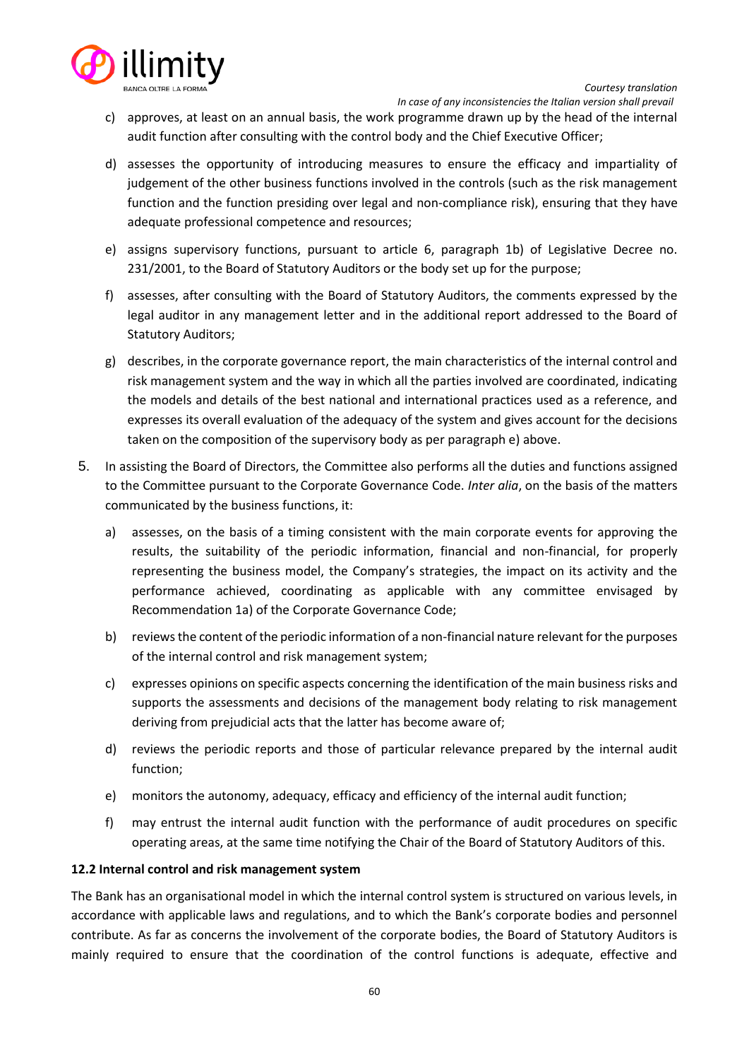c) approves, at least on an annual basis, the work programme drawn up by the head of the internal audit function after consulting with the control body and the Chief Executive Officer;

d) assesses the opportunity of introducing measures to ensure the efficacy and impartiality of judgement of the other business functions involved in the controls (such as the risk management function and the function presiding over legal and non-compliance risk), ensuring that they have adequate professional competence and resources;

e) assigns supervisory functions, pursuant to article 6, paragraph 1b) of Legislative Decree no. 231/2001, to the Board of Statutory Auditors or the body set up for the purpose;

f) assesses, after consulting with the Board of Statutory Auditors, the comments expressed by the legal auditor in any management letter and in the additional report addressed to the Board of Statutory Auditors;

g) describes, in the corporate governance report, the main characteristics of the internal control and risk management system and the way in which all the parties involved are coordinated, indicating the models and details of the best national and international practices used as a reference, and expresses its overall evaluation of the adequacy of the system and gives account for the decisions taken on the composition of the supervisory body as per paragraph e) above.

5. In assisting the Board of Directors, the Committee also performs all the duties and functions assigned to the Committee pursuant to the Corporate Governance Code. *Inter alia*, on the basis of the matters communicated by the business functions, it:

   a) assesses, on the basis of a timing consistent with the main corporate events for approving the results, the suitability of the periodic information, financial and non-financial, for properly representing the business model, the Company's strategies, the impact on its activity and the performance achieved, coordinating as applicable with any committee envisaged by Recommendation 1a) of the Corporate Governance Code;

   b) reviews the content of the periodic information of a non-financial nature relevant for the purposes of the internal control and risk management system;

   c) expresses opinions on specific aspects concerning the identification of the main business risks and supports the assessments and decisions of the management body relating to risk management deriving from prejudicial acts that the latter has become aware of;

   d) reviews the periodic reports and those of particular relevance prepared by the internal audit function;

   e) monitors the autonomy, adequacy, efficacy and efficiency of the internal audit function;

   f) may entrust the internal audit function with the performance of audit procedures on specific operating areas, at the same time notifying the Chair of the Board of Statutory Auditors of this.

### 12.2 Internal control and risk management system

The Bank has an organisational model in which the internal control system is structured on various levels, in accordance with applicable laws and regulations, and to which the Bank's corporate bodies and personnel contribute. As far as concerns the involvement of the corporate bodies, the Board of Statutory Auditors is mainly required to ensure that the coordination of the control functions is adequate, effective and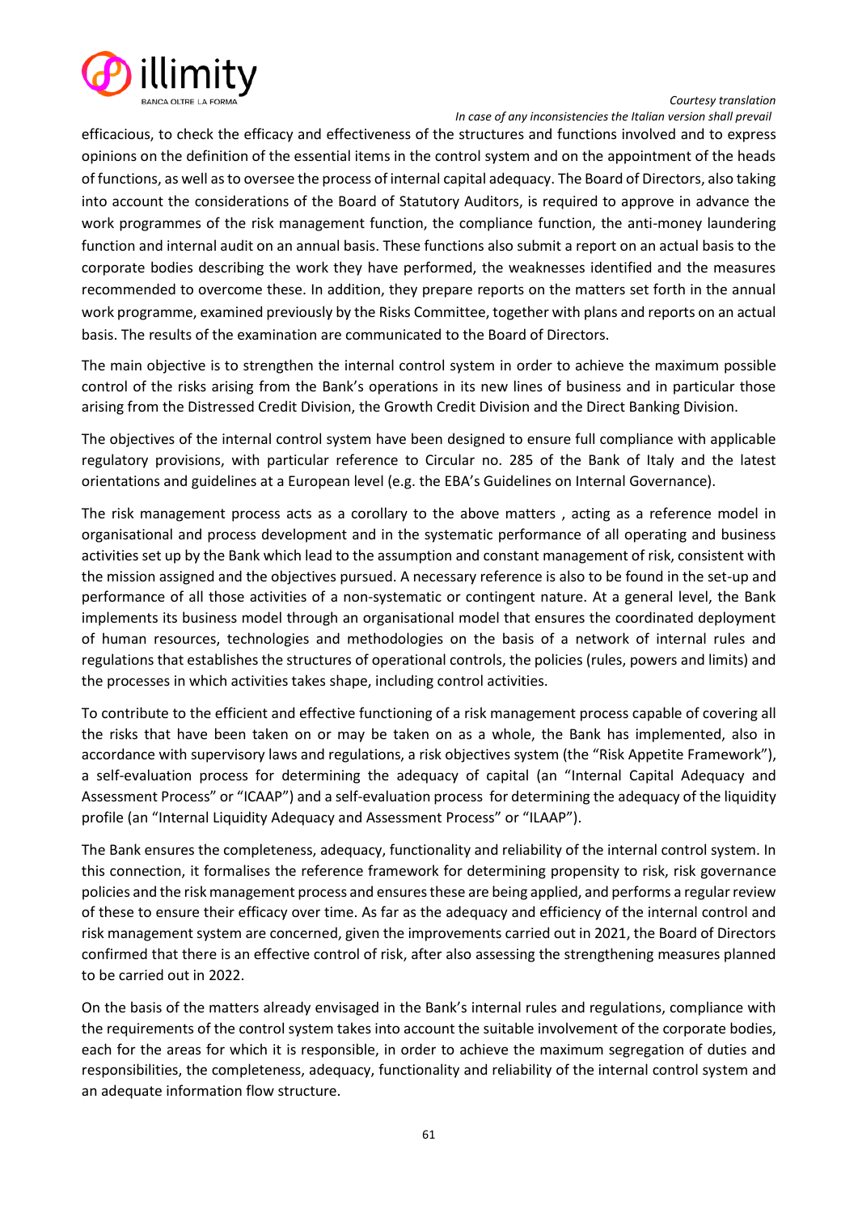efficacious, to check the efficacy and effectiveness of the structures and functions involved and to express opinions on the definition of the essential items in the control system and on the appointment of the heads of functions, as well as to oversee the process of internal capital adequacy. The Board of Directors, also taking into account the considerations of the Board of Statutory Auditors, is required to approve in advance the work programmes of the risk management function, the compliance function, the anti-money laundering function and internal audit on an annual basis. These functions also submit a report on an actual basis to the corporate bodies describing the work they have performed, the weaknesses identified and the measures recommended to overcome these. In addition, they prepare reports on the matters set forth in the annual work programme, examined previously by the Risks Committee, together with plans and reports on an actual basis. The results of the examination are communicated to the Board of Directors.

The main objective is to strengthen the internal control system in order to achieve the maximum possible control of the risks arising from the Bank's operations in its new lines of business and in particular those arising from the Distressed Credit Division, the Growth Credit Division and the Direct Banking Division.

The objectives of the internal control system have been designed to ensure full compliance with applicable regulatory provisions, with particular reference to Circular no. 285 of the Bank of Italy and the latest orientations and guidelines at a European level (e.g. the EBA's Guidelines on Internal Governance).

The risk management process acts as a corollary to the above matters , acting as a reference model in organisational and process development and in the systematic performance of all operating and business activities set up by the Bank which lead to the assumption and constant management of risk, consistent with the mission assigned and the objectives pursued. A necessary reference is also to be found in the set-up and performance of all those activities of a non-systematic or contingent nature. At a general level, the Bank implements its business model through an organisational model that ensures the coordinated deployment of human resources, technologies and methodologies on the basis of a network of internal rules and regulations that establishes the structures of operational controls, the policies (rules, powers and limits) and the processes in which activities takes shape, including control activities.

To contribute to the efficient and effective functioning of a risk management process capable of covering all the risks that have been taken on or may be taken on as a whole, the Bank has implemented, also in accordance with supervisory laws and regulations, a risk objectives system (the "Risk Appetite Framework"), a self-evaluation process for determining the adequacy of capital (an "Internal Capital Adequacy and Assessment Process" or "ICAAP") and a self-evaluation process for determining the adequacy of the liquidity profile (an "Internal Liquidity Adequacy and Assessment Process" or "ILAAP").

The Bank ensures the completeness, adequacy, functionality and reliability of the internal control system. In this connection, it formalises the reference framework for determining propensity to risk, risk governance policies and the risk management process and ensures these are being applied, and performs a regular review of these to ensure their efficacy over time. As far as the adequacy and efficiency of the internal control and risk management system are concerned, given the improvements carried out in 2021, the Board of Directors confirmed that there is an effective control of risk, after also assessing the strengthening measures planned to be carried out in 2022.

On the basis of the matters already envisaged in the Bank's internal rules and regulations, compliance with the requirements of the control system takes into account the suitable involvement of the corporate bodies, each for the areas for which it is responsible, in order to achieve the maximum segregation of duties and responsibilities, the completeness, adequacy, functionality and reliability of the internal control system and an adequate information flow structure.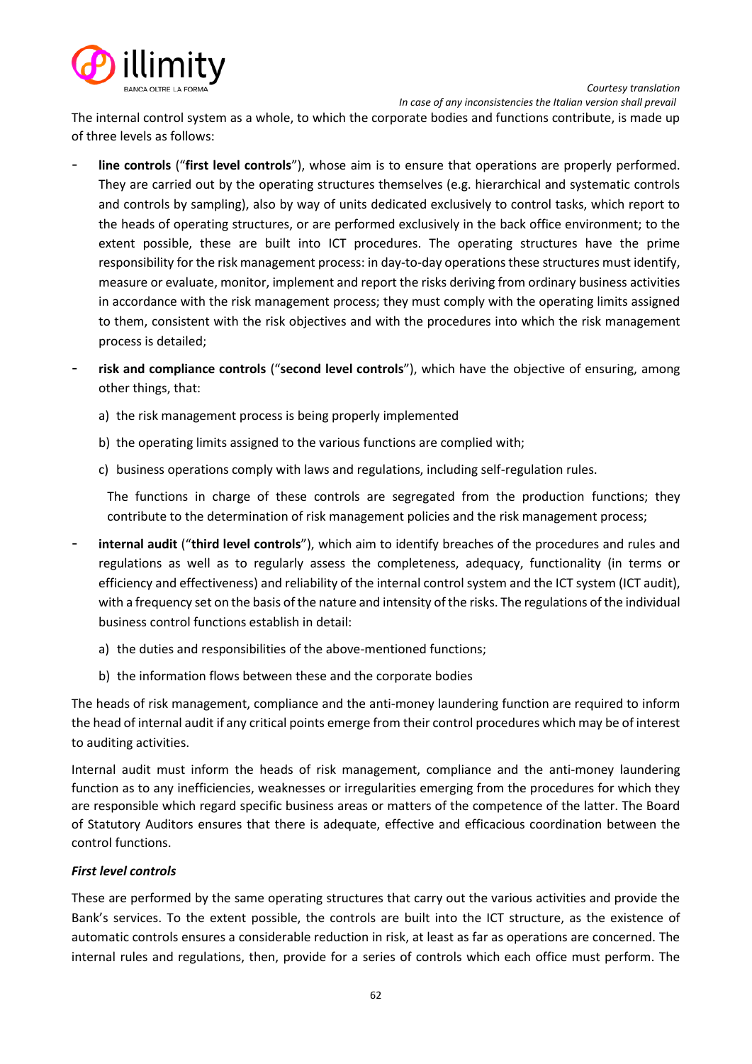The internal control system as a whole, to which the corporate bodies and functions contribute, is made up of three levels as follows:

- **line controls** ("**first level controls**"), whose aim is to ensure that operations are properly performed. They are carried out by the operating structures themselves (e.g. hierarchical and systematic controls and controls by sampling), also by way of units dedicated exclusively to control tasks, which report to the heads of operating structures, or are performed exclusively in the back office environment; to the extent possible, these are built into ICT procedures. The operating structures have the prime responsibility for the risk management process: in day-to-day operations these structures must identify, measure or evaluate, monitor, implement and report the risks deriving from ordinary business activities in accordance with the risk management process; they must comply with the operating limits assigned to them, consistent with the risk objectives and with the procedures into which the risk management process is detailed;
- **risk and compliance controls** ("**second level controls**"), which have the objective of ensuring, among other things, that:

  a) the risk management process is being properly implemented

  b) the operating limits assigned to the various functions are complied with;

  c) business operations comply with laws and regulations, including self-regulation rules.

  The functions in charge of these controls are segregated from the production functions; they contribute to the determination of risk management policies and the risk management process;
- **internal audit** ("**third level controls**"), which aim to identify breaches of the procedures and rules and regulations as well as to regularly assess the completeness, adequacy, functionality (in terms or efficiency and effectiveness) and reliability of the internal control system and the ICT system (ICT audit), with a frequency set on the basis of the nature and intensity of the risks. The regulations of the individual business control functions establish in detail:

  a) the duties and responsibilities of the above-mentioned functions;

  b) the information flows between these and the corporate bodies

The heads of risk management, compliance and the anti-money laundering function are required to inform the head of internal audit if any critical points emerge from their control procedures which may be of interest to auditing activities.

Internal audit must inform the heads of risk management, compliance and the anti-money laundering function as to any inefficiencies, weaknesses or irregularities emerging from the procedures for which they are responsible which regard specific business areas or matters of the competence of the latter. The Board of Statutory Auditors ensures that there is adequate, effective and efficacious coordination between the control functions.

***First level controls***

These are performed by the same operating structures that carry out the various activities and provide the Bank's services. To the extent possible, the controls are built into the ICT structure, as the existence of automatic controls ensures a considerable reduction in risk, at least as far as operations are concerned. The internal rules and regulations, then, provide for a series of controls which each office must perform. The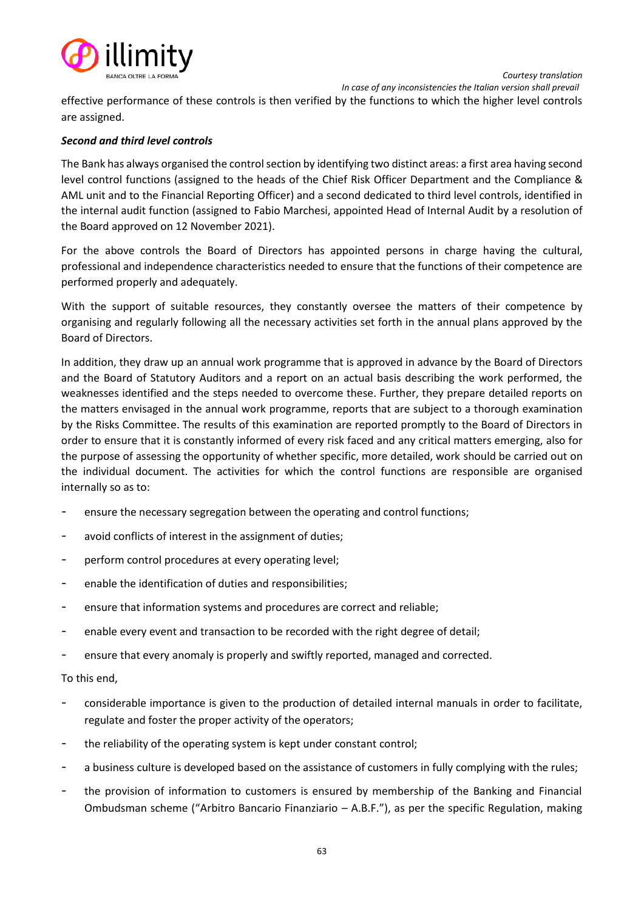effective performance of these controls is then verified by the functions to which the higher level controls are assigned.

***Second and third level controls***

The Bank has always organised the control section by identifying two distinct areas: a first area having second level control functions (assigned to the heads of the Chief Risk Officer Department and the Compliance & AML unit and to the Financial Reporting Officer) and a second dedicated to third level controls, identified in the internal audit function (assigned to Fabio Marchesi, appointed Head of Internal Audit by a resolution of the Board approved on 12 November 2021).

For the above controls the Board of Directors has appointed persons in charge having the cultural, professional and independence characteristics needed to ensure that the functions of their competence are performed properly and adequately.

With the support of suitable resources, they constantly oversee the matters of their competence by organising and regularly following all the necessary activities set forth in the annual plans approved by the Board of Directors.

In addition, they draw up an annual work programme that is approved in advance by the Board of Directors and the Board of Statutory Auditors and a report on an actual basis describing the work performed, the weaknesses identified and the steps needed to overcome these. Further, they prepare detailed reports on the matters envisaged in the annual work programme, reports that are subject to a thorough examination by the Risks Committee. The results of this examination are reported promptly to the Board of Directors in order to ensure that it is constantly informed of every risk faced and any critical matters emerging, also for the purpose of assessing the opportunity of whether specific, more detailed, work should be carried out on the individual document. The activities for which the control functions are responsible are organised internally so as to:

- ensure the necessary segregation between the operating and control functions;
- avoid conflicts of interest in the assignment of duties;
- perform control procedures at every operating level;
- enable the identification of duties and responsibilities;
- ensure that information systems and procedures are correct and reliable;
- enable every event and transaction to be recorded with the right degree of detail;
- ensure that every anomaly is properly and swiftly reported, managed and corrected.

To this end,

- considerable importance is given to the production of detailed internal manuals in order to facilitate, regulate and foster the proper activity of the operators;
- the reliability of the operating system is kept under constant control;
- a business culture is developed based on the assistance of customers in fully complying with the rules;
- the provision of information to customers is ensured by membership of the Banking and Financial Ombudsman scheme ("Arbitro Bancario Finanziario – A.B.F."), as per the specific Regulation, making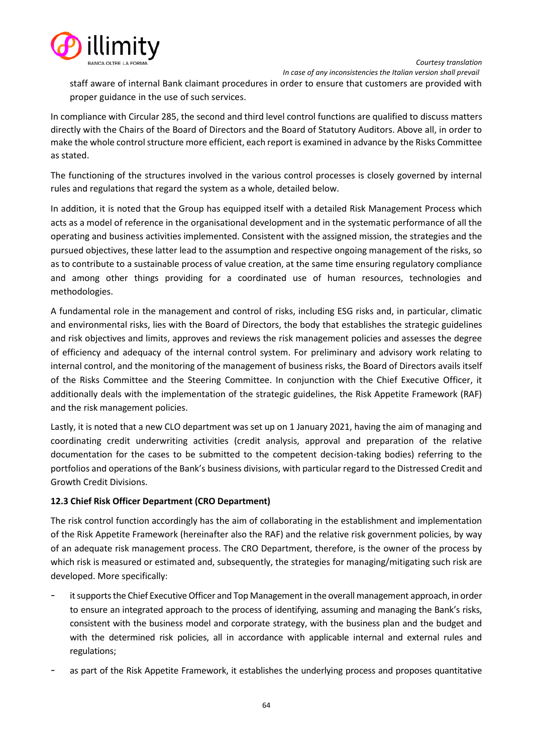staff aware of internal Bank claimant procedures in order to ensure that customers are provided with proper guidance in the use of such services.

In compliance with Circular 285, the second and third level control functions are qualified to discuss matters directly with the Chairs of the Board of Directors and the Board of Statutory Auditors. Above all, in order to make the whole control structure more efficient, each report is examined in advance by the Risks Committee as stated.

The functioning of the structures involved in the various control processes is closely governed by internal rules and regulations that regard the system as a whole, detailed below.

In addition, it is noted that the Group has equipped itself with a detailed Risk Management Process which acts as a model of reference in the organisational development and in the systematic performance of all the operating and business activities implemented. Consistent with the assigned mission, the strategies and the pursued objectives, these latter lead to the assumption and respective ongoing management of the risks, so as to contribute to a sustainable process of value creation, at the same time ensuring regulatory compliance and among other things providing for a coordinated use of human resources, technologies and methodologies.

A fundamental role in the management and control of risks, including ESG risks and, in particular, climatic and environmental risks, lies with the Board of Directors, the body that establishes the strategic guidelines and risk objectives and limits, approves and reviews the risk management policies and assesses the degree of efficiency and adequacy of the internal control system. For preliminary and advisory work relating to internal control, and the monitoring of the management of business risks, the Board of Directors avails itself of the Risks Committee and the Steering Committee. In conjunction with the Chief Executive Officer, it additionally deals with the implementation of the strategic guidelines, the Risk Appetite Framework (RAF) and the risk management policies.

Lastly, it is noted that a new CLO department was set up on 1 January 2021, having the aim of managing and coordinating credit underwriting activities (credit analysis, approval and preparation of the relative documentation for the cases to be submitted to the competent decision-taking bodies) referring to the portfolios and operations of the Bank's business divisions, with particular regard to the Distressed Credit and Growth Credit Divisions.

### 12.3 Chief Risk Officer Department (CRO Department)

The risk control function accordingly has the aim of collaborating in the establishment and implementation of the Risk Appetite Framework (hereinafter also the RAF) and the relative risk government policies, by way of an adequate risk management process. The CRO Department, therefore, is the owner of the process by which risk is measured or estimated and, subsequently, the strategies for managing/mitigating such risk are developed. More specifically:

- it supports the Chief Executive Officer and Top Management in the overall management approach, in order to ensure an integrated approach to the process of identifying, assuming and managing the Bank's risks, consistent with the business model and corporate strategy, with the business plan and the budget and with the determined risk policies, all in accordance with applicable internal and external rules and regulations;
- as part of the Risk Appetite Framework, it establishes the underlying process and proposes quantitative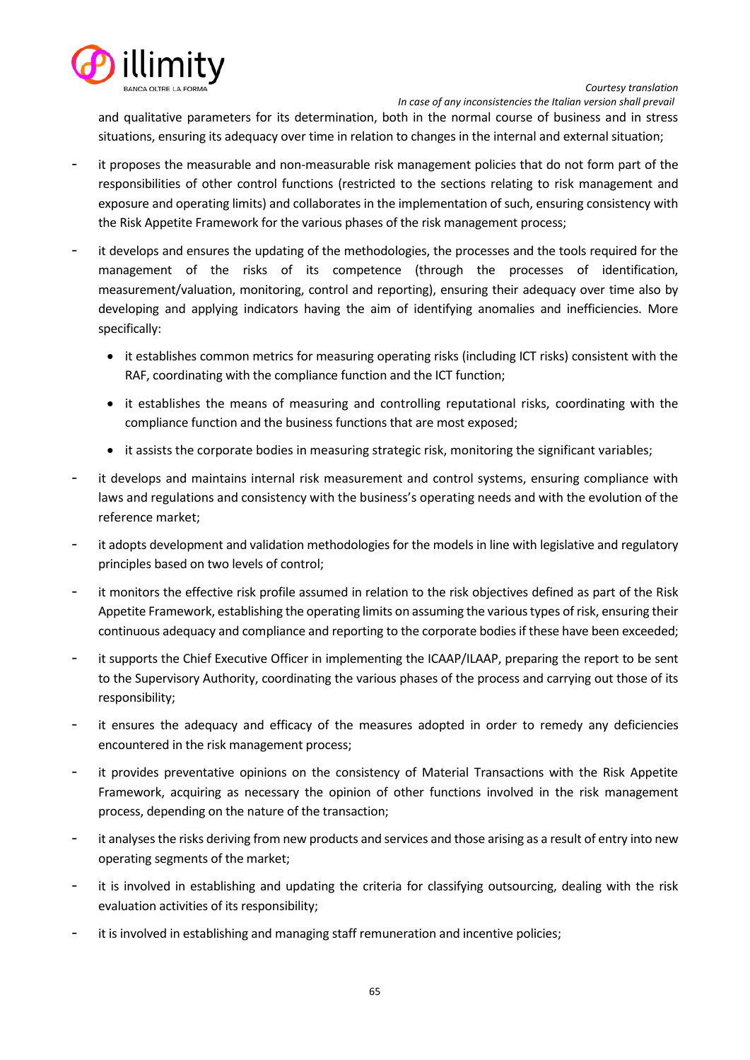and qualitative parameters for its determination, both in the normal course of business and in stress situations, ensuring its adequacy over time in relation to changes in the internal and external situation;

- it proposes the measurable and non-measurable risk management policies that do not form part of the responsibilities of other control functions (restricted to the sections relating to risk management and exposure and operating limits) and collaborates in the implementation of such, ensuring consistency with the Risk Appetite Framework for the various phases of the risk management process;
- it develops and ensures the updating of the methodologies, the processes and the tools required for the management of the risks of its competence (through the processes of identification, measurement/valuation, monitoring, control and reporting), ensuring their adequacy over time also by developing and applying indicators having the aim of identifying anomalies and inefficiencies. More specifically:
  - it establishes common metrics for measuring operating risks (including ICT risks) consistent with the RAF, coordinating with the compliance function and the ICT function;
  - it establishes the means of measuring and controlling reputational risks, coordinating with the compliance function and the business functions that are most exposed;
  - it assists the corporate bodies in measuring strategic risk, monitoring the significant variables;
- it develops and maintains internal risk measurement and control systems, ensuring compliance with laws and regulations and consistency with the business's operating needs and with the evolution of the reference market;
- it adopts development and validation methodologies for the models in line with legislative and regulatory principles based on two levels of control;
- it monitors the effective risk profile assumed in relation to the risk objectives defined as part of the Risk Appetite Framework, establishing the operating limits on assuming the various types of risk, ensuring their continuous adequacy and compliance and reporting to the corporate bodies if these have been exceeded;
- it supports the Chief Executive Officer in implementing the ICAAP/ILAAP, preparing the report to be sent to the Supervisory Authority, coordinating the various phases of the process and carrying out those of its responsibility;
- it ensures the adequacy and efficacy of the measures adopted in order to remedy any deficiencies encountered in the risk management process;
- it provides preventative opinions on the consistency of Material Transactions with the Risk Appetite Framework, acquiring as necessary the opinion of other functions involved in the risk management process, depending on the nature of the transaction;
- it analyses the risks deriving from new products and services and those arising as a result of entry into new operating segments of the market;
- it is involved in establishing and updating the criteria for classifying outsourcing, dealing with the risk evaluation activities of its responsibility;
- it is involved in establishing and managing staff remuneration and incentive policies;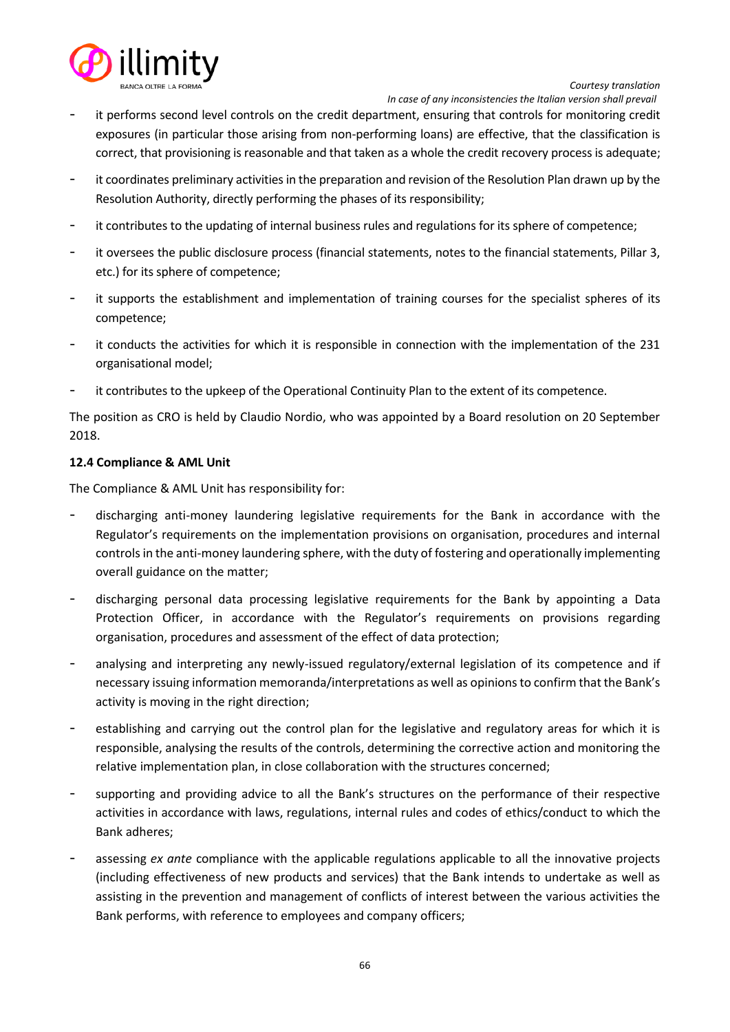- it performs second level controls on the credit department, ensuring that controls for monitoring credit exposures (in particular those arising from non-performing loans) are effective, that the classification is correct, that provisioning is reasonable and that taken as a whole the credit recovery process is adequate;
- it coordinates preliminary activities in the preparation and revision of the Resolution Plan drawn up by the Resolution Authority, directly performing the phases of its responsibility;
- it contributes to the updating of internal business rules and regulations for its sphere of competence;
- it oversees the public disclosure process (financial statements, notes to the financial statements, Pillar 3, etc.) for its sphere of competence;
- it supports the establishment and implementation of training courses for the specialist spheres of its competence;
- it conducts the activities for which it is responsible in connection with the implementation of the 231 organisational model;
- it contributes to the upkeep of the Operational Continuity Plan to the extent of its competence.

The position as CRO is held by Claudio Nordio, who was appointed by a Board resolution on 20 September 2018.

### 12.4 Compliance & AML Unit

The Compliance & AML Unit has responsibility for:

- discharging anti-money laundering legislative requirements for the Bank in accordance with the Regulator's requirements on the implementation provisions on organisation, procedures and internal controls in the anti-money laundering sphere, with the duty of fostering and operationally implementing overall guidance on the matter;
- discharging personal data processing legislative requirements for the Bank by appointing a Data Protection Officer, in accordance with the Regulator's requirements on provisions regarding organisation, procedures and assessment of the effect of data protection;
- analysing and interpreting any newly-issued regulatory/external legislation of its competence and if necessary issuing information memoranda/interpretations as well as opinions to confirm that the Bank's activity is moving in the right direction;
- establishing and carrying out the control plan for the legislative and regulatory areas for which it is responsible, analysing the results of the controls, determining the corrective action and monitoring the relative implementation plan, in close collaboration with the structures concerned;
- supporting and providing advice to all the Bank's structures on the performance of their respective activities in accordance with laws, regulations, internal rules and codes of ethics/conduct to which the Bank adheres;
- assessing *ex ante* compliance with the applicable regulations applicable to all the innovative projects (including effectiveness of new products and services) that the Bank intends to undertake as well as assisting in the prevention and management of conflicts of interest between the various activities the Bank performs, with reference to employees and company officers;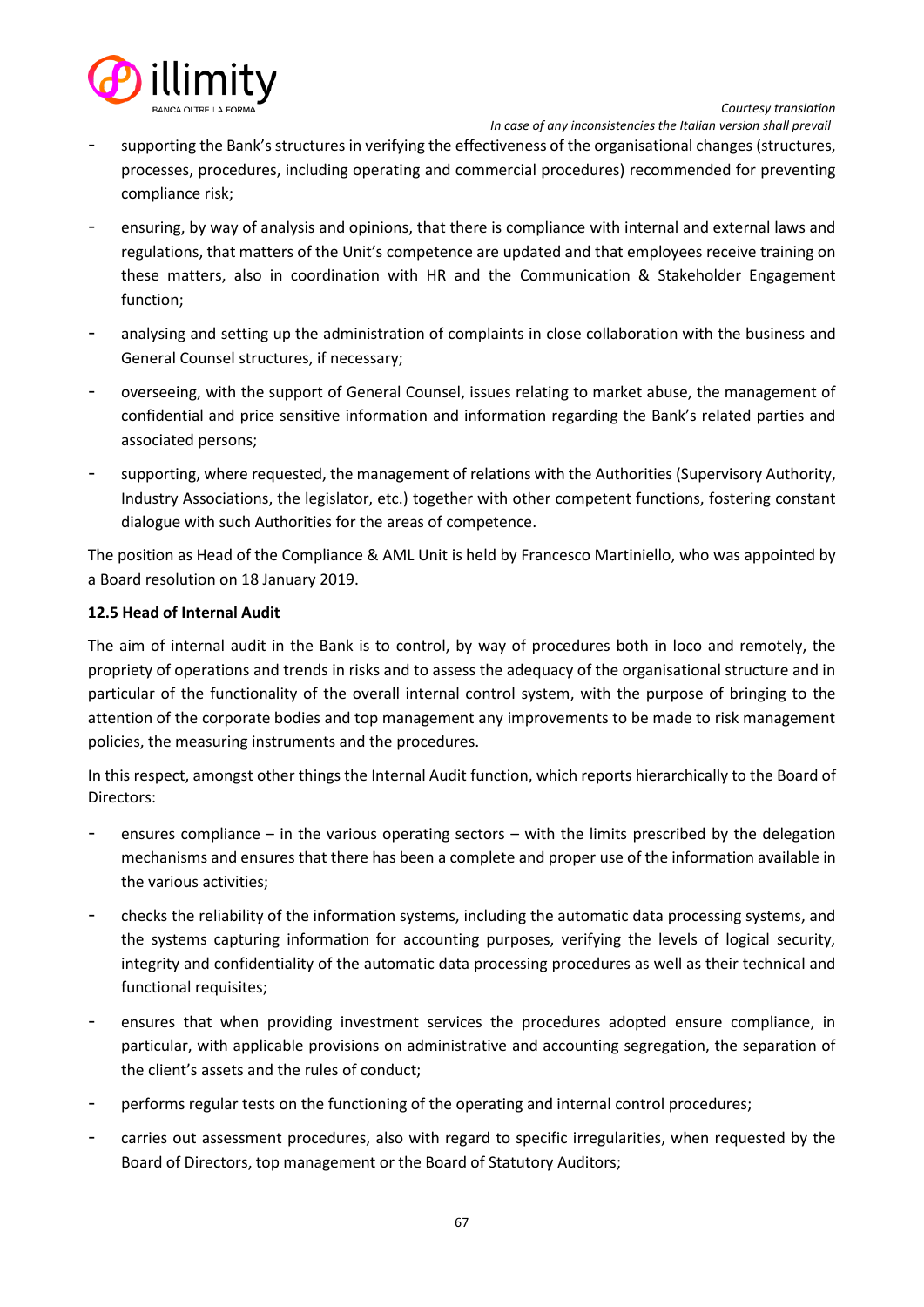- supporting the Bank's structures in verifying the effectiveness of the organisational changes (structures, processes, procedures, including operating and commercial procedures) recommended for preventing compliance risk;
- ensuring, by way of analysis and opinions, that there is compliance with internal and external laws and regulations, that matters of the Unit's competence are updated and that employees receive training on these matters, also in coordination with HR and the Communication & Stakeholder Engagement function;
- analysing and setting up the administration of complaints in close collaboration with the business and General Counsel structures, if necessary;
- overseeing, with the support of General Counsel, issues relating to market abuse, the management of confidential and price sensitive information and information regarding the Bank's related parties and associated persons;
- supporting, where requested, the management of relations with the Authorities (Supervisory Authority, Industry Associations, the legislator, etc.) together with other competent functions, fostering constant dialogue with such Authorities for the areas of competence.

The position as Head of the Compliance & AML Unit is held by Francesco Martiniello, who was appointed by a Board resolution on 18 January 2019.

**12.5 Head of Internal Audit**

The aim of internal audit in the Bank is to control, by way of procedures both in loco and remotely, the propriety of operations and trends in risks and to assess the adequacy of the organisational structure and in particular of the functionality of the overall internal control system, with the purpose of bringing to the attention of the corporate bodies and top management any improvements to be made to risk management policies, the measuring instruments and the procedures.

In this respect, amongst other things the Internal Audit function, which reports hierarchically to the Board of Directors:

- ensures compliance – in the various operating sectors – with the limits prescribed by the delegation mechanisms and ensures that there has been a complete and proper use of the information available in the various activities;
- checks the reliability of the information systems, including the automatic data processing systems, and the systems capturing information for accounting purposes, verifying the levels of logical security, integrity and confidentiality of the automatic data processing procedures as well as their technical and functional requisites;
- ensures that when providing investment services the procedures adopted ensure compliance, in particular, with applicable provisions on administrative and accounting segregation, the separation of the client's assets and the rules of conduct;
- performs regular tests on the functioning of the operating and internal control procedures;
- carries out assessment procedures, also with regard to specific irregularities, when requested by the Board of Directors, top management or the Board of Statutory Auditors;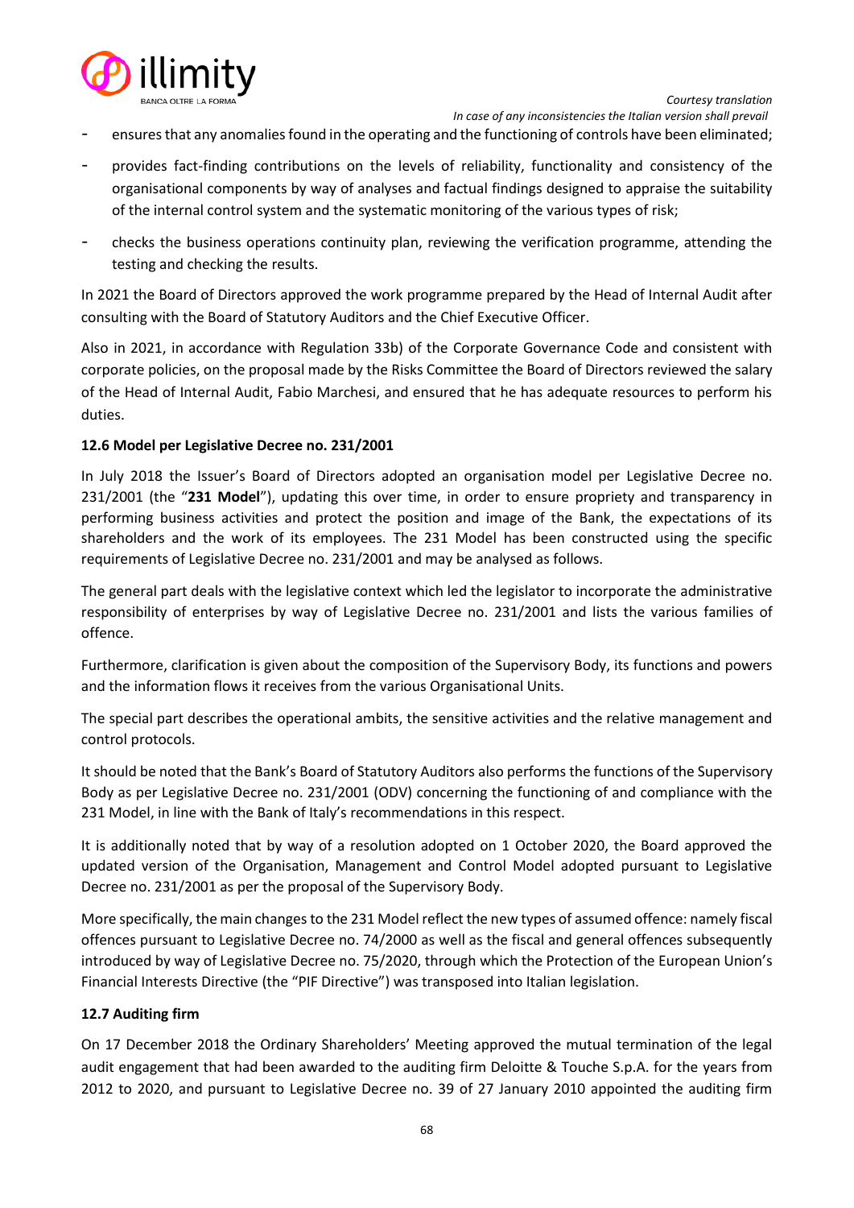- ensures that any anomalies found in the operating and the functioning of controls have been eliminated;
- provides fact-finding contributions on the levels of reliability, functionality and consistency of the organisational components by way of analyses and factual findings designed to appraise the suitability of the internal control system and the systematic monitoring of the various types of risk;
- checks the business operations continuity plan, reviewing the verification programme, attending the testing and checking the results.

In 2021 the Board of Directors approved the work programme prepared by the Head of Internal Audit after consulting with the Board of Statutory Auditors and the Chief Executive Officer.

Also in 2021, in accordance with Regulation 33b) of the Corporate Governance Code and consistent with corporate policies, on the proposal made by the Risks Committee the Board of Directors reviewed the salary of the Head of Internal Audit, Fabio Marchesi, and ensured that he has adequate resources to perform his duties.

### 12.6 Model per Legislative Decree no. 231/2001

In July 2018 the Issuer's Board of Directors adopted an organisation model per Legislative Decree no. 231/2001 (the "**231 Model**"), updating this over time, in order to ensure propriety and transparency in performing business activities and protect the position and image of the Bank, the expectations of its shareholders and the work of its employees. The 231 Model has been constructed using the specific requirements of Legislative Decree no. 231/2001 and may be analysed as follows.

The general part deals with the legislative context which led the legislator to incorporate the administrative responsibility of enterprises by way of Legislative Decree no. 231/2001 and lists the various families of offence.

Furthermore, clarification is given about the composition of the Supervisory Body, its functions and powers and the information flows it receives from the various Organisational Units.

The special part describes the operational ambits, the sensitive activities and the relative management and control protocols.

It should be noted that the Bank's Board of Statutory Auditors also performs the functions of the Supervisory Body as per Legislative Decree no. 231/2001 (ODV) concerning the functioning of and compliance with the 231 Model, in line with the Bank of Italy's recommendations in this respect.

It is additionally noted that by way of a resolution adopted on 1 October 2020, the Board approved the updated version of the Organisation, Management and Control Model adopted pursuant to Legislative Decree no. 231/2001 as per the proposal of the Supervisory Body.

More specifically, the main changes to the 231 Model reflect the new types of assumed offence: namely fiscal offences pursuant to Legislative Decree no. 74/2000 as well as the fiscal and general offences subsequently introduced by way of Legislative Decree no. 75/2020, through which the Protection of the European Union's Financial Interests Directive (the "PIF Directive") was transposed into Italian legislation.

### 12.7 Auditing firm

On 17 December 2018 the Ordinary Shareholders' Meeting approved the mutual termination of the legal audit engagement that had been awarded to the auditing firm Deloitte & Touche S.p.A. for the years from 2012 to 2020, and pursuant to Legislative Decree no. 39 of 27 January 2010 appointed the auditing firm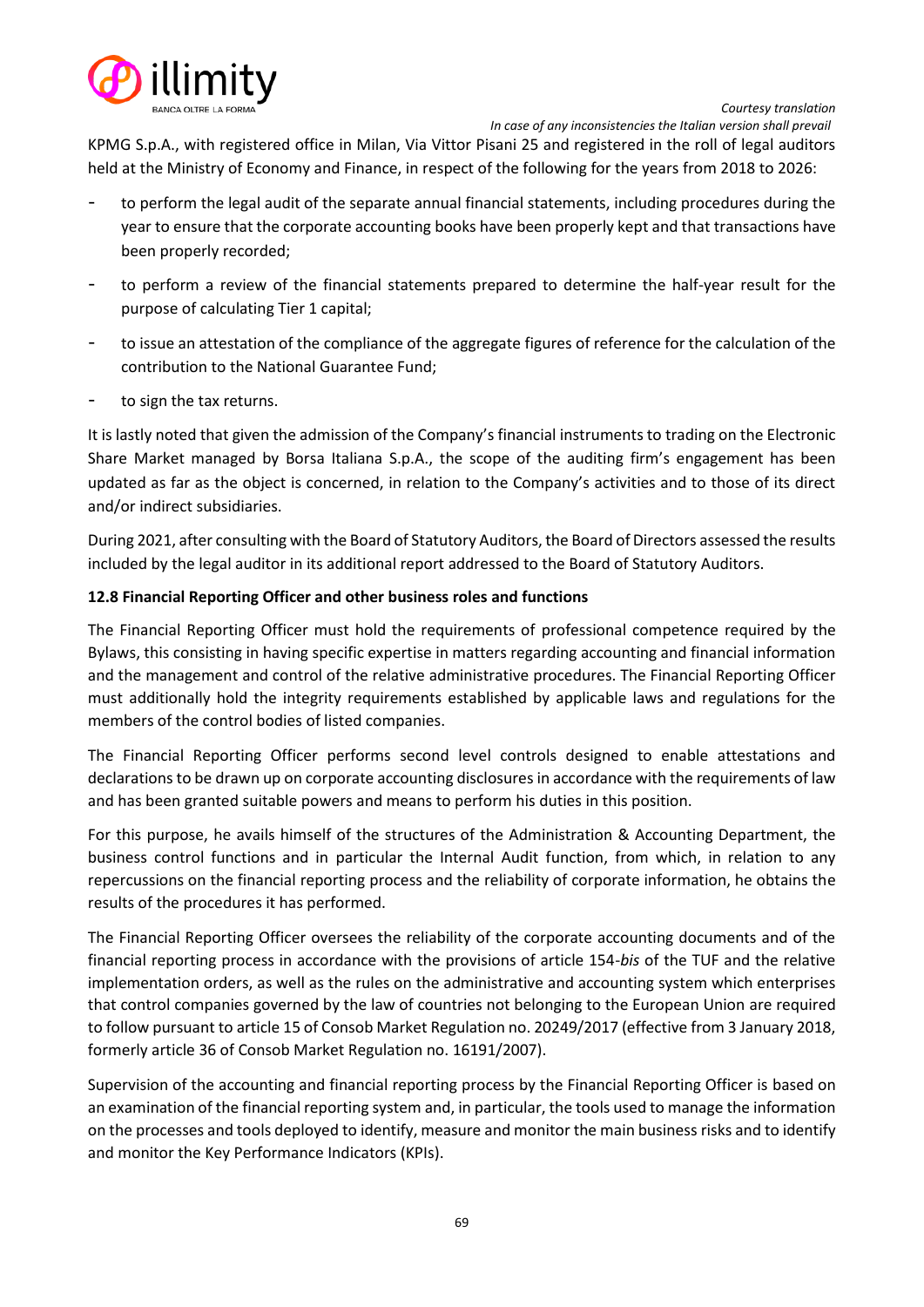KPMG S.p.A., with registered office in Milan, Via Vittor Pisani 25 and registered in the roll of legal auditors held at the Ministry of Economy and Finance, in respect of the following for the years from 2018 to 2026:

- to perform the legal audit of the separate annual financial statements, including procedures during the year to ensure that the corporate accounting books have been properly kept and that transactions have been properly recorded;
- to perform a review of the financial statements prepared to determine the half-year result for the purpose of calculating Tier 1 capital;
- to issue an attestation of the compliance of the aggregate figures of reference for the calculation of the contribution to the National Guarantee Fund;
- to sign the tax returns.

It is lastly noted that given the admission of the Company's financial instruments to trading on the Electronic Share Market managed by Borsa Italiana S.p.A., the scope of the auditing firm's engagement has been updated as far as the object is concerned, in relation to the Company's activities and to those of its direct and/or indirect subsidiaries.

During 2021, after consulting with the Board of Statutory Auditors, the Board of Directors assessed the results included by the legal auditor in its additional report addressed to the Board of Statutory Auditors.

**12.8 Financial Reporting Officer and other business roles and functions**

The Financial Reporting Officer must hold the requirements of professional competence required by the Bylaws, this consisting in having specific expertise in matters regarding accounting and financial information and the management and control of the relative administrative procedures. The Financial Reporting Officer must additionally hold the integrity requirements established by applicable laws and regulations for the members of the control bodies of listed companies.

The Financial Reporting Officer performs second level controls designed to enable attestations and declarations to be drawn up on corporate accounting disclosures in accordance with the requirements of law and has been granted suitable powers and means to perform his duties in this position.

For this purpose, he avails himself of the structures of the Administration & Accounting Department, the business control functions and in particular the Internal Audit function, from which, in relation to any repercussions on the financial reporting process and the reliability of corporate information, he obtains the results of the procedures it has performed.

The Financial Reporting Officer oversees the reliability of the corporate accounting documents and of the financial reporting process in accordance with the provisions of article 154-*bis* of the TUF and the relative implementation orders, as well as the rules on the administrative and accounting system which enterprises that control companies governed by the law of countries not belonging to the European Union are required to follow pursuant to article 15 of Consob Market Regulation no. 20249/2017 (effective from 3 January 2018, formerly article 36 of Consob Market Regulation no. 16191/2007).

Supervision of the accounting and financial reporting process by the Financial Reporting Officer is based on an examination of the financial reporting system and, in particular, the tools used to manage the information on the processes and tools deployed to identify, measure and monitor the main business risks and to identify and monitor the Key Performance Indicators (KPIs).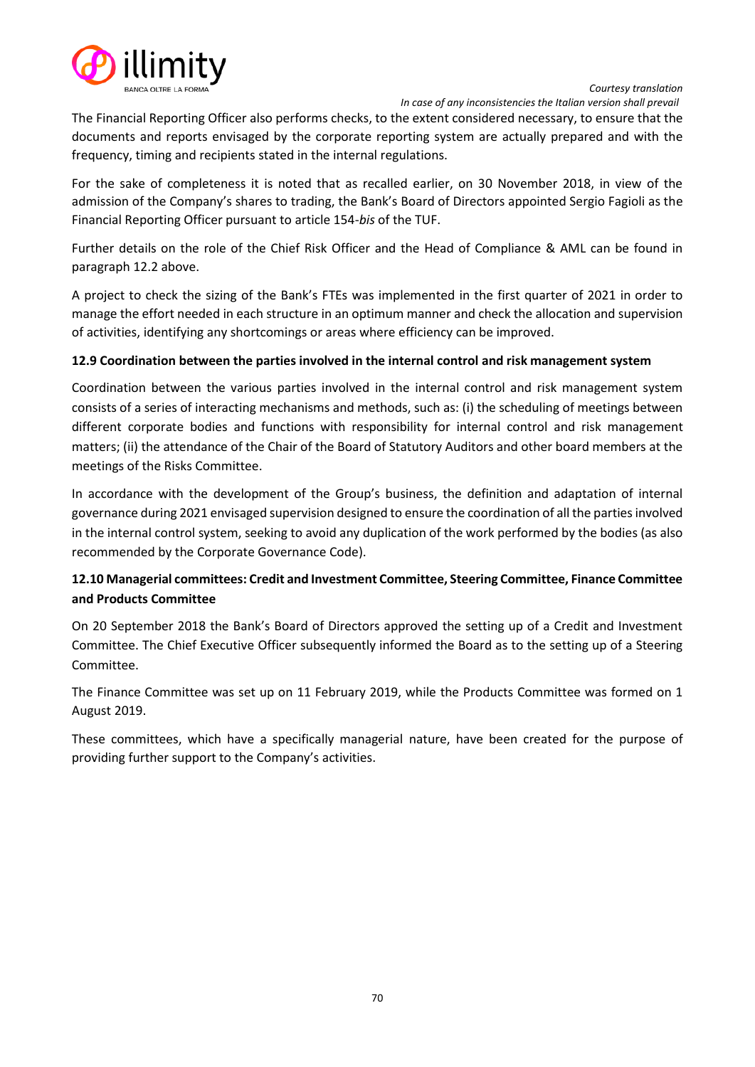The Financial Reporting Officer also performs checks, to the extent considered necessary, to ensure that the documents and reports envisaged by the corporate reporting system are actually prepared and with the frequency, timing and recipients stated in the internal regulations.

For the sake of completeness it is noted that as recalled earlier, on 30 November 2018, in view of the admission of the Company's shares to trading, the Bank's Board of Directors appointed Sergio Fagioli as the Financial Reporting Officer pursuant to article 154-*bis* of the TUF.

Further details on the role of the Chief Risk Officer and the Head of Compliance & AML can be found in paragraph 12.2 above.

A project to check the sizing of the Bank's FTEs was implemented in the first quarter of 2021 in order to manage the effort needed in each structure in an optimum manner and check the allocation and supervision of activities, identifying any shortcomings or areas where efficiency can be improved.

### 12.9 Coordination between the parties involved in the internal control and risk management system

Coordination between the various parties involved in the internal control and risk management system consists of a series of interacting mechanisms and methods, such as: (i) the scheduling of meetings between different corporate bodies and functions with responsibility for internal control and risk management matters; (ii) the attendance of the Chair of the Board of Statutory Auditors and other board members at the meetings of the Risks Committee.

In accordance with the development of the Group's business, the definition and adaptation of internal governance during 2021 envisaged supervision designed to ensure the coordination of all the parties involved in the internal control system, seeking to avoid any duplication of the work performed by the bodies (as also recommended by the Corporate Governance Code).

### 12.10 Managerial committees: Credit and Investment Committee, Steering Committee, Finance Committee and Products Committee

On 20 September 2018 the Bank's Board of Directors approved the setting up of a Credit and Investment Committee. The Chief Executive Officer subsequently informed the Board as to the setting up of a Steering Committee.

The Finance Committee was set up on 11 February 2019, while the Products Committee was formed on 1 August 2019.

These committees, which have a specifically managerial nature, have been created for the purpose of providing further support to the Company's activities.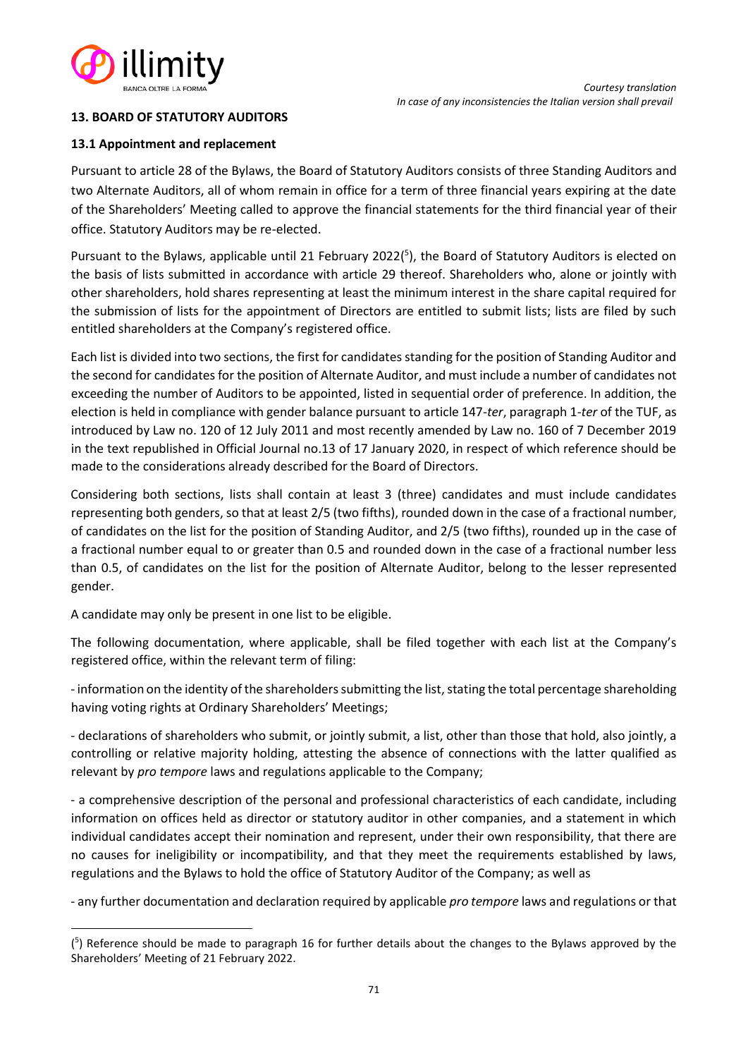## 13. BOARD OF STATUTORY AUDITORS

### 13.1 Appointment and replacement

Pursuant to article 28 of the Bylaws, the Board of Statutory Auditors consists of three Standing Auditors and two Alternate Auditors, all of whom remain in office for a term of three financial years expiring at the date of the Shareholders' Meeting called to approve the financial statements for the third financial year of their office. Statutory Auditors may be re-elected.

Pursuant to the Bylaws, applicable until 21 February 2022([5]), the Board of Statutory Auditors is elected on the basis of lists submitted in accordance with article 29 thereof. Shareholders who, alone or jointly with other shareholders, hold shares representing at least the minimum interest in the share capital required for the submission of lists for the appointment of Directors are entitled to submit lists; lists are filed by such entitled shareholders at the Company's registered office.

Each list is divided into two sections, the first for candidates standing for the position of Standing Auditor and the second for candidates for the position of Alternate Auditor, and must include a number of candidates not exceeding the number of Auditors to be appointed, listed in sequential order of preference. In addition, the election is held in compliance with gender balance pursuant to article 147-*ter*, paragraph 1-*ter* of the TUF, as introduced by Law no. 120 of 12 July 2011 and most recently amended by Law no. 160 of 7 December 2019 in the text republished in Official Journal no.13 of 17 January 2020, in respect of which reference should be made to the considerations already described for the Board of Directors.

Considering both sections, lists shall contain at least 3 (three) candidates and must include candidates representing both genders, so that at least 2/5 (two fifths), rounded down in the case of a fractional number, of candidates on the list for the position of Standing Auditor, and 2/5 (two fifths), rounded up in the case of a fractional number equal to or greater than 0.5 and rounded down in the case of a fractional number less than 0.5, of candidates on the list for the position of Alternate Auditor, belong to the lesser represented gender.

A candidate may only be present in one list to be eligible.

The following documentation, where applicable, shall be filed together with each list at the Company's registered office, within the relevant term of filing:

- information on the identity of the shareholders submitting the list, stating the total percentage shareholding having voting rights at Ordinary Shareholders' Meetings;

- declarations of shareholders who submit, or jointly submit, a list, other than those that hold, also jointly, a controlling or relative majority holding, attesting the absence of connections with the latter qualified as relevant by *pro tempore* laws and regulations applicable to the Company;

- a comprehensive description of the personal and professional characteristics of each candidate, including information on offices held as director or statutory auditor in other companies, and a statement in which individual candidates accept their nomination and represent, under their own responsibility, that there are no causes for ineligibility or incompatibility, and that they meet the requirements established by laws, regulations and the Bylaws to hold the office of Statutory Auditor of the Company; as well as

- any further documentation and declaration required by applicable *pro tempore* laws and regulations or that

---

([5]) Reference should be made to paragraph 16 for further details about the changes to the Bylaws approved by the Shareholders' Meeting of 21 February 2022.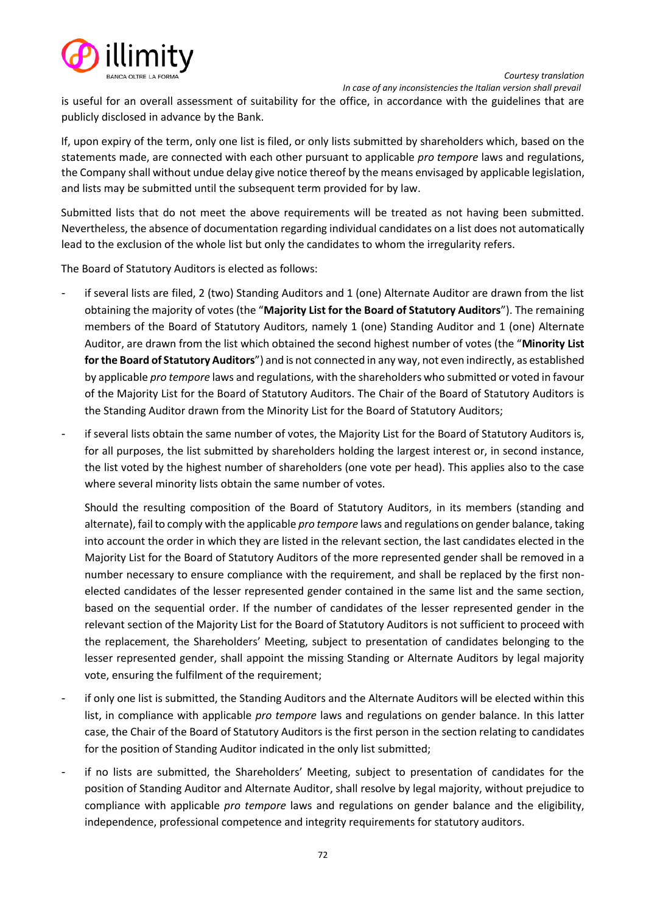is useful for an overall assessment of suitability for the office, in accordance with the guidelines that are publicly disclosed in advance by the Bank.

If, upon expiry of the term, only one list is filed, or only lists submitted by shareholders which, based on the statements made, are connected with each other pursuant to applicable *pro tempore* laws and regulations, the Company shall without undue delay give notice thereof by the means envisaged by applicable legislation, and lists may be submitted until the subsequent term provided for by law.

Submitted lists that do not meet the above requirements will be treated as not having been submitted. Nevertheless, the absence of documentation regarding individual candidates on a list does not automatically lead to the exclusion of the whole list but only the candidates to whom the irregularity refers.

The Board of Statutory Auditors is elected as follows:

- if several lists are filed, 2 (two) Standing Auditors and 1 (one) Alternate Auditor are drawn from the list obtaining the majority of votes (the "**Majority List for the Board of Statutory Auditors**"). The remaining members of the Board of Statutory Auditors, namely 1 (one) Standing Auditor and 1 (one) Alternate Auditor, are drawn from the list which obtained the second highest number of votes (the "**Minority List for the Board of Statutory Auditors**") and is not connected in any way, not even indirectly, as established by applicable *pro tempore* laws and regulations, with the shareholders who submitted or voted in favour of the Majority List for the Board of Statutory Auditors. The Chair of the Board of Statutory Auditors is the Standing Auditor drawn from the Minority List for the Board of Statutory Auditors;
- if several lists obtain the same number of votes, the Majority List for the Board of Statutory Auditors is, for all purposes, the list submitted by shareholders holding the largest interest or, in second instance, the list voted by the highest number of shareholders (one vote per head). This applies also to the case where several minority lists obtain the same number of votes.

  Should the resulting composition of the Board of Statutory Auditors, in its members (standing and alternate), fail to comply with the applicable *pro tempore* laws and regulations on gender balance, taking into account the order in which they are listed in the relevant section, the last candidates elected in the Majority List for the Board of Statutory Auditors of the more represented gender shall be removed in a number necessary to ensure compliance with the requirement, and shall be replaced by the first non-elected candidates of the lesser represented gender contained in the same list and the same section, based on the sequential order. If the number of candidates of the lesser represented gender in the relevant section of the Majority List for the Board of Statutory Auditors is not sufficient to proceed with the replacement, the Shareholders' Meeting, subject to presentation of candidates belonging to the lesser represented gender, shall appoint the missing Standing or Alternate Auditors by legal majority vote, ensuring the fulfilment of the requirement;
- if only one list is submitted, the Standing Auditors and the Alternate Auditors will be elected within this list, in compliance with applicable *pro tempore* laws and regulations on gender balance. In this latter case, the Chair of the Board of Statutory Auditors is the first person in the section relating to candidates for the position of Standing Auditor indicated in the only list submitted;
- if no lists are submitted, the Shareholders' Meeting, subject to presentation of candidates for the position of Standing Auditor and Alternate Auditor, shall resolve by legal majority, without prejudice to compliance with applicable *pro tempore* laws and regulations on gender balance and the eligibility, independence, professional competence and integrity requirements for statutory auditors.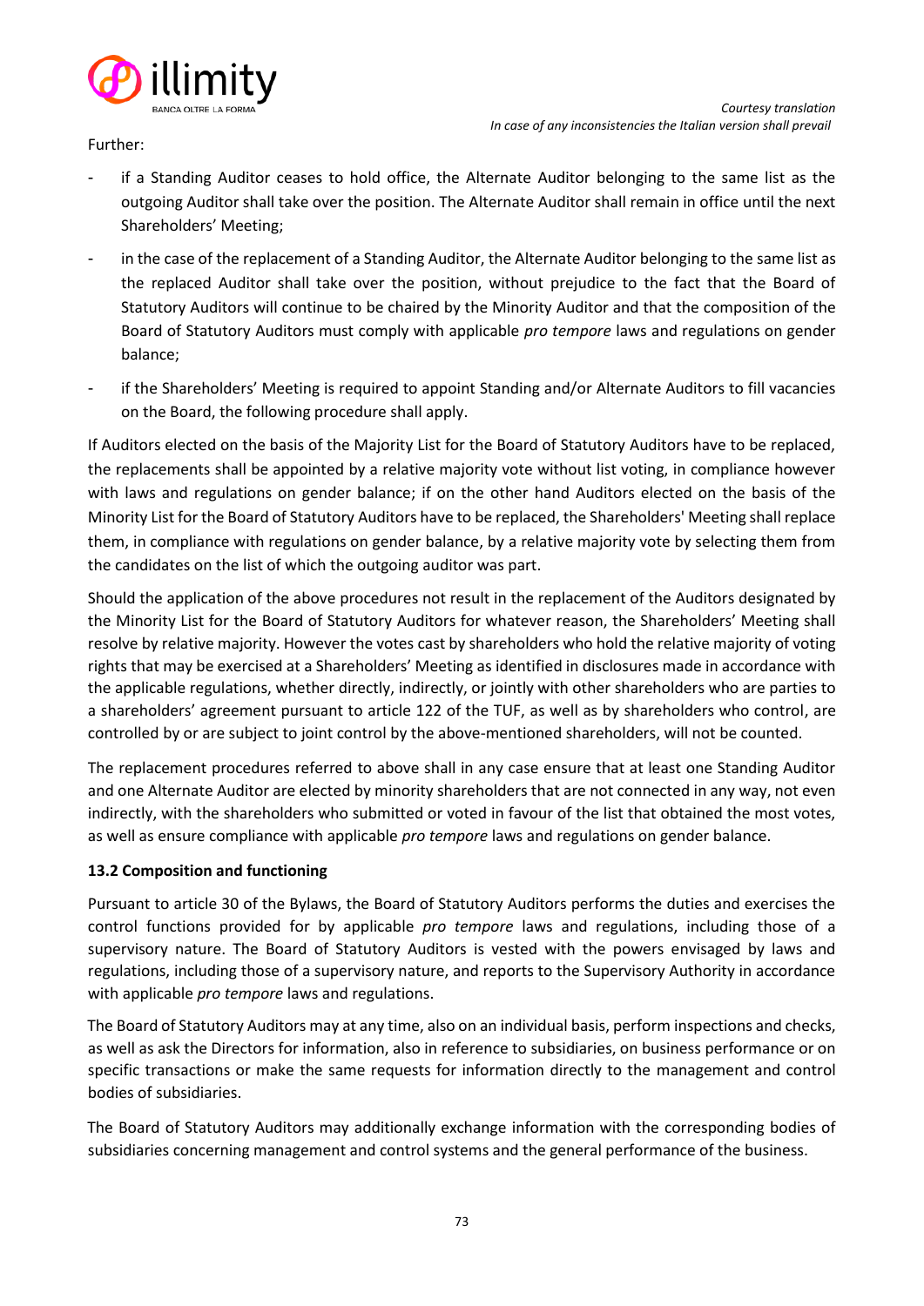Further:

- if a Standing Auditor ceases to hold office, the Alternate Auditor belonging to the same list as the outgoing Auditor shall take over the position. The Alternate Auditor shall remain in office until the next Shareholders' Meeting;
- in the case of the replacement of a Standing Auditor, the Alternate Auditor belonging to the same list as the replaced Auditor shall take over the position, without prejudice to the fact that the Board of Statutory Auditors will continue to be chaired by the Minority Auditor and that the composition of the Board of Statutory Auditors must comply with applicable *pro tempore* laws and regulations on gender balance;
- if the Shareholders' Meeting is required to appoint Standing and/or Alternate Auditors to fill vacancies on the Board, the following procedure shall apply.

If Auditors elected on the basis of the Majority List for the Board of Statutory Auditors have to be replaced, the replacements shall be appointed by a relative majority vote without list voting, in compliance however with laws and regulations on gender balance; if on the other hand Auditors elected on the basis of the Minority List for the Board of Statutory Auditors have to be replaced, the Shareholders' Meeting shall replace them, in compliance with regulations on gender balance, by a relative majority vote by selecting them from the candidates on the list of which the outgoing auditor was part.

Should the application of the above procedures not result in the replacement of the Auditors designated by the Minority List for the Board of Statutory Auditors for whatever reason, the Shareholders' Meeting shall resolve by relative majority. However the votes cast by shareholders who hold the relative majority of voting rights that may be exercised at a Shareholders' Meeting as identified in disclosures made in accordance with the applicable regulations, whether directly, indirectly, or jointly with other shareholders who are parties to a shareholders' agreement pursuant to article 122 of the TUF, as well as by shareholders who control, are controlled by or are subject to joint control by the above-mentioned shareholders, will not be counted.

The replacement procedures referred to above shall in any case ensure that at least one Standing Auditor and one Alternate Auditor are elected by minority shareholders that are not connected in any way, not even indirectly, with the shareholders who submitted or voted in favour of the list that obtained the most votes, as well as ensure compliance with applicable *pro tempore* laws and regulations on gender balance.

### 13.2 Composition and functioning

Pursuant to article 30 of the Bylaws, the Board of Statutory Auditors performs the duties and exercises the control functions provided for by applicable *pro tempore* laws and regulations, including those of a supervisory nature. The Board of Statutory Auditors is vested with the powers envisaged by laws and regulations, including those of a supervisory nature, and reports to the Supervisory Authority in accordance with applicable *pro tempore* laws and regulations.

The Board of Statutory Auditors may at any time, also on an individual basis, perform inspections and checks, as well as ask the Directors for information, also in reference to subsidiaries, on business performance or on specific transactions or make the same requests for information directly to the management and control bodies of subsidiaries.

The Board of Statutory Auditors may additionally exchange information with the corresponding bodies of subsidiaries concerning management and control systems and the general performance of the business.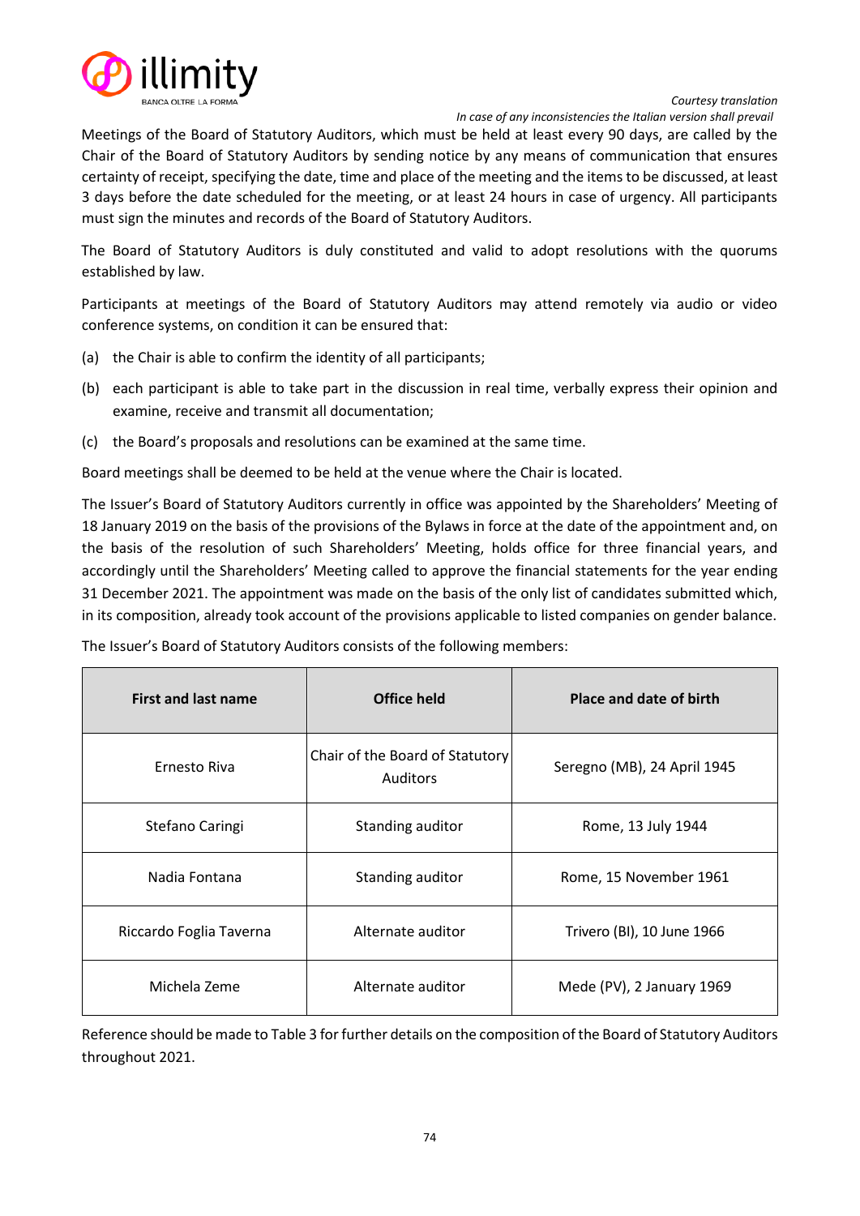Meetings of the Board of Statutory Auditors, which must be held at least every 90 days, are called by the Chair of the Board of Statutory Auditors by sending notice by any means of communication that ensures certainty of receipt, specifying the date, time and place of the meeting and the items to be discussed, at least 3 days before the date scheduled for the meeting, or at least 24 hours in case of urgency. All participants must sign the minutes and records of the Board of Statutory Auditors.

The Board of Statutory Auditors is duly constituted and valid to adopt resolutions with the quorums established by law.

Participants at meetings of the Board of Statutory Auditors may attend remotely via audio or video conference systems, on condition it can be ensured that:

(a) the Chair is able to confirm the identity of all participants;

(b) each participant is able to take part in the discussion in real time, verbally express their opinion and examine, receive and transmit all documentation;

(c) the Board's proposals and resolutions can be examined at the same time.

Board meetings shall be deemed to be held at the venue where the Chair is located.

The Issuer's Board of Statutory Auditors currently in office was appointed by the Shareholders' Meeting of 18 January 2019 on the basis of the provisions of the Bylaws in force at the date of the appointment and, on the basis of the resolution of such Shareholders' Meeting, holds office for three financial years, and accordingly until the Shareholders' Meeting called to approve the financial statements for the year ending 31 December 2021. The appointment was made on the basis of the only list of candidates submitted which, in its composition, already took account of the provisions applicable to listed companies on gender balance.

The Issuer's Board of Statutory Auditors consists of the following members:

| First and last name | Office held | Place and date of birth |
|---|---|---|
| Ernesto Riva | Chair of the Board of Statutory Auditors | Seregno (MB), 24 April 1945 |
| Stefano Caringi | Standing auditor | Rome, 13 July 1944 |
| Nadia Fontana | Standing auditor | Rome, 15 November 1961 |
| Riccardo Foglia Taverna | Alternate auditor | Trivero (BI), 10 June 1966 |
| Michela Zeme | Alternate auditor | Mede (PV), 2 January 1969 |

Reference should be made to Table 3 for further details on the composition of the Board of Statutory Auditors throughout 2021.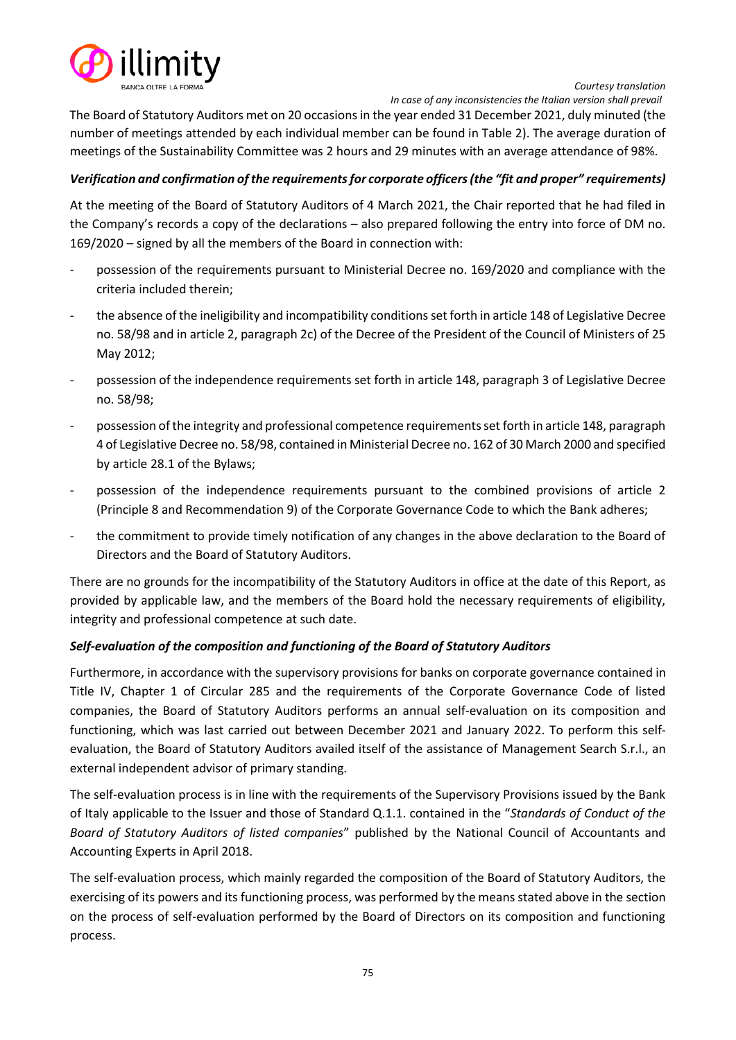The Board of Statutory Auditors met on 20 occasions in the year ended 31 December 2021, duly minuted (the number of meetings attended by each individual member can be found in Table 2). The average duration of meetings of the Sustainability Committee was 2 hours and 29 minutes with an average attendance of 98%.

***Verification and confirmation of the requirements for corporate officers (the "fit and proper" requirements)***

At the meeting of the Board of Statutory Auditors of 4 March 2021, the Chair reported that he had filed in the Company's records a copy of the declarations – also prepared following the entry into force of DM no. 169/2020 – signed by all the members of the Board in connection with:

- possession of the requirements pursuant to Ministerial Decree no. 169/2020 and compliance with the criteria included therein;
- the absence of the ineligibility and incompatibility conditions set forth in article 148 of Legislative Decree no. 58/98 and in article 2, paragraph 2c) of the Decree of the President of the Council of Ministers of 25 May 2012;
- possession of the independence requirements set forth in article 148, paragraph 3 of Legislative Decree no. 58/98;
- possession of the integrity and professional competence requirements set forth in article 148, paragraph 4 of Legislative Decree no. 58/98, contained in Ministerial Decree no. 162 of 30 March 2000 and specified by article 28.1 of the Bylaws;
- possession of the independence requirements pursuant to the combined provisions of article 2 (Principle 8 and Recommendation 9) of the Corporate Governance Code to which the Bank adheres;
- the commitment to provide timely notification of any changes in the above declaration to the Board of Directors and the Board of Statutory Auditors.

There are no grounds for the incompatibility of the Statutory Auditors in office at the date of this Report, as provided by applicable law, and the members of the Board hold the necessary requirements of eligibility, integrity and professional competence at such date.

***Self-evaluation of the composition and functioning of the Board of Statutory Auditors***

Furthermore, in accordance with the supervisory provisions for banks on corporate governance contained in Title IV, Chapter 1 of Circular 285 and the requirements of the Corporate Governance Code of listed companies, the Board of Statutory Auditors performs an annual self-evaluation on its composition and functioning, which was last carried out between December 2021 and January 2022. To perform this self-evaluation, the Board of Statutory Auditors availed itself of the assistance of Management Search S.r.l., an external independent advisor of primary standing.

The self-evaluation process is in line with the requirements of the Supervisory Provisions issued by the Bank of Italy applicable to the Issuer and those of Standard Q.1.1. contained in the "*Standards of Conduct of the Board of Statutory Auditors of listed companies*" published by the National Council of Accountants and Accounting Experts in April 2018.

The self-evaluation process, which mainly regarded the composition of the Board of Statutory Auditors, the exercising of its powers and its functioning process, was performed by the means stated above in the section on the process of self-evaluation performed by the Board of Directors on its composition and functioning process.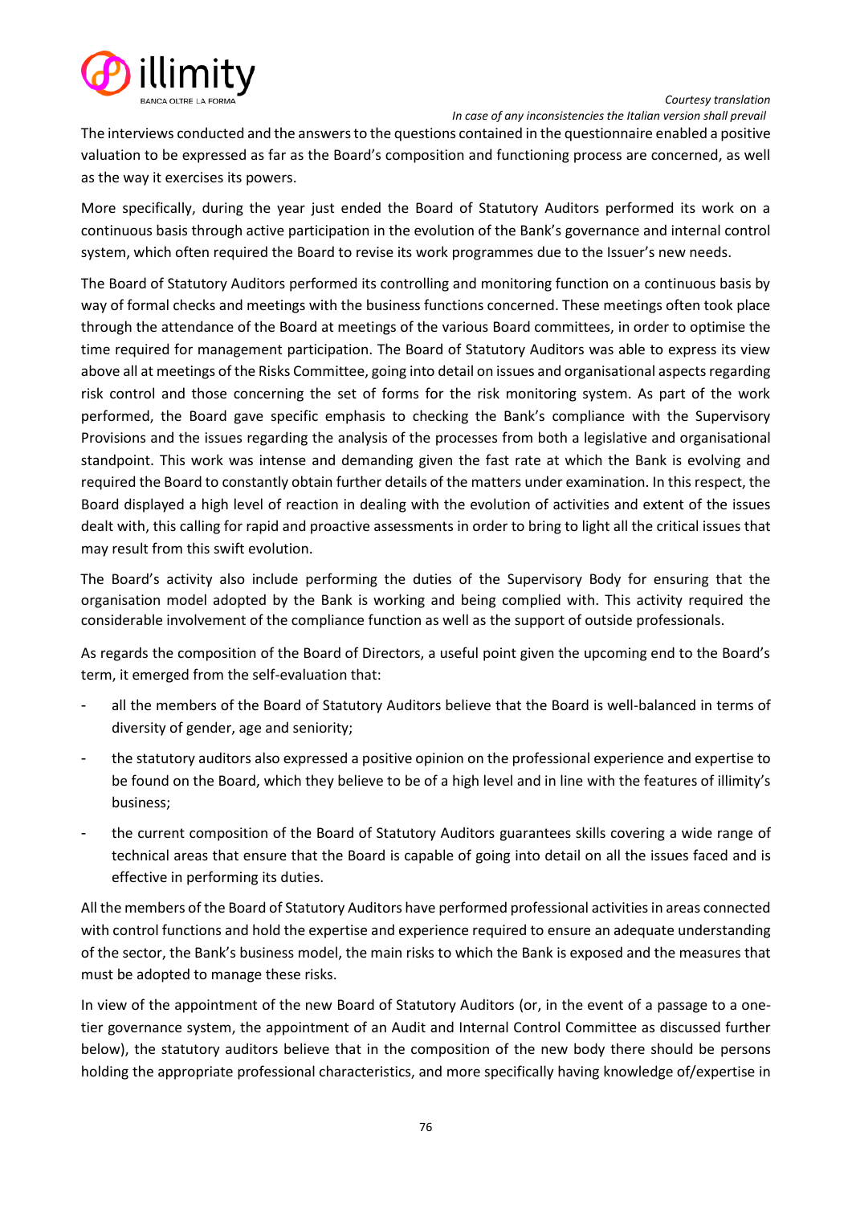The interviews conducted and the answers to the questions contained in the questionnaire enabled a positive valuation to be expressed as far as the Board's composition and functioning process are concerned, as well as the way it exercises its powers.

More specifically, during the year just ended the Board of Statutory Auditors performed its work on a continuous basis through active participation in the evolution of the Bank's governance and internal control system, which often required the Board to revise its work programmes due to the Issuer's new needs.

The Board of Statutory Auditors performed its controlling and monitoring function on a continuous basis by way of formal checks and meetings with the business functions concerned. These meetings often took place through the attendance of the Board at meetings of the various Board committees, in order to optimise the time required for management participation. The Board of Statutory Auditors was able to express its view above all at meetings of the Risks Committee, going into detail on issues and organisational aspects regarding risk control and those concerning the set of forms for the risk monitoring system. As part of the work performed, the Board gave specific emphasis to checking the Bank's compliance with the Supervisory Provisions and the issues regarding the analysis of the processes from both a legislative and organisational standpoint. This work was intense and demanding given the fast rate at which the Bank is evolving and required the Board to constantly obtain further details of the matters under examination. In this respect, the Board displayed a high level of reaction in dealing with the evolution of activities and extent of the issues dealt with, this calling for rapid and proactive assessments in order to bring to light all the critical issues that may result from this swift evolution.

The Board's activity also include performing the duties of the Supervisory Body for ensuring that the organisation model adopted by the Bank is working and being complied with. This activity required the considerable involvement of the compliance function as well as the support of outside professionals.

As regards the composition of the Board of Directors, a useful point given the upcoming end to the Board's term, it emerged from the self-evaluation that:

- all the members of the Board of Statutory Auditors believe that the Board is well-balanced in terms of diversity of gender, age and seniority;
- the statutory auditors also expressed a positive opinion on the professional experience and expertise to be found on the Board, which they believe to be of a high level and in line with the features of illimity's business;
- the current composition of the Board of Statutory Auditors guarantees skills covering a wide range of technical areas that ensure that the Board is capable of going into detail on all the issues faced and is effective in performing its duties.

All the members of the Board of Statutory Auditors have performed professional activities in areas connected with control functions and hold the expertise and experience required to ensure an adequate understanding of the sector, the Bank's business model, the main risks to which the Bank is exposed and the measures that must be adopted to manage these risks.

In view of the appointment of the new Board of Statutory Auditors (or, in the event of a passage to a one-tier governance system, the appointment of an Audit and Internal Control Committee as discussed further below), the statutory auditors believe that in the composition of the new body there should be persons holding the appropriate professional characteristics, and more specifically having knowledge of/expertise in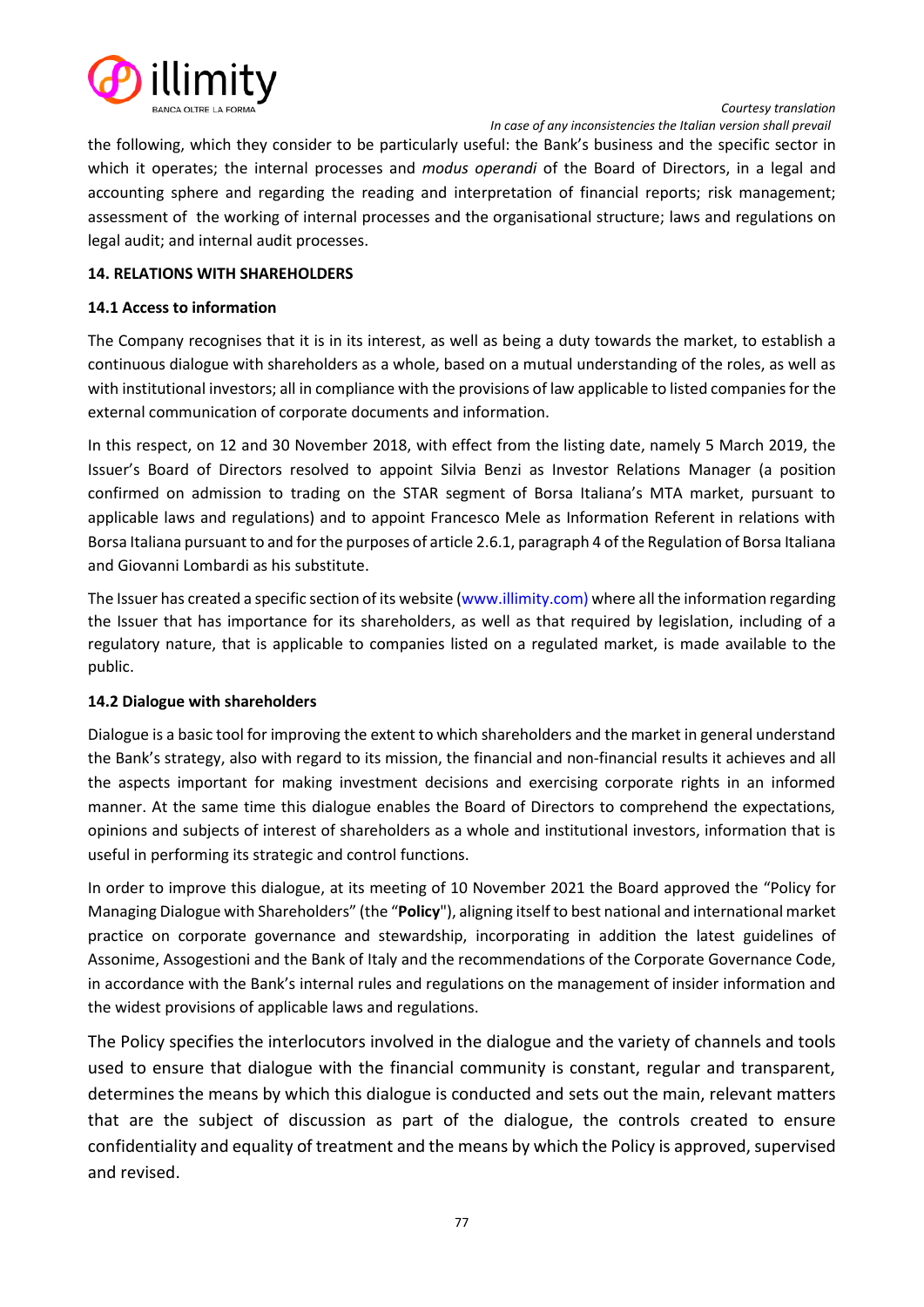the following, which they consider to be particularly useful: the Bank's business and the specific sector in which it operates; the internal processes and *modus operandi* of the Board of Directors, in a legal and accounting sphere and regarding the reading and interpretation of financial reports; risk management; assessment of the working of internal processes and the organisational structure; laws and regulations on legal audit; and internal audit processes.

## 14. RELATIONS WITH SHAREHOLDERS

### 14.1 Access to information

The Company recognises that it is in its interest, as well as being a duty towards the market, to establish a continuous dialogue with shareholders as a whole, based on a mutual understanding of the roles, as well as with institutional investors; all in compliance with the provisions of law applicable to listed companies for the external communication of corporate documents and information.

In this respect, on 12 and 30 November 2018, with effect from the listing date, namely 5 March 2019, the Issuer's Board of Directors resolved to appoint Silvia Benzi as Investor Relations Manager (a position confirmed on admission to trading on the STAR segment of Borsa Italiana's MTA market, pursuant to applicable laws and regulations) and to appoint Francesco Mele as Information Referent in relations with Borsa Italiana pursuant to and for the purposes of article 2.6.1, paragraph 4 of the Regulation of Borsa Italiana and Giovanni Lombardi as his substitute.

The Issuer has created a specific section of its website (www.illimity.com) where all the information regarding the Issuer that has importance for its shareholders, as well as that required by legislation, including of a regulatory nature, that is applicable to companies listed on a regulated market, is made available to the public.

### 14.2 Dialogue with shareholders

Dialogue is a basic tool for improving the extent to which shareholders and the market in general understand the Bank's strategy, also with regard to its mission, the financial and non-financial results it achieves and all the aspects important for making investment decisions and exercising corporate rights in an informed manner. At the same time this dialogue enables the Board of Directors to comprehend the expectations, opinions and subjects of interest of shareholders as a whole and institutional investors, information that is useful in performing its strategic and control functions.

In order to improve this dialogue, at its meeting of 10 November 2021 the Board approved the "Policy for Managing Dialogue with Shareholders" (the "**Policy**"), aligning itself to best national and international market practice on corporate governance and stewardship, incorporating in addition the latest guidelines of Assonime, Assogestioni and the Bank of Italy and the recommendations of the Corporate Governance Code, in accordance with the Bank's internal rules and regulations on the management of insider information and the widest provisions of applicable laws and regulations.

The Policy specifies the interlocutors involved in the dialogue and the variety of channels and tools used to ensure that dialogue with the financial community is constant, regular and transparent, determines the means by which this dialogue is conducted and sets out the main, relevant matters that are the subject of discussion as part of the dialogue, the controls created to ensure confidentiality and equality of treatment and the means by which the Policy is approved, supervised and revised.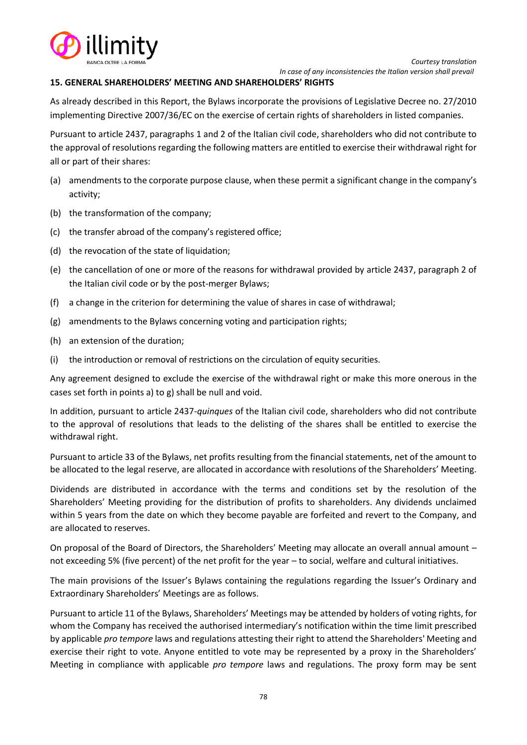## 15. GENERAL SHAREHOLDERS' MEETING AND SHAREHOLDERS' RIGHTS

As already described in this Report, the Bylaws incorporate the provisions of Legislative Decree no. 27/2010 implementing Directive 2007/36/EC on the exercise of certain rights of shareholders in listed companies.

Pursuant to article 2437, paragraphs 1 and 2 of the Italian civil code, shareholders who did not contribute to the approval of resolutions regarding the following matters are entitled to exercise their withdrawal right for all or part of their shares:

(a) amendments to the corporate purpose clause, when these permit a significant change in the company's activity;

(b) the transformation of the company;

(c) the transfer abroad of the company's registered office;

(d) the revocation of the state of liquidation;

(e) the cancellation of one or more of the reasons for withdrawal provided by article 2437, paragraph 2 of the Italian civil code or by the post-merger Bylaws;

(f) a change in the criterion for determining the value of shares in case of withdrawal;

(g) amendments to the Bylaws concerning voting and participation rights;

(h) an extension of the duration;

(i) the introduction or removal of restrictions on the circulation of equity securities.

Any agreement designed to exclude the exercise of the withdrawal right or make this more onerous in the cases set forth in points a) to g) shall be null and void.

In addition, pursuant to article 2437-*quinques* of the Italian civil code, shareholders who did not contribute to the approval of resolutions that leads to the delisting of the shares shall be entitled to exercise the withdrawal right.

Pursuant to article 33 of the Bylaws, net profits resulting from the financial statements, net of the amount to be allocated to the legal reserve, are allocated in accordance with resolutions of the Shareholders' Meeting.

Dividends are distributed in accordance with the terms and conditions set by the resolution of the Shareholders' Meeting providing for the distribution of profits to shareholders. Any dividends unclaimed within 5 years from the date on which they become payable are forfeited and revert to the Company, and are allocated to reserves.

On proposal of the Board of Directors, the Shareholders' Meeting may allocate an overall annual amount – not exceeding 5% (five percent) of the net profit for the year – to social, welfare and cultural initiatives.

The main provisions of the Issuer's Bylaws containing the regulations regarding the Issuer's Ordinary and Extraordinary Shareholders' Meetings are as follows.

Pursuant to article 11 of the Bylaws, Shareholders' Meetings may be attended by holders of voting rights, for whom the Company has received the authorised intermediary's notification within the time limit prescribed by applicable *pro tempore* laws and regulations attesting their right to attend the Shareholders' Meeting and exercise their right to vote. Anyone entitled to vote may be represented by a proxy in the Shareholders' Meeting in compliance with applicable *pro tempore* laws and regulations. The proxy form may be sent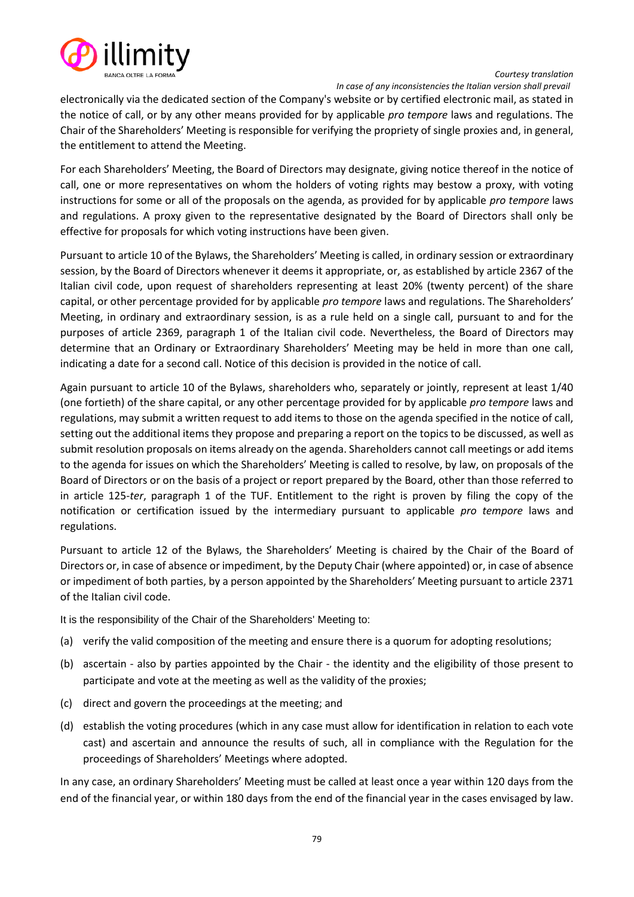electronically via the dedicated section of the Company's website or by certified electronic mail, as stated in the notice of call, or by any other means provided for by applicable *pro tempore* laws and regulations. The Chair of the Shareholders' Meeting is responsible for verifying the propriety of single proxies and, in general, the entitlement to attend the Meeting.

For each Shareholders' Meeting, the Board of Directors may designate, giving notice thereof in the notice of call, one or more representatives on whom the holders of voting rights may bestow a proxy, with voting instructions for some or all of the proposals on the agenda, as provided for by applicable *pro tempore* laws and regulations. A proxy given to the representative designated by the Board of Directors shall only be effective for proposals for which voting instructions have been given.

Pursuant to article 10 of the Bylaws, the Shareholders' Meeting is called, in ordinary session or extraordinary session, by the Board of Directors whenever it deems it appropriate, or, as established by article 2367 of the Italian civil code, upon request of shareholders representing at least 20% (twenty percent) of the share capital, or other percentage provided for by applicable *pro tempore* laws and regulations. The Shareholders' Meeting, in ordinary and extraordinary session, is as a rule held on a single call, pursuant to and for the purposes of article 2369, paragraph 1 of the Italian civil code. Nevertheless, the Board of Directors may determine that an Ordinary or Extraordinary Shareholders' Meeting may be held in more than one call, indicating a date for a second call. Notice of this decision is provided in the notice of call.

Again pursuant to article 10 of the Bylaws, shareholders who, separately or jointly, represent at least 1/40 (one fortieth) of the share capital, or any other percentage provided for by applicable *pro tempore* laws and regulations, may submit a written request to add items to those on the agenda specified in the notice of call, setting out the additional items they propose and preparing a report on the topics to be discussed, as well as submit resolution proposals on items already on the agenda. Shareholders cannot call meetings or add items to the agenda for issues on which the Shareholders' Meeting is called to resolve, by law, on proposals of the Board of Directors or on the basis of a project or report prepared by the Board, other than those referred to in article 125-*ter*, paragraph 1 of the TUF. Entitlement to the right is proven by filing the copy of the notification or certification issued by the intermediary pursuant to applicable *pro tempore* laws and regulations.

Pursuant to article 12 of the Bylaws, the Shareholders' Meeting is chaired by the Chair of the Board of Directors or, in case of absence or impediment, by the Deputy Chair (where appointed) or, in case of absence or impediment of both parties, by a person appointed by the Shareholders' Meeting pursuant to article 2371 of the Italian civil code.

It is the responsibility of the Chair of the Shareholders' Meeting to:

(a) verify the valid composition of the meeting and ensure there is a quorum for adopting resolutions;

(b) ascertain - also by parties appointed by the Chair - the identity and the eligibility of those present to participate and vote at the meeting as well as the validity of the proxies;

(c) direct and govern the proceedings at the meeting; and

(d) establish the voting procedures (which in any case must allow for identification in relation to each vote cast) and ascertain and announce the results of such, all in compliance with the Regulation for the proceedings of Shareholders' Meetings where adopted.

In any case, an ordinary Shareholders' Meeting must be called at least once a year within 120 days from the end of the financial year, or within 180 days from the end of the financial year in the cases envisaged by law.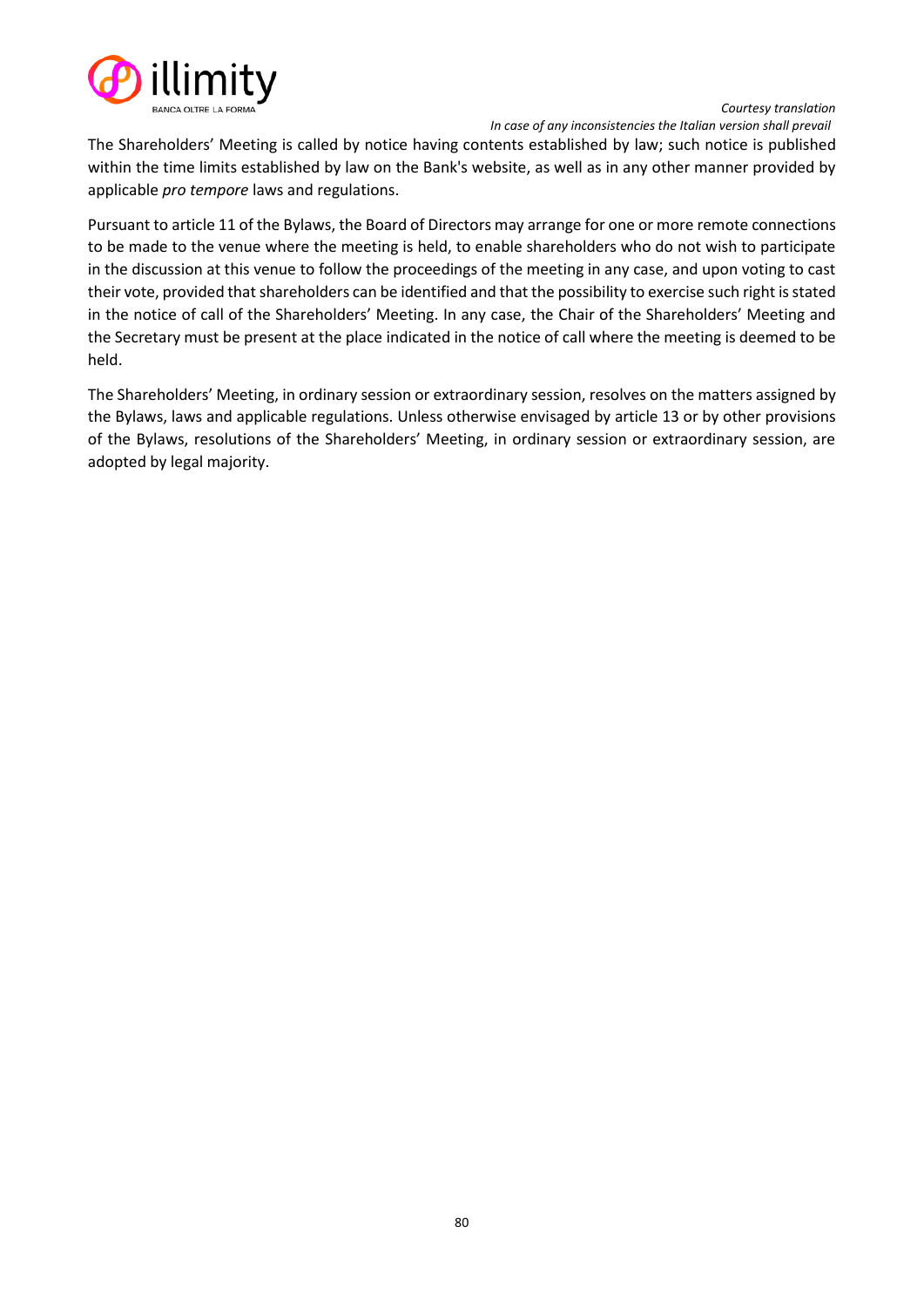The Shareholders' Meeting is called by notice having contents established by law; such notice is published within the time limits established by law on the Bank's website, as well as in any other manner provided by applicable *pro tempore* laws and regulations.

Pursuant to article 11 of the Bylaws, the Board of Directors may arrange for one or more remote connections to be made to the venue where the meeting is held, to enable shareholders who do not wish to participate in the discussion at this venue to follow the proceedings of the meeting in any case, and upon voting to cast their vote, provided that shareholders can be identified and that the possibility to exercise such right is stated in the notice of call of the Shareholders' Meeting. In any case, the Chair of the Shareholders' Meeting and the Secretary must be present at the place indicated in the notice of call where the meeting is deemed to be held.

The Shareholders' Meeting, in ordinary session or extraordinary session, resolves on the matters assigned by the Bylaws, laws and applicable regulations. Unless otherwise envisaged by article 13 or by other provisions of the Bylaws, resolutions of the Shareholders' Meeting, in ordinary session or extraordinary session, are adopted by legal majority.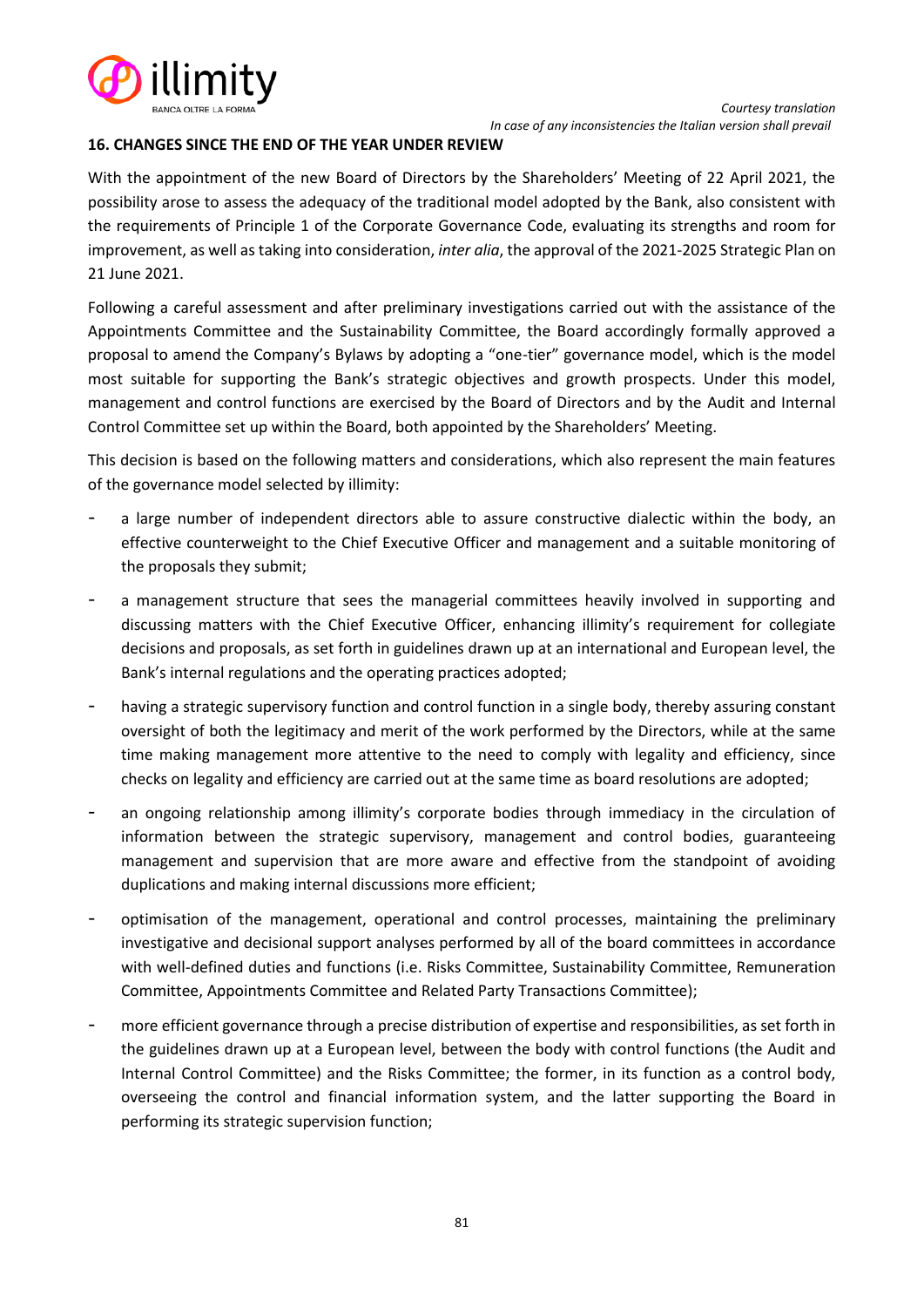## 16. CHANGES SINCE THE END OF THE YEAR UNDER REVIEW

With the appointment of the new Board of Directors by the Shareholders' Meeting of 22 April 2021, the possibility arose to assess the adequacy of the traditional model adopted by the Bank, also consistent with the requirements of Principle 1 of the Corporate Governance Code, evaluating its strengths and room for improvement, as well as taking into consideration, *inter alia*, the approval of the 2021-2025 Strategic Plan on 21 June 2021.

Following a careful assessment and after preliminary investigations carried out with the assistance of the Appointments Committee and the Sustainability Committee, the Board accordingly formally approved a proposal to amend the Company's Bylaws by adopting a "one-tier" governance model, which is the model most suitable for supporting the Bank's strategic objectives and growth prospects. Under this model, management and control functions are exercised by the Board of Directors and by the Audit and Internal Control Committee set up within the Board, both appointed by the Shareholders' Meeting.

This decision is based on the following matters and considerations, which also represent the main features of the governance model selected by illimity:

- a large number of independent directors able to assure constructive dialectic within the body, an effective counterweight to the Chief Executive Officer and management and a suitable monitoring of the proposals they submit;
- a management structure that sees the managerial committees heavily involved in supporting and discussing matters with the Chief Executive Officer, enhancing illimity's requirement for collegiate decisions and proposals, as set forth in guidelines drawn up at an international and European level, the Bank's internal regulations and the operating practices adopted;
- having a strategic supervisory function and control function in a single body, thereby assuring constant oversight of both the legitimacy and merit of the work performed by the Directors, while at the same time making management more attentive to the need to comply with legality and efficiency, since checks on legality and efficiency are carried out at the same time as board resolutions are adopted;
- an ongoing relationship among illimity's corporate bodies through immediacy in the circulation of information between the strategic supervisory, management and control bodies, guaranteeing management and supervision that are more aware and effective from the standpoint of avoiding duplications and making internal discussions more efficient;
- optimisation of the management, operational and control processes, maintaining the preliminary investigative and decisional support analyses performed by all of the board committees in accordance with well-defined duties and functions (i.e. Risks Committee, Sustainability Committee, Remuneration Committee, Appointments Committee and Related Party Transactions Committee);
- more efficient governance through a precise distribution of expertise and responsibilities, as set forth in the guidelines drawn up at a European level, between the body with control functions (the Audit and Internal Control Committee) and the Risks Committee; the former, in its function as a control body, overseeing the control and financial information system, and the latter supporting the Board in performing its strategic supervision function;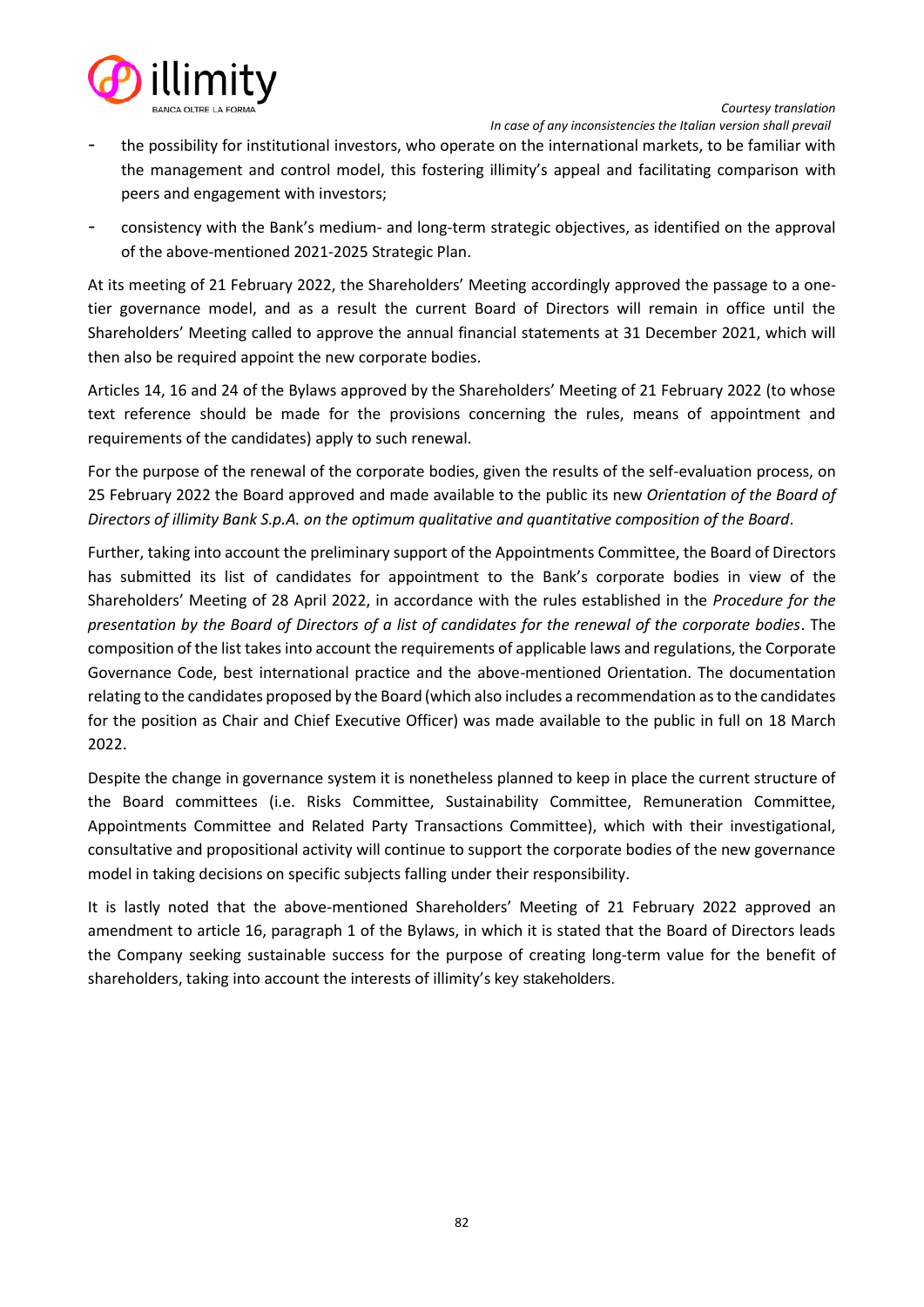- the possibility for institutional investors, who operate on the international markets, to be familiar with the management and control model, this fostering illimity's appeal and facilitating comparison with peers and engagement with investors;
- consistency with the Bank's medium- and long-term strategic objectives, as identified on the approval of the above-mentioned 2021-2025 Strategic Plan.

At its meeting of 21 February 2022, the Shareholders' Meeting accordingly approved the passage to a one-tier governance model, and as a result the current Board of Directors will remain in office until the Shareholders' Meeting called to approve the annual financial statements at 31 December 2021, which will then also be required appoint the new corporate bodies.

Articles 14, 16 and 24 of the Bylaws approved by the Shareholders' Meeting of 21 February 2022 (to whose text reference should be made for the provisions concerning the rules, means of appointment and requirements of the candidates) apply to such renewal.

For the purpose of the renewal of the corporate bodies, given the results of the self-evaluation process, on 25 February 2022 the Board approved and made available to the public its new *Orientation of the Board of Directors of illimity Bank S.p.A. on the optimum qualitative and quantitative composition of the Board*.

Further, taking into account the preliminary support of the Appointments Committee, the Board of Directors has submitted its list of candidates for appointment to the Bank's corporate bodies in view of the Shareholders' Meeting of 28 April 2022, in accordance with the rules established in the *Procedure for the presentation by the Board of Directors of a list of candidates for the renewal of the corporate bodies*. The composition of the list takes into account the requirements of applicable laws and regulations, the Corporate Governance Code, best international practice and the above-mentioned Orientation. The documentation relating to the candidates proposed by the Board (which also includes a recommendation as to the candidates for the position as Chair and Chief Executive Officer) was made available to the public in full on 18 March 2022.

Despite the change in governance system it is nonetheless planned to keep in place the current structure of the Board committees (i.e. Risks Committee, Sustainability Committee, Remuneration Committee, Appointments Committee and Related Party Transactions Committee), which with their investigational, consultative and propositional activity will continue to support the corporate bodies of the new governance model in taking decisions on specific subjects falling under their responsibility.

It is lastly noted that the above-mentioned Shareholders' Meeting of 21 February 2022 approved an amendment to article 16, paragraph 1 of the Bylaws, in which it is stated that the Board of Directors leads the Company seeking sustainable success for the purpose of creating long-term value for the benefit of shareholders, taking into account the interests of illimity's key stakeholders.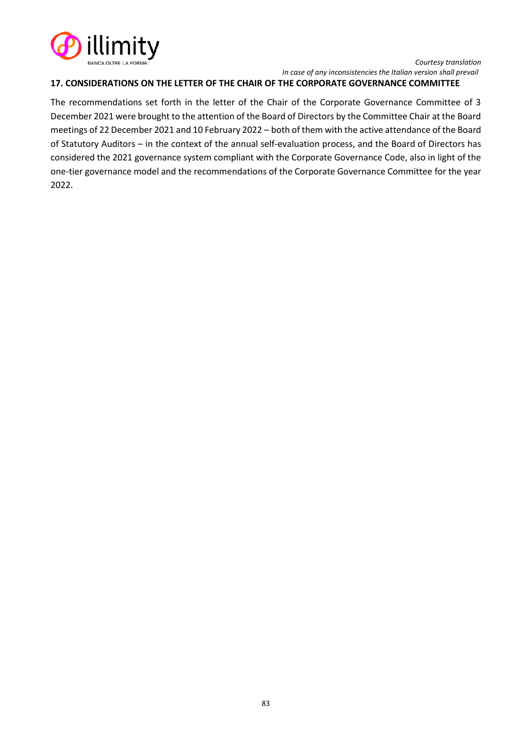## 17. CONSIDERATIONS ON THE LETTER OF THE CHAIR OF THE CORPORATE GOVERNANCE COMMITTEE

The recommendations set forth in the letter of the Chair of the Corporate Governance Committee of 3 December 2021 were brought to the attention of the Board of Directors by the Committee Chair at the Board meetings of 22 December 2021 and 10 February 2022 – both of them with the active attendance of the Board of Statutory Auditors – in the context of the annual self-evaluation process, and the Board of Directors has considered the 2021 governance system compliant with the Corporate Governance Code, also in light of the one-tier governance model and the recommendations of the Corporate Governance Committee for the year 2022.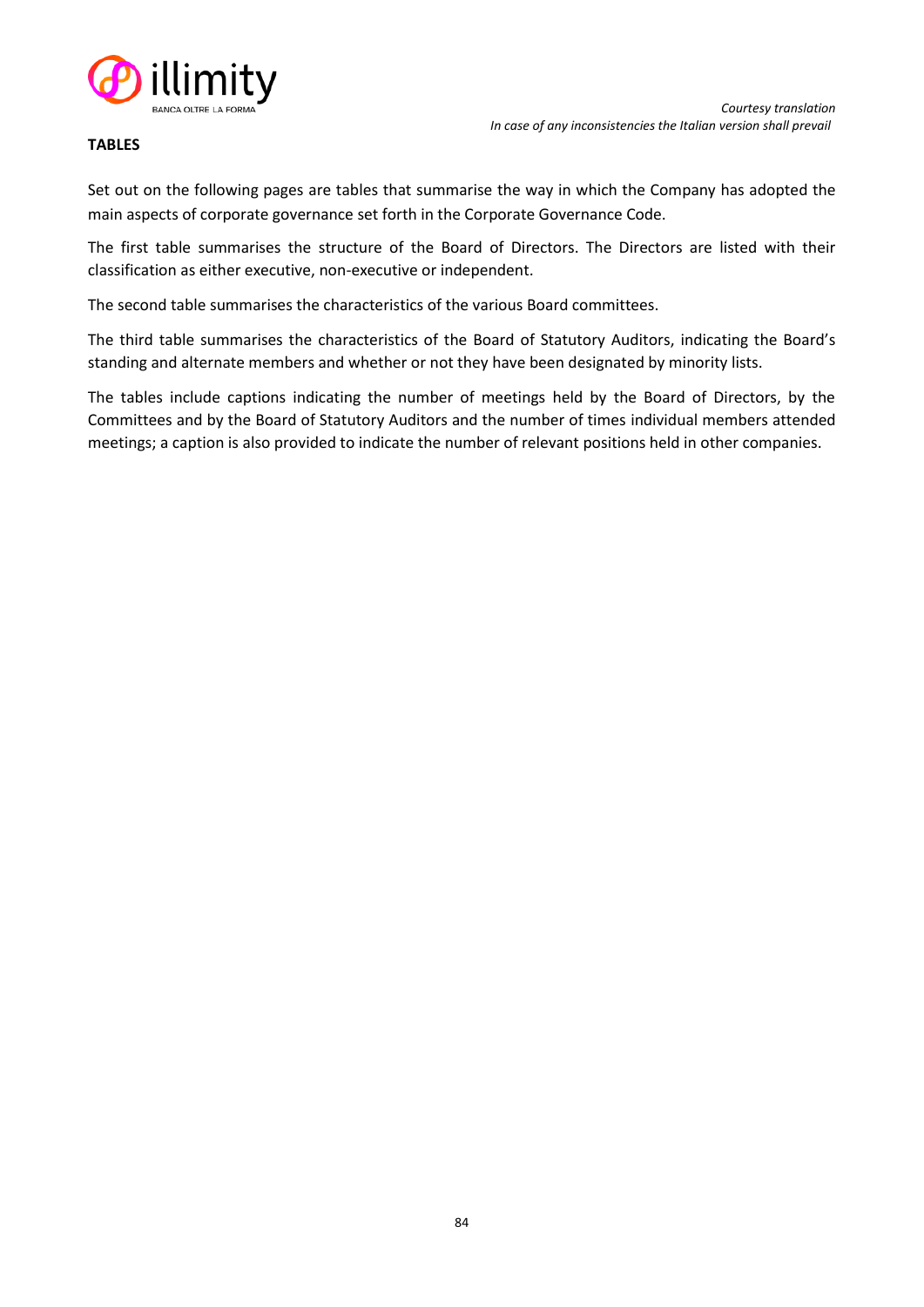*Courtesy translation*
*In case of any inconsistencies the Italian version shall prevail*

**TABLES**

Set out on the following pages are tables that summarise the way in which the Company has adopted the main aspects of corporate governance set forth in the Corporate Governance Code.

The first table summarises the structure of the Board of Directors. The Directors are listed with their classification as either executive, non-executive or independent.

The second table summarises the characteristics of the various Board committees.

The third table summarises the characteristics of the Board of Statutory Auditors, indicating the Board's standing and alternate members and whether or not they have been designated by minority lists.

The tables include captions indicating the number of meetings held by the Board of Directors, by the Committees and by the Board of Statutory Auditors and the number of times individual members attended meetings; a caption is also provided to indicate the number of relevant positions held in other companies.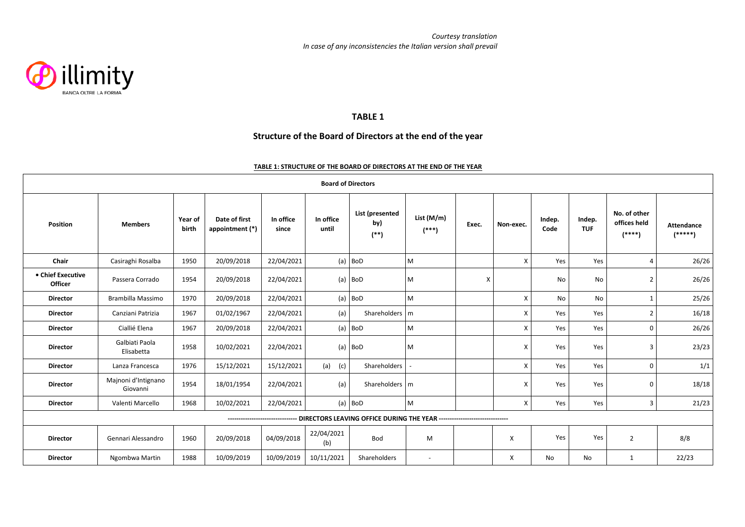*Courtesy translation*
*In case of any inconsistencies the Italian version shall prevail*

illimity
BANCA OLTRE LA FORMA

## TABLE 1

## Structure of the Board of Directors at the end of the year

**TABLE 1: STRUCTURE OF THE BOARD OF DIRECTORS AT THE END OF THE YEAR**

| Board of Directors | | | | | | | | | | | | | |
|---|---|---|---|---|---|---|---|---|---|---|---|---|---|
| **Position** | **Members** | **Year of birth** | **Date of first appointment (*)** | **In office since** | **In office until** | **List (presented by) (**)** | **List (M/m) (***)** | **Exec.** | **Non-exec.** | **Indep. Code** | **Indep. TUF** | **No. of other offices held (****)** | **Attendance (*****)** |
| **Chair** | Casiraghi Rosalba | 1950 | 20/09/2018 | 22/04/2021 | (a) | BoD | M | | X | Yes | Yes | 4 | 26/26 |
| **• Chief Executive Officer** | Passera Corrado | 1954 | 20/09/2018 | 22/04/2021 | (a) | BoD | M | X | | No | No | 2 | 26/26 |
| **Director** | Brambilla Massimo | 1970 | 20/09/2018 | 22/04/2021 | (a) | BoD | M | | X | No | No | 1 | 25/26 |
| **Director** | Canziani Patrizia | 1967 | 01/02/1967 | 22/04/2021 | (a) | Shareholders | m | | X | Yes | Yes | 2 | 16/18 |
| **Director** | Ciallié Elena | 1967 | 20/09/2018 | 22/04/2021 | (a) | BoD | M | | X | Yes | Yes | 0 | 26/26 |
| **Director** | Galbiati Paola Elisabetta | 1958 | 10/02/2021 | 22/04/2021 | (a) | BoD | M | | X | Yes | Yes | 3 | 23/23 |
| **Director** | Lanza Francesca | 1976 | 15/12/2021 | 15/12/2021 | (a) (c) | Shareholders | - | | X | Yes | Yes | 0 | 1/1 |
| **Director** | Majnoni d'Intignano Giovanni | 1954 | 18/01/1954 | 22/04/2021 | (a) | Shareholders | m | | X | Yes | Yes | 0 | 18/18 |
| **Director** | Valenti Marcello | 1968 | 10/02/2021 | 22/04/2021 | (a) | BoD | M | | X | Yes | Yes | 3 | 21/23 |
| ------------------------------- DIRECTORS LEAVING OFFICE DURING THE YEAR ------------------------------- | | | | | | | | | | | | | |
| **Director** | Gennari Alessandro | 1960 | 20/09/2018 | 04/09/2018 | 22/04/2021 (b) | Bod | M | | X | Yes | Yes | 2 | 8/8 |
| **Director** | Ngombwa Martin | 1988 | 10/09/2019 | 10/09/2019 | 10/11/2021 | Shareholders | - | | X | No | No | 1 | 22/23 |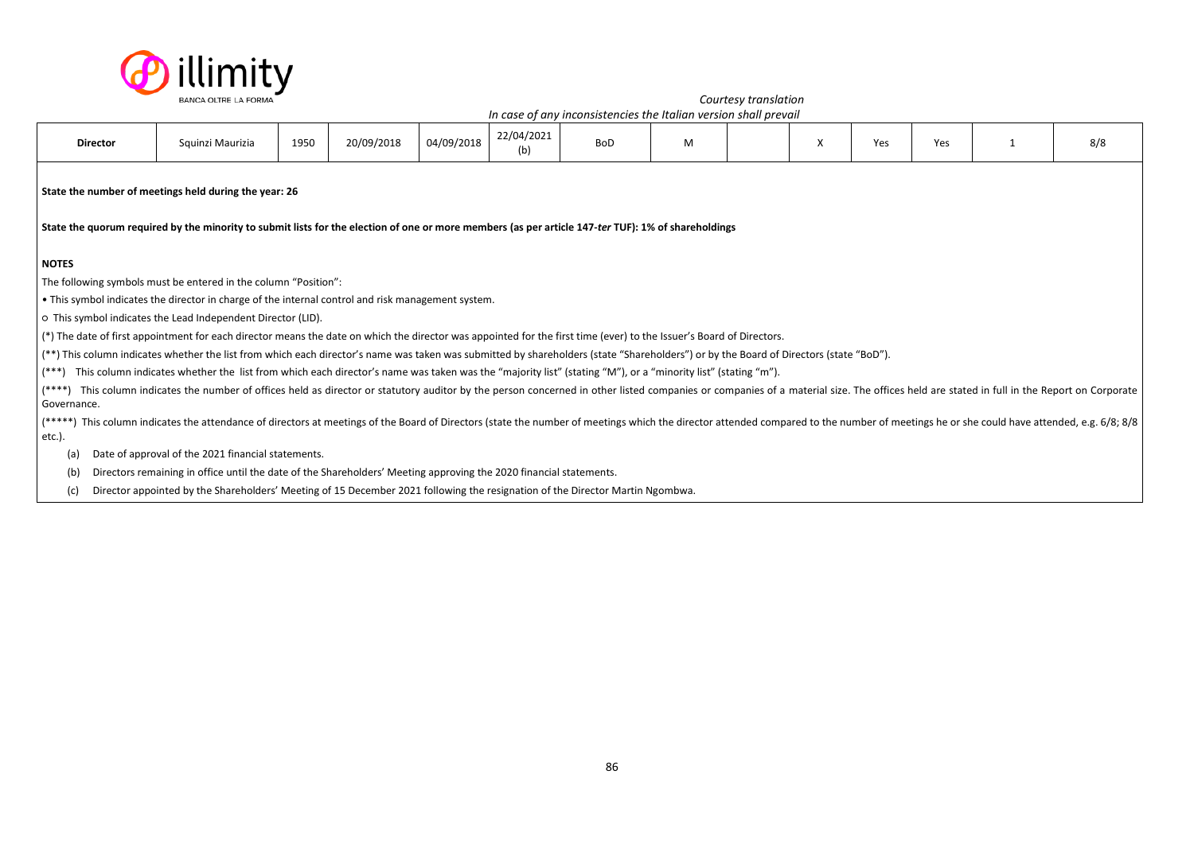*Courtesy translation*
*In case of any inconsistencies the Italian version shall prevail*

| Director | Squinzi Maurizia | 1950 | 20/09/2018 | 04/09/2018 | 22/04/2021 (b) | BoD | M | | X | Yes | Yes | 1 | 8/8 |
|---|---|---|---|---|---|---|---|---|---|---|---|---|---|

**State the number of meetings held during the year: 26**

**State the quorum required by the minority to submit lists for the election of one or more members (as per article 147-*ter* TUF): 1% of shareholdings**

**NOTES**

The following symbols must be entered in the column "Position":

• This symbol indicates the director in charge of the internal control and risk management system.

○ This symbol indicates the Lead Independent Director (LID).

(*) The date of first appointment for each director means the date on which the director was appointed for the first time (ever) to the Issuer's Board of Directors.

(**) This column indicates whether the list from which each director's name was taken was submitted by shareholders (state "Shareholders") or by the Board of Directors (state "BoD").

(***) This column indicates whether the list from which each director's name was taken was the "majority list" (stating "M"), or a "minority list" (stating "m").

(****) This column indicates the number of offices held as director or statutory auditor by the person concerned in other listed companies or companies of a material size. The offices held are stated in full in the Report on Corporate Governance.

(*****) This column indicates the attendance of directors at meetings of the Board of Directors (state the number of meetings which the director attended compared to the number of meetings he or she could have attended, e.g. 6/8; 8/8 etc.).

(a) Date of approval of the 2021 financial statements.

(b) Directors remaining in office until the date of the Shareholders' Meeting approving the 2020 financial statements.

(c) Director appointed by the Shareholders' Meeting of 15 December 2021 following the resignation of the Director Martin Ngombwa.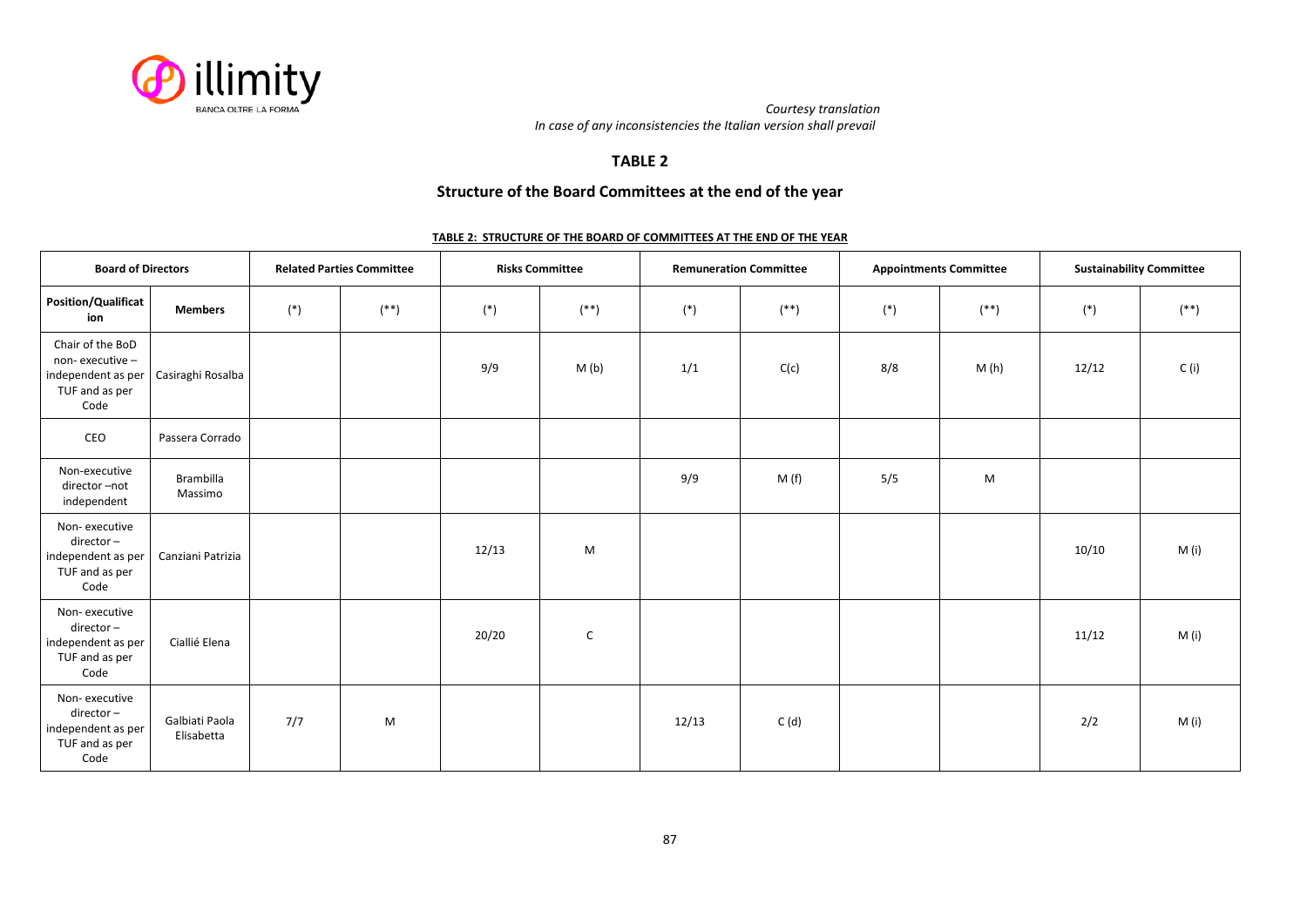*Courtesy translation*
*In case of any inconsistencies the Italian version shall prevail*

## TABLE 2

## Structure of the Board Committees at the end of the year

**TABLE 2: STRUCTURE OF THE BOARD OF COMMITTEES AT THE END OF THE YEAR**

| Board of Directors | | Related Parties Committee | | Risks Committee | | Remuneration Committee | | Appointments Committee | | Sustainability Committee | |
|---|---|---|---|---|---|---|---|---|---|---|---|
| **Position/Qualification** | **Members** | (*) | (**) | (*) | (**) | (*) | (**) | (*) | (**) | (*) | (**) |
| Chair of the BoD non- executive – independent as per TUF and as per Code | Casiraghi Rosalba | | | 9/9 | M (b) | 1/1 | C(c) | 8/8 | M (h) | 12/12 | C (i) |
| CEO | Passera Corrado | | | | | | | | | | |
| Non-executive director –not independent | Brambilla Massimo | | | | | 9/9 | M (f) | 5/5 | M | | |
| Non- executive director – independent as per TUF and as per Code | Canziani Patrizia | | | 12/13 | M | | | | | 10/10 | M (i) |
| Non- executive director – independent as per TUF and as per Code | Ciallié Elena | | | 20/20 | C | | | | | 11/12 | M (i) |
| Non- executive director – independent as per TUF and as per Code | Galbiati Paola Elisabetta | 7/7 | M | | | 12/13 | C (d) | | | 2/2 | M (i) |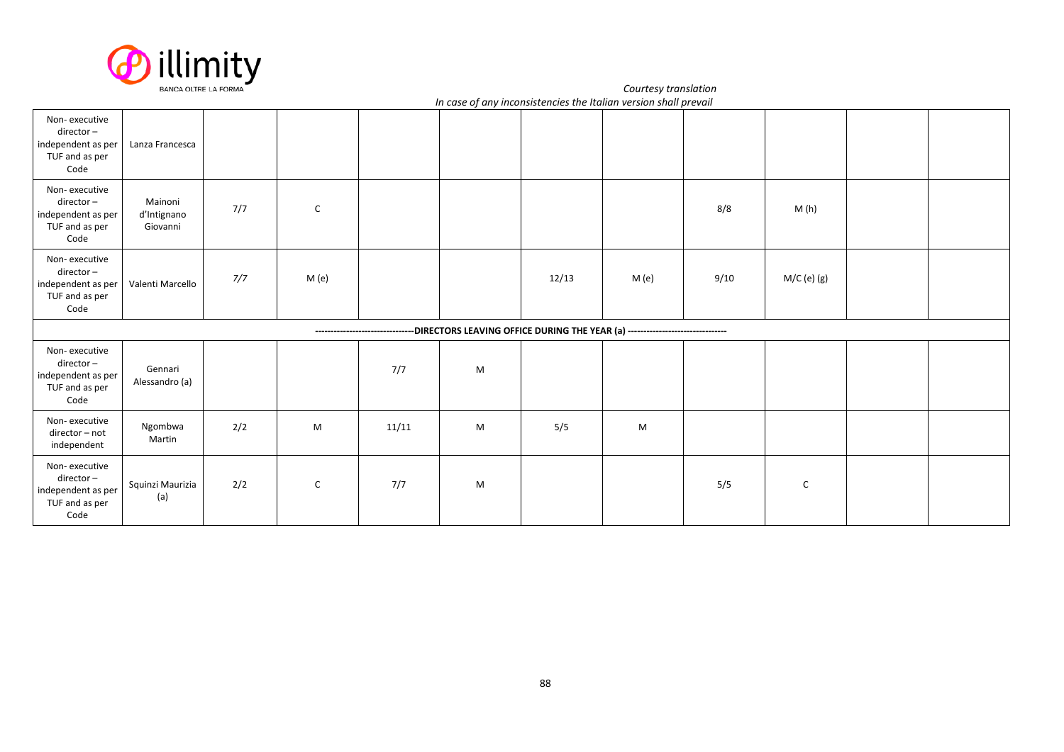*Courtesy translation*
*In case of any inconsistencies the Italian version shall prevail*

| | | | | | | | | | | | |
|---|---|---|---|---|---|---|---|---|---|---|---|
| Non- executive director – independent as per TUF and as per Code | Lanza Francesca | | | | | | | | | | |
| Non- executive director – independent as per TUF and as per Code | Mainoni d'Intignano Giovanni | 7/7 | C | | | | | 8/8 | M (h) | | |
| Non- executive director – independent as per TUF and as per Code | Valenti Marcello | 7/7 | M (e) | | | 12/13 | M (e) | 9/10 | M/C (e) (g) | | |
| -------------------------------DIRECTORS LEAVING OFFICE DURING THE YEAR (a) ------------------------------- | | | | | | | | | | | |
| Non- executive director – independent as per TUF and as per Code | Gennari Alessandro (a) | | | 7/7 | M | | | | | | |
| Non- executive director – not independent | Ngombwa Martin | 2/2 | M | 11/11 | M | 5/5 | M | | | | |
| Non- executive director – independent as per TUF and as per Code | Squinzi Maurizia (a) | 2/2 | C | 7/7 | M | | | 5/5 | C | | |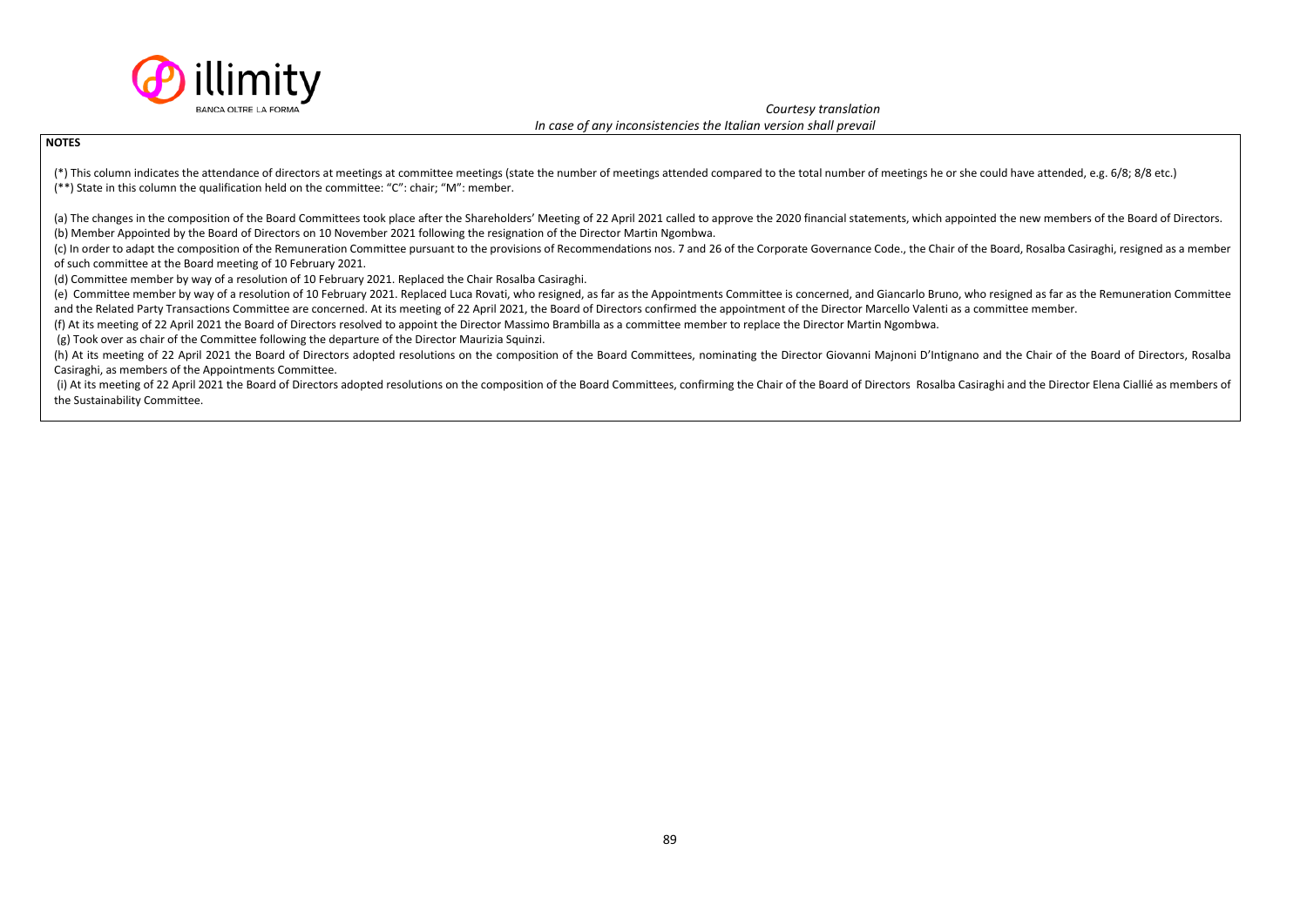*Courtesy translation*
*In case of any inconsistencies the Italian version shall prevail*

**NOTES**

(*) This column indicates the attendance of directors at meetings at committee meetings (state the number of meetings attended compared to the total number of meetings he or she could have attended, e.g. 6/8; 8/8 etc.)
(**) State in this column the qualification held on the committee: "C": chair; "M": member.

(a) The changes in the composition of the Board Committees took place after the Shareholders' Meeting of 22 April 2021 called to approve the 2020 financial statements, which appointed the new members of the Board of Directors.
(b) Member Appointed by the Board of Directors on 10 November 2021 following the resignation of the Director Martin Ngombwa.
(c) In order to adapt the composition of the Remuneration Committee pursuant to the provisions of Recommendations nos. 7 and 26 of the Corporate Governance Code., the Chair of the Board, Rosalba Casiraghi, resigned as a member of such committee at the Board meeting of 10 February 2021.
(d) Committee member by way of a resolution of 10 February 2021. Replaced the Chair Rosalba Casiraghi.
(e) Committee member by way of a resolution of 10 February 2021. Replaced Luca Rovati, who resigned, as far as the Appointments Committee is concerned, and Giancarlo Bruno, who resigned as far as the Remuneration Committee and the Related Party Transactions Committee are concerned. At its meeting of 22 April 2021, the Board of Directors confirmed the appointment of the Director Marcello Valenti as a committee member.
(f) At its meeting of 22 April 2021 the Board of Directors resolved to appoint the Director Massimo Brambilla as a committee member to replace the Director Martin Ngombwa.
(g) Took over as chair of the Committee following the departure of the Director Maurizia Squinzi.
(h) At its meeting of 22 April 2021 the Board of Directors adopted resolutions on the composition of the Board Committees, nominating the Director Giovanni Majnoni D'Intignano and the Chair of the Board of Directors, Rosalba Casiraghi, as members of the Appointments Committee.
(i) At its meeting of 22 April 2021 the Board of Directors adopted resolutions on the composition of the Board Committees, confirming the Chair of the Board of Directors Rosalba Casiraghi and the Director Elena Ciallié as members of the Sustainability Committee.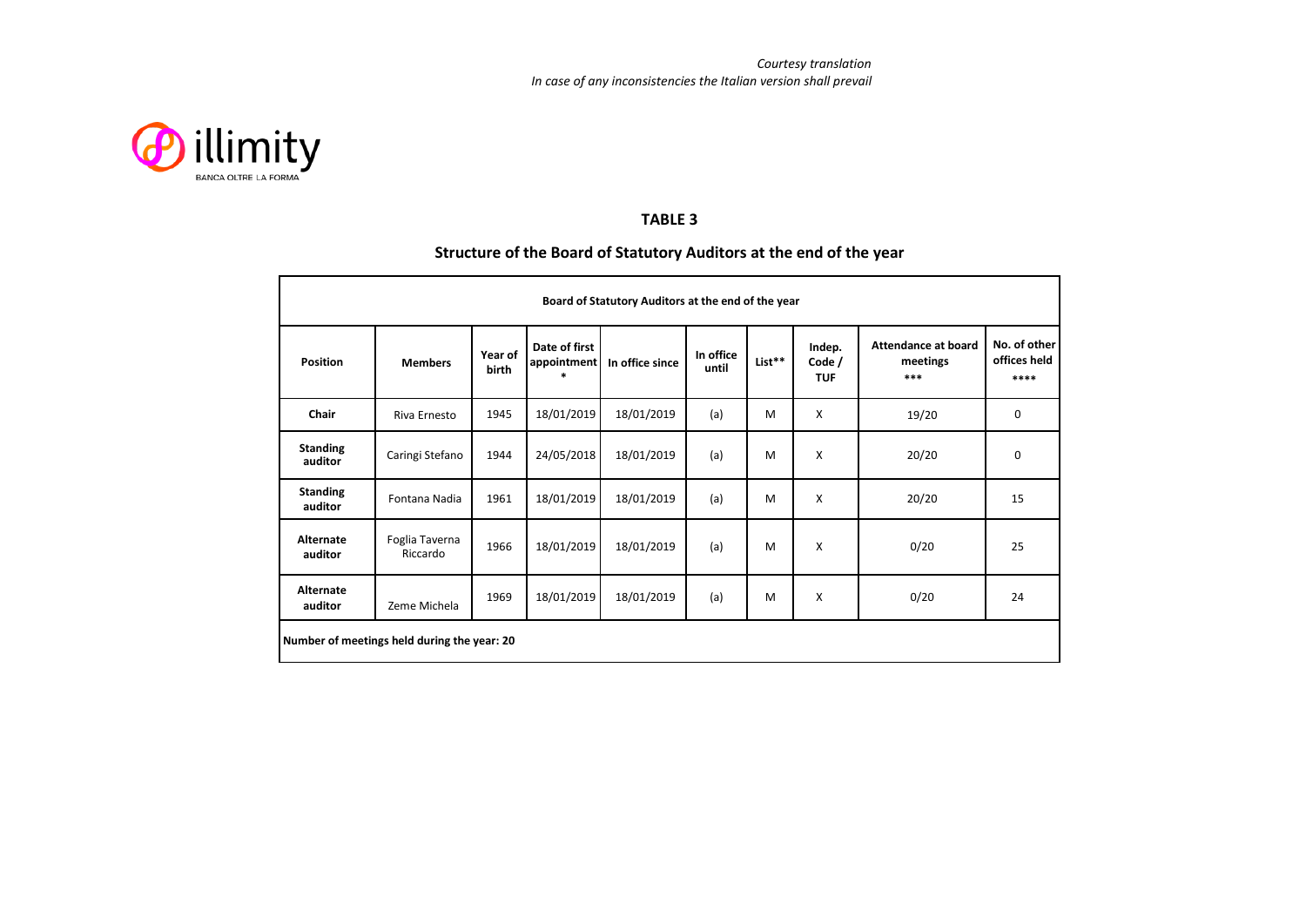*Courtesy translation*
*In case of any inconsistencies the Italian version shall prevail*

illimity
BANCA OLTRE LA FORMA

## TABLE 3

## Structure of the Board of Statutory Auditors at the end of the year

| Board of Statutory Auditors at the end of the year | | | | | | | | | |
|---|---|---|---|---|---|---|---|---|---|
| **Position** | **Members** | **Year of birth** | **Date of first appointment \*** | **In office since** | **In office until** | **List\*\*** | **Indep. Code / TUF** | **Attendance at board meetings \*\*\*** | **No. of other offices held \*\*\*\*** |
| **Chair** | Riva Ernesto | 1945 | 18/01/2019 | 18/01/2019 | (a) | M | X | 19/20 | 0 |
| **Standing auditor** | Caringi Stefano | 1944 | 24/05/2018 | 18/01/2019 | (a) | M | X | 20/20 | 0 |
| **Standing auditor** | Fontana Nadia | 1961 | 18/01/2019 | 18/01/2019 | (a) | M | X | 20/20 | 15 |
| **Alternate auditor** | Foglia Taverna Riccardo | 1966 | 18/01/2019 | 18/01/2019 | (a) | M | X | 0/20 | 25 |
| **Alternate auditor** | Zeme Michela | 1969 | 18/01/2019 | 18/01/2019 | (a) | M | X | 0/20 | 24 |
| **Number of meetings held during the year: 20** | | | | | | | | | |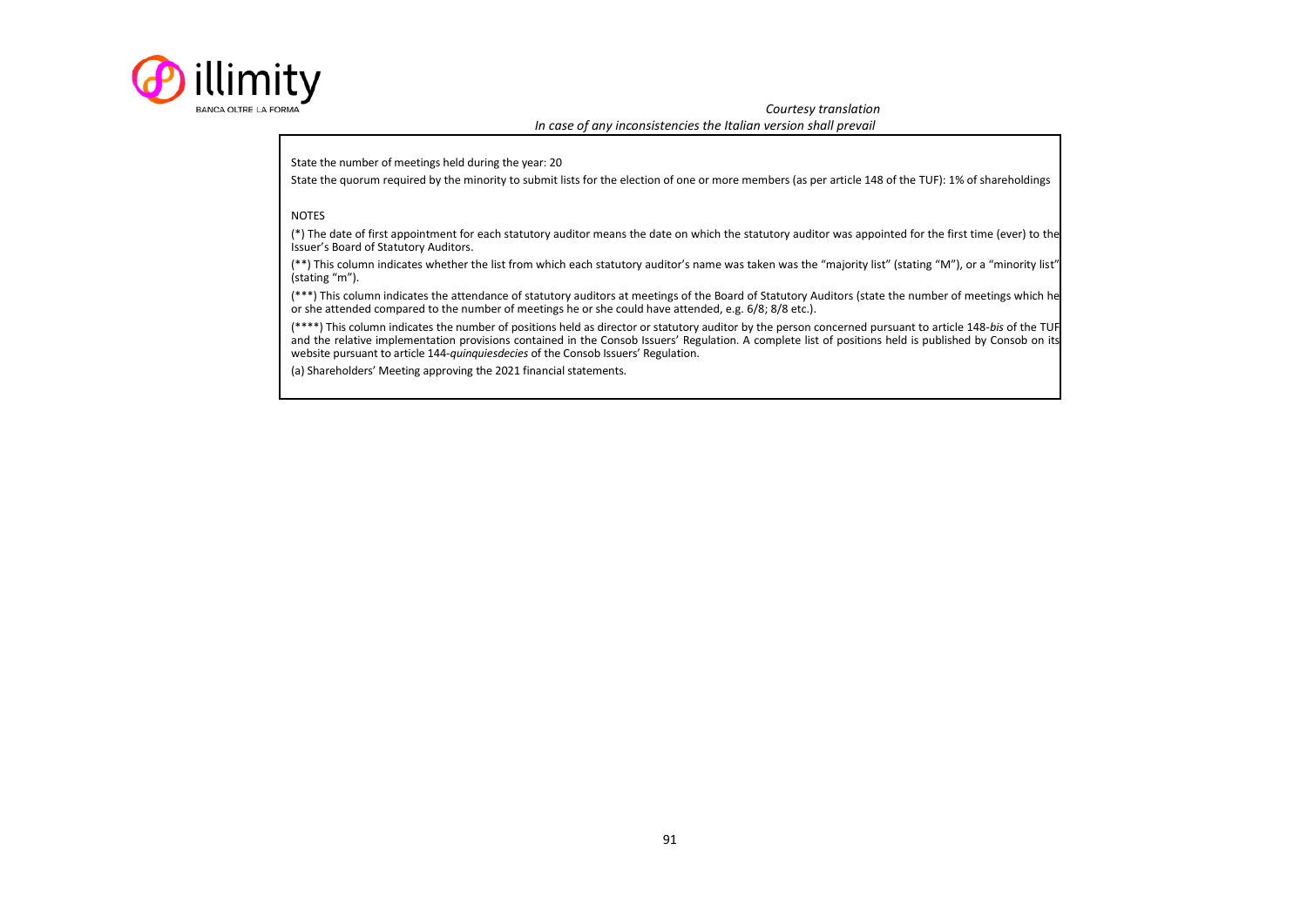*Courtesy translation*
*In case of any inconsistencies the Italian version shall prevail*

State the number of meetings held during the year: 20

State the quorum required by the minority to submit lists for the election of one or more members (as per article 148 of the TUF): 1% of shareholdings

NOTES

(*) The date of first appointment for each statutory auditor means the date on which the statutory auditor was appointed for the first time (ever) to the Issuer's Board of Statutory Auditors.

(**) This column indicates whether the list from which each statutory auditor's name was taken was the "majority list" (stating "M"), or a "minority list" (stating "m").

(***) This column indicates the attendance of statutory auditors at meetings of the Board of Statutory Auditors (state the number of meetings which he or she attended compared to the number of meetings he or she could have attended, e.g. 6/8; 8/8 etc.).

(****) This column indicates the number of positions held as director or statutory auditor by the person concerned pursuant to article 148-*bis* of the TUF and the relative implementation provisions contained in the Consob Issuers' Regulation. A complete list of positions held is published by Consob on its website pursuant to article 144-*quinquiesdecies* of the Consob Issuers' Regulation.

(a) Shareholders' Meeting approving the 2021 financial statements.